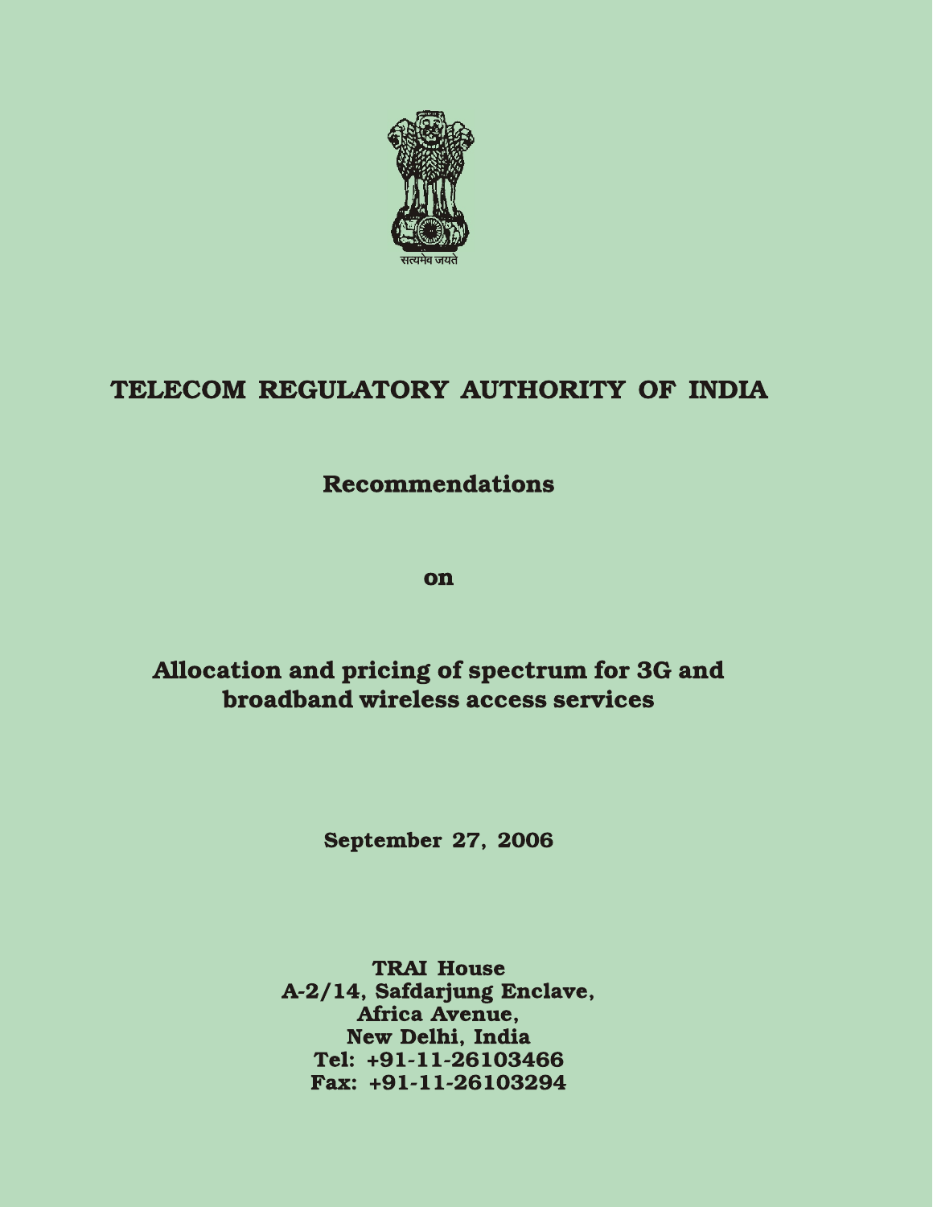सत्यमेव जयते

# TELECOM REGULATORY AUTHORITY OF INDIA

## Recommendations

## on

## Allocation and pricing of spectrum for 3G and broadband wireless access services

**September 27, 2006**

**TRAI House**
**A-2/14, Safdarjung Enclave,**
**Africa Avenue,**
**New Delhi, India**
**Tel: +91-11-26103466**
**Fax: +91-11-26103294**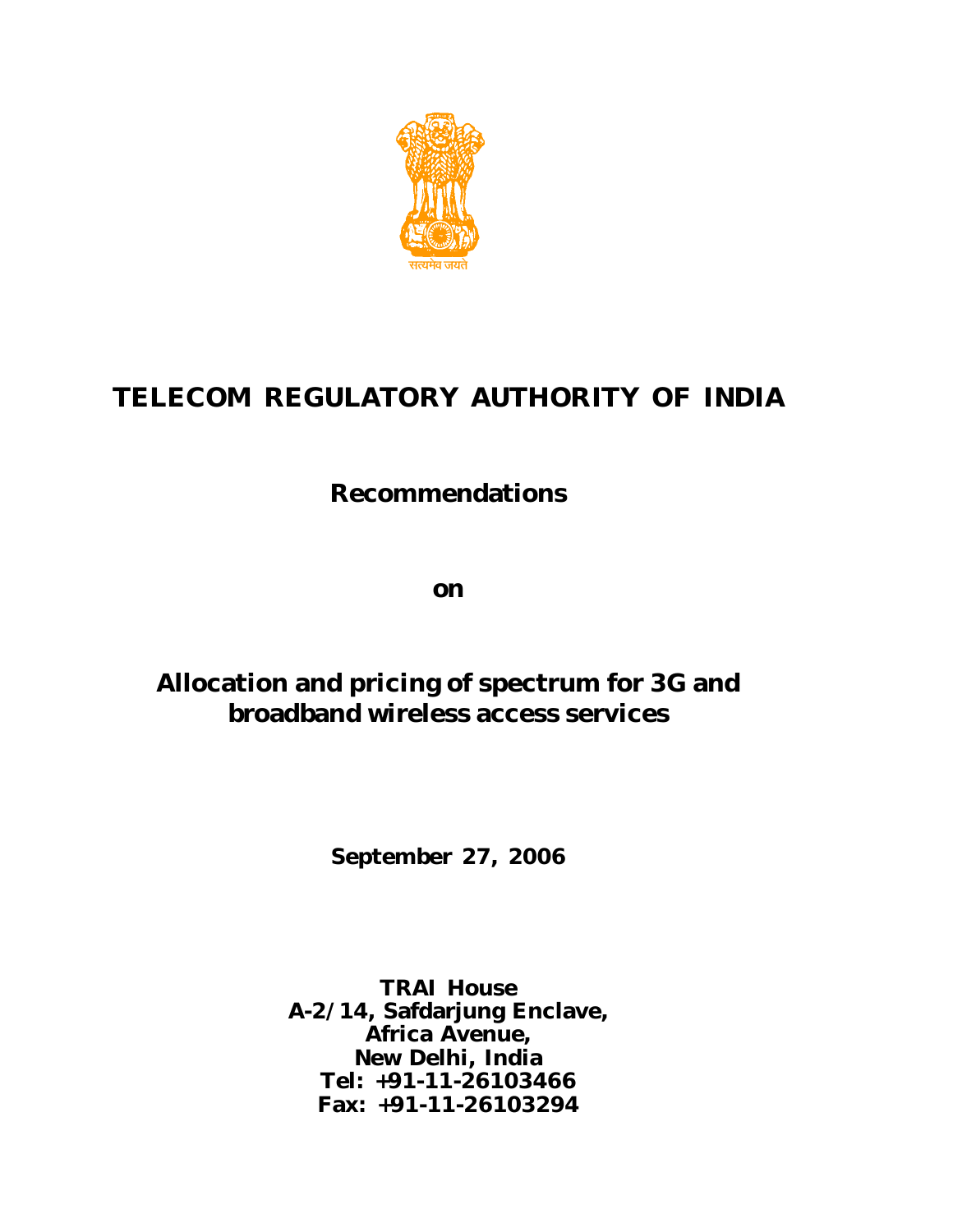सत्यमेव जयते

# TELECOM REGULATORY AUTHORITY OF INDIA

## Recommendations

## on

## Allocation and pricing of spectrum for 3G and broadband wireless access services

**September 27, 2006**

**TRAI House**
**A-2/14, Safdarjung Enclave,**
**Africa Avenue,**
**New Delhi, India**
**Tel: +91-11-26103466**
**Fax: +91-11-26103294**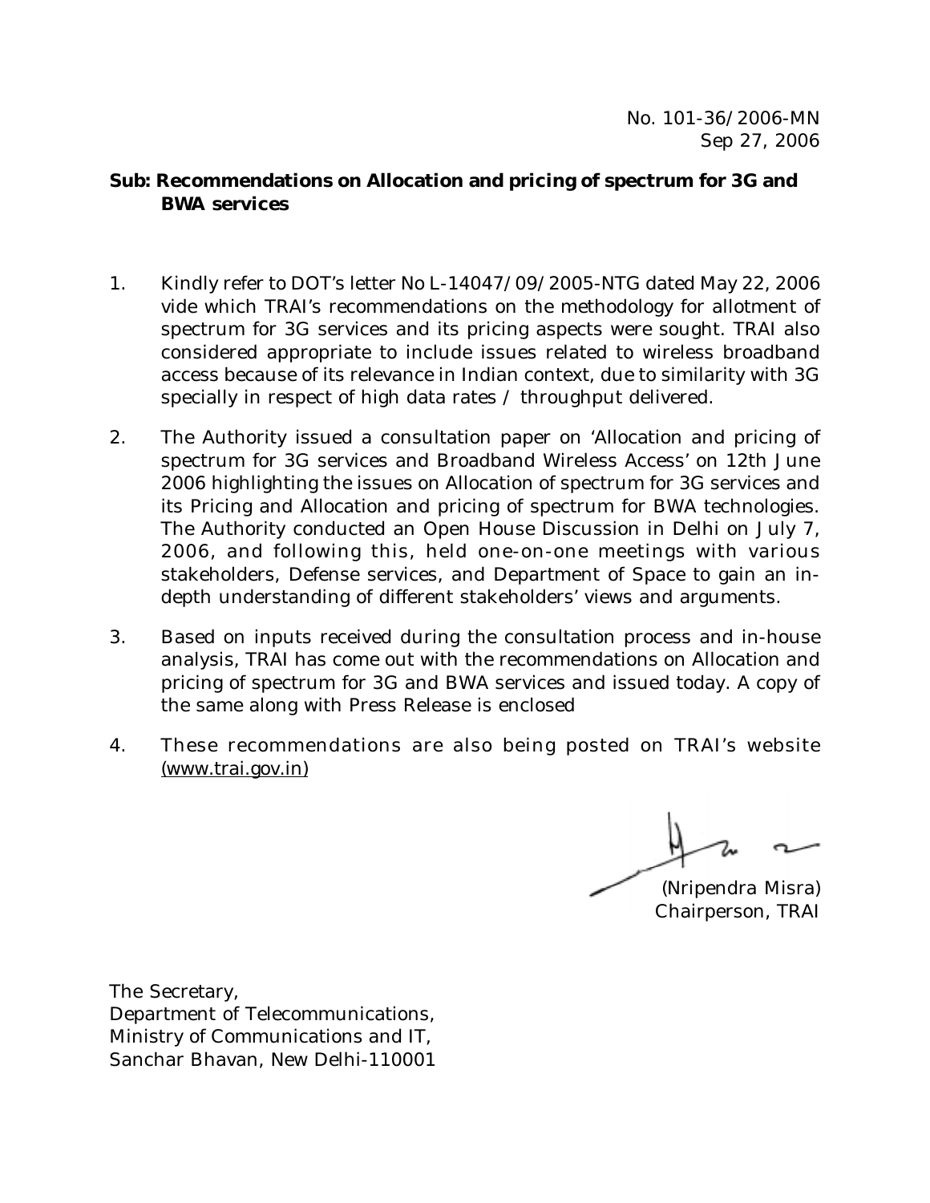No. 101-36/2006-MN
Sep 27, 2006

**Sub: Recommendations on Allocation and pricing of spectrum for 3G and BWA services**

1. Kindly refer to DOT's letter No L-14047/09/2005-NTG dated May 22, 2006 vide which TRAI's recommendations on the methodology for allotment of spectrum for 3G services and its pricing aspects were sought. TRAI also considered appropriate to include issues related to wireless broadband access because of its relevance in Indian context, due to similarity with 3G specially in respect of high data rates / throughput delivered.

2. The Authority issued a consultation paper on 'Allocation and pricing of spectrum for 3G services and Broadband Wireless Access' on 12th June 2006 highlighting the issues on Allocation of spectrum for 3G services and its Pricing and Allocation and pricing of spectrum for BWA technologies. The Authority conducted an Open House Discussion in Delhi on July 7, 2006, and following this, held one-on-one meetings with various stakeholders, Defense services, and Department of Space to gain an in-depth understanding of different stakeholders' views and arguments.

3. Based on inputs received during the consultation process and in-house analysis, TRAI has come out with the recommendations on Allocation and pricing of spectrum for 3G and BWA services and issued today. A copy of the same along with Press Release is enclosed

4. These recommendations are also being posted on TRAI's website (www.trai.gov.in)

(Nripendra Misra)
Chairperson, TRAI

The Secretary,
Department of Telecommunications,
Ministry of Communications and IT,
Sanchar Bhavan, New Delhi-110001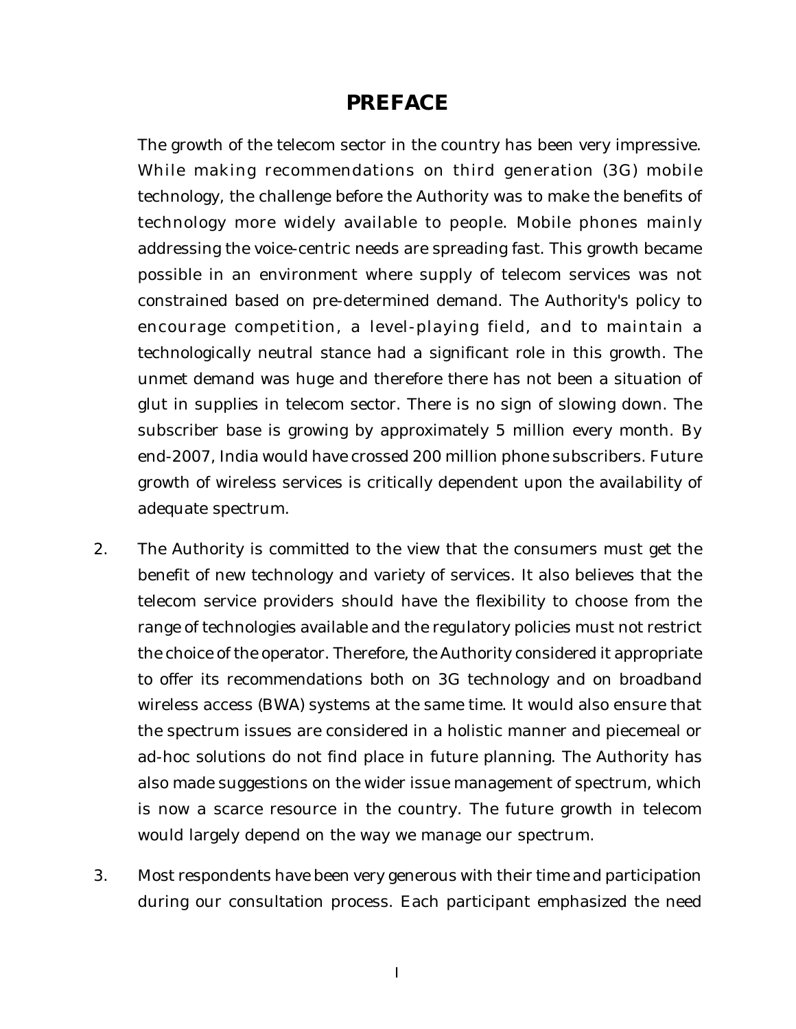# PREFACE

The growth of the telecom sector in the country has been very impressive. While making recommendations on third generation (3G) mobile technology, the challenge before the Authority was to make the benefits of technology more widely available to people. Mobile phones mainly addressing the voice-centric needs are spreading fast. This growth became possible in an environment where supply of telecom services was not constrained based on pre-determined demand. The Authority's policy to encourage competition, a level-playing field, and to maintain a technologically neutral stance had a significant role in this growth. The unmet demand was huge and therefore there has not been a situation of glut in supplies in telecom sector. There is no sign of slowing down. The subscriber base is growing by approximately 5 million every month. By end-2007, India would have crossed 200 million phone subscribers. Future growth of wireless services is critically dependent upon the availability of adequate spectrum.

2. The Authority is committed to the view that the consumers must get the benefit of new technology and variety of services. It also believes that the telecom service providers should have the flexibility to choose from the range of technologies available and the regulatory policies must not restrict the choice of the operator. Therefore, the Authority considered it appropriate to offer its recommendations both on 3G technology and on broadband wireless access (BWA) systems at the same time. It would also ensure that the spectrum issues are considered in a holistic manner and piecemeal or ad-hoc solutions do not find place in future planning. The Authority has also made suggestions on the wider issue management of spectrum, which is now a scarce resource in the country. The future growth in telecom would largely depend on the way we manage our spectrum.

3. Most respondents have been very generous with their time and participation during our consultation process. Each participant emphasized the need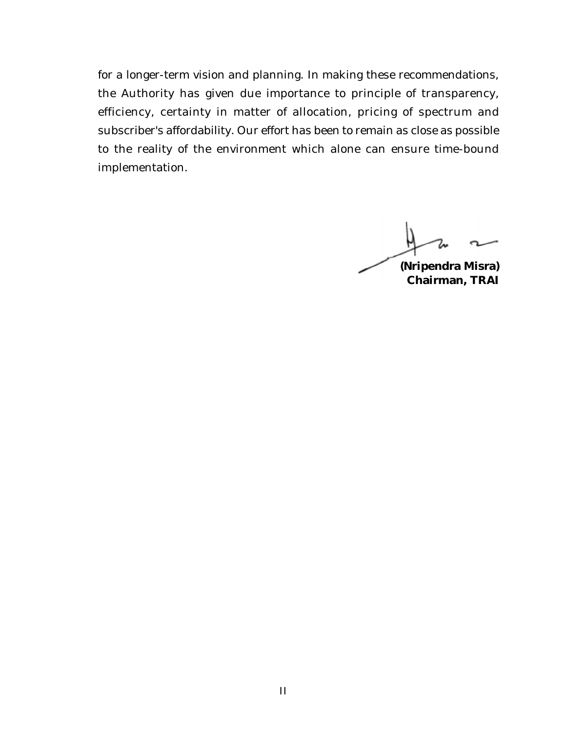for a longer-term vision and planning. In making these recommendations, the Authority has given due importance to principle of transparency, efficiency, certainty in matter of allocation, pricing of spectrum and subscriber's affordability. Our effort has been to remain as close as possible to the reality of the environment which alone can ensure time-bound implementation.

**(Nripendra Misra)**
**Chairman, TRAI**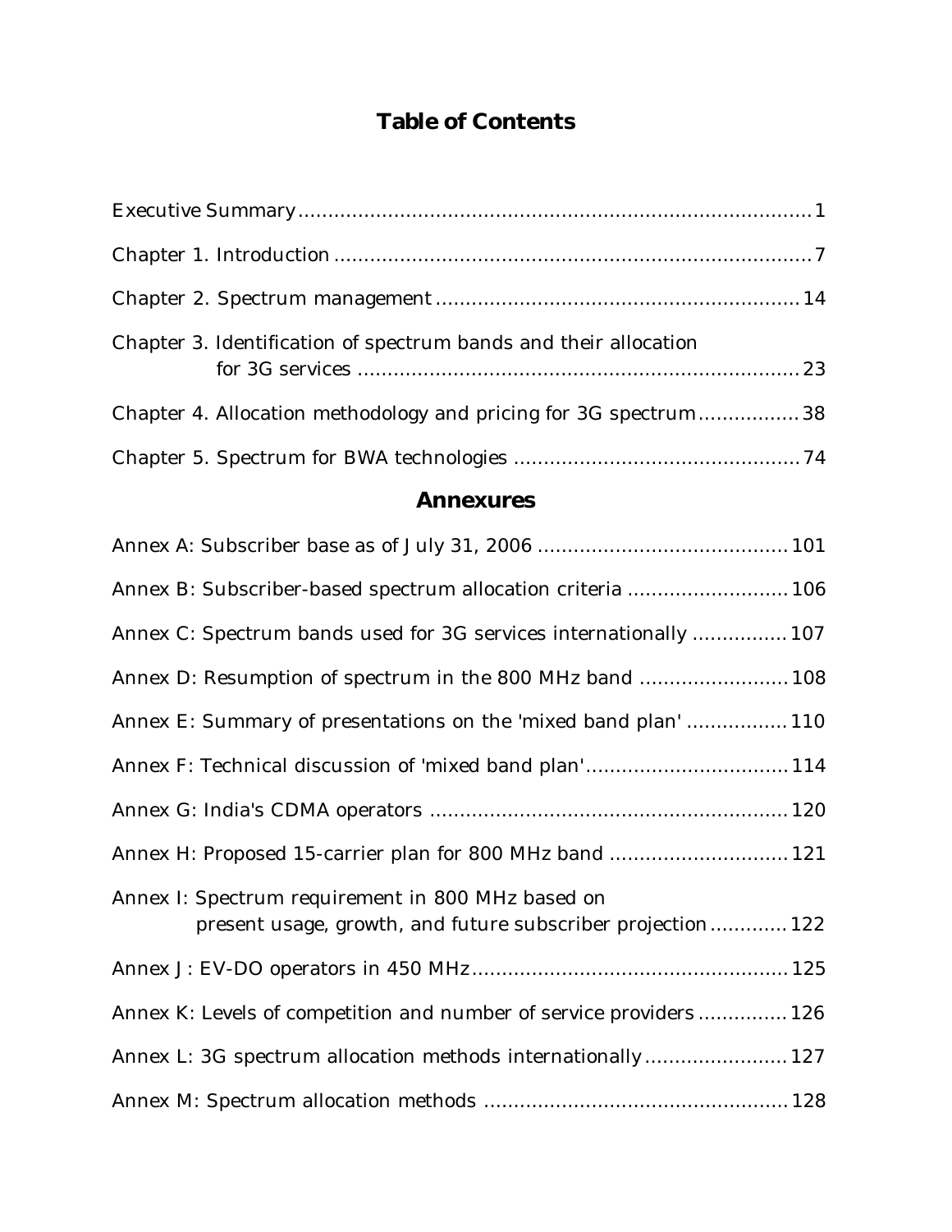# Table of Contents

Executive Summary ........................................................................ 1

Chapter 1. Introduction ................................................................. 7

Chapter 2. Spectrum management ............................................... 14

Chapter 3. Identification of spectrum bands and their allocation for 3G services ........................................................................ 23

Chapter 4. Allocation methodology and pricing for 3G spectrum ................. 38

Chapter 5. Spectrum for BWA technologies ...................................... 74

## Annexures

Annex A: Subscriber base as of July 31, 2006 ....................................... 101

Annex B: Subscriber-based spectrum allocation criteria ........................... 106

Annex C: Spectrum bands used for 3G services internationally ................. 107

Annex D: Resumption of spectrum in the 800 MHz band .......................... 108

Annex E: Summary of presentations on the 'mixed band plan' ................. 110

Annex F: Technical discussion of 'mixed band plan' ................................. 114

Annex G: India's CDMA operators ........................................................ 120

Annex H: Proposed 15-carrier plan for 800 MHz band ............................. 121

Annex I: Spectrum requirement in 800 MHz based on present usage, growth, and future subscriber projection ............. 122

Annex J: EV-DO operators in 450 MHz ................................................. 125

Annex K: Levels of competition and number of service providers ............... 126

Annex L: 3G spectrum allocation methods internationally ........................ 127

Annex M: Spectrum allocation methods .................................................. 128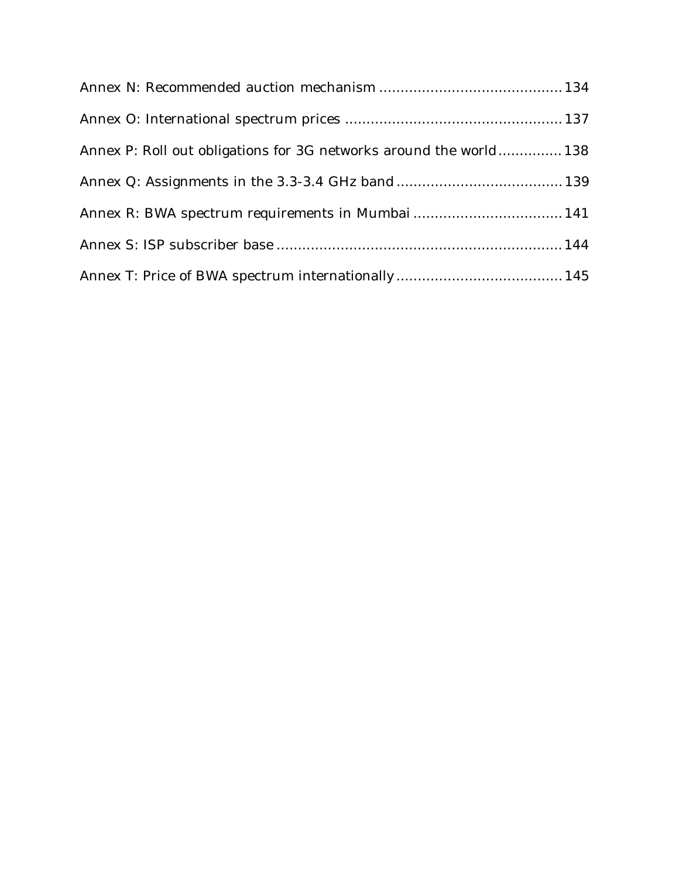Annex N: Recommended auction mechanism .......................................... 134

Annex O: International spectrum prices .................................................. 137

Annex P: Roll out obligations for 3G networks around the world ............... 138

Annex Q: Assignments in the 3.3-3.4 GHz band ...................................... 139

Annex R: BWA spectrum requirements in Mumbai .................................. 141

Annex S: ISP subscriber base .................................................................. 144

Annex T: Price of BWA spectrum internationally ...................................... 145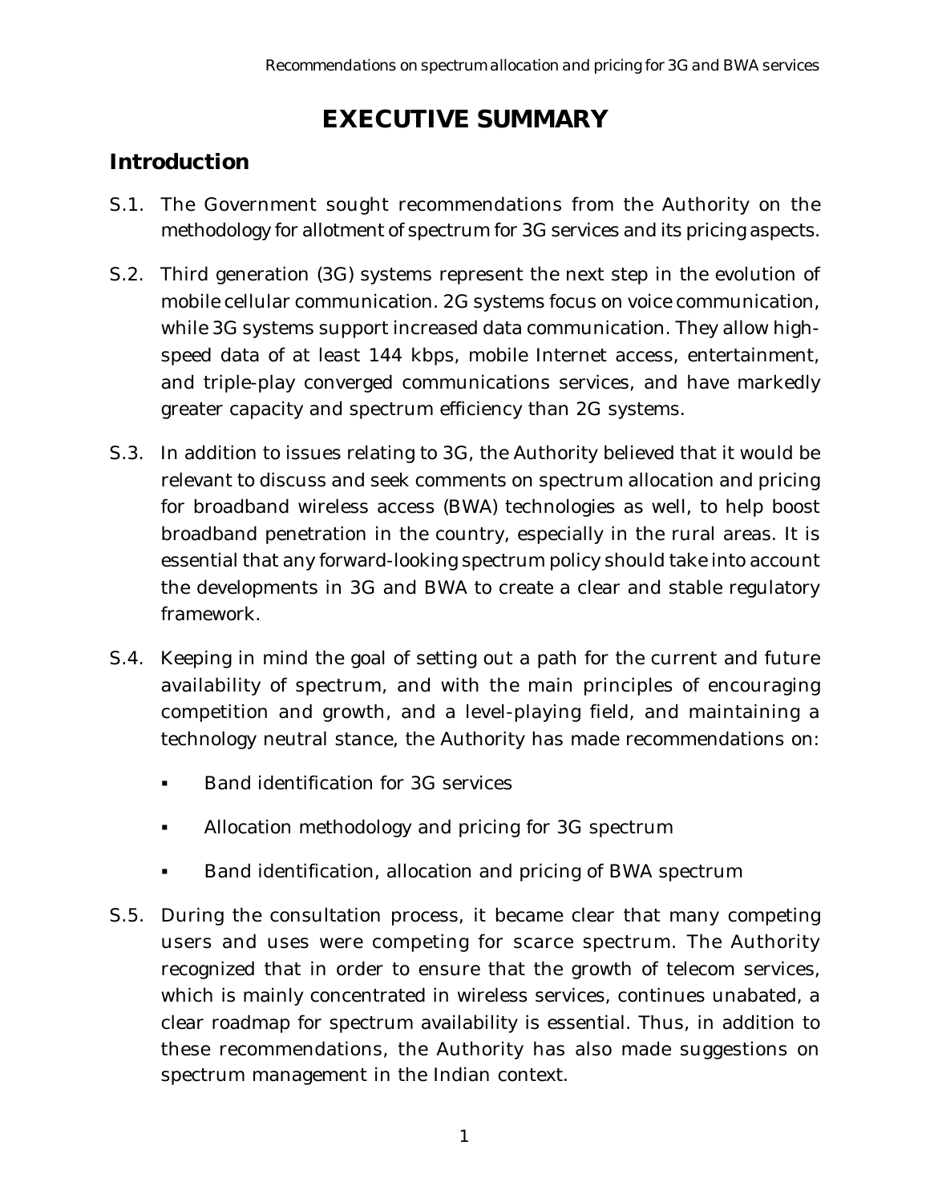# EXECUTIVE SUMMARY

## Introduction

S.1. The Government sought recommendations from the Authority on the methodology for allotment of spectrum for 3G services and its pricing aspects.

S.2. Third generation (3G) systems represent the next step in the evolution of mobile cellular communication. 2G systems focus on voice communication, while 3G systems support increased data communication. They allow high-speed data of at least 144 kbps, mobile Internet access, entertainment, and triple-play converged communications services, and have markedly greater capacity and spectrum efficiency than 2G systems.

S.3. In addition to issues relating to 3G, the Authority believed that it would be relevant to discuss and seek comments on spectrum allocation and pricing for broadband wireless access (BWA) technologies as well, to help boost broadband penetration in the country, especially in the rural areas. It is essential that any forward-looking spectrum policy should take into account the developments in 3G and BWA to create a clear and stable regulatory framework.

S.4. Keeping in mind the goal of setting out a path for the current and future availability of spectrum, and with the main principles of encouraging competition and growth, and a level-playing field, and maintaining a technology neutral stance, the Authority has made recommendations on:

- Band identification for 3G services
- Allocation methodology and pricing for 3G spectrum
- Band identification, allocation and pricing of BWA spectrum

S.5. During the consultation process, it became clear that many competing users and uses were competing for scarce spectrum. The Authority recognized that in order to ensure that the growth of telecom services, which is mainly concentrated in wireless services, continues unabated, a clear roadmap for spectrum availability is essential. Thus, in addition to these recommendations, the Authority has also made suggestions on spectrum management in the Indian context.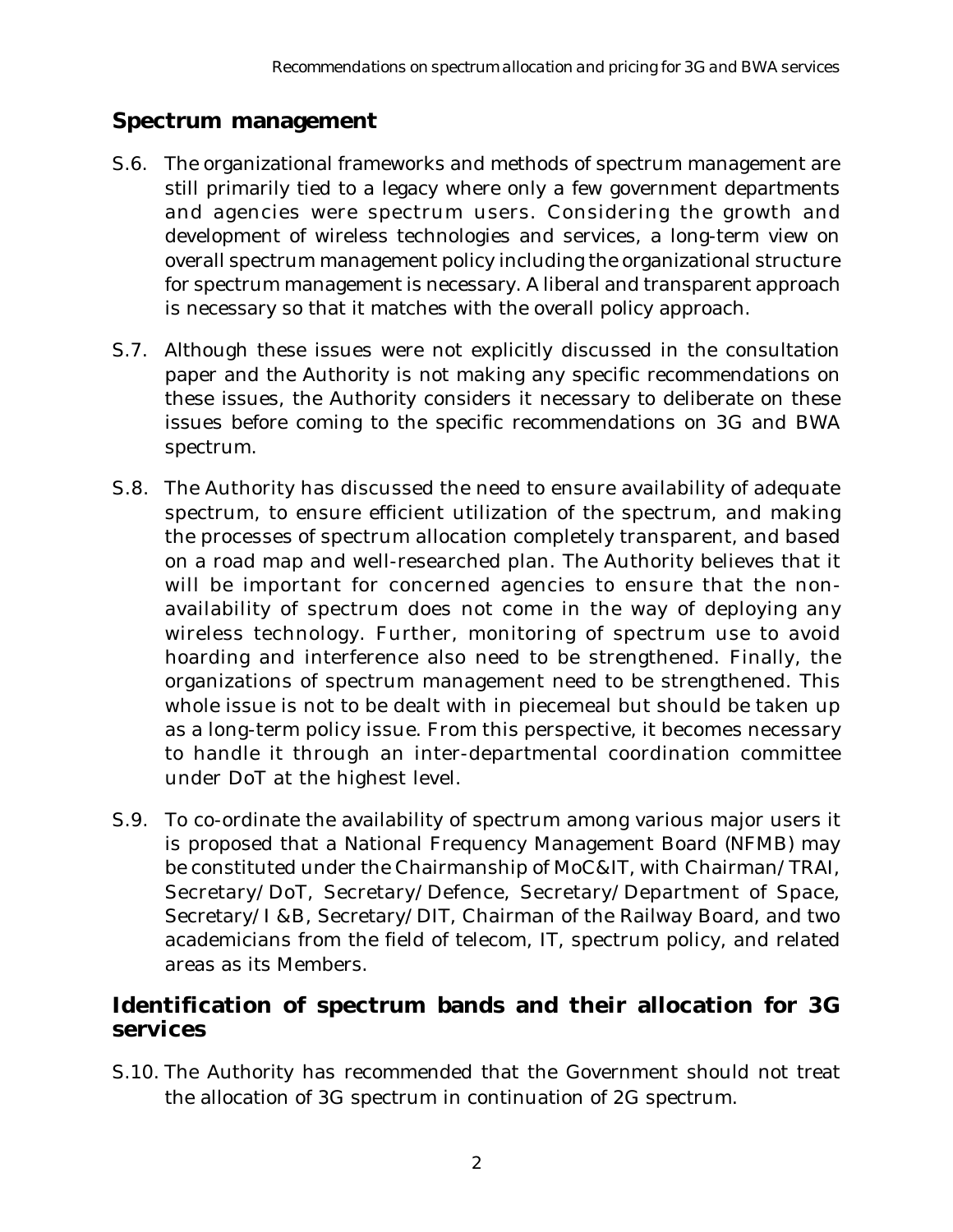## Spectrum management

S.6. The organizational frameworks and methods of spectrum management are still primarily tied to a legacy where only a few government departments and agencies were spectrum users. Considering the growth and development of wireless technologies and services, a long-term view on overall spectrum management policy including the organizational structure for spectrum management is necessary. A liberal and transparent approach is necessary so that it matches with the overall policy approach.

S.7. Although these issues were not explicitly discussed in the consultation paper and the Authority is not making any specific recommendations on these issues, the Authority considers it necessary to deliberate on these issues before coming to the specific recommendations on 3G and BWA spectrum.

S.8. The Authority has discussed the need to ensure availability of adequate spectrum, to ensure efficient utilization of the spectrum, and making the processes of spectrum allocation completely transparent, and based on a road map and well-researched plan. The Authority believes that it will be important for concerned agencies to ensure that the non-availability of spectrum does not come in the way of deploying any wireless technology. Further, monitoring of spectrum use to avoid hoarding and interference also need to be strengthened. Finally, the organizations of spectrum management need to be strengthened. This whole issue is not to be dealt with in piecemeal but should be taken up as a long-term policy issue. From this perspective, it becomes necessary to handle it through an inter-departmental coordination committee under DoT at the highest level.

S.9. To co-ordinate the availability of spectrum among various major users it is proposed that a National Frequency Management Board (NFMB) may be constituted under the Chairmanship of MoC&IT, with Chairman/TRAI, Secretary/DoT, Secretary/Defence, Secretary/Department of Space, Secretary/I &B, Secretary/DIT, Chairman of the Railway Board, and two academicians from the field of telecom, IT, spectrum policy, and related areas as its Members.

## Identification of spectrum bands and their allocation for 3G services

S.10. The Authority has recommended that the Government should not treat the allocation of 3G spectrum in continuation of 2G spectrum.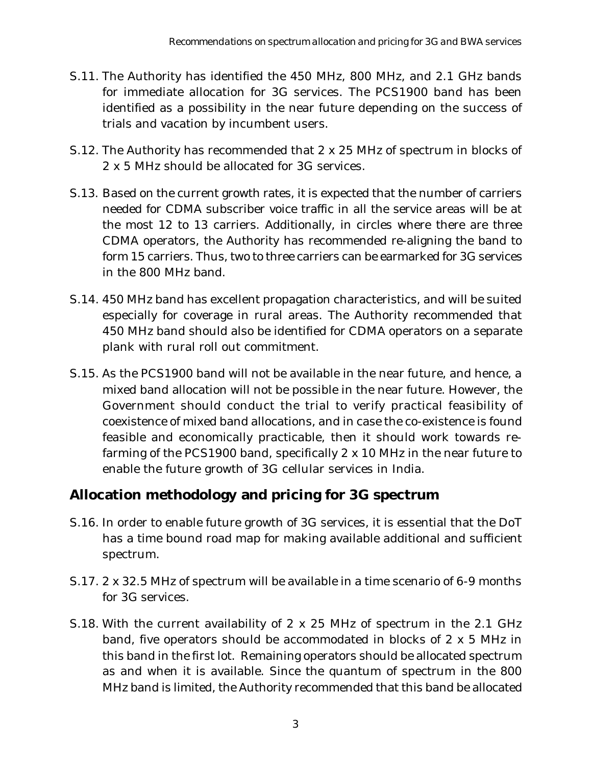S.11. The Authority has identified the 450 MHz, 800 MHz, and 2.1 GHz bands for immediate allocation for 3G services. The PCS1900 band has been identified as a possibility in the near future depending on the success of trials and vacation by incumbent users.

S.12. The Authority has recommended that 2 x 25 MHz of spectrum in blocks of 2 x 5 MHz should be allocated for 3G services.

S.13. Based on the current growth rates, it is expected that the number of carriers needed for CDMA subscriber voice traffic in all the service areas will be at the most 12 to 13 carriers. Additionally, in circles where there are three CDMA operators, the Authority has recommended re-aligning the band to form 15 carriers. Thus, two to three carriers can be earmarked for 3G services in the 800 MHz band.

S.14. 450 MHz band has excellent propagation characteristics, and will be suited especially for coverage in rural areas. The Authority recommended that 450 MHz band should also be identified for CDMA operators on a separate plank with rural roll out commitment.

S.15. As the PCS1900 band will not be available in the near future, and hence, a mixed band allocation will not be possible in the near future. However, the Government should conduct the trial to verify practical feasibility of coexistence of mixed band allocations, and in case the co-existence is found feasible and economically practicable, then it should work towards re-farming of the PCS1900 band, specifically 2 x 10 MHz in the near future to enable the future growth of 3G cellular services in India.

## Allocation methodology and pricing for 3G spectrum

S.16. In order to enable future growth of 3G services, it is essential that the DoT has a time bound road map for making available additional and sufficient spectrum.

S.17. 2 x 32.5 MHz of spectrum will be available in a time scenario of 6-9 months for 3G services.

S.18. With the current availability of 2 x 25 MHz of spectrum in the 2.1 GHz band, five operators should be accommodated in blocks of 2 x 5 MHz in this band in the first lot. Remaining operators should be allocated spectrum as and when it is available. Since the quantum of spectrum in the 800 MHz band is limited, the Authority recommended that this band be allocated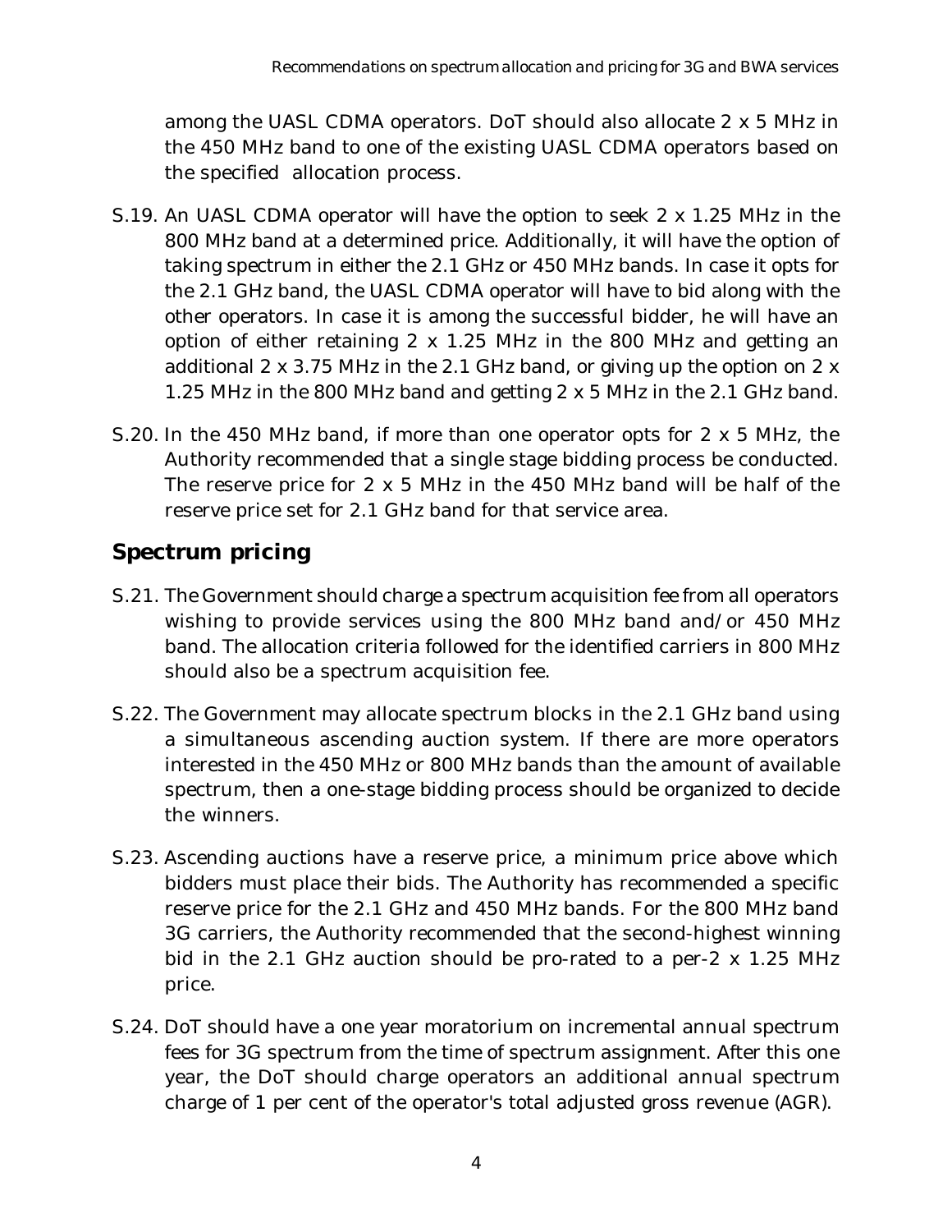among the UASL CDMA operators. DoT should also allocate 2 x 5 MHz in the 450 MHz band to one of the existing UASL CDMA operators based on the specified allocation process.

S.19. An UASL CDMA operator will have the option to seek 2 x 1.25 MHz in the 800 MHz band at a determined price. Additionally, it will have the option of taking spectrum in either the 2.1 GHz or 450 MHz bands. In case it opts for the 2.1 GHz band, the UASL CDMA operator will have to bid along with the other operators. In case it is among the successful bidder, he will have an option of either retaining 2 x 1.25 MHz in the 800 MHz and getting an additional 2 x 3.75 MHz in the 2.1 GHz band, or giving up the option on 2 x 1.25 MHz in the 800 MHz band and getting 2 x 5 MHz in the 2.1 GHz band.

S.20. In the 450 MHz band, if more than one operator opts for 2 x 5 MHz, the Authority recommended that a single stage bidding process be conducted. The reserve price for 2 x 5 MHz in the 450 MHz band will be half of the reserve price set for 2.1 GHz band for that service area.

## Spectrum pricing

S.21. The Government should charge a spectrum acquisition fee from all operators wishing to provide services using the 800 MHz band and/or 450 MHz band. The allocation criteria followed for the identified carriers in 800 MHz should also be a spectrum acquisition fee.

S.22. The Government may allocate spectrum blocks in the 2.1 GHz band using a simultaneous ascending auction system. If there are more operators interested in the 450 MHz or 800 MHz bands than the amount of available spectrum, then a one-stage bidding process should be organized to decide the winners.

S.23. Ascending auctions have a reserve price, a minimum price above which bidders must place their bids. The Authority has recommended a specific reserve price for the 2.1 GHz and 450 MHz bands. For the 800 MHz band 3G carriers, the Authority recommended that the second-highest winning bid in the 2.1 GHz auction should be pro-rated to a per-2 x 1.25 MHz price.

S.24. DoT should have a one year moratorium on incremental annual spectrum fees for 3G spectrum from the time of spectrum assignment. After this one year, the DoT should charge operators an additional annual spectrum charge of 1 per cent of the operator's total adjusted gross revenue (AGR).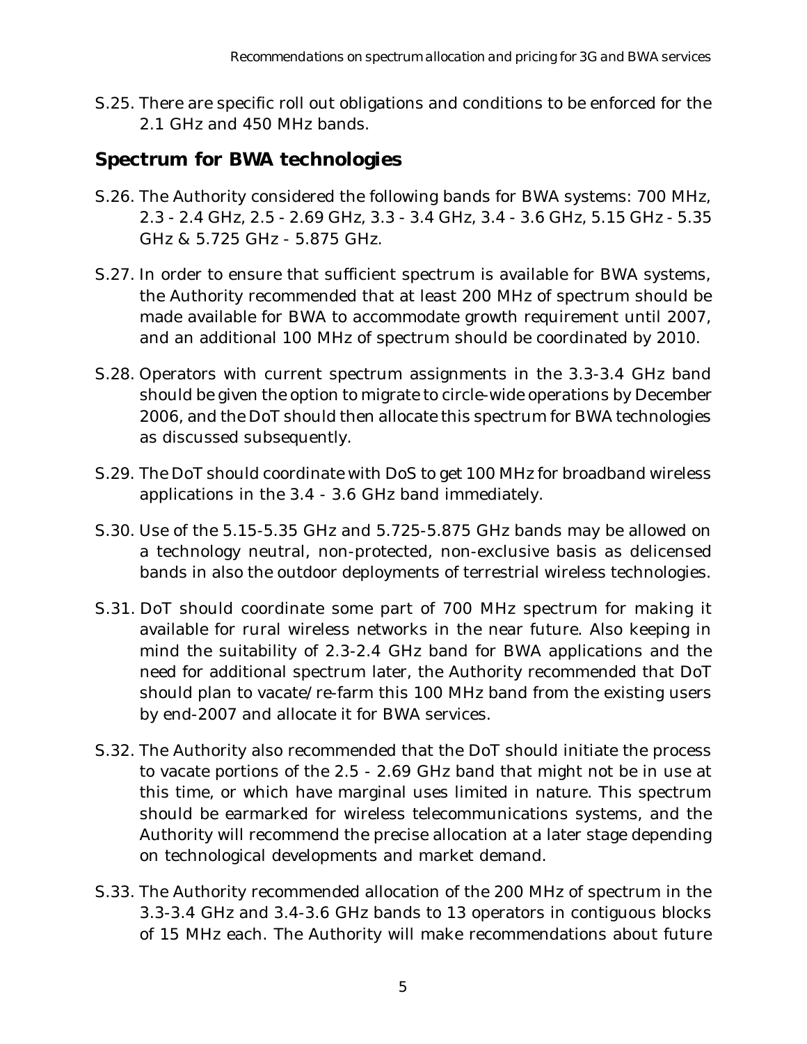S.25. There are specific roll out obligations and conditions to be enforced for the 2.1 GHz and 450 MHz bands.

## Spectrum for BWA technologies

S.26. The Authority considered the following bands for BWA systems: 700 MHz, 2.3 - 2.4 GHz, 2.5 - 2.69 GHz, 3.3 - 3.4 GHz, 3.4 - 3.6 GHz, 5.15 GHz - 5.35 GHz & 5.725 GHz - 5.875 GHz.

S.27. In order to ensure that sufficient spectrum is available for BWA systems, the Authority recommended that at least 200 MHz of spectrum should be made available for BWA to accommodate growth requirement until 2007, and an additional 100 MHz of spectrum should be coordinated by 2010.

S.28. Operators with current spectrum assignments in the 3.3-3.4 GHz band should be given the option to migrate to circle-wide operations by December 2006, and the DoT should then allocate this spectrum for BWA technologies as discussed subsequently.

S.29. The DoT should coordinate with DoS to get 100 MHz for broadband wireless applications in the 3.4 - 3.6 GHz band immediately.

S.30. Use of the 5.15-5.35 GHz and 5.725-5.875 GHz bands may be allowed on a technology neutral, non-protected, non-exclusive basis as delicensed bands in also the outdoor deployments of terrestrial wireless technologies.

S.31. DoT should coordinate some part of 700 MHz spectrum for making it available for rural wireless networks in the near future. Also keeping in mind the suitability of 2.3-2.4 GHz band for BWA applications and the need for additional spectrum later, the Authority recommended that DoT should plan to vacate/re-farm this 100 MHz band from the existing users by end-2007 and allocate it for BWA services.

S.32. The Authority also recommended that the DoT should initiate the process to vacate portions of the 2.5 - 2.69 GHz band that might not be in use at this time, or which have marginal uses limited in nature. This spectrum should be earmarked for wireless telecommunications systems, and the Authority will recommend the precise allocation at a later stage depending on technological developments and market demand.

S.33. The Authority recommended allocation of the 200 MHz of spectrum in the 3.3-3.4 GHz and 3.4-3.6 GHz bands to 13 operators in contiguous blocks of 15 MHz each. The Authority will make recommendations about future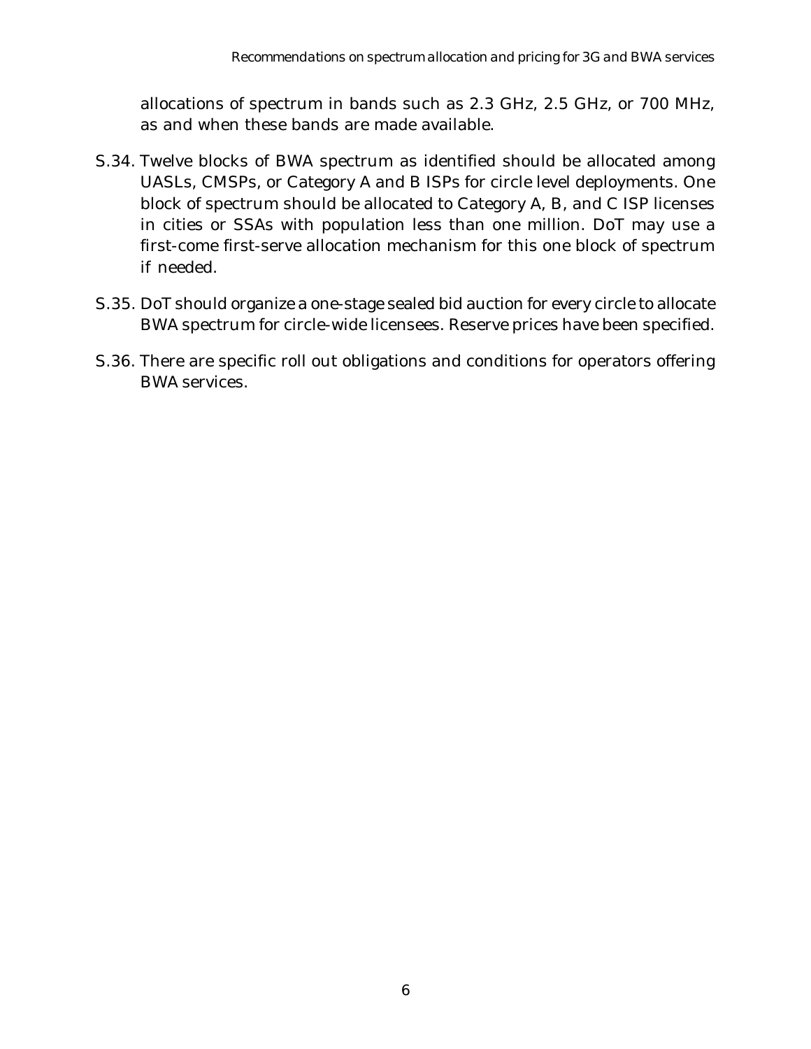allocations of spectrum in bands such as 2.3 GHz, 2.5 GHz, or 700 MHz, as and when these bands are made available.

S.34. Twelve blocks of BWA spectrum as identified should be allocated among UASLs, CMSPs, or Category A and B ISPs for circle level deployments. One block of spectrum should be allocated to Category A, B, and C ISP licenses in cities or SSAs with population less than one million. DoT may use a first-come first-serve allocation mechanism for this one block of spectrum if needed.

S.35. DoT should organize a one-stage sealed bid auction for every circle to allocate BWA spectrum for circle-wide licensees. Reserve prices have been specified.

S.36. There are specific roll out obligations and conditions for operators offering BWA services.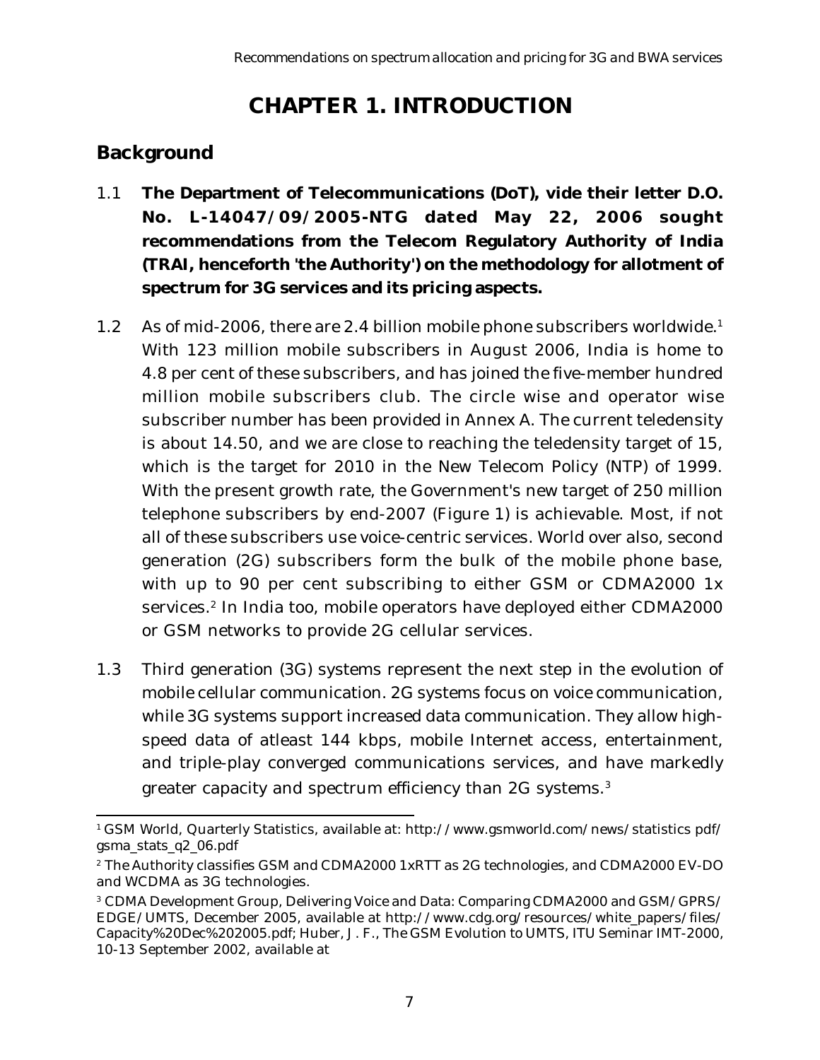# CHAPTER 1. INTRODUCTION

## Background

1.1 **The Department of Telecommunications (DoT), vide their letter D.O. No. L-14047/09/2005-NTG dated May 22, 2006 sought recommendations from the Telecom Regulatory Authority of India (TRAI, henceforth 'the Authority') on the methodology for allotment of spectrum for 3G services and its pricing aspects.**

1.2 As of mid-2006, there are 2.4 billion mobile phone subscribers worldwide.[1] With 123 million mobile subscribers in August 2006, India is home to 4.8 per cent of these subscribers, and has joined the five-member hundred million mobile subscribers club. The circle wise and operator wise subscriber number has been provided in Annex A. The current teledensity is about 14.50, and we are close to reaching the teledensity target of 15, which is the target for 2010 in the New Telecom Policy (NTP) of 1999. With the present growth rate, the Government's new target of 250 million telephone subscribers by end-2007 (Figure 1) is achievable. Most, if not all of these subscribers use voice-centric services. World over also, second generation (2G) subscribers form the bulk of the mobile phone base, with up to 90 per cent subscribing to either GSM or CDMA2000 1x services.[2] In India too, mobile operators have deployed either CDMA2000 or GSM networks to provide 2G cellular services.

1.3 Third generation (3G) systems represent the next step in the evolution of mobile cellular communication. 2G systems focus on voice communication, while 3G systems support increased data communication. They allow high-speed data of atleast 144 kbps, mobile Internet access, entertainment, and triple-play converged communications services, and have markedly greater capacity and spectrum efficiency than 2G systems.[3]

---

[1] GSM World, Quarterly Statistics, available at: http://www.gsmworld.com/news/statistics pdf/gsma_stats_q2_06.pdf

[2] The Authority classifies GSM and CDMA2000 1xRTT as 2G technologies, and CDMA2000 EV-DO and WCDMA as 3G technologies.

[3] CDMA Development Group, Delivering Voice and Data: Comparing CDMA2000 and GSM/GPRS/EDGE/UMTS, December 2005, available at http://www.cdg.org/resources/white_papers/files/Capacity%20Dec%202005.pdf; Huber, J. F., The GSM Evolution to UMTS, ITU Seminar IMT-2000, 10-13 September 2002, available at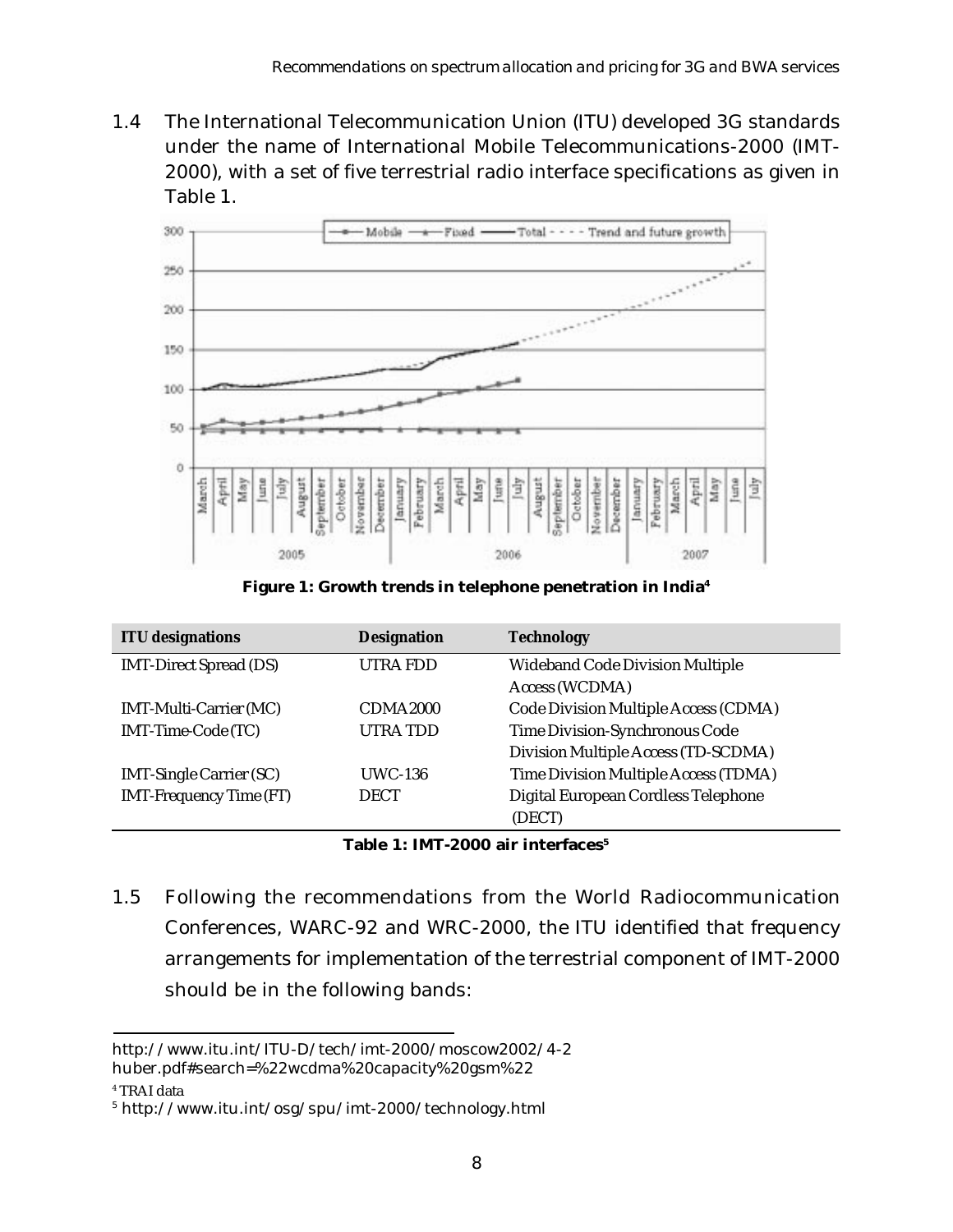1.4 The International Telecommunication Union (ITU) developed 3G standards under the name of International Mobile Telecommunications-2000 (IMT-2000), with a set of five terrestrial radio interface specifications as given in Table 1.

**Figure 1: Growth trends in telephone penetration in India[4]**

| ITU designations | Designation | Technology |
|---|---|---|
| IMT-Direct Spread (DS) | UTRA FDD | Wideband Code Division Multiple Access (WCDMA) |
| IMT-Multi-Carrier (MC) | CDMA 2000 | Code Division Multiple Access (CDMA) |
| IMT-Time-Code (TC) | UTRA TDD | Time Division-Synchronous Code Division Multiple Access (TD-SCDMA) |
| IMT-Single Carrier (SC) | UWC-136 | Time Division Multiple Access (TDMA) |
| IMT-Frequency Time (FT) | DECT | Digital European Cordless Telephone (DECT) |

**Table 1: IMT-2000 air interfaces[5]**

1.5 Following the recommendations from the World Radiocommunication Conferences, WARC-92 and WRC-2000, the ITU identified that frequency arrangements for implementation of the terrestrial component of IMT-2000 should be in the following bands:

---

http://www.itu.int/ITU-D/tech/imt-2000/moscow2002/4-2 huber.pdf#search=%22wcdma%20capacity%20gsm%22

[4] TRAI data

[5] http://www.itu.int/osg/spu/imt-2000/technology.html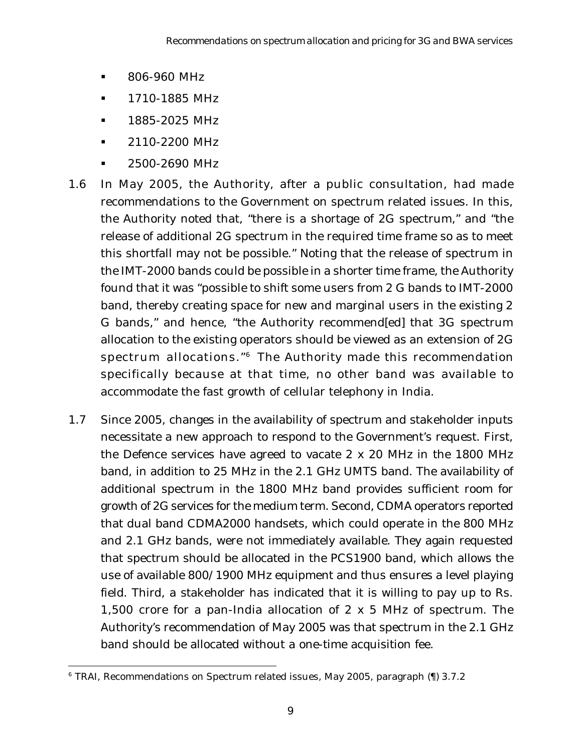- 806-960 MHz
- 1710-1885 MHz
- 1885-2025 MHz
- 2110-2200 MHz
- 2500-2690 MHz

1.6 In May 2005, the Authority, after a public consultation, had made recommendations to the Government on spectrum related issues. In this, the Authority noted that, "there is a shortage of 2G spectrum," and "the release of additional 2G spectrum in the required time frame so as to meet this shortfall may not be possible." Noting that the release of spectrum in the IMT-2000 bands could be possible in a shorter time frame, the Authority found that it was "possible to shift some users from 2 G bands to IMT-2000 band, thereby creating space for new and marginal users in the existing 2 G bands," and hence, "the Authority recommend[ed] that 3G spectrum allocation to the existing operators should be viewed as an extension of 2G spectrum allocations."[6] The Authority made this recommendation specifically because at that time, no other band was available to accommodate the fast growth of cellular telephony in India.

1.7 Since 2005, changes in the availability of spectrum and stakeholder inputs necessitate a new approach to respond to the Government's request. First, the Defence services have agreed to vacate 2 x 20 MHz in the 1800 MHz band, in addition to 25 MHz in the 2.1 GHz UMTS band. The availability of additional spectrum in the 1800 MHz band provides sufficient room for growth of 2G services for the medium term. Second, CDMA operators reported that dual band CDMA2000 handsets, which could operate in the 800 MHz and 2.1 GHz bands, were not immediately available. They again requested that spectrum should be allocated in the PCS1900 band, which allows the use of available 800/1900 MHz equipment and thus ensures a level playing field. Third, a stakeholder has indicated that it is willing to pay up to Rs. 1,500 crore for a pan-India allocation of 2 x 5 MHz of spectrum. The Authority's recommendation of May 2005 was that spectrum in the 2.1 GHz band should be allocated without a one-time acquisition fee.

[6] TRAI, Recommendations on Spectrum related issues, May 2005, paragraph (¶) 3.7.2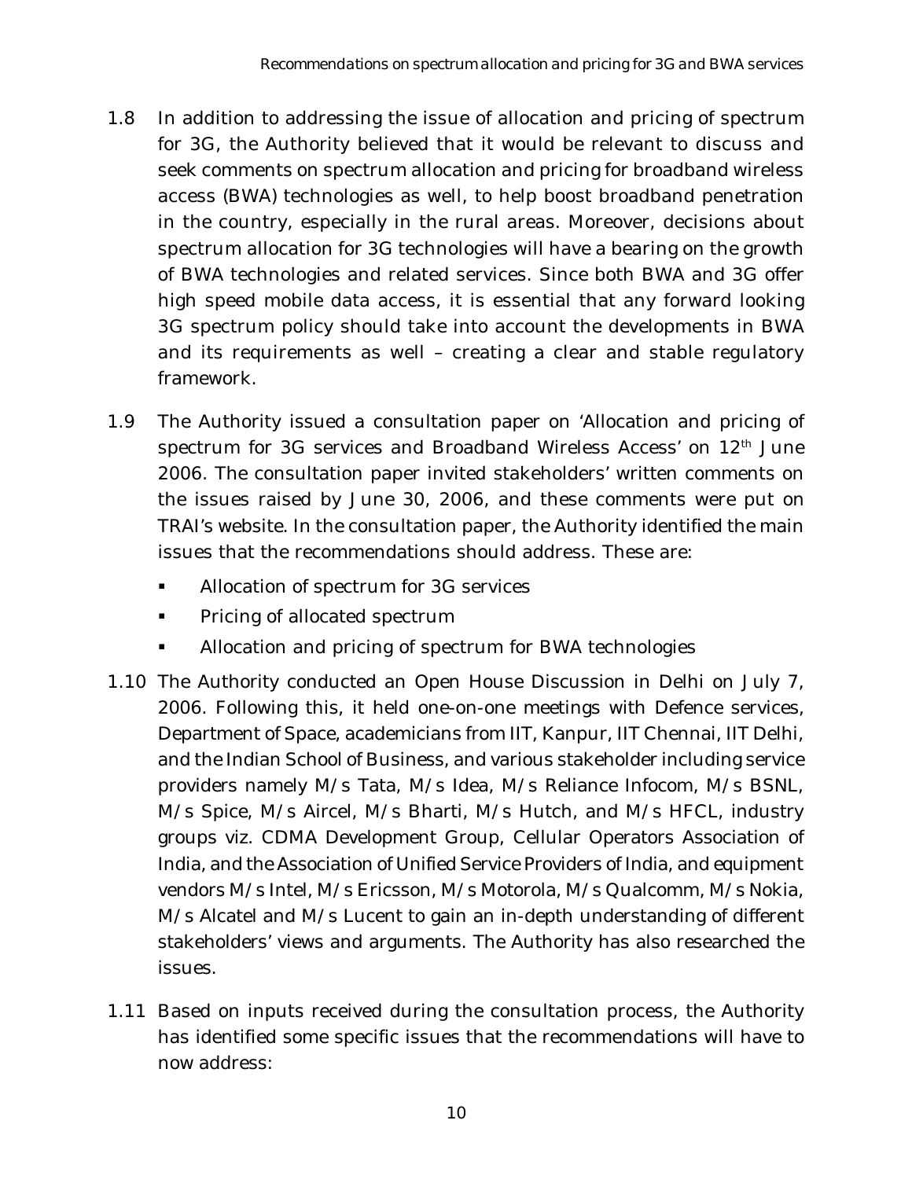1.8 In addition to addressing the issue of allocation and pricing of spectrum for 3G, the Authority believed that it would be relevant to discuss and seek comments on spectrum allocation and pricing for broadband wireless access (BWA) technologies as well, to help boost broadband penetration in the country, especially in the rural areas. Moreover, decisions about spectrum allocation for 3G technologies will have a bearing on the growth of BWA technologies and related services. Since both BWA and 3G offer high speed mobile data access, it is essential that any forward looking 3G spectrum policy should take into account the developments in BWA and its requirements as well – creating a clear and stable regulatory framework.

1.9 The Authority issued a consultation paper on 'Allocation and pricing of spectrum for 3G services and Broadband Wireless Access' on 12th June 2006. The consultation paper invited stakeholders' written comments on the issues raised by June 30, 2006, and these comments were put on TRAI's website. In the consultation paper, the Authority identified the main issues that the recommendations should address. These are:

- Allocation of spectrum for 3G services
- Pricing of allocated spectrum
- Allocation and pricing of spectrum for BWA technologies

1.10 The Authority conducted an Open House Discussion in Delhi on July 7, 2006. Following this, it held one-on-one meetings with Defence services, Department of Space, academicians from IIT, Kanpur, IIT Chennai, IIT Delhi, and the Indian School of Business, and various stakeholder including service providers namely M/s Tata, M/s Idea, M/s Reliance Infocom, M/s BSNL, M/s Spice, M/s Aircel, M/s Bharti, M/s Hutch, and M/s HFCL, industry groups viz. CDMA Development Group, Cellular Operators Association of India, and the Association of Unified Service Providers of India, and equipment vendors M/s Intel, M/s Ericsson, M/s Motorola, M/s Qualcomm, M/s Nokia, M/s Alcatel and M/s Lucent to gain an in-depth understanding of different stakeholders' views and arguments. The Authority has also researched the issues.

1.11 Based on inputs received during the consultation process, the Authority has identified some specific issues that the recommendations will have to now address: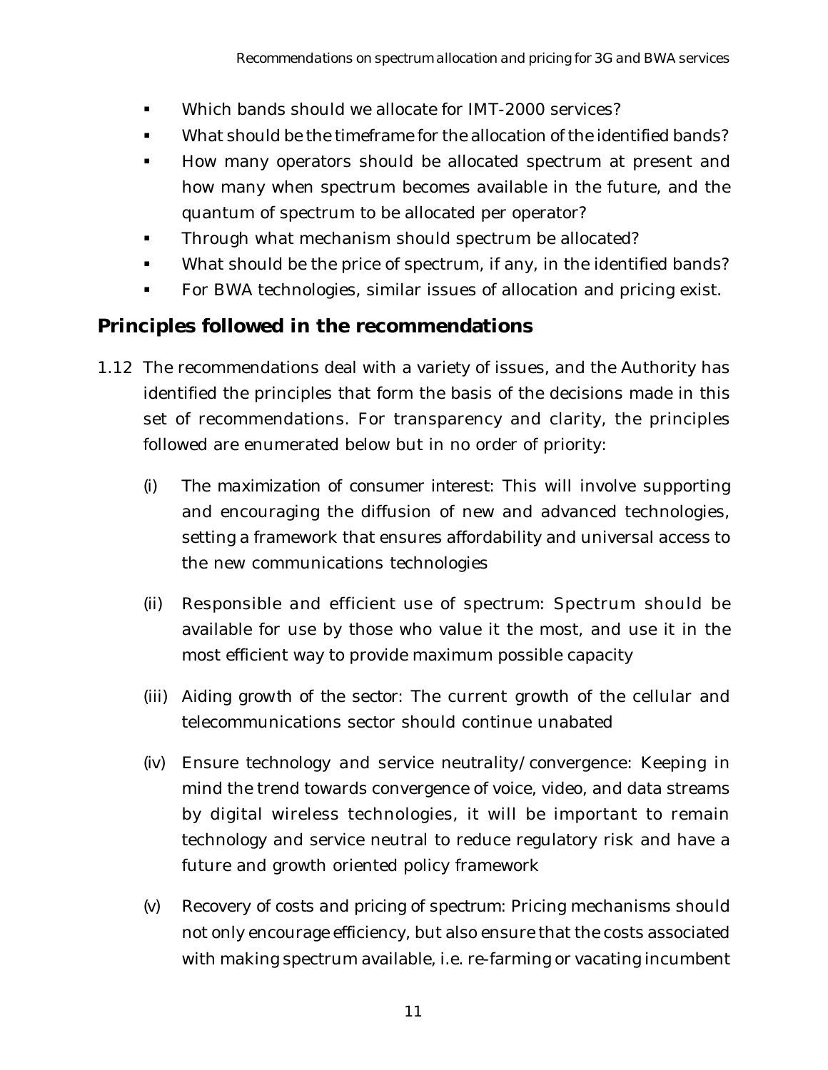- Which bands should we allocate for IMT-2000 services?
- What should be the timeframe for the allocation of the identified bands?
- How many operators should be allocated spectrum at present and how many when spectrum becomes available in the future, and the quantum of spectrum to be allocated per operator?
- Through what mechanism should spectrum be allocated?
- What should be the price of spectrum, if any, in the identified bands?
- For BWA technologies, similar issues of allocation and pricing exist.

## Principles followed in the recommendations

1.12 The recommendations deal with a variety of issues, and the Authority has identified the principles that form the basis of the decisions made in this set of recommendations. For transparency and clarity, the principles followed are enumerated below but in no order of priority:

(i) The maximization of consumer interest: This will involve supporting and encouraging the diffusion of new and advanced technologies, setting a framework that ensures affordability and universal access to the new communications technologies

(ii) Responsible and efficient use of spectrum: Spectrum should be available for use by those who value it the most, and use it in the most efficient way to provide maximum possible capacity

(iii) Aiding growth of the sector: The current growth of the cellular and telecommunications sector should continue unabated

(iv) Ensure technology and service neutrality/convergence: Keeping in mind the trend towards convergence of voice, video, and data streams by digital wireless technologies, it will be important to remain technology and service neutral to reduce regulatory risk and have a future and growth oriented policy framework

(v) Recovery of costs and pricing of spectrum: Pricing mechanisms should not only encourage efficiency, but also ensure that the costs associated with making spectrum available, i.e. re-farming or vacating incumbent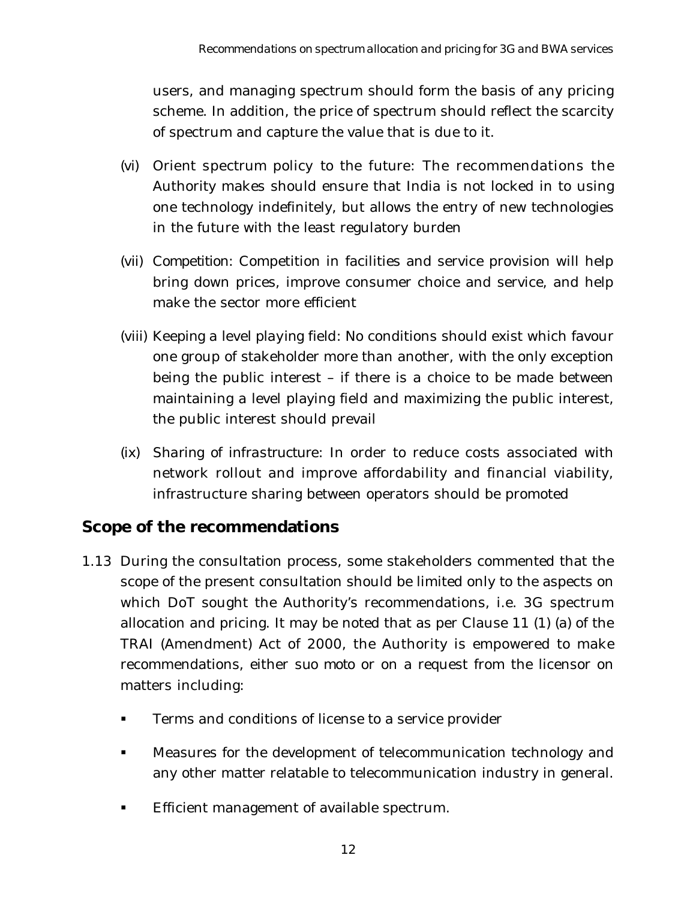users, and managing spectrum should form the basis of any pricing scheme. In addition, the price of spectrum should reflect the scarcity of spectrum and capture the value that is due to it.

(vi) Orient spectrum policy to the future: The recommendations the Authority makes should ensure that India is not locked in to using one technology indefinitely, but allows the entry of new technologies in the future with the least regulatory burden

(vii) Competition: Competition in facilities and service provision will help bring down prices, improve consumer choice and service, and help make the sector more efficient

(viii) Keeping a level playing field: No conditions should exist which favour one group of stakeholder more than another, with the only exception being the public interest – if there is a choice to be made between maintaining a level playing field and maximizing the public interest, the public interest should prevail

(ix) Sharing of infrastructure: In order to reduce costs associated with network rollout and improve affordability and financial viability, infrastructure sharing between operators should be promoted

## Scope of the recommendations

1.13 During the consultation process, some stakeholders commented that the scope of the present consultation should be limited only to the aspects on which DoT sought the Authority's recommendations, i.e. 3G spectrum allocation and pricing. It may be noted that as per Clause 11 (1) (a) of the TRAI (Amendment) Act of 2000, the Authority is empowered to make recommendations, either suo moto or on a request from the licensor on matters including:

- Terms and conditions of license to a service provider
- Measures for the development of telecommunication technology and any other matter relatable to telecommunication industry in general.
- Efficient management of available spectrum.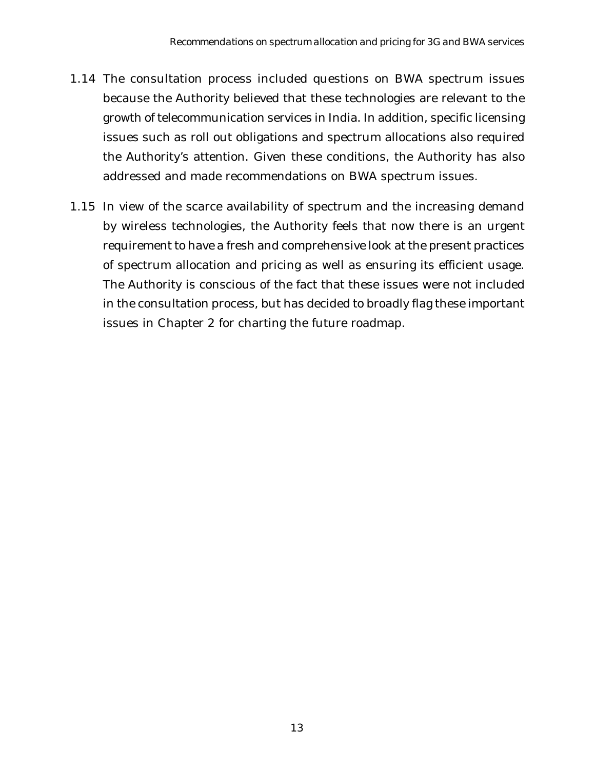1.14 The consultation process included questions on BWA spectrum issues because the Authority believed that these technologies are relevant to the growth of telecommunication services in India. In addition, specific licensing issues such as roll out obligations and spectrum allocations also required the Authority's attention. Given these conditions, the Authority has also addressed and made recommendations on BWA spectrum issues.

1.15 In view of the scarce availability of spectrum and the increasing demand by wireless technologies, the Authority feels that now there is an urgent requirement to have a fresh and comprehensive look at the present practices of spectrum allocation and pricing as well as ensuring its efficient usage. The Authority is conscious of the fact that these issues were not included in the consultation process, but has decided to broadly flag these important issues in Chapter 2 for charting the future roadmap.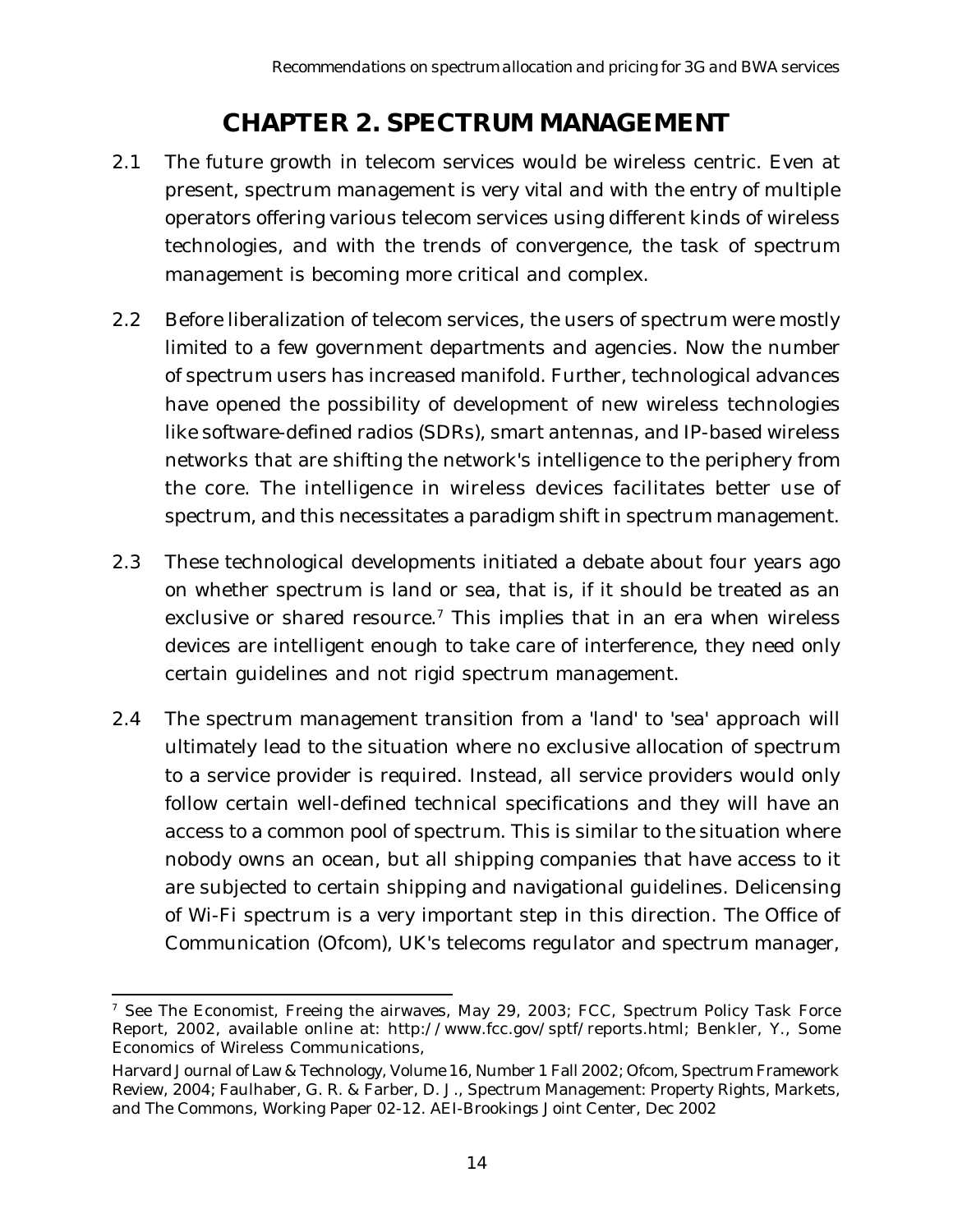# CHAPTER 2. SPECTRUM MANAGEMENT

2.1 The future growth in telecom services would be wireless centric. Even at present, spectrum management is very vital and with the entry of multiple operators offering various telecom services using different kinds of wireless technologies, and with the trends of convergence, the task of spectrum management is becoming more critical and complex.

2.2 Before liberalization of telecom services, the users of spectrum were mostly limited to a few government departments and agencies. Now the number of spectrum users has increased manifold. Further, technological advances have opened the possibility of development of new wireless technologies like software-defined radios (SDRs), smart antennas, and IP-based wireless networks that are shifting the network's intelligence to the periphery from the core. The intelligence in wireless devices facilitates better use of spectrum, and this necessitates a paradigm shift in spectrum management.

2.3 These technological developments initiated a debate about four years ago on whether spectrum is land or sea, that is, if it should be treated as an exclusive or shared resource.[7] This implies that in an era when wireless devices are intelligent enough to take care of interference, they need only certain guidelines and not rigid spectrum management.

2.4 The spectrum management transition from a 'land' to 'sea' approach will ultimately lead to the situation where no exclusive allocation of spectrum to a service provider is required. Instead, all service providers would only follow certain well-defined technical specifications and they will have an access to a common pool of spectrum. This is similar to the situation where nobody owns an ocean, but all shipping companies that have access to it are subjected to certain shipping and navigational guidelines. Delicensing of Wi-Fi spectrum is a very important step in this direction. The Office of Communication (Ofcom), UK's telecoms regulator and spectrum manager,

---

[7] See The Economist, Freeing the airwaves, May 29, 2003; FCC, Spectrum Policy Task Force Report, 2002, available online at: http://www.fcc.gov/sptf/reports.html; Benkler, Y., Some Economics of Wireless Communications,

Harvard Journal of Law & Technology, Volume 16, Number 1 Fall 2002; Ofcom, Spectrum Framework Review, 2004; Faulhaber, G. R. & Farber, D. J., Spectrum Management: Property Rights, Markets, and The Commons, Working Paper 02-12. AEI-Brookings Joint Center, Dec 2002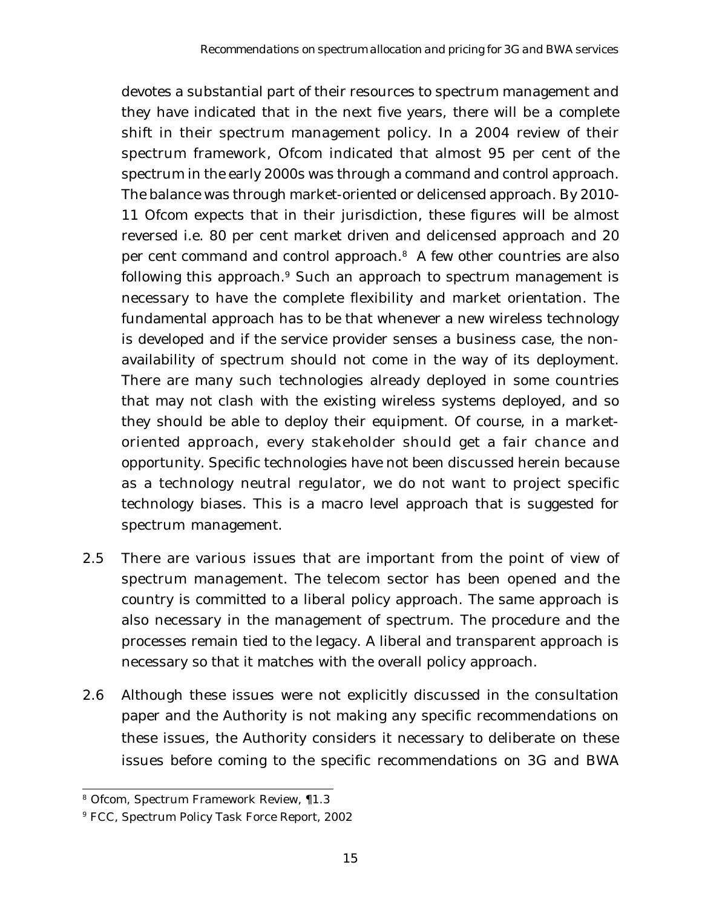devotes a substantial part of their resources to spectrum management and they have indicated that in the next five years, there will be a complete shift in their spectrum management policy. In a 2004 review of their spectrum framework, Ofcom indicated that almost 95 per cent of the spectrum in the early 2000s was through a command and control approach. The balance was through market-oriented or delicensed approach. By 2010-11 Ofcom expects that in their jurisdiction, these figures will be almost reversed i.e. 80 per cent market driven and delicensed approach and 20 per cent command and control approach.[8] A few other countries are also following this approach.[9] Such an approach to spectrum management is necessary to have the complete flexibility and market orientation. The fundamental approach has to be that whenever a new wireless technology is developed and if the service provider senses a business case, the non-availability of spectrum should not come in the way of its deployment. There are many such technologies already deployed in some countries that may not clash with the existing wireless systems deployed, and so they should be able to deploy their equipment. Of course, in a market-oriented approach, every stakeholder should get a fair chance and opportunity. Specific technologies have not been discussed herein because as a technology neutral regulator, we do not want to project specific technology biases. This is a macro level approach that is suggested for spectrum management.

2.5 There are various issues that are important from the point of view of spectrum management. The telecom sector has been opened and the country is committed to a liberal policy approach. The same approach is also necessary in the management of spectrum. The procedure and the processes remain tied to the legacy. A liberal and transparent approach is necessary so that it matches with the overall policy approach.

2.6 Although these issues were not explicitly discussed in the consultation paper and the Authority is not making any specific recommendations on these issues, the Authority considers it necessary to deliberate on these issues before coming to the specific recommendations on 3G and BWA

---

[8] Ofcom, Spectrum Framework Review, ¶1.3

[9] FCC, Spectrum Policy Task Force Report, 2002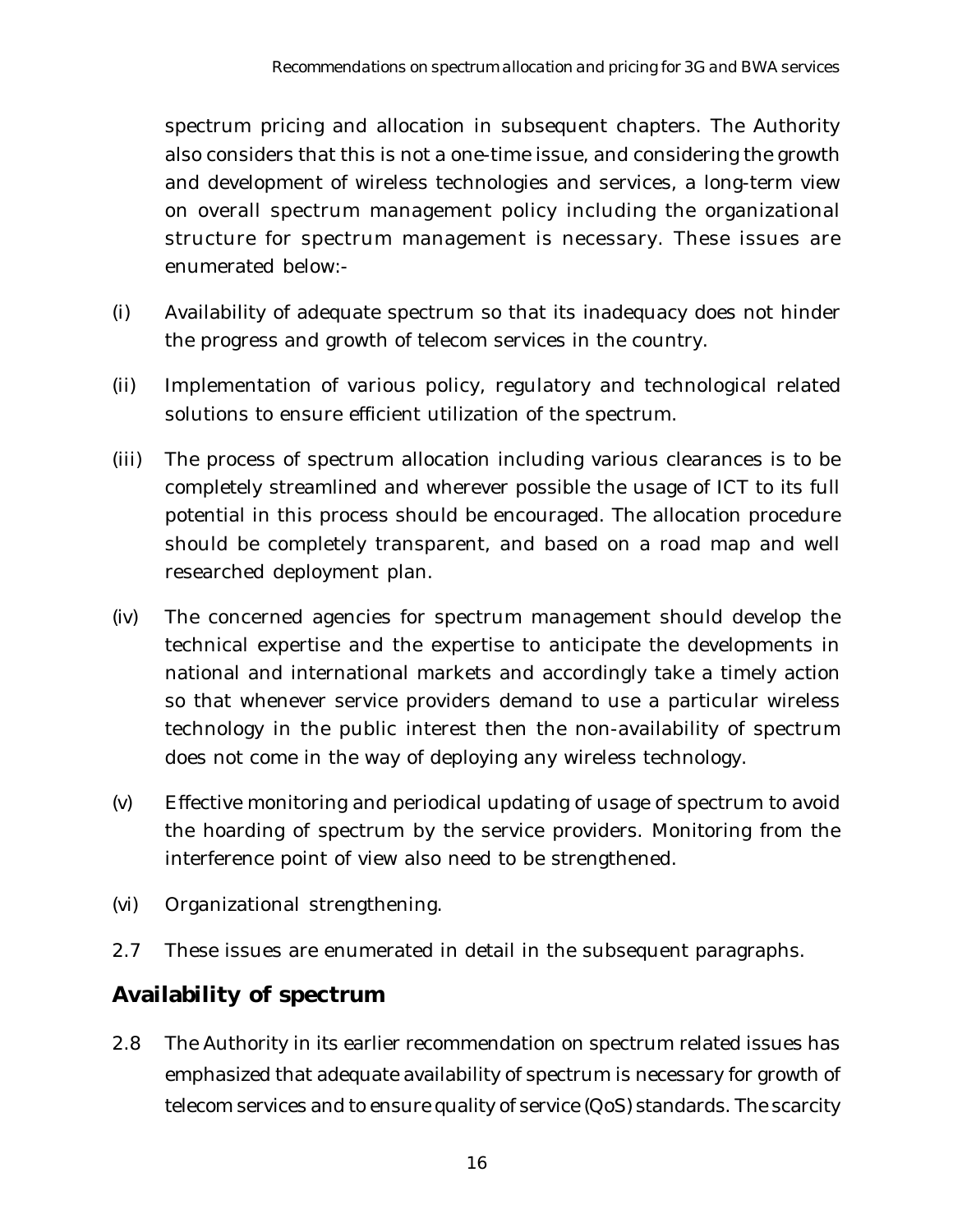spectrum pricing and allocation in subsequent chapters. The Authority also considers that this is not a one-time issue, and considering the growth and development of wireless technologies and services, a long-term view on overall spectrum management policy including the organizational structure for spectrum management is necessary. These issues are enumerated below:-

(i) Availability of adequate spectrum so that its inadequacy does not hinder the progress and growth of telecom services in the country.

(ii) Implementation of various policy, regulatory and technological related solutions to ensure efficient utilization of the spectrum.

(iii) The process of spectrum allocation including various clearances is to be completely streamlined and wherever possible the usage of ICT to its full potential in this process should be encouraged. The allocation procedure should be completely transparent, and based on a road map and well researched deployment plan.

(iv) The concerned agencies for spectrum management should develop the technical expertise and the expertise to anticipate the developments in national and international markets and accordingly take a timely action so that whenever service providers demand to use a particular wireless technology in the public interest then the non-availability of spectrum does not come in the way of deploying any wireless technology.

(v) Effective monitoring and periodical updating of usage of spectrum to avoid the hoarding of spectrum by the service providers. Monitoring from the interference point of view also need to be strengthened.

(vi) Organizational strengthening.

2.7 These issues are enumerated in detail in the subsequent paragraphs.

## Availability of spectrum

2.8 The Authority in its earlier recommendation on spectrum related issues has emphasized that adequate availability of spectrum is necessary for growth of telecom services and to ensure quality of service (QoS) standards. The scarcity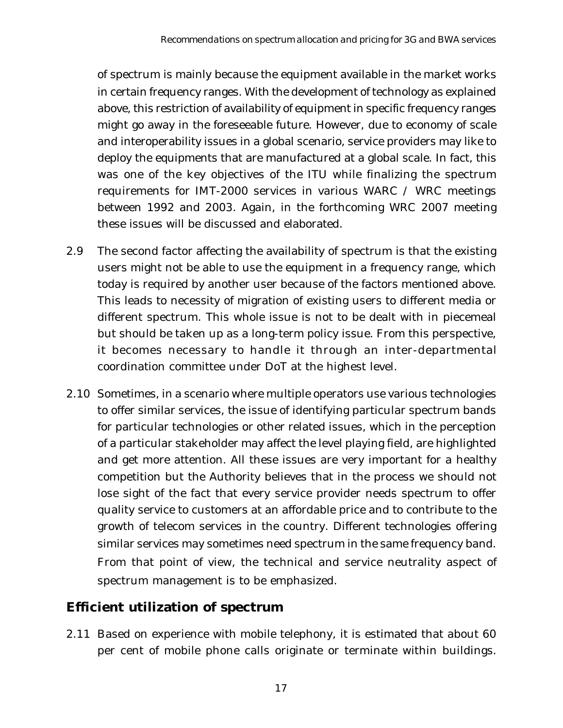of spectrum is mainly because the equipment available in the market works in certain frequency ranges. With the development of technology as explained above, this restriction of availability of equipment in specific frequency ranges might go away in the foreseeable future. However, due to economy of scale and interoperability issues in a global scenario, service providers may like to deploy the equipments that are manufactured at a global scale. In fact, this was one of the key objectives of the ITU while finalizing the spectrum requirements for IMT-2000 services in various WARC / WRC meetings between 1992 and 2003. Again, in the forthcoming WRC 2007 meeting these issues will be discussed and elaborated.

2.9 The second factor affecting the availability of spectrum is that the existing users might not be able to use the equipment in a frequency range, which today is required by another user because of the factors mentioned above. This leads to necessity of migration of existing users to different media or different spectrum. This whole issue is not to be dealt with in piecemeal but should be taken up as a long-term policy issue. From this perspective, it becomes necessary to handle it through an inter-departmental coordination committee under DoT at the highest level.

2.10 Sometimes, in a scenario where multiple operators use various technologies to offer similar services, the issue of identifying particular spectrum bands for particular technologies or other related issues, which in the perception of a particular stakeholder may affect the level playing field, are highlighted and get more attention. All these issues are very important for a healthy competition but the Authority believes that in the process we should not lose sight of the fact that every service provider needs spectrum to offer quality service to customers at an affordable price and to contribute to the growth of telecom services in the country. Different technologies offering similar services may sometimes need spectrum in the same frequency band. From that point of view, the technical and service neutrality aspect of spectrum management is to be emphasized.

## Efficient utilization of spectrum

2.11 Based on experience with mobile telephony, it is estimated that about 60 per cent of mobile phone calls originate or terminate within buildings.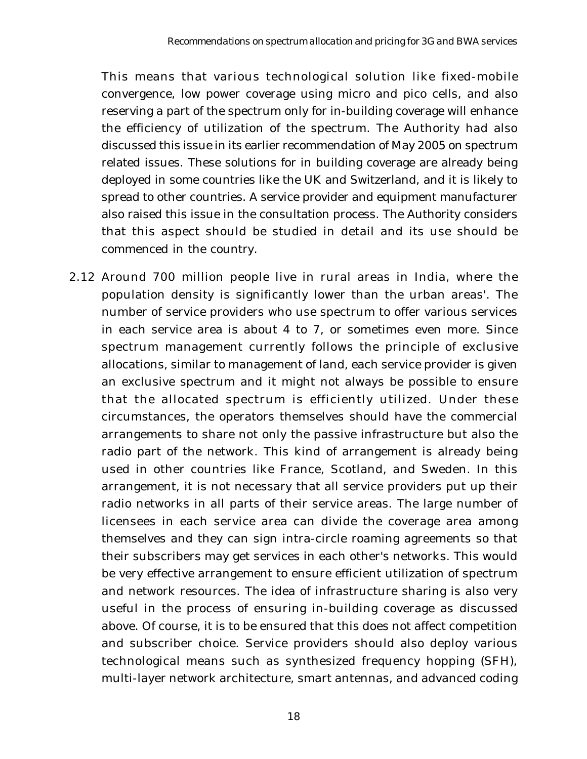This means that various technological solution like fixed-mobile convergence, low power coverage using micro and pico cells, and also reserving a part of the spectrum only for in-building coverage will enhance the efficiency of utilization of the spectrum. The Authority had also discussed this issue in its earlier recommendation of May 2005 on spectrum related issues. These solutions for in building coverage are already being deployed in some countries like the UK and Switzerland, and it is likely to spread to other countries. A service provider and equipment manufacturer also raised this issue in the consultation process. The Authority considers that this aspect should be studied in detail and its use should be commenced in the country.

2.12 Around 700 million people live in rural areas in India, where the population density is significantly lower than the urban areas'. The number of service providers who use spectrum to offer various services in each service area is about 4 to 7, or sometimes even more. Since spectrum management currently follows the principle of exclusive allocations, similar to management of land, each service provider is given an exclusive spectrum and it might not always be possible to ensure that the allocated spectrum is efficiently utilized. Under these circumstances, the operators themselves should have the commercial arrangements to share not only the passive infrastructure but also the radio part of the network. This kind of arrangement is already being used in other countries like France, Scotland, and Sweden. In this arrangement, it is not necessary that all service providers put up their radio networks in all parts of their service areas. The large number of licensees in each service area can divide the coverage area among themselves and they can sign intra-circle roaming agreements so that their subscribers may get services in each other's networks. This would be very effective arrangement to ensure efficient utilization of spectrum and network resources. The idea of infrastructure sharing is also very useful in the process of ensuring in-building coverage as discussed above. Of course, it is to be ensured that this does not affect competition and subscriber choice. Service providers should also deploy various technological means such as synthesized frequency hopping (SFH), multi-layer network architecture, smart antennas, and advanced coding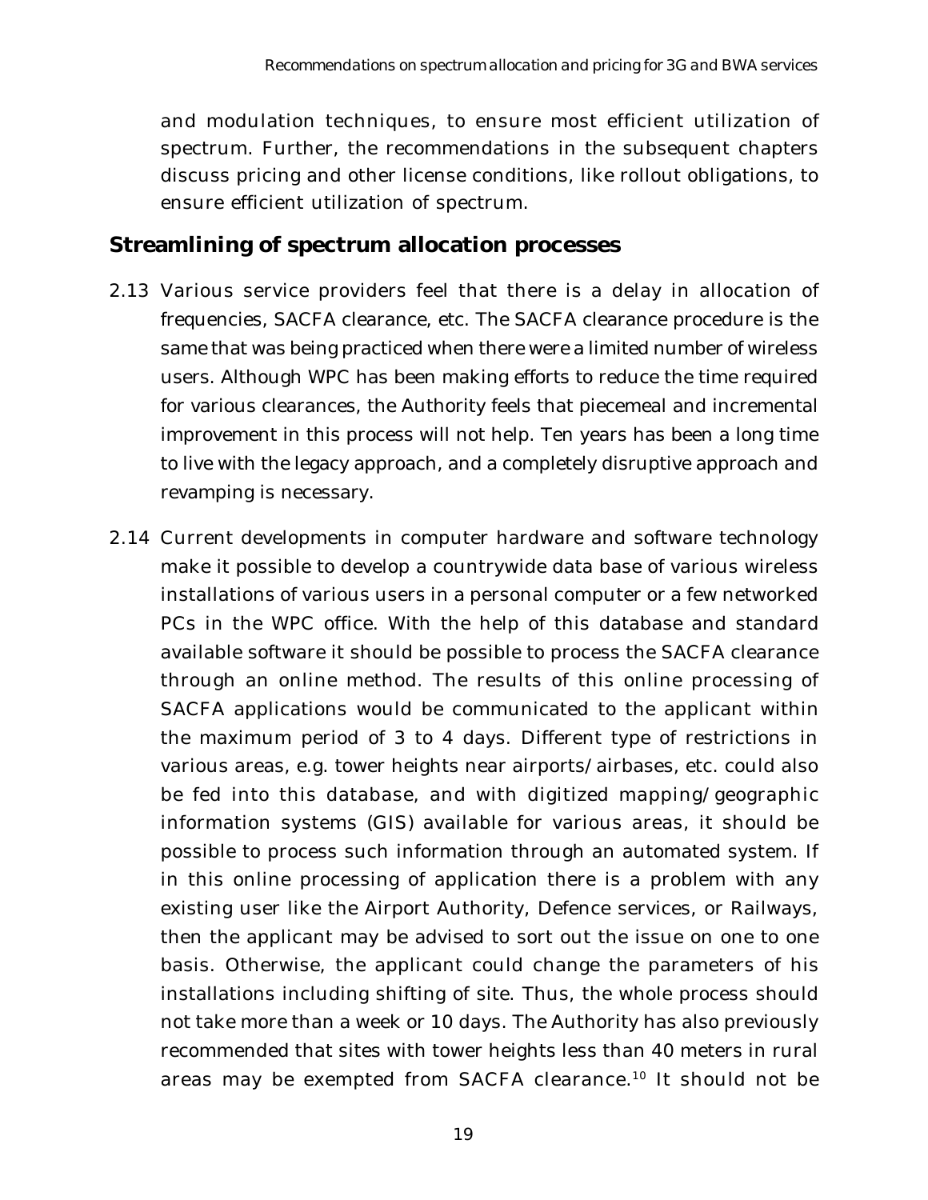and modulation techniques, to ensure most efficient utilization of spectrum. Further, the recommendations in the subsequent chapters discuss pricing and other license conditions, like rollout obligations, to ensure efficient utilization of spectrum.

## Streamlining of spectrum allocation processes

2.13 Various service providers feel that there is a delay in allocation of frequencies, SACFA clearance, etc. The SACFA clearance procedure is the same that was being practiced when there were a limited number of wireless users. Although WPC has been making efforts to reduce the time required for various clearances, the Authority feels that piecemeal and incremental improvement in this process will not help. Ten years has been a long time to live with the legacy approach, and a completely disruptive approach and revamping is necessary.

2.14 Current developments in computer hardware and software technology make it possible to develop a countrywide data base of various wireless installations of various users in a personal computer or a few networked PCs in the WPC office. With the help of this database and standard available software it should be possible to process the SACFA clearance through an online method. The results of this online processing of SACFA applications would be communicated to the applicant within the maximum period of 3 to 4 days. Different type of restrictions in various areas, e.g. tower heights near airports/airbases, etc. could also be fed into this database, and with digitized mapping/geographic information systems (GIS) available for various areas, it should be possible to process such information through an automated system. If in this online processing of application there is a problem with any existing user like the Airport Authority, Defence services, or Railways, then the applicant may be advised to sort out the issue on one to one basis. Otherwise, the applicant could change the parameters of his installations including shifting of site. Thus, the whole process should not take more than a week or 10 days. The Authority has also previously recommended that sites with tower heights less than 40 meters in rural areas may be exempted from SACFA clearance.[10] It should not be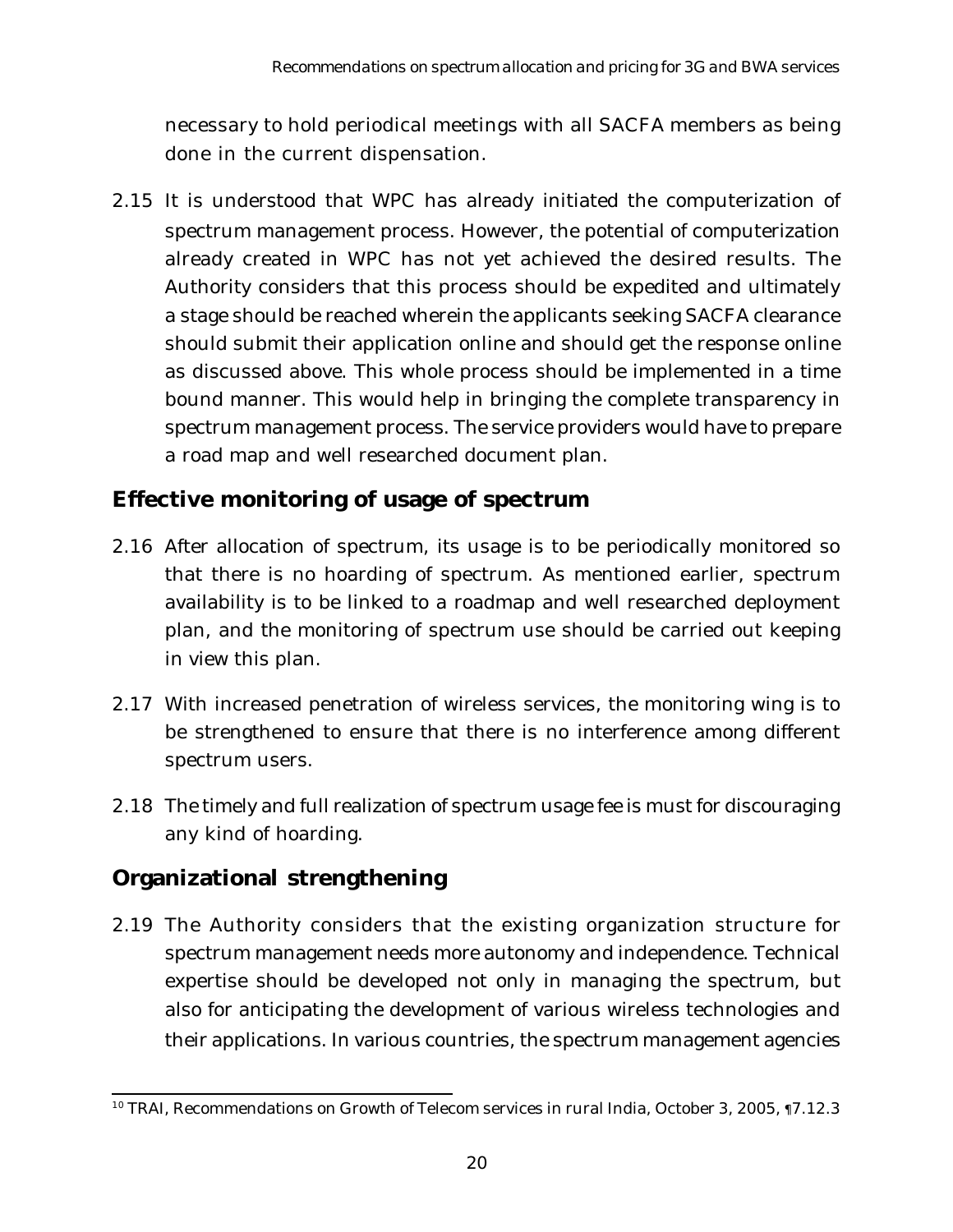necessary to hold periodical meetings with all SACFA members as being done in the current dispensation.

2.15 It is understood that WPC has already initiated the computerization of spectrum management process. However, the potential of computerization already created in WPC has not yet achieved the desired results. The Authority considers that this process should be expedited and ultimately a stage should be reached wherein the applicants seeking SACFA clearance should submit their application online and should get the response online as discussed above. This whole process should be implemented in a time bound manner. This would help in bringing the complete transparency in spectrum management process. The service providers would have to prepare a road map and well researched document plan.

## Effective monitoring of usage of spectrum

2.16 After allocation of spectrum, its usage is to be periodically monitored so that there is no hoarding of spectrum. As mentioned earlier, spectrum availability is to be linked to a roadmap and well researched deployment plan, and the monitoring of spectrum use should be carried out keeping in view this plan.

2.17 With increased penetration of wireless services, the monitoring wing is to be strengthened to ensure that there is no interference among different spectrum users.

2.18 The timely and full realization of spectrum usage fee is must for discouraging any kind of hoarding.

## Organizational strengthening

2.19 The Authority considers that the existing organization structure for spectrum management needs more autonomy and independence. Technical expertise should be developed not only in managing the spectrum, but also for anticipating the development of various wireless technologies and their applications. In various countries, the spectrum management agencies

---

[10] TRAI, Recommendations on Growth of Telecom services in rural India, October 3, 2005, ¶7.12.3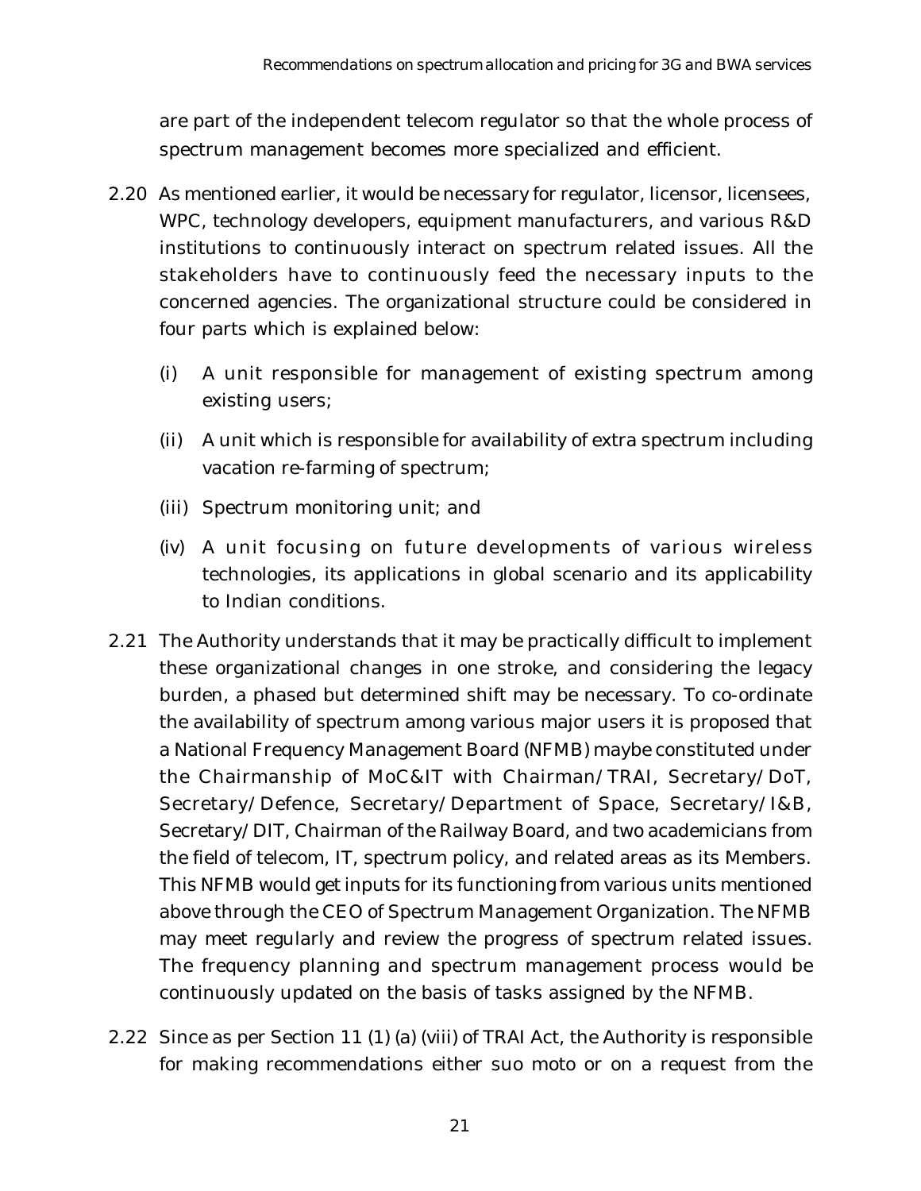are part of the independent telecom regulator so that the whole process of spectrum management becomes more specialized and efficient.

2.20 As mentioned earlier, it would be necessary for regulator, licensor, licensees, WPC, technology developers, equipment manufacturers, and various R&D institutions to continuously interact on spectrum related issues. All the stakeholders have to continuously feed the necessary inputs to the concerned agencies. The organizational structure could be considered in four parts which is explained below:

(i) A unit responsible for management of existing spectrum among existing users;

(ii) A unit which is responsible for availability of extra spectrum including vacation re-farming of spectrum;

(iii) Spectrum monitoring unit; and

(iv) A unit focusing on future developments of various wireless technologies, its applications in global scenario and its applicability to Indian conditions.

2.21 The Authority understands that it may be practically difficult to implement these organizational changes in one stroke, and considering the legacy burden, a phased but determined shift may be necessary. To co-ordinate the availability of spectrum among various major users it is proposed that a National Frequency Management Board (NFMB) maybe constituted under the Chairmanship of MoC&IT with Chairman/TRAI, Secretary/DoT, Secretary/Defence, Secretary/Department of Space, Secretary/I&B, Secretary/DIT, Chairman of the Railway Board, and two academicians from the field of telecom, IT, spectrum policy, and related areas as its Members. This NFMB would get inputs for its functioning from various units mentioned above through the CEO of Spectrum Management Organization. The NFMB may meet regularly and review the progress of spectrum related issues. The frequency planning and spectrum management process would be continuously updated on the basis of tasks assigned by the NFMB.

2.22 Since as per Section 11 (1) (a) (viii) of TRAI Act, the Authority is responsible for making recommendations either suo moto or on a request from the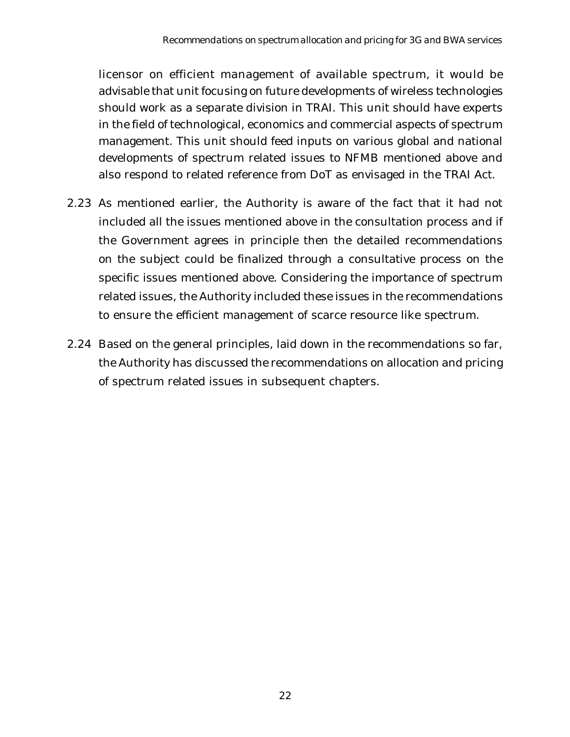licensor on efficient management of available spectrum, it would be advisable that unit focusing on future developments of wireless technologies should work as a separate division in TRAI. This unit should have experts in the field of technological, economics and commercial aspects of spectrum management. This unit should feed inputs on various global and national developments of spectrum related issues to NFMB mentioned above and also respond to related reference from DoT as envisaged in the TRAI Act.

2.23 As mentioned earlier, the Authority is aware of the fact that it had not included all the issues mentioned above in the consultation process and if the Government agrees in principle then the detailed recommendations on the subject could be finalized through a consultative process on the specific issues mentioned above. Considering the importance of spectrum related issues, the Authority included these issues in the recommendations to ensure the efficient management of scarce resource like spectrum.

2.24 Based on the general principles, laid down in the recommendations so far, the Authority has discussed the recommendations on allocation and pricing of spectrum related issues in subsequent chapters.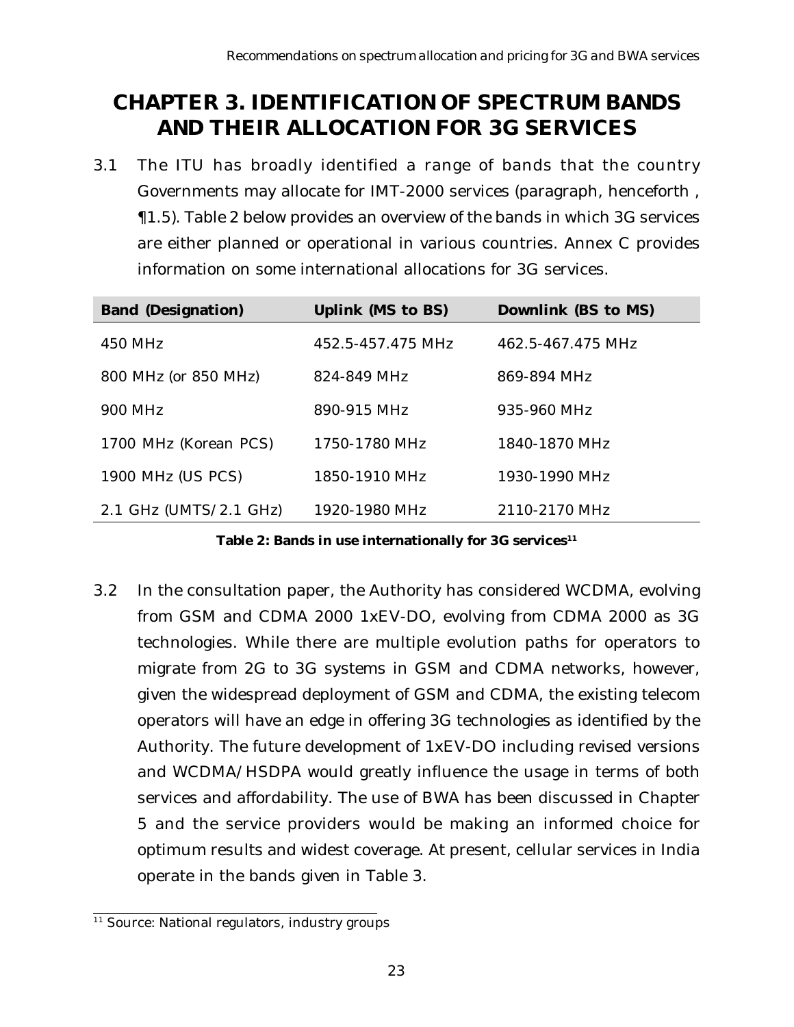# CHAPTER 3. IDENTIFICATION OF SPECTRUM BANDS AND THEIR ALLOCATION FOR 3G SERVICES

3.1 The ITU has broadly identified a range of bands that the country Governments may allocate for IMT-2000 services (paragraph, henceforth , ¶1.5). Table 2 below provides an overview of the bands in which 3G services are either planned or operational in various countries. Annex C provides information on some international allocations for 3G services.

| Band (Designation) | Uplink (MS to BS) | Downlink (BS to MS) |
|---|---|---|
| 450 MHz | 452.5-457.475 MHz | 462.5-467.475 MHz |
| 800 MHz (or 850 MHz) | 824-849 MHz | 869-894 MHz |
| 900 MHz | 890-915 MHz | 935-960 MHz |
| 1700 MHz (Korean PCS) | 1750-1780 MHz | 1840-1870 MHz |
| 1900 MHz (US PCS) | 1850-1910 MHz | 1930-1990 MHz |
| 2.1 GHz (UMTS/2.1 GHz) | 1920-1980 MHz | 2110-2170 MHz |

**Table 2: Bands in use internationally for 3G services[11]**

3.2 In the consultation paper, the Authority has considered WCDMA, evolving from GSM and CDMA 2000 1xEV-DO, evolving from CDMA 2000 as 3G technologies. While there are multiple evolution paths for operators to migrate from 2G to 3G systems in GSM and CDMA networks, however, given the widespread deployment of GSM and CDMA, the existing telecom operators will have an edge in offering 3G technologies as identified by the Authority. The future development of 1xEV-DO including revised versions and WCDMA/HSDPA would greatly influence the usage in terms of both services and affordability. The use of BWA has been discussed in Chapter 5 and the service providers would be making an informed choice for optimum results and widest coverage. At present, cellular services in India operate in the bands given in Table 3.

[11] Source: National regulators, industry groups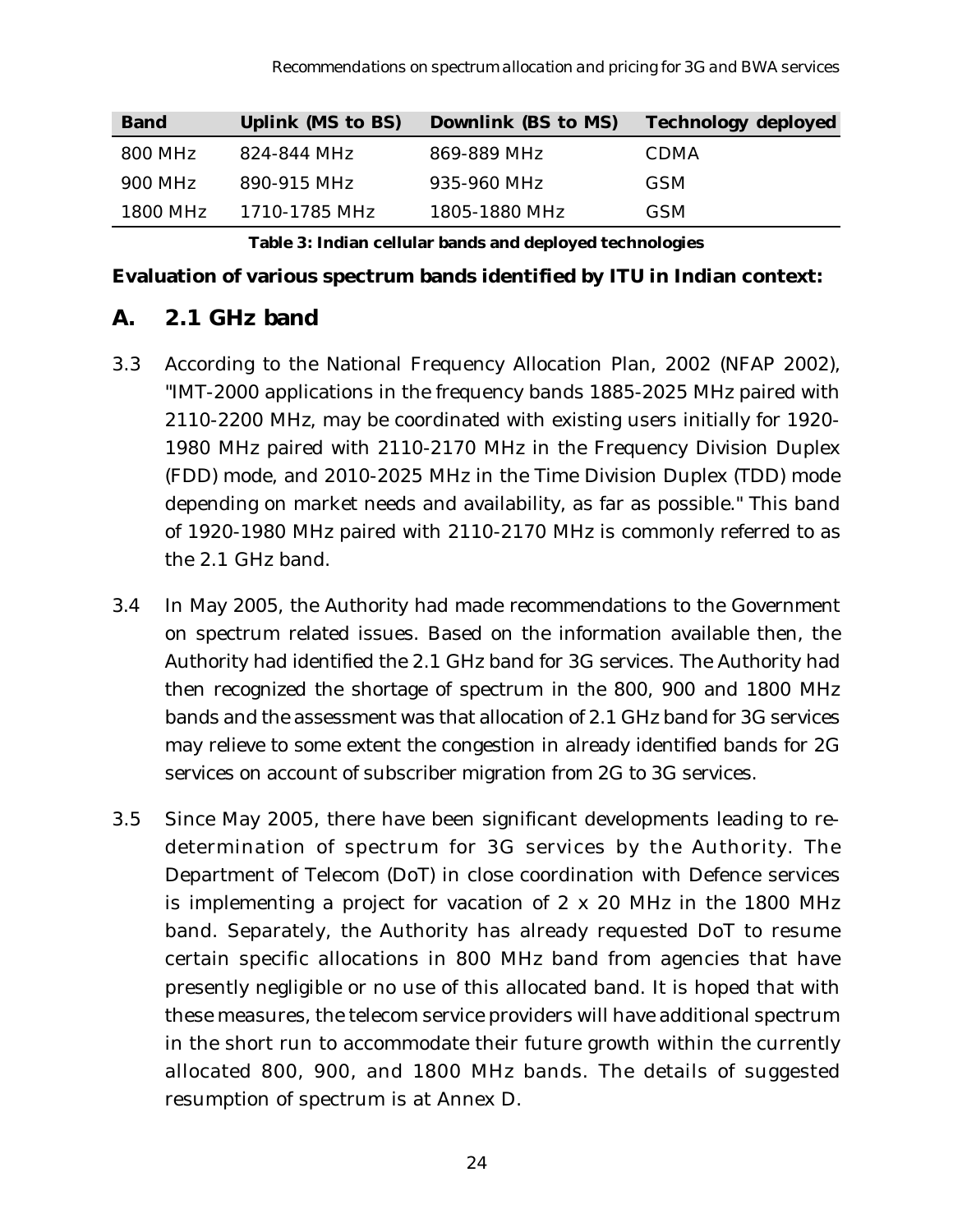| Band | Uplink (MS to BS) | Downlink (BS to MS) | Technology deployed |
|---|---|---|---|
| 800 MHz | 824-844 MHz | 869-889 MHz | CDMA |
| 900 MHz | 890-915 MHz | 935-960 MHz | GSM |
| 1800 MHz | 1710-1785 MHz | 1805-1880 MHz | GSM |

**Table 3: Indian cellular bands and deployed technologies**

**Evaluation of various spectrum bands identified by ITU in Indian context:**

## A. 2.1 GHz band

3.3 According to the National Frequency Allocation Plan, 2002 (NFAP 2002), "IMT-2000 applications in the frequency bands 1885-2025 MHz paired with 2110-2200 MHz, may be coordinated with existing users initially for 1920-1980 MHz paired with 2110-2170 MHz in the Frequency Division Duplex (FDD) mode, and 2010-2025 MHz in the Time Division Duplex (TDD) mode depending on market needs and availability, as far as possible." This band of 1920-1980 MHz paired with 2110-2170 MHz is commonly referred to as the 2.1 GHz band.

3.4 In May 2005, the Authority had made recommendations to the Government on spectrum related issues. Based on the information available then, the Authority had identified the 2.1 GHz band for 3G services. The Authority had then recognized the shortage of spectrum in the 800, 900 and 1800 MHz bands and the assessment was that allocation of 2.1 GHz band for 3G services may relieve to some extent the congestion in already identified bands for 2G services on account of subscriber migration from 2G to 3G services.

3.5 Since May 2005, there have been significant developments leading to re-determination of spectrum for 3G services by the Authority. The Department of Telecom (DoT) in close coordination with Defence services is implementing a project for vacation of 2 x 20 MHz in the 1800 MHz band. Separately, the Authority has already requested DoT to resume certain specific allocations in 800 MHz band from agencies that have presently negligible or no use of this allocated band. It is hoped that with these measures, the telecom service providers will have additional spectrum in the short run to accommodate their future growth within the currently allocated 800, 900, and 1800 MHz bands. The details of suggested resumption of spectrum is at Annex D.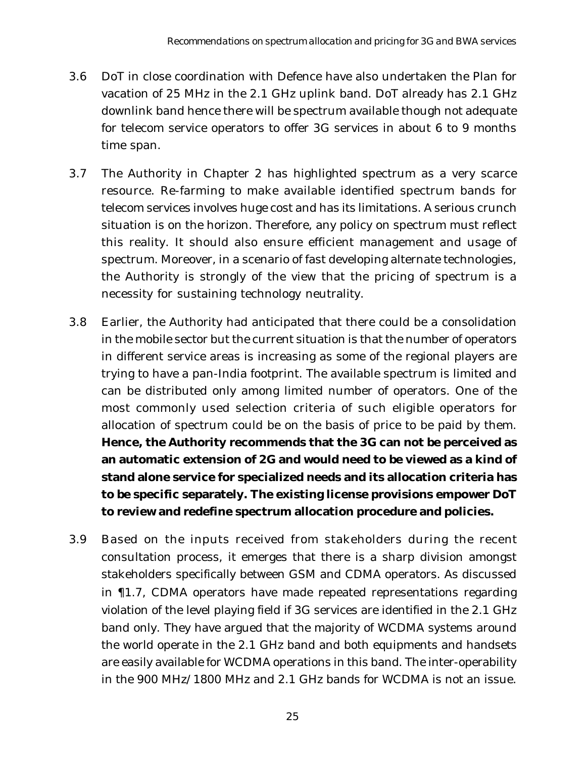3.6 DoT in close coordination with Defence have also undertaken the Plan for vacation of 25 MHz in the 2.1 GHz uplink band. DoT already has 2.1 GHz downlink band hence there will be spectrum available though not adequate for telecom service operators to offer 3G services in about 6 to 9 months time span.

3.7 The Authority in Chapter 2 has highlighted spectrum as a very scarce resource. Re-farming to make available identified spectrum bands for telecom services involves huge cost and has its limitations. A serious crunch situation is on the horizon. Therefore, any policy on spectrum must reflect this reality. It should also ensure efficient management and usage of spectrum. Moreover, in a scenario of fast developing alternate technologies, the Authority is strongly of the view that the pricing of spectrum is a necessity for sustaining technology neutrality.

3.8 Earlier, the Authority had anticipated that there could be a consolidation in the mobile sector but the current situation is that the number of operators in different service areas is increasing as some of the regional players are trying to have a pan-India footprint. The available spectrum is limited and can be distributed only among limited number of operators. One of the most commonly used selection criteria of such eligible operators for allocation of spectrum could be on the basis of price to be paid by them. **Hence, the Authority recommends that the 3G can not be perceived as an automatic extension of 2G and would need to be viewed as a kind of stand alone service for specialized needs and its allocation criteria has to be specific separately. The existing license provisions empower DoT to review and redefine spectrum allocation procedure and policies.**

3.9 Based on the inputs received from stakeholders during the recent consultation process, it emerges that there is a sharp division amongst stakeholders specifically between GSM and CDMA operators. As discussed in ¶1.7, CDMA operators have made repeated representations regarding violation of the level playing field if 3G services are identified in the 2.1 GHz band only. They have argued that the majority of WCDMA systems around the world operate in the 2.1 GHz band and both equipments and handsets are easily available for WCDMA operations in this band. The inter-operability in the 900 MHz/1800 MHz and 2.1 GHz bands for WCDMA is not an issue.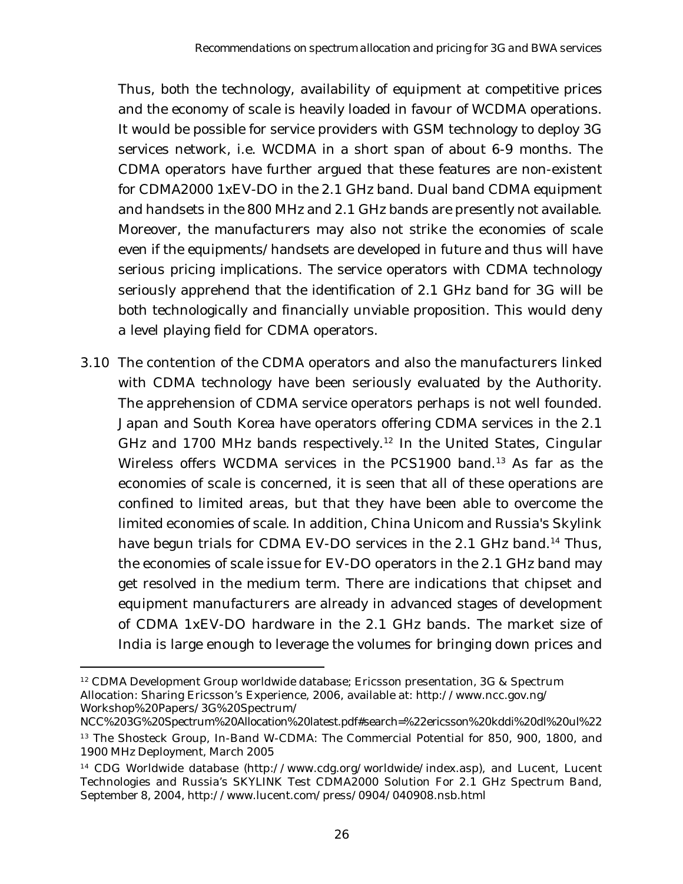Thus, both the technology, availability of equipment at competitive prices and the economy of scale is heavily loaded in favour of WCDMA operations. It would be possible for service providers with GSM technology to deploy 3G services network, i.e. WCDMA in a short span of about 6-9 months. The CDMA operators have further argued that these features are non-existent for CDMA2000 1xEV-DO in the 2.1 GHz band. Dual band CDMA equipment and handsets in the 800 MHz and 2.1 GHz bands are presently not available. Moreover, the manufacturers may also not strike the economies of scale even if the equipments/handsets are developed in future and thus will have serious pricing implications. The service operators with CDMA technology seriously apprehend that the identification of 2.1 GHz band for 3G will be both technologically and financially unviable proposition. This would deny a level playing field for CDMA operators.

3.10 The contention of the CDMA operators and also the manufacturers linked with CDMA technology have been seriously evaluated by the Authority. The apprehension of CDMA service operators perhaps is not well founded. Japan and South Korea have operators offering CDMA services in the 2.1 GHz and 1700 MHz bands respectively.[12] In the United States, Cingular Wireless offers WCDMA services in the PCS1900 band.[13] As far as the economies of scale is concerned, it is seen that all of these operations are confined to limited areas, but that they have been able to overcome the limited economies of scale. In addition, China Unicom and Russia's Skylink have begun trials for CDMA EV-DO services in the 2.1 GHz band.[14] Thus, the economies of scale issue for EV-DO operators in the 2.1 GHz band may get resolved in the medium term. There are indications that chipset and equipment manufacturers are already in advanced stages of development of CDMA 1xEV-DO hardware in the 2.1 GHz bands. The market size of India is large enough to leverage the volumes for bringing down prices and

---

[12] CDMA Development Group worldwide database; Ericsson presentation, 3G & Spectrum Allocation: Sharing Ericsson's Experience, 2006, available at: http://www.ncc.gov.ng/Workshop%20Papers/3G%20Spectrum/NCC%203G%20Spectrum%20Allocation%20latest.pdf#search=%22ericsson%20kddi%20dl%20ul%22

[13] The Shosteck Group, In-Band W-CDMA: The Commercial Potential for 850, 900, 1800, and 1900 MHz Deployment, March 2005

[14] CDG Worldwide database (http://www.cdg.org/worldwide/index.asp), and Lucent, Lucent Technologies and Russia's SKYLINK Test CDMA2000 Solution For 2.1 GHz Spectrum Band, September 8, 2004, http://www.lucent.com/press/0904/040908.nsb.html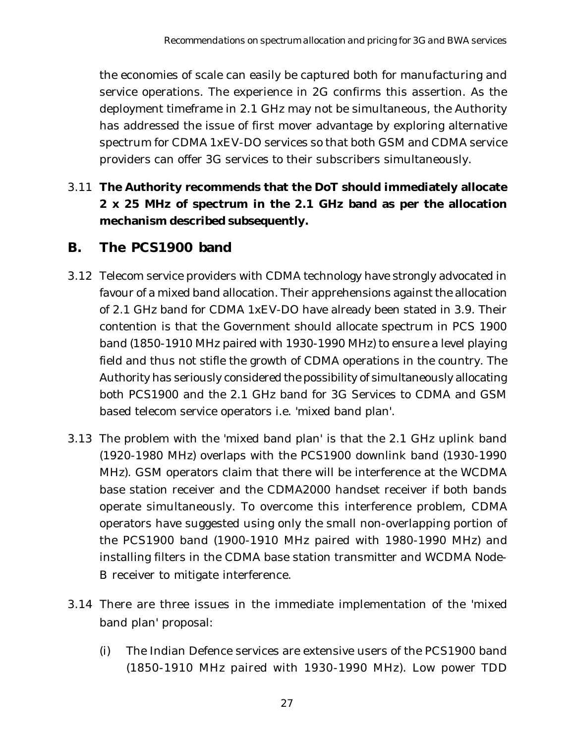the economies of scale can easily be captured both for manufacturing and service operations. The experience in 2G confirms this assertion. As the deployment timeframe in 2.1 GHz may not be simultaneous, the Authority has addressed the issue of first mover advantage by exploring alternative spectrum for CDMA 1xEV-DO services so that both GSM and CDMA service providers can offer 3G services to their subscribers simultaneously.

3.11 **The Authority recommends that the DoT should immediately allocate 2 x 25 MHz of spectrum in the 2.1 GHz band as per the allocation mechanism described subsequently.**

## B. The PCS1900 band

3.12 Telecom service providers with CDMA technology have strongly advocated in favour of a mixed band allocation. Their apprehensions against the allocation of 2.1 GHz band for CDMA 1xEV-DO have already been stated in 3.9. Their contention is that the Government should allocate spectrum in PCS 1900 band (1850-1910 MHz paired with 1930-1990 MHz) to ensure a level playing field and thus not stifle the growth of CDMA operations in the country. The Authority has seriously considered the possibility of simultaneously allocating both PCS1900 and the 2.1 GHz band for 3G Services to CDMA and GSM based telecom service operators i.e. 'mixed band plan'.

3.13 The problem with the 'mixed band plan' is that the 2.1 GHz uplink band (1920-1980 MHz) overlaps with the PCS1900 downlink band (1930-1990 MHz). GSM operators claim that there will be interference at the WCDMA base station receiver and the CDMA2000 handset receiver if both bands operate simultaneously. To overcome this interference problem, CDMA operators have suggested using only the small non-overlapping portion of the PCS1900 band (1900-1910 MHz paired with 1980-1990 MHz) and installing filters in the CDMA base station transmitter and WCDMA Node-B receiver to mitigate interference.

3.14 There are three issues in the immediate implementation of the 'mixed band plan' proposal:

(i) The Indian Defence services are extensive users of the PCS1900 band (1850-1910 MHz paired with 1930-1990 MHz). Low power TDD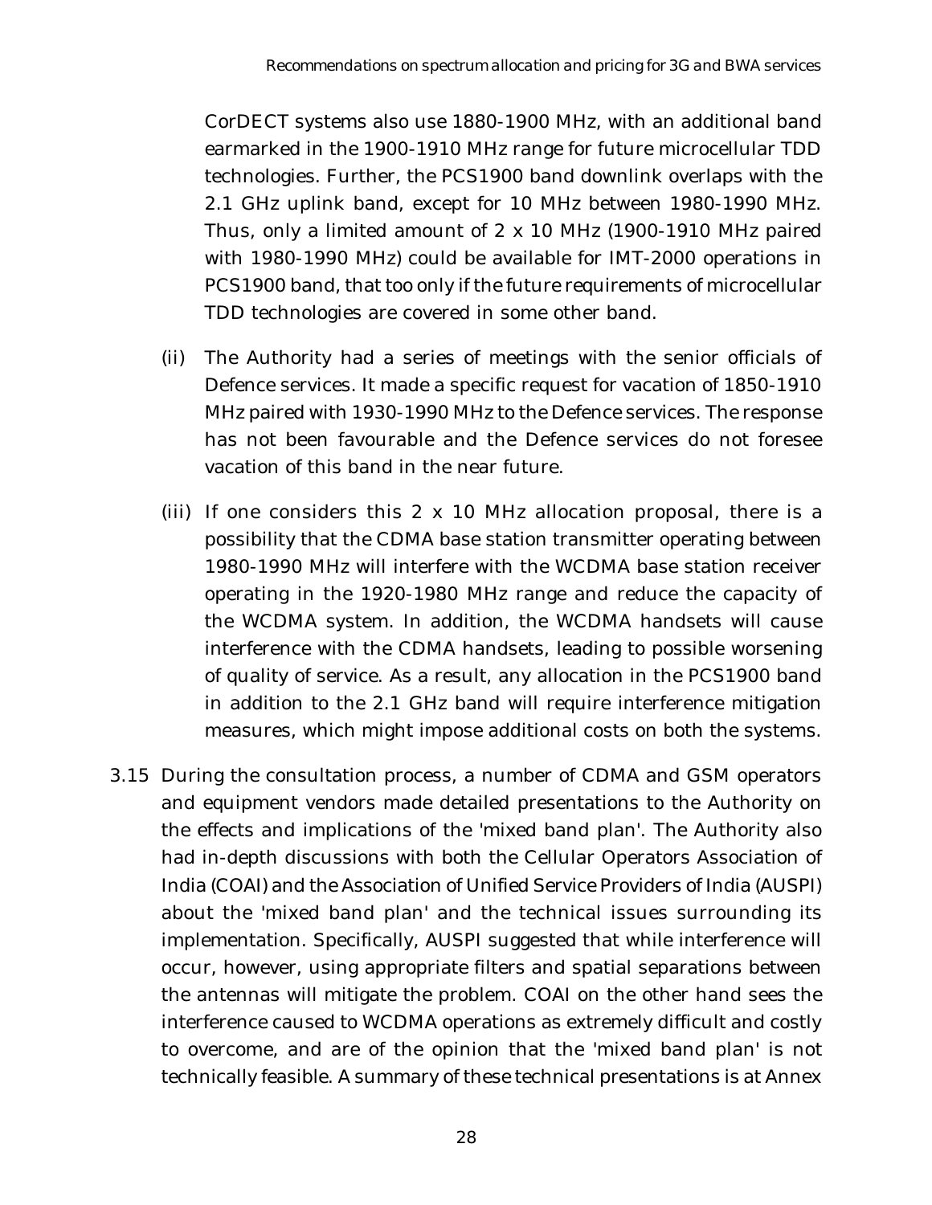CorDECT systems also use 1880-1910 MHz, with an additional band earmarked in the 1900-1910 MHz range for future microcellular TDD technologies. Further, the PCS1900 band downlink overlaps with the 2.1 GHz uplink band, except for 10 MHz between 1980-1990 MHz. Thus, only a limited amount of 2 x 10 MHz (1900-1910 MHz paired with 1980-1990 MHz) could be available for IMT-2000 operations in PCS1900 band, that too only if the future requirements of microcellular TDD technologies are covered in some other band.

(ii) The Authority had a series of meetings with the senior officials of Defence services. It made a specific request for vacation of 1850-1910 MHz paired with 1930-1990 MHz to the Defence services. The response has not been favourable and the Defence services do not foresee vacation of this band in the near future.

(iii) If one considers this 2 x 10 MHz allocation proposal, there is a possibility that the CDMA base station transmitter operating between 1980-1990 MHz will interfere with the WCDMA base station receiver operating in the 1920-1980 MHz range and reduce the capacity of the WCDMA system. In addition, the WCDMA handsets will cause interference with the CDMA handsets, leading to possible worsening of quality of service. As a result, any allocation in the PCS1900 band in addition to the 2.1 GHz band will require interference mitigation measures, which might impose additional costs on both the systems.

3.15 During the consultation process, a number of CDMA and GSM operators and equipment vendors made detailed presentations to the Authority on the effects and implications of the 'mixed band plan'. The Authority also had in-depth discussions with both the Cellular Operators Association of India (COAI) and the Association of Unified Service Providers of India (AUSPI) about the 'mixed band plan' and the technical issues surrounding its implementation. Specifically, AUSPI suggested that while interference will occur, however, using appropriate filters and spatial separations between the antennas will mitigate the problem. COAI on the other hand sees the interference caused to WCDMA operations as extremely difficult and costly to overcome, and are of the opinion that the 'mixed band plan' is not technically feasible. A summary of these technical presentations is at Annex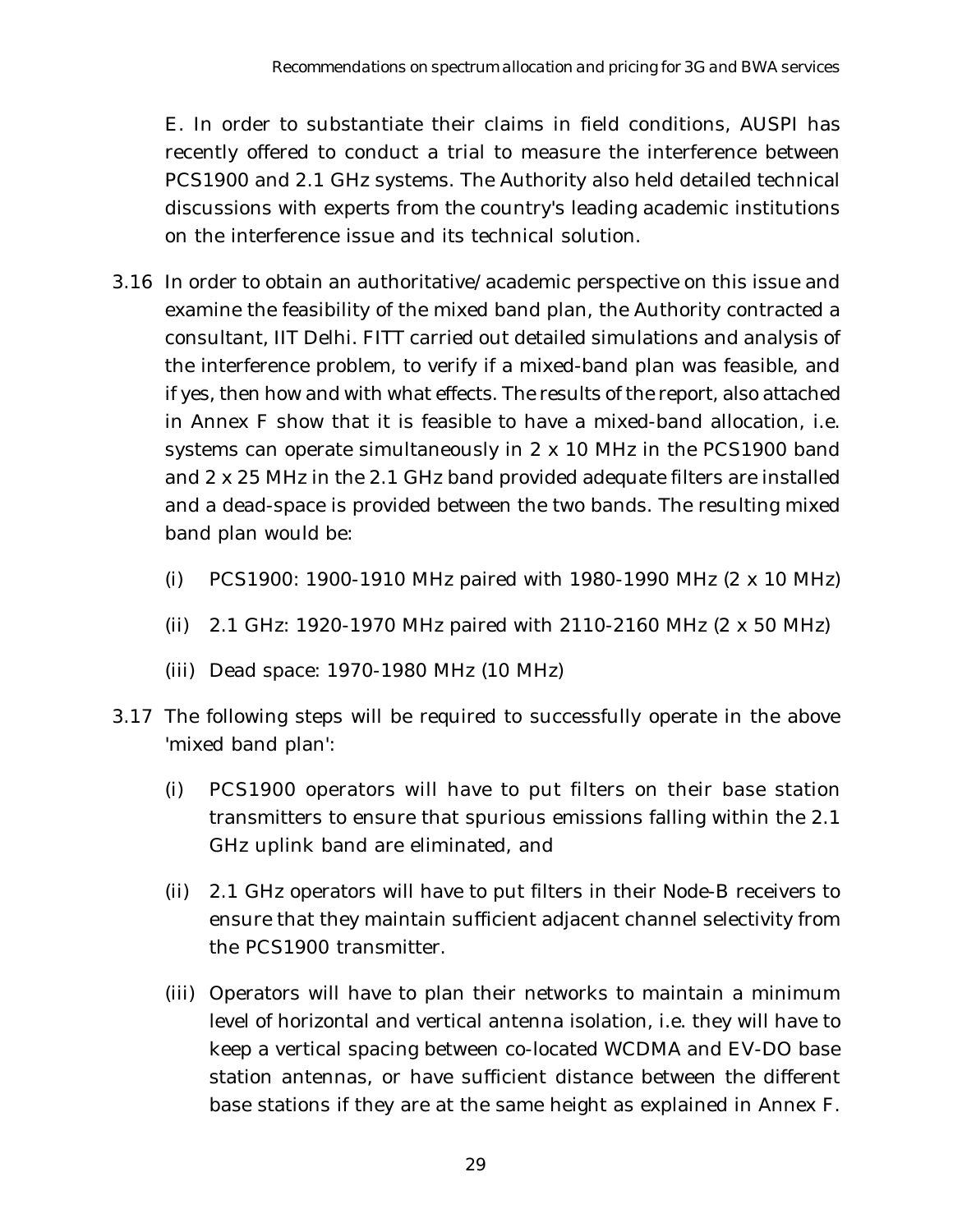E. In order to substantiate their claims in field conditions, AUSPI has recently offered to conduct a trial to measure the interference between PCS1900 and 2.1 GHz systems. The Authority also held detailed technical discussions with experts from the country's leading academic institutions on the interference issue and its technical solution.

3.16 In order to obtain an authoritative/academic perspective on this issue and examine the feasibility of the mixed band plan, the Authority contracted a consultant, IIT Delhi. FITT carried out detailed simulations and analysis of the interference problem, to verify if a mixed-band plan was feasible, and if yes, then how and with what effects. The results of the report, also attached in Annex F show that it is feasible to have a mixed-band allocation, i.e. systems can operate simultaneously in 2 x 10 MHz in the PCS1900 band and 2 x 25 MHz in the 2.1 GHz band provided adequate filters are installed and a dead-space is provided between the two bands. The resulting mixed band plan would be:

- (i) PCS1900: 1900-1910 MHz paired with 1980-1990 MHz (2 x 10 MHz)
- (ii) 2.1 GHz: 1920-1970 MHz paired with 2110-2160 MHz (2 x 50 MHz)
- (iii) Dead space: 1970-1980 MHz (10 MHz)

3.17 The following steps will be required to successfully operate in the above 'mixed band plan':

- (i) PCS1900 operators will have to put filters on their base station transmitters to ensure that spurious emissions falling within the 2.1 GHz uplink band are eliminated, and
- (ii) 2.1 GHz operators will have to put filters in their Node-B receivers to ensure that they maintain sufficient adjacent channel selectivity from the PCS1900 transmitter.
- (iii) Operators will have to plan their networks to maintain a minimum level of horizontal and vertical antenna isolation, i.e. they will have to keep a vertical spacing between co-located WCDMA and EV-DO base station antennas, or have sufficient distance between the different base stations if they are at the same height as explained in Annex F.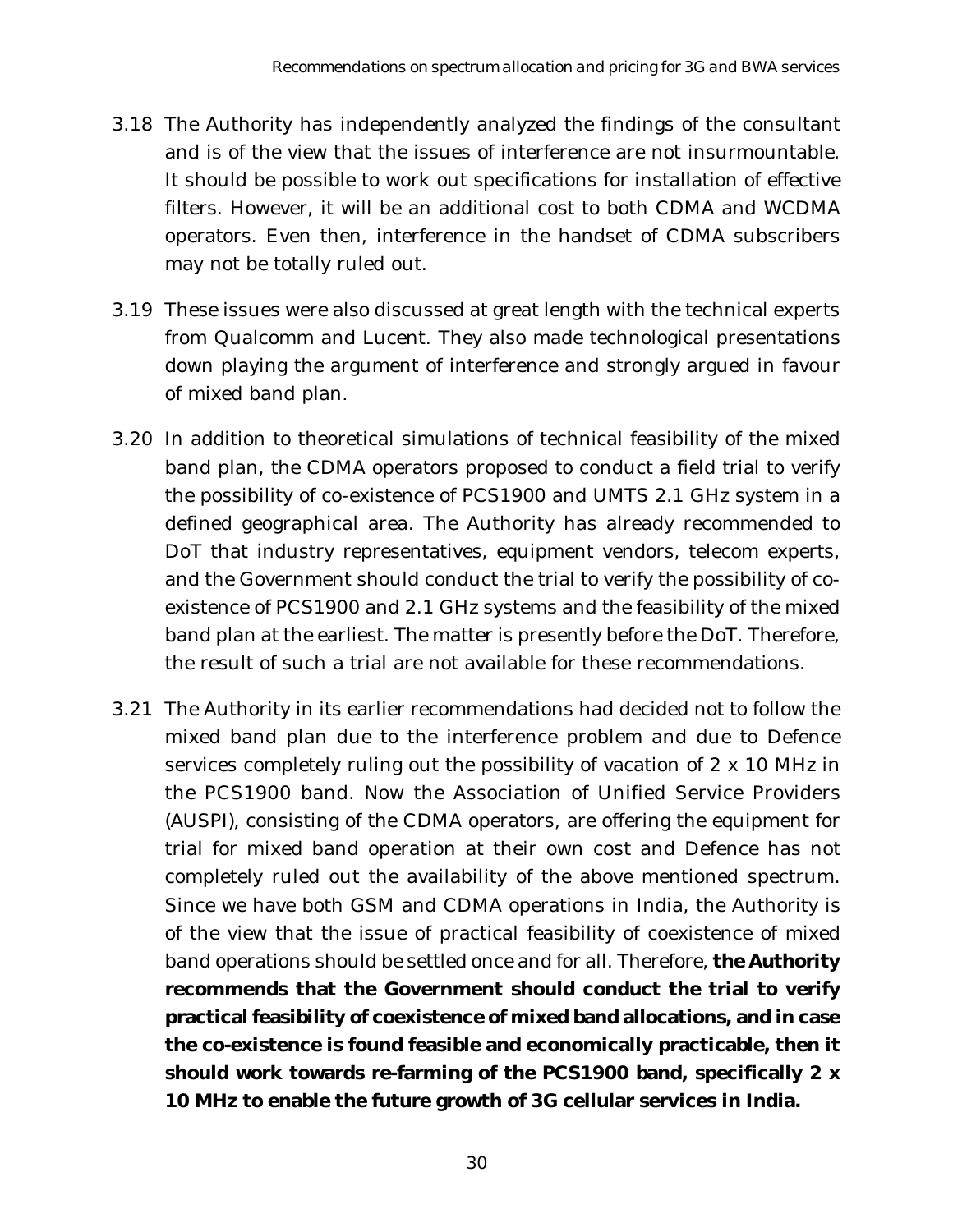3.18 The Authority has independently analyzed the findings of the consultant and is of the view that the issues of interference are not insurmountable. It should be possible to work out specifications for installation of effective filters. However, it will be an additional cost to both CDMA and WCDMA operators. Even then, interference in the handset of CDMA subscribers may not be totally ruled out.

3.19 These issues were also discussed at great length with the technical experts from Qualcomm and Lucent. They also made technological presentations down playing the argument of interference and strongly argued in favour of mixed band plan.

3.20 In addition to theoretical simulations of technical feasibility of the mixed band plan, the CDMA operators proposed to conduct a field trial to verify the possibility of co-existence of PCS1900 and UMTS 2.1 GHz system in a defined geographical area. The Authority has already recommended to DoT that industry representatives, equipment vendors, telecom experts, and the Government should conduct the trial to verify the possibility of co-existence of PCS1900 and 2.1 GHz systems and the feasibility of the mixed band plan at the earliest. The matter is presently before the DoT. Therefore, the result of such a trial are not available for these recommendations.

3.21 The Authority in its earlier recommendations had decided not to follow the mixed band plan due to the interference problem and due to Defence services completely ruling out the possibility of vacation of 2 x 10 MHz in the PCS1900 band. Now the Association of Unified Service Providers (AUSPI), consisting of the CDMA operators, are offering the equipment for trial for mixed band operation at their own cost and Defence has not completely ruled out the availability of the above mentioned spectrum. Since we have both GSM and CDMA operations in India, the Authority is of the view that the issue of practical feasibility of coexistence of mixed band operations should be settled once and for all. Therefore, **the Authority recommends that the Government should conduct the trial to verify practical feasibility of coexistence of mixed band allocations, and in case the co-existence is found feasible and economically practicable, then it should work towards re-farming of the PCS1900 band, specifically 2 x 10 MHz to enable the future growth of 3G cellular services in India.**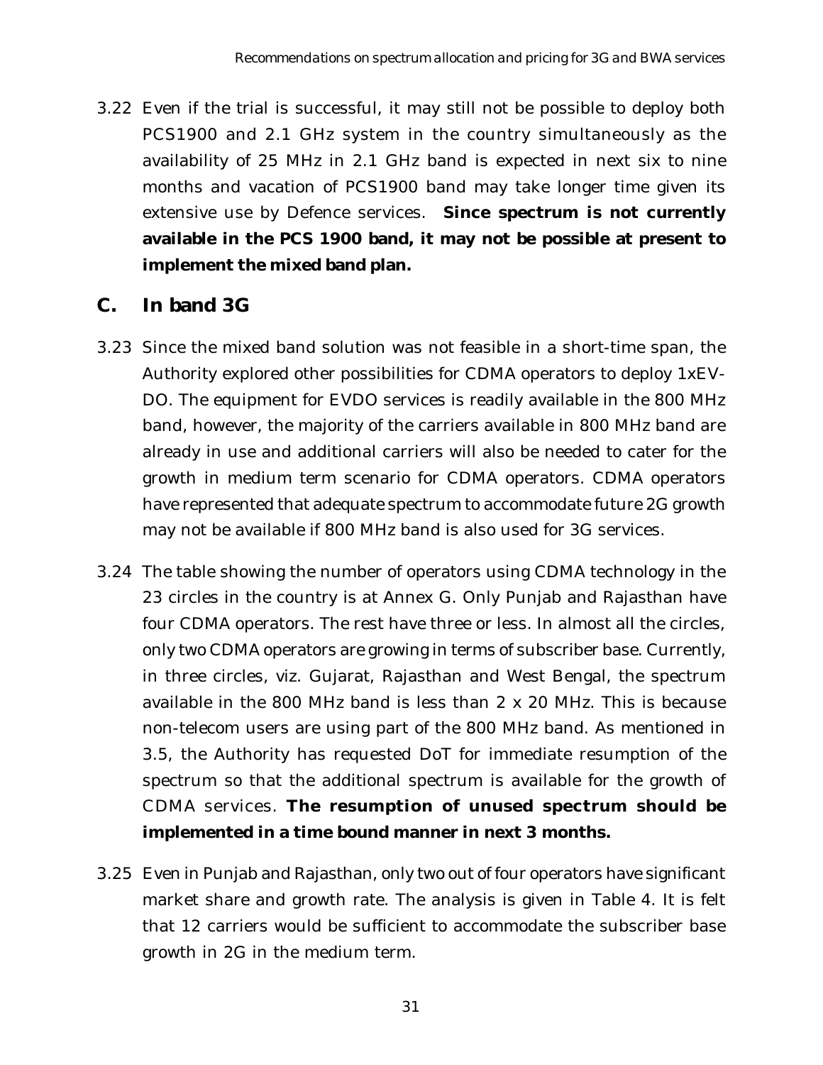3.22 Even if the trial is successful, it may still not be possible to deploy both PCS1900 and 2.1 GHz system in the country simultaneously as the availability of 25 MHz in 2.1 GHz band is expected in next six to nine months and vacation of PCS1900 band may take longer time given its extensive use by Defence services. **Since spectrum is not currently available in the PCS 1900 band, it may not be possible at present to implement the mixed band plan.**

## C. In band 3G

3.23 Since the mixed band solution was not feasible in a short-time span, the Authority explored other possibilities for CDMA operators to deploy 1xEV-DO. The equipment for EVDO services is readily available in the 800 MHz band, however, the majority of the carriers available in 800 MHz band are already in use and additional carriers will also be needed to cater for the growth in medium term scenario for CDMA operators. CDMA operators have represented that adequate spectrum to accommodate future 2G growth may not be available if 800 MHz band is also used for 3G services.

3.24 The table showing the number of operators using CDMA technology in the 23 circles in the country is at Annex G. Only Punjab and Rajasthan have four CDMA operators. The rest have three or less. In almost all the circles, only two CDMA operators are growing in terms of subscriber base. Currently, in three circles, viz. Gujarat, Rajasthan and West Bengal, the spectrum available in the 800 MHz band is less than 2 x 20 MHz. This is because non-telecom users are using part of the 800 MHz band. As mentioned in 3.5, the Authority has requested DoT for immediate resumption of the spectrum so that the additional spectrum is available for the growth of CDMA services. **The resumption of unused spectrum should be implemented in a time bound manner in next 3 months.**

3.25 Even in Punjab and Rajasthan, only two out of four operators have significant market share and growth rate. The analysis is given in Table 4. It is felt that 12 carriers would be sufficient to accommodate the subscriber base growth in 2G in the medium term.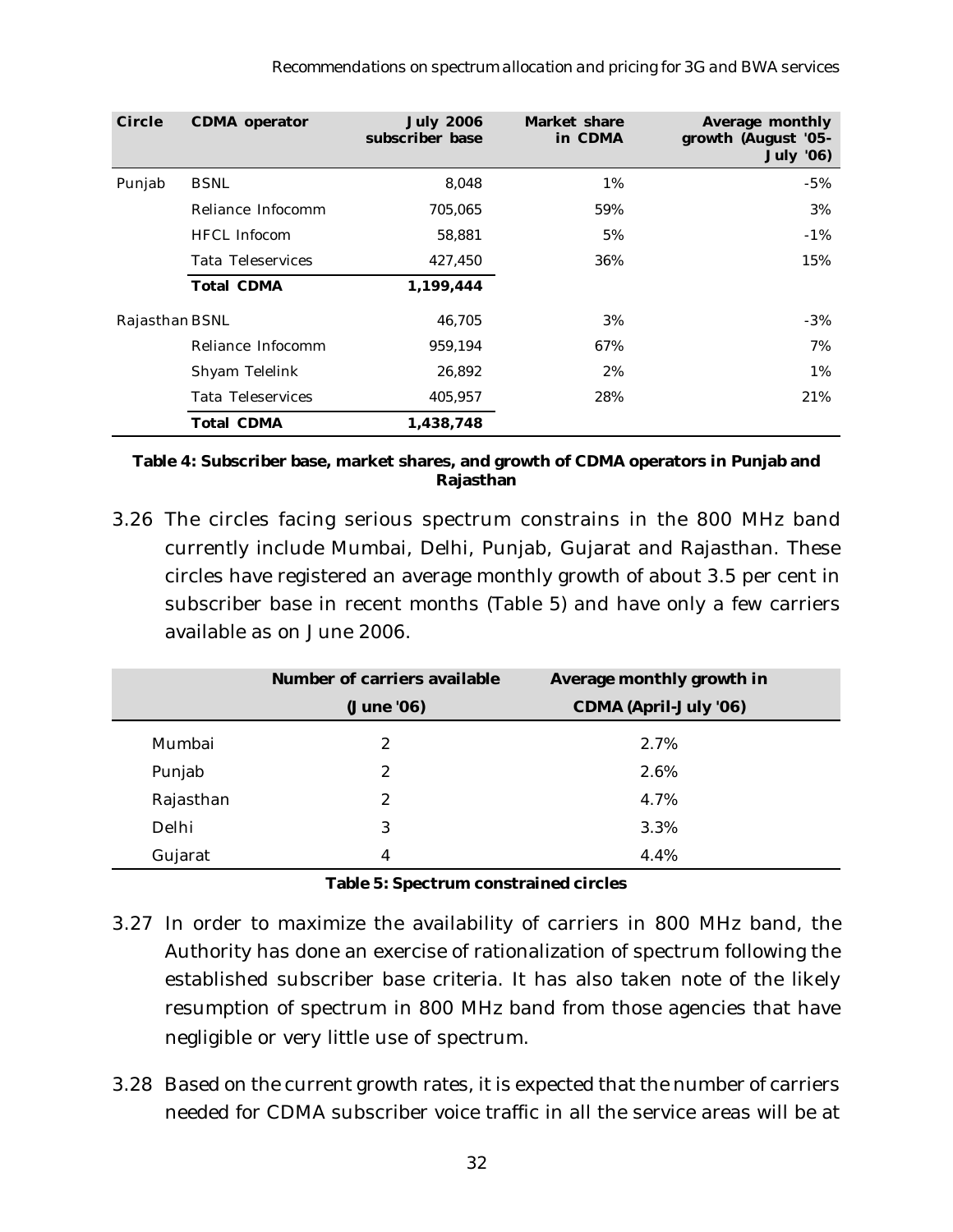| Circle | CDMA operator | July 2006 subscriber base | Market share in CDMA | Average monthly growth (August '05-July '06) |
|---|---|---|---|---|
| Punjab | BSNL | 8,048 | 1% | -5% |
| | Reliance Infocomm | 705,065 | 59% | 3% |
| | HFCL Infocom | 58,881 | 5% | -1% |
| | Tata Teleservices | 427,450 | 36% | 15% |
| | **Total CDMA** | **1,199,444** | | |
| Rajasthan | BSNL | 46,705 | 3% | -3% |
| | Reliance Infocomm | 959,194 | 67% | 7% |
| | Shyam Telelink | 26,892 | 2% | 1% |
| | Tata Teleservices | 405,957 | 28% | 21% |
| | **Total CDMA** | **1,438,748** | | |

**Table 4: Subscriber base, market shares, and growth of CDMA operators in Punjab and Rajasthan**

3.26 The circles facing serious spectrum constrains in the 800 MHz band currently include Mumbai, Delhi, Punjab, Gujarat and Rajasthan. These circles have registered an average monthly growth of about 3.5 per cent in subscriber base in recent months (Table 5) and have only a few carriers available as on June 2006.

| | Number of carriers available (June '06) | Average monthly growth in CDMA (April-July '06) |
|---|---|---|
| Mumbai | 2 | 2.7% |
| Punjab | 2 | 2.6% |
| Rajasthan | 2 | 4.7% |
| Delhi | 3 | 3.3% |
| Gujarat | 4 | 4.4% |

**Table 5: Spectrum constrained circles**

3.27 In order to maximize the availability of carriers in 800 MHz band, the Authority has done an exercise of rationalization of spectrum following the established subscriber base criteria. It has also taken note of the likely resumption of spectrum in 800 MHz band from those agencies that have negligible or very little use of spectrum.

3.28 Based on the current growth rates, it is expected that the number of carriers needed for CDMA subscriber voice traffic in all the service areas will be at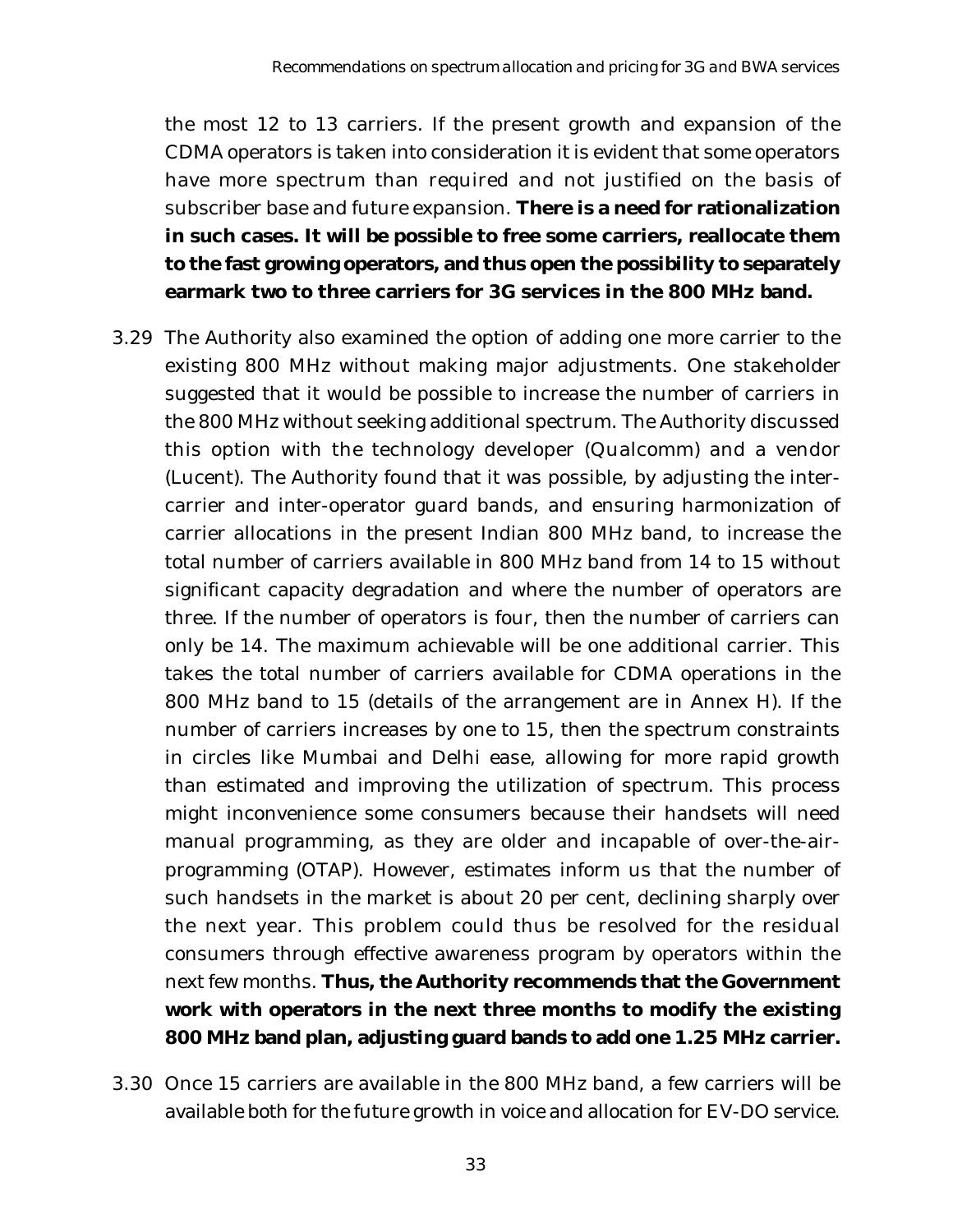the most 12 to 13 carriers. If the present growth and expansion of the CDMA operators is taken into consideration it is evident that some operators have more spectrum than required and not justified on the basis of subscriber base and future expansion. **There is a need for rationalization in such cases. It will be possible to free some carriers, reallocate them to the fast growing operators, and thus open the possibility to separately earmark two to three carriers for 3G services in the 800 MHz band.**

3.29 The Authority also examined the option of adding one more carrier to the existing 800 MHz without making major adjustments. One stakeholder suggested that it would be possible to increase the number of carriers in the 800 MHz without seeking additional spectrum. The Authority discussed this option with the technology developer (Qualcomm) and a vendor (Lucent). The Authority found that it was possible, by adjusting the inter-carrier and inter-operator guard bands, and ensuring harmonization of carrier allocations in the present Indian 800 MHz band, to increase the total number of carriers available in 800 MHz band from 14 to 15 without significant capacity degradation and where the number of operators are three. If the number of operators is four, then the number of carriers can only be 14. The maximum achievable will be one additional carrier. This takes the total number of carriers available for CDMA operations in the 800 MHz band to 15 (details of the arrangement are in Annex H). If the number of carriers increases by one to 15, then the spectrum constraints in circles like Mumbai and Delhi ease, allowing for more rapid growth than estimated and improving the utilization of spectrum. This process might inconvenience some consumers because their handsets will need manual programming, as they are older and incapable of over-the-air-programming (OTAP). However, estimates inform us that the number of such handsets in the market is about 20 per cent, declining sharply over the next year. This problem could thus be resolved for the residual consumers through effective awareness program by operators within the next few months. **Thus, the Authority recommends that the Government work with operators in the next three months to modify the existing 800 MHz band plan, adjusting guard bands to add one 1.25 MHz carrier.**

3.30 Once 15 carriers are available in the 800 MHz band, a few carriers will be available both for the future growth in voice and allocation for EV-DO service.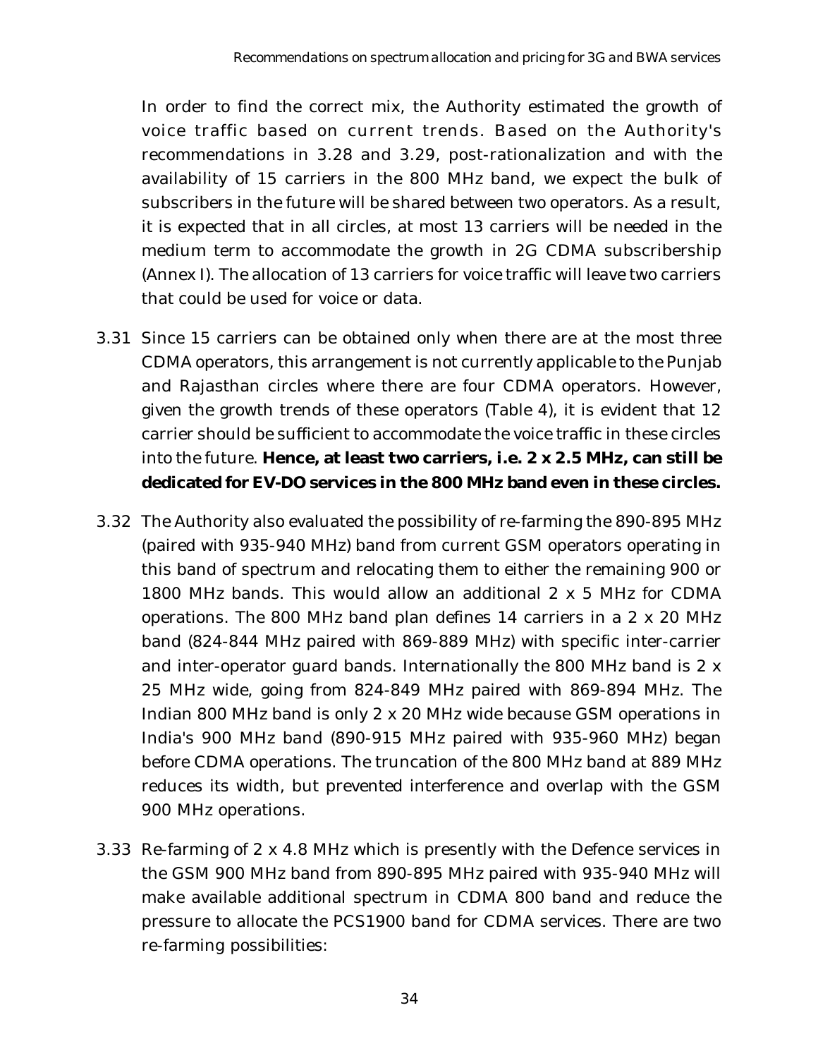In order to find the correct mix, the Authority estimated the growth of voice traffic based on current trends. Based on the Authority's recommendations in 3.28 and 3.29, post-rationalization and with the availability of 15 carriers in the 800 MHz band, we expect the bulk of subscribers in the future will be shared between two operators. As a result, it is expected that in all circles, at most 13 carriers will be needed in the medium term to accommodate the growth in 2G CDMA subscribership (Annex I). The allocation of 13 carriers for voice traffic will leave two carriers that could be used for voice or data.

3.31 Since 15 carriers can be obtained only when there are at the most three CDMA operators, this arrangement is not currently applicable to the Punjab and Rajasthan circles where there are four CDMA operators. However, given the growth trends of these operators (Table 4), it is evident that 12 carrier should be sufficient to accommodate the voice traffic in these circles into the future. **Hence, at least two carriers, i.e. 2 x 2.5 MHz, can still be dedicated for EV-DO services in the 800 MHz band even in these circles.**

3.32 The Authority also evaluated the possibility of re-farming the 890-895 MHz (paired with 935-940 MHz) band from current GSM operators operating in this band of spectrum and relocating them to either the remaining 900 or 1800 MHz bands. This would allow an additional 2 x 5 MHz for CDMA operations. The 800 MHz band plan defines 14 carriers in a 2 x 20 MHz band (824-844 MHz paired with 869-889 MHz) with specific inter-carrier and inter-operator guard bands. Internationally the 800 MHz band is 2 x 25 MHz wide, going from 824-849 MHz paired with 869-894 MHz. The Indian 800 MHz band is only 2 x 20 MHz wide because GSM operations in India's 900 MHz band (890-915 MHz paired with 935-960 MHz) began before CDMA operations. The truncation of the 800 MHz band at 889 MHz reduces its width, but prevented interference and overlap with the GSM 900 MHz operations.

3.33 Re-farming of 2 x 4.8 MHz which is presently with the Defence services in the GSM 900 MHz band from 890-895 MHz paired with 935-940 MHz will make available additional spectrum in CDMA 800 band and reduce the pressure to allocate the PCS1900 band for CDMA services. There are two re-farming possibilities: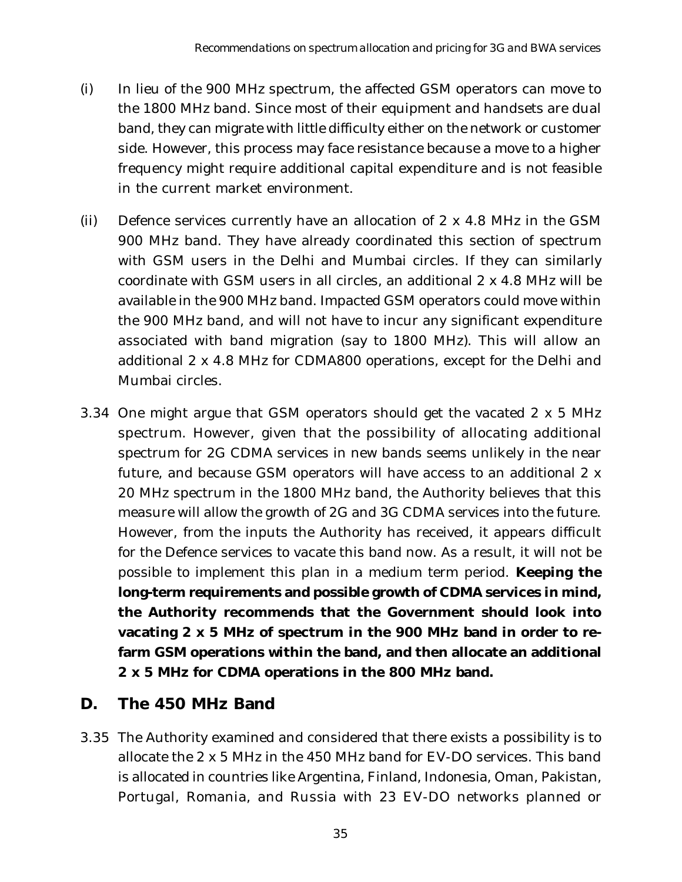(i) In lieu of the 900 MHz spectrum, the affected GSM operators can move to the 1800 MHz band. Since most of their equipment and handsets are dual band, they can migrate with little difficulty either on the network or customer side. However, this process may face resistance because a move to a higher frequency might require additional capital expenditure and is not feasible in the current market environment.

(ii) Defence services currently have an allocation of 2 x 4.8 MHz in the GSM 900 MHz band. They have already coordinated this section of spectrum with GSM users in the Delhi and Mumbai circles. If they can similarly coordinate with GSM users in all circles, an additional 2 x 4.8 MHz will be available in the 900 MHz band. Impacted GSM operators could move within the 900 MHz band, and will not have to incur any significant expenditure associated with band migration (say to 1800 MHz). This will allow an additional 2 x 4.8 MHz for CDMA800 operations, except for the Delhi and Mumbai circles.

3.34 One might argue that GSM operators should get the vacated 2 x 5 MHz spectrum. However, given that the possibility of allocating additional spectrum for 2G CDMA services in new bands seems unlikely in the near future, and because GSM operators will have access to an additional 2 x 20 MHz spectrum in the 1800 MHz band, the Authority believes that this measure will allow the growth of 2G and 3G CDMA services into the future. However, from the inputs the Authority has received, it appears difficult for the Defence services to vacate this band now. As a result, it will not be possible to implement this plan in a medium term period. **Keeping the long-term requirements and possible growth of CDMA services in mind, the Authority recommends that the Government should look into vacating 2 x 5 MHz of spectrum in the 900 MHz band in order to re-farm GSM operations within the band, and then allocate an additional 2 x 5 MHz for CDMA operations in the 800 MHz band.**

## D. The 450 MHz Band

3.35 The Authority examined and considered that there exists a possibility is to allocate the 2 x 5 MHz in the 450 MHz band for EV-DO services. This band is allocated in countries like Argentina, Finland, Indonesia, Oman, Pakistan, Portugal, Romania, and Russia with 23 EV-DO networks planned or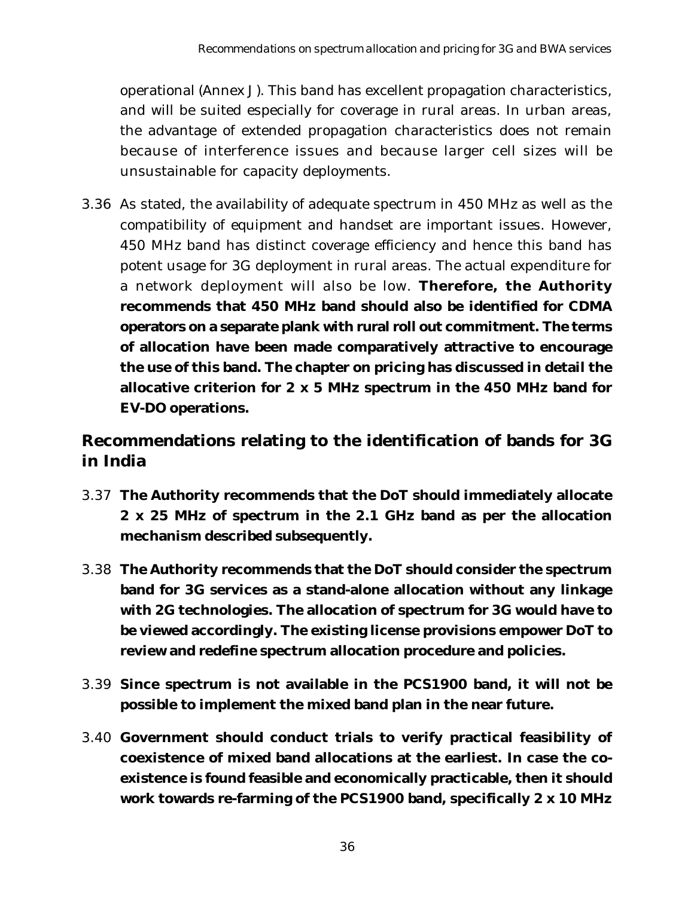operational (Annex J). This band has excellent propagation characteristics, and will be suited especially for coverage in rural areas. In urban areas, the advantage of extended propagation characteristics does not remain because of interference issues and because larger cell sizes will be unsustainable for capacity deployments.

3.36 As stated, the availability of adequate spectrum in 450 MHz as well as the compatibility of equipment and handset are important issues. However, 450 MHz band has distinct coverage efficiency and hence this band has potent usage for 3G deployment in rural areas. The actual expenditure for a network deployment will also be low. **Therefore, the Authority recommends that 450 MHz band should also be identified for CDMA operators on a separate plank with rural roll out commitment. The terms of allocation have been made comparatively attractive to encourage the use of this band. The chapter on pricing has discussed in detail the allocative criterion for 2 x 5 MHz spectrum in the 450 MHz band for EV-DO operations.**

## Recommendations relating to the identification of bands for 3G in India

3.37 **The Authority recommends that the DoT should immediately allocate 2 x 25 MHz of spectrum in the 2.1 GHz band as per the allocation mechanism described subsequently.**

3.38 **The Authority recommends that the DoT should consider the spectrum band for 3G services as a stand-alone allocation without any linkage with 2G technologies. The allocation of spectrum for 3G would have to be viewed accordingly. The existing license provisions empower DoT to review and redefine spectrum allocation procedure and policies.**

3.39 **Since spectrum is not available in the PCS1900 band, it will not be possible to implement the mixed band plan in the near future.**

3.40 **Government should conduct trials to verify practical feasibility of coexistence of mixed band allocations at the earliest. In case the co-existence is found feasible and economically practicable, then it should work towards re-farming of the PCS1900 band, specifically 2 x 10 MHz**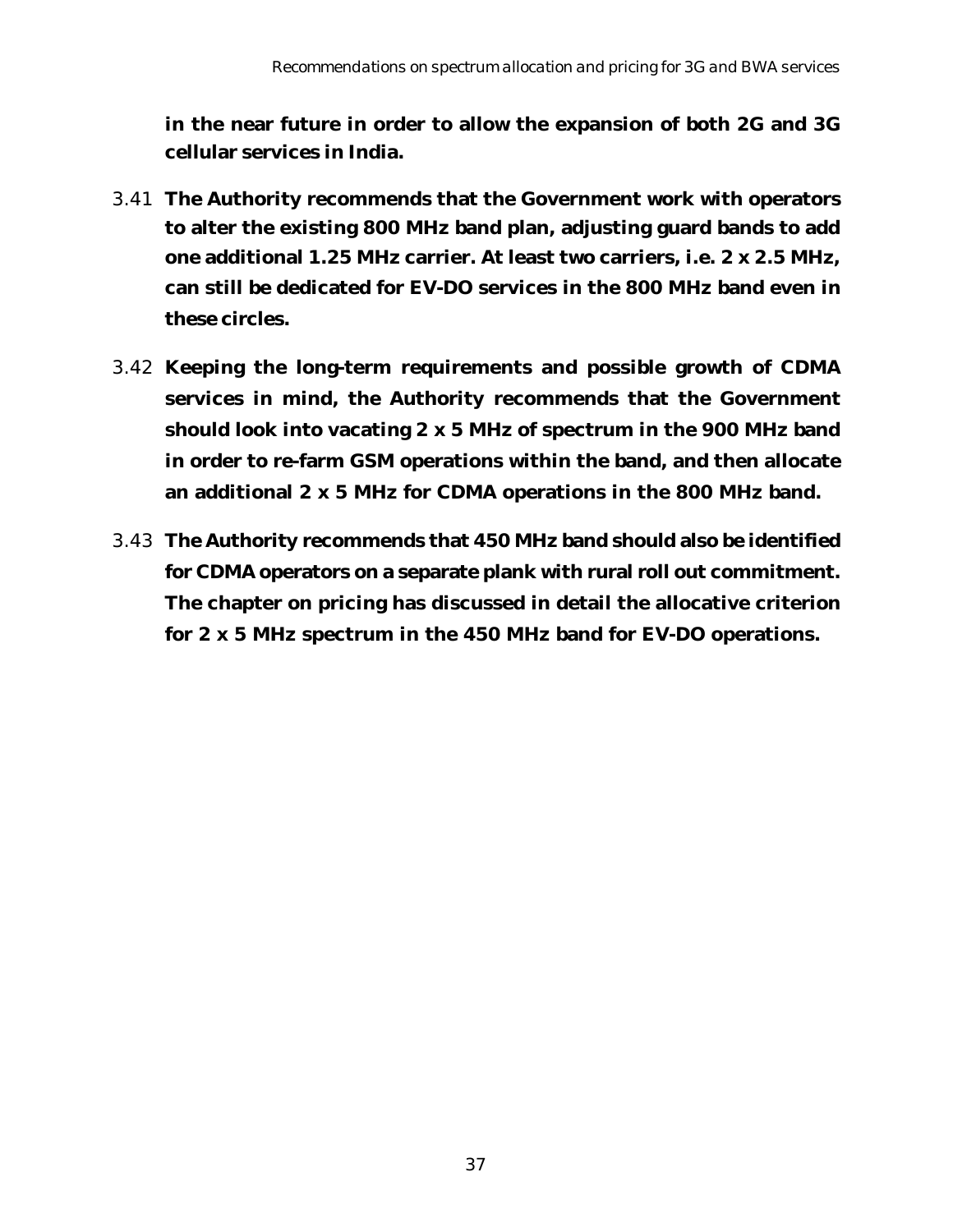**in the near future in order to allow the expansion of both 2G and 3G cellular services in India.**

3.41 **The Authority recommends that the Government work with operators to alter the existing 800 MHz band plan, adjusting guard bands to add one additional 1.25 MHz carrier. At least two carriers, i.e. 2 x 2.5 MHz, can still be dedicated for EV-DO services in the 800 MHz band even in these circles.**

3.42 **Keeping the long-term requirements and possible growth of CDMA services in mind, the Authority recommends that the Government should look into vacating 2 x 5 MHz of spectrum in the 900 MHz band in order to re-farm GSM operations within the band, and then allocate an additional 2 x 5 MHz for CDMA operations in the 800 MHz band.**

3.43 **The Authority recommends that 450 MHz band should also be identified for CDMA operators on a separate plank with rural roll out commitment. The chapter on pricing has discussed in detail the allocative criterion for 2 x 5 MHz spectrum in the 450 MHz band for EV-DO operations.**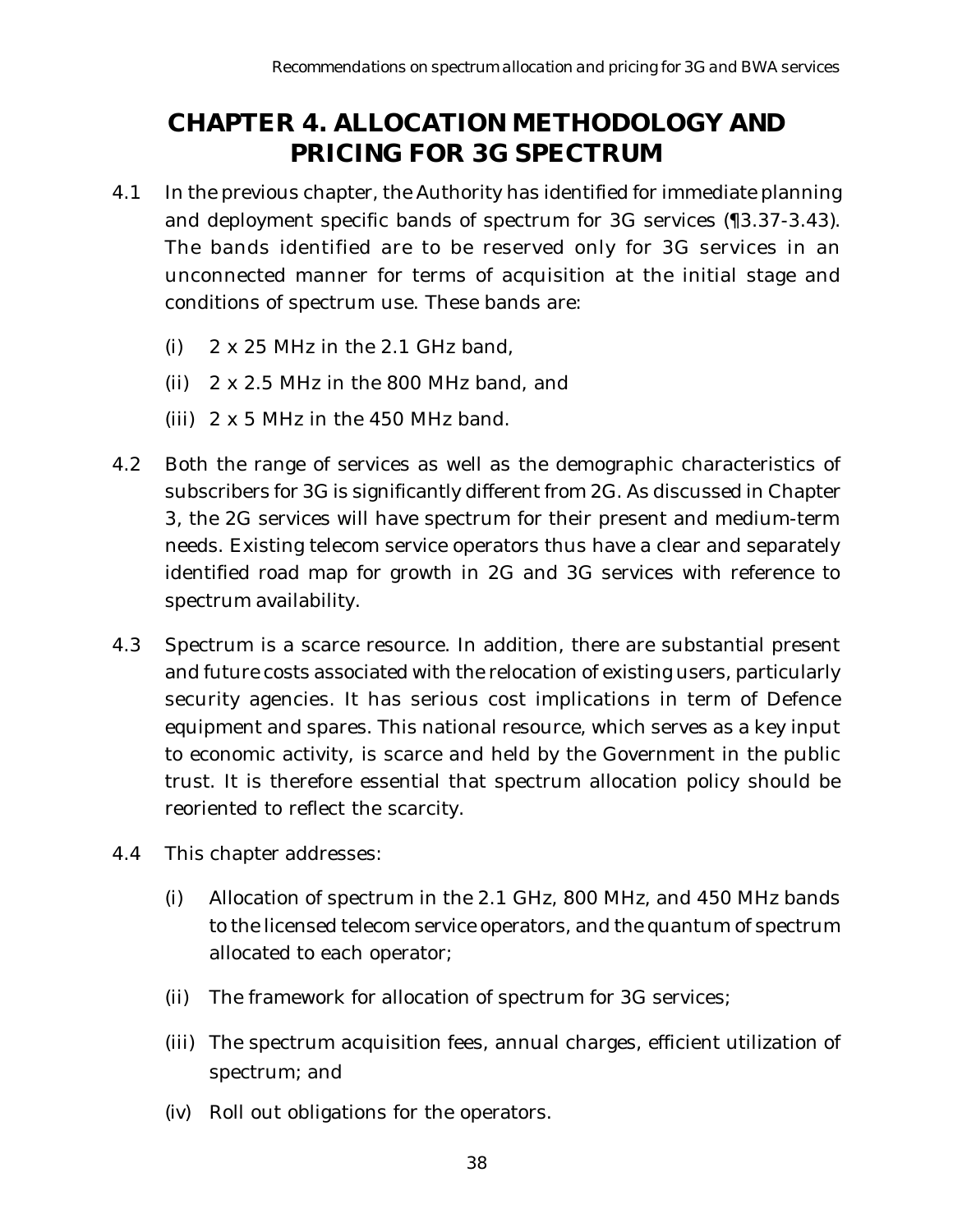# CHAPTER 4. ALLOCATION METHODOLOGY AND PRICING FOR 3G SPECTRUM

4.1 In the previous chapter, the Authority has identified for immediate planning and deployment specific bands of spectrum for 3G services (¶3.37-3.43). The bands identified are to be reserved only for 3G services in an unconnected manner for terms of acquisition at the initial stage and conditions of spectrum use. These bands are:

(i) 2 x 25 MHz in the 2.1 GHz band,

(ii) 2 x 2.5 MHz in the 800 MHz band, and

(iii) 2 x 5 MHz in the 450 MHz band.

4.2 Both the range of services as well as the demographic characteristics of subscribers for 3G is significantly different from 2G. As discussed in Chapter 3, the 2G services will have spectrum for their present and medium-term needs. Existing telecom service operators thus have a clear and separately identified road map for growth in 2G and 3G services with reference to spectrum availability.

4.3 Spectrum is a scarce resource. In addition, there are substantial present and future costs associated with the relocation of existing users, particularly security agencies. It has serious cost implications in term of Defence equipment and spares. This national resource, which serves as a key input to economic activity, is scarce and held by the Government in the public trust. It is therefore essential that spectrum allocation policy should be reoriented to reflect the scarcity.

4.4 This chapter addresses:

(i) Allocation of spectrum in the 2.1 GHz, 800 MHz, and 450 MHz bands to the licensed telecom service operators, and the quantum of spectrum allocated to each operator;

(ii) The framework for allocation of spectrum for 3G services;

(iii) The spectrum acquisition fees, annual charges, efficient utilization of spectrum; and

(iv) Roll out obligations for the operators.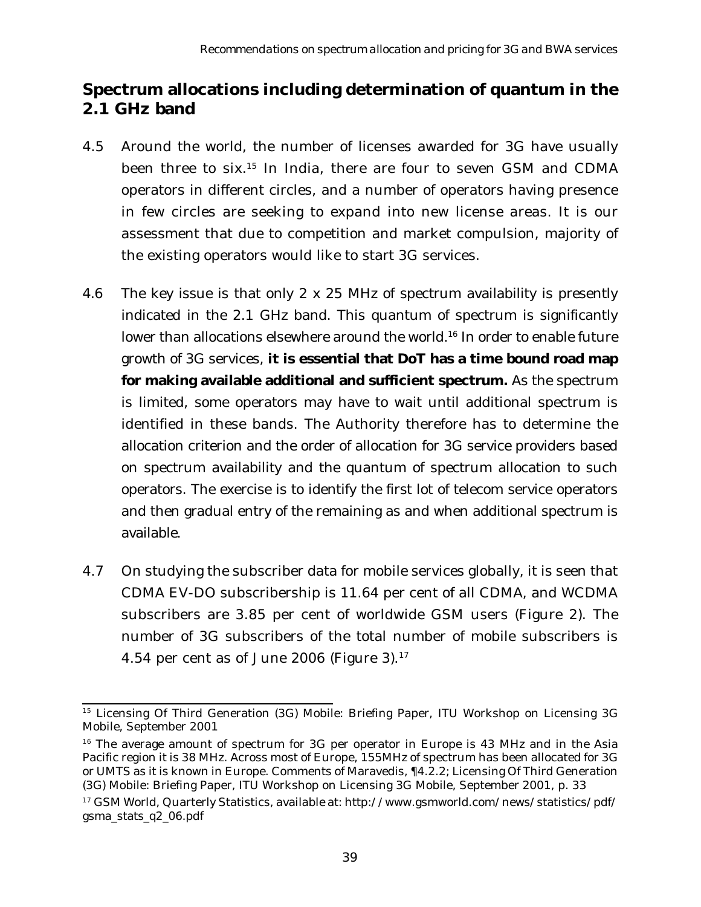## Spectrum allocations including determination of quantum in the 2.1 GHz band

4.5 Around the world, the number of licenses awarded for 3G have usually been three to six.[15] In India, there are four to seven GSM and CDMA operators in different circles, and a number of operators having presence in few circles are seeking to expand into new license areas. It is our assessment that due to competition and market compulsion, majority of the existing operators would like to start 3G services.

4.6 The key issue is that only 2 x 25 MHz of spectrum availability is presently indicated in the 2.1 GHz band. This quantum of spectrum is significantly lower than allocations elsewhere around the world.[16] In order to enable future growth of 3G services, **it is essential that DoT has a time bound road map for making available additional and sufficient spectrum.** As the spectrum is limited, some operators may have to wait until additional spectrum is identified in these bands. The Authority therefore has to determine the allocation criterion and the order of allocation for 3G service providers based on spectrum availability and the quantum of spectrum allocation to such operators. The exercise is to identify the first lot of telecom service operators and then gradual entry of the remaining as and when additional spectrum is available.

4.7 On studying the subscriber data for mobile services globally, it is seen that CDMA EV-DO subscribership is 11.64 per cent of all CDMA, and WCDMA subscribers are 3.85 per cent of worldwide GSM users (Figure 2). The number of 3G subscribers of the total number of mobile subscribers is 4.54 per cent as of June 2006 (Figure 3).[17]

---

[15] Licensing Of Third Generation (3G) Mobile: Briefing Paper, ITU Workshop on Licensing 3G Mobile, September 2001

[16] The average amount of spectrum for 3G per operator in Europe is 43 MHz and in the Asia Pacific region it is 38 MHz. Across most of Europe, 155MHz of spectrum has been allocated for 3G or UMTS as it is known in Europe. Comments of Maravedis, ¶4.2.2; Licensing Of Third Generation (3G) Mobile: Briefing Paper, ITU Workshop on Licensing 3G Mobile, September 2001, p. 33

[17] GSM World, Quarterly Statistics, available at: http://www.gsmworld.com/news/statistics/pdf/gsma_stats_q2_06.pdf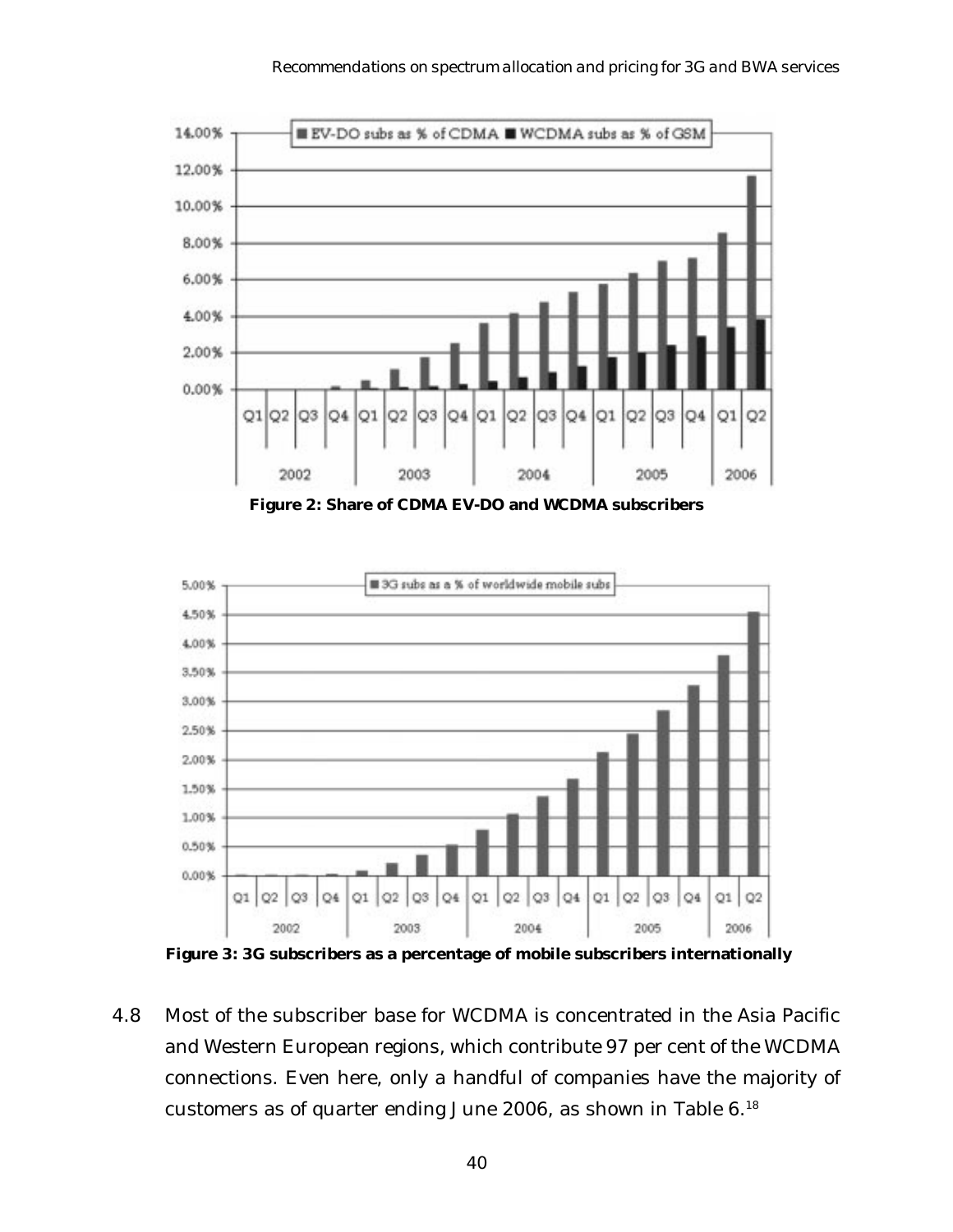Figure 2: Share of CDMA EV-DO and WCDMA subscribers

Figure 3: 3G subscribers as a percentage of mobile subscribers internationally

4.8 Most of the subscriber base for WCDMA is concentrated in the Asia Pacific and Western European regions, which contribute 97 per cent of the WCDMA connections. Even here, only a handful of companies have the majority of customers as of quarter ending June 2006, as shown in Table 6.[18]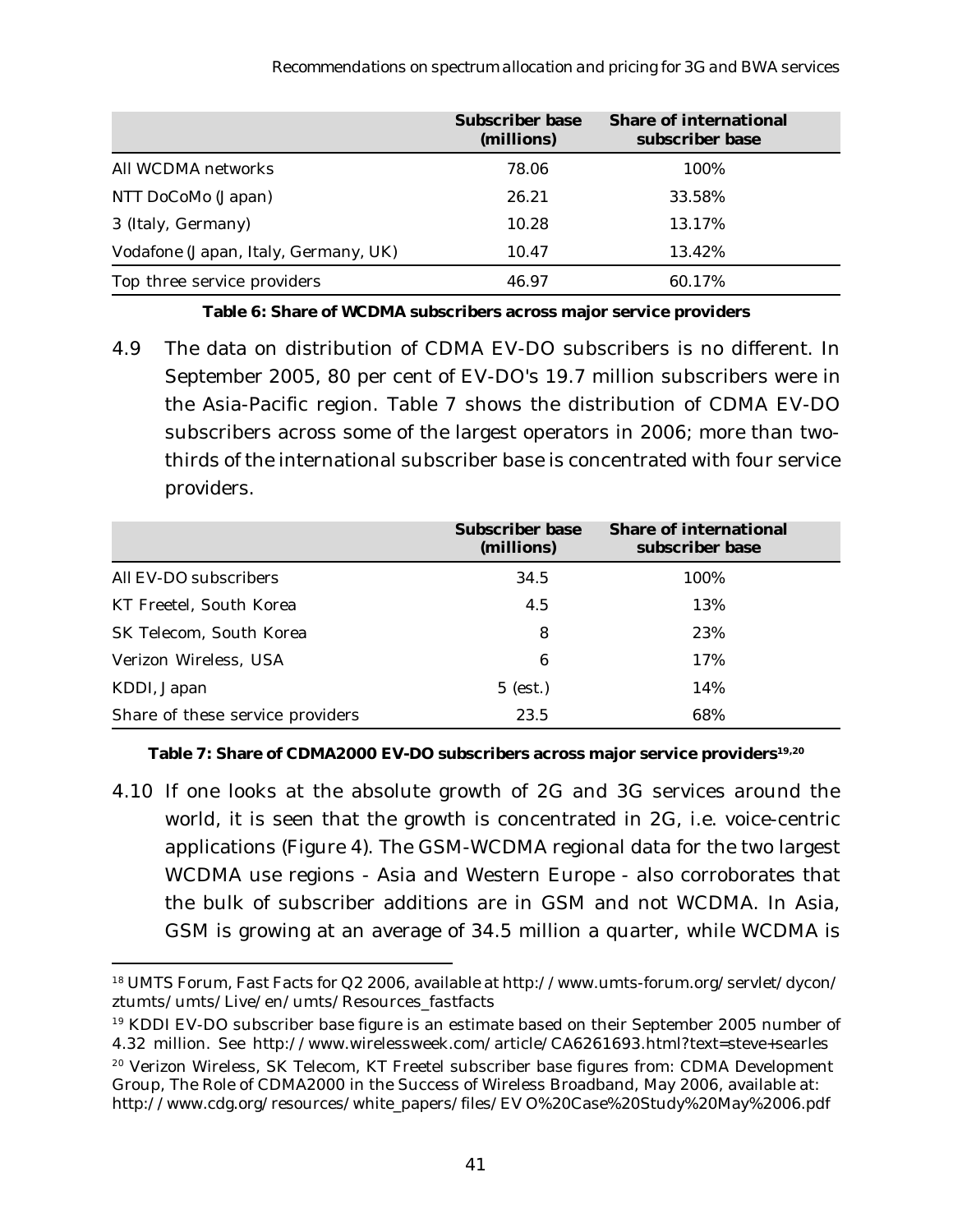| | Subscriber base (millions) | Share of international subscriber base |
|---|---|---|
| All WCDMA networks | 78.06 | 100% |
| NTT DoCoMo (Japan) | 26.21 | 33.58% |
| 3 (Italy, Germany) | 10.28 | 13.17% |
| Vodafone (Japan, Italy, Germany, UK) | 10.47 | 13.42% |
| Top three service providers | 46.97 | 60.17% |

**Table 6: Share of WCDMA subscribers across major service providers**

4.9 The data on distribution of CDMA EV-DO subscribers is no different. In September 2005, 80 per cent of EV-DO's 19.7 million subscribers were in the Asia-Pacific region. Table 7 shows the distribution of CDMA EV-DO subscribers across some of the largest operators in 2006; more than two-thirds of the international subscriber base is concentrated with four service providers.

| | Subscriber base (millions) | Share of international subscriber base |
|---|---|---|
| All EV-DO subscribers | 34.5 | 100% |
| KT Freetel, South Korea | 4.5 | 13% |
| SK Telecom, South Korea | 8 | 23% |
| Verizon Wireless, USA | 6 | 17% |
| KDDI, Japan | 5 (est.) | 14% |
| Share of these service providers | 23.5 | 68% |

**Table 7: Share of CDMA2000 EV-DO subscribers across major service providers[19,20]**

4.10 If one looks at the absolute growth of 2G and 3G services around the world, it is seen that the growth is concentrated in 2G, i.e. voice-centric applications (Figure 4). The GSM-WCDMA regional data for the two largest WCDMA use regions - Asia and Western Europe - also corroborates that the bulk of subscriber additions are in GSM and not WCDMA. In Asia, GSM is growing at an average of 34.5 million a quarter, while WCDMA is

---

[18] UMTS Forum, Fast Facts for Q2 2006, available at http://www.umts-forum.org/servlet/dycon/ztumts/umts/Live/en/umts/Resources_fastfacts

[19] KDDI EV-DO subscriber base figure is an estimate based on their September 2005 number of 4.32 million. See http://www.wirelessweek.com/article/CA6261693.html?text=steve+searles

[20] Verizon Wireless, SK Telecom, KT Freetel subscriber base figures from: CDMA Development Group, The Role of CDMA2000 in the Success of Wireless Broadband, May 2006, available at: http://www.cdg.org/resources/white_papers/files/EV O%20Case%20Study%20May%2006.pdf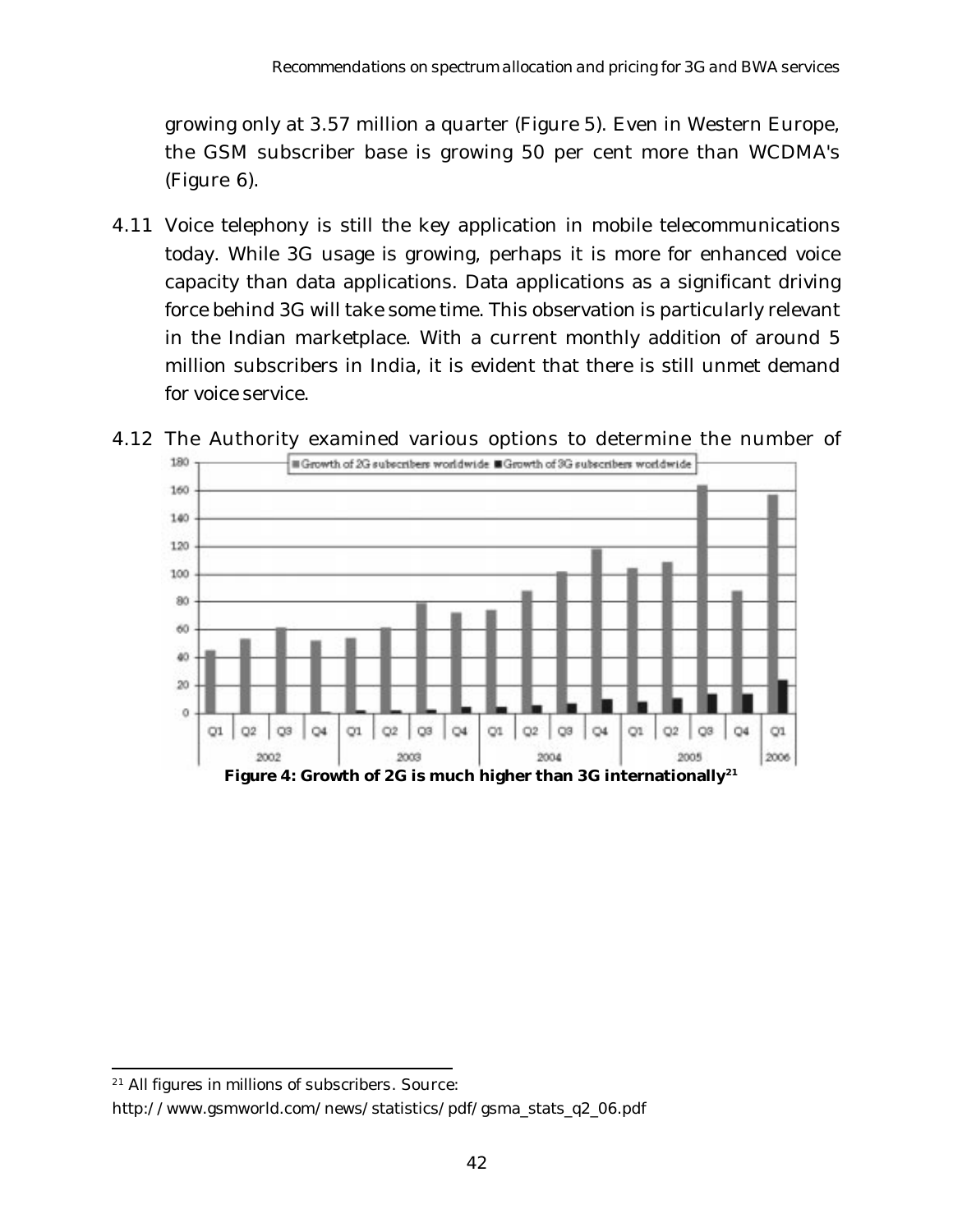growing only at 3.57 million a quarter (Figure 5). Even in Western Europe, the GSM subscriber base is growing 50 per cent more than WCDMA's (Figure 6).

4.11 Voice telephony is still the key application in mobile telecommunications today. While 3G usage is growing, perhaps it is more for enhanced voice capacity than data applications. Data applications as a significant driving force behind 3G will take some time. This observation is particularly relevant in the Indian marketplace. With a current monthly addition of around 5 million subscribers in India, it is evident that there is still unmet demand for voice service.

4.12 The Authority examined various options to determine the number of

**Figure 4: Growth of 2G is much higher than 3G internationally[21]**

[21] All figures in millions of subscribers. Source: http://www.gsmworld.com/news/statistics/pdf/gsma_stats_q2_06.pdf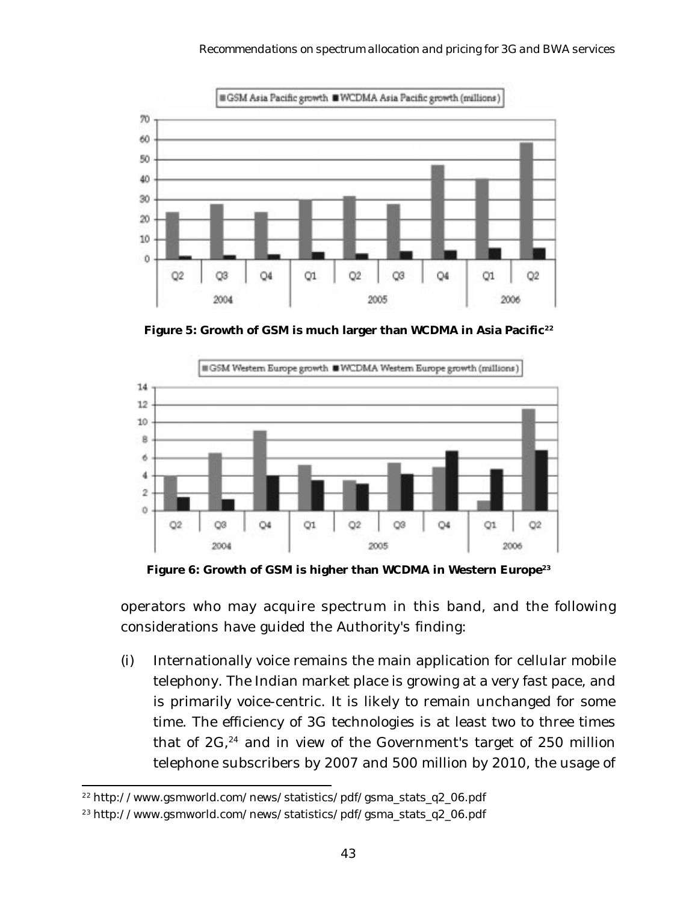Figure 5: Growth of GSM is much larger than WCDMA in Asia Pacific[22]

Figure 6: Growth of GSM is higher than WCDMA in Western Europe[23]

operators who may acquire spectrum in this band, and the following considerations have guided the Authority's finding:

(i) Internationally voice remains the main application for cellular mobile telephony. The Indian market place is growing at a very fast pace, and is primarily voice-centric. It is likely to remain unchanged for some time. The efficiency of 3G technologies is at least two to three times that of 2G,[24] and in view of the Government's target of 250 million telephone subscribers by 2007 and 500 million by 2010, the usage of

---

[22] http://www.gsmworld.com/news/statistics/pdf/gsma_stats_q2_06.pdf

[23] http://www.gsmworld.com/news/statistics/pdf/gsma_stats_q2_06.pdf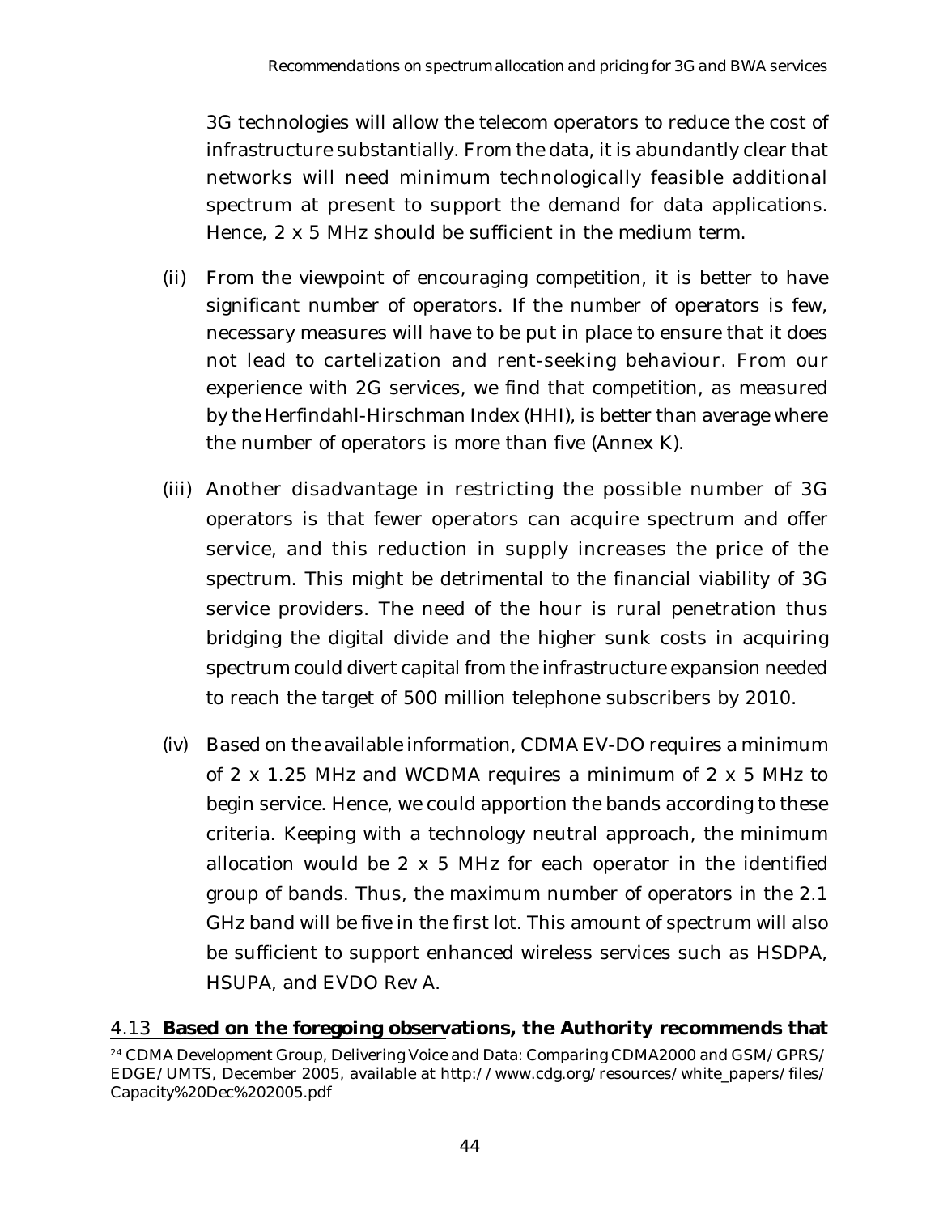3G technologies will allow the telecom operators to reduce the cost of infrastructure substantially. From the data, it is abundantly clear that networks will need minimum technologically feasible additional spectrum at present to support the demand for data applications. Hence, 2 x 5 MHz should be sufficient in the medium term.

(ii) From the viewpoint of encouraging competition, it is better to have significant number of operators. If the number of operators is few, necessary measures will have to be put in place to ensure that it does not lead to cartelization and rent-seeking behaviour. From our experience with 2G services, we find that competition, as measured by the Herfindahl-Hirschman Index (HHI), is better than average where the number of operators is more than five (Annex K).

(iii) Another disadvantage in restricting the possible number of 3G operators is that fewer operators can acquire spectrum and offer service, and this reduction in supply increases the price of the spectrum. This might be detrimental to the financial viability of 3G service providers. The need of the hour is rural penetration thus bridging the digital divide and the higher sunk costs in acquiring spectrum could divert capital from the infrastructure expansion needed to reach the target of 500 million telephone subscribers by 2010.

(iv) Based on the available information, CDMA EV-DO requires a minimum of 2 x 1.25 MHz and WCDMA requires a minimum of 2 x 5 MHz to begin service. Hence, we could apportion the bands according to these criteria. Keeping with a technology neutral approach, the minimum allocation would be 2 x 5 MHz for each operator in the identified group of bands. Thus, the maximum number of operators in the 2.1 GHz band will be five in the first lot. This amount of spectrum will also be sufficient to support enhanced wireless services such as HSDPA, HSUPA, and EVDO Rev A.

4.13 **Based on the foregoing observations, the Authority recommends that**

[24] CDMA Development Group, Delivering Voice and Data: Comparing CDMA2000 and GSM/GPRS/EDGE/UMTS, December 2005, available at http://www.cdg.org/resources/white_papers/files/Capacity%20Dec%202005.pdf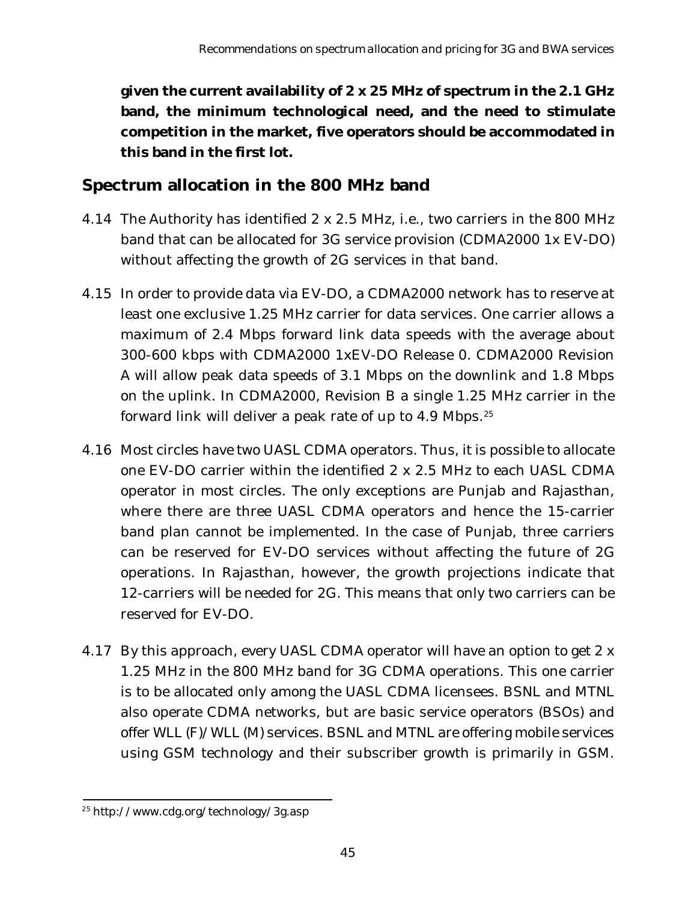**given the current availability of 2 x 25 MHz of spectrum in the 2.1 GHz band, the minimum technological need, and the need to stimulate competition in the market, five operators should be accommodated in this band in the first lot.**

## Spectrum allocation in the 800 MHz band

4.14 The Authority has identified 2 x 2.5 MHz, i.e., two carriers in the 800 MHz band that can be allocated for 3G service provision (CDMA2000 1x EV-DO) without affecting the growth of 2G services in that band.

4.15 In order to provide data via EV-DO, a CDMA2000 network has to reserve at least one exclusive 1.25 MHz carrier for data services. One carrier allows a maximum of 2.4 Mbps forward link data speeds with the average about 300-600 kbps with CDMA2000 1xEV-DO Release 0. CDMA2000 Revision A will allow peak data speeds of 3.1 Mbps on the downlink and 1.8 Mbps on the uplink. In CDMA2000, Revision B a single 1.25 MHz carrier in the forward link will deliver a peak rate of up to 4.9 Mbps.[25]

4.16 Most circles have two UASL CDMA operators. Thus, it is possible to allocate one EV-DO carrier within the identified 2 x 2.5 MHz to each UASL CDMA operator in most circles. The only exceptions are Punjab and Rajasthan, where there are three UASL CDMA operators and hence the 15-carrier band plan cannot be implemented. In the case of Punjab, three carriers can be reserved for EV-DO services without affecting the future of 2G operations. In Rajasthan, however, the growth projections indicate that 12-carriers will be needed for 2G. This means that only two carriers can be reserved for EV-DO.

4.17 By this approach, every UASL CDMA operator will have an option to get 2 x 1.25 MHz in the 800 MHz band for 3G CDMA operations. This one carrier is to be allocated only among the UASL CDMA licensees. BSNL and MTNL also operate CDMA networks, but are basic service operators (BSOs) and offer WLL (F)/WLL (M) services. BSNL and MTNL are offering mobile services using GSM technology and their subscriber growth is primarily in GSM.

---

[25] http://www.cdg.org/technology/3g.asp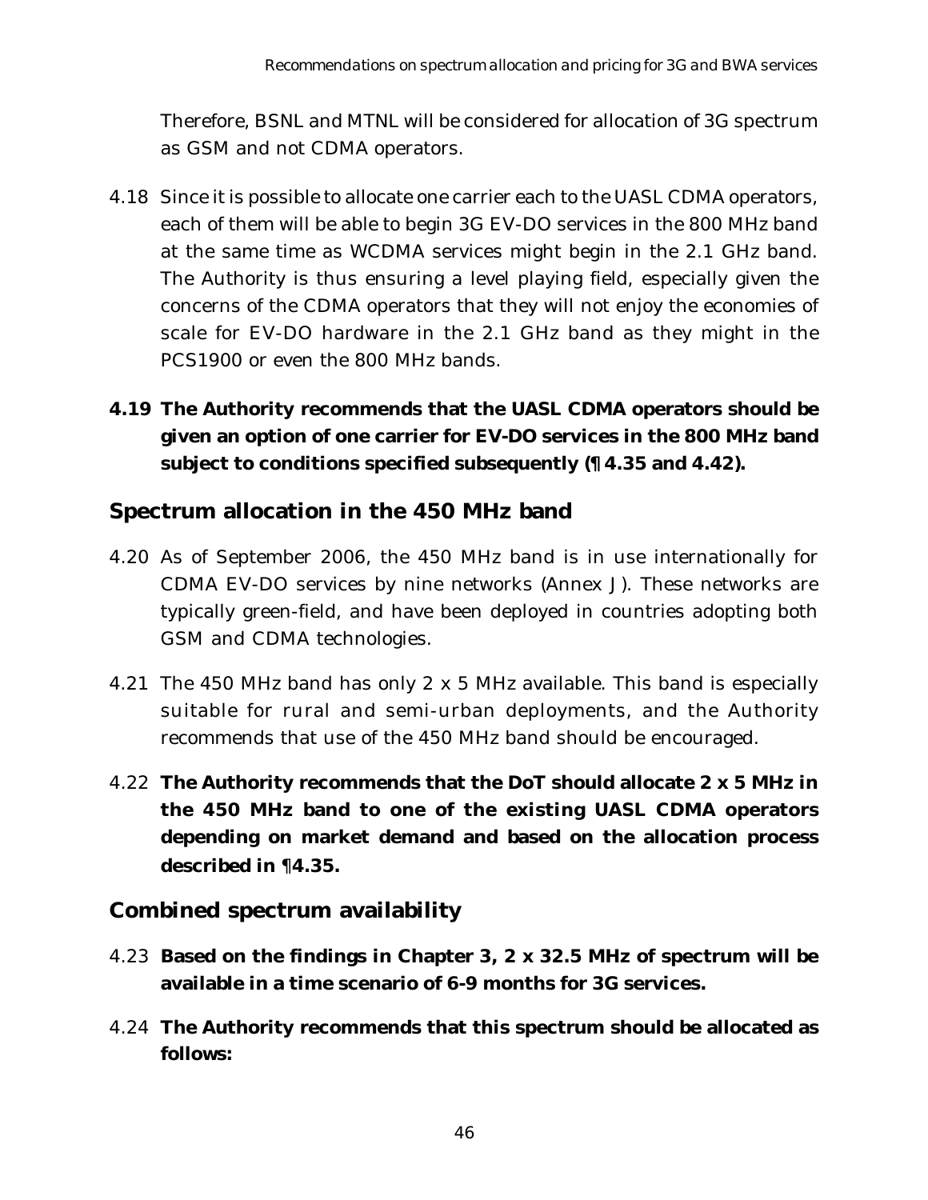Therefore, BSNL and MTNL will be considered for allocation of 3G spectrum as GSM and not CDMA operators.

4.18 Since it is possible to allocate one carrier each to the UASL CDMA operators, each of them will be able to begin 3G EV-DO services in the 800 MHz band at the same time as WCDMA services might begin in the 2.1 GHz band. The Authority is thus ensuring a level playing field, especially given the concerns of the CDMA operators that they will not enjoy the economies of scale for EV-DO hardware in the 2.1 GHz band as they might in the PCS1900 or even the 800 MHz bands.

**4.19 The Authority recommends that the UASL CDMA operators should be given an option of one carrier for EV-DO services in the 800 MHz band subject to conditions specified subsequently (¶ 4.35 and 4.42).**

## Spectrum allocation in the 450 MHz band

4.20 As of September 2006, the 450 MHz band is in use internationally for CDMA EV-DO services by nine networks (Annex J). These networks are typically green-field, and have been deployed in countries adopting both GSM and CDMA technologies.

4.21 The 450 MHz band has only 2 x 5 MHz available. This band is especially suitable for rural and semi-urban deployments, and the Authority recommends that use of the 450 MHz band should be encouraged.

4.22 **The Authority recommends that the DoT should allocate 2 x 5 MHz in the 450 MHz band to one of the existing UASL CDMA operators depending on market demand and based on the allocation process described in ¶4.35.**

## Combined spectrum availability

4.23 **Based on the findings in Chapter 3, 2 x 32.5 MHz of spectrum will be available in a time scenario of 6-9 months for 3G services.**

4.24 **The Authority recommends that this spectrum should be allocated as follows:**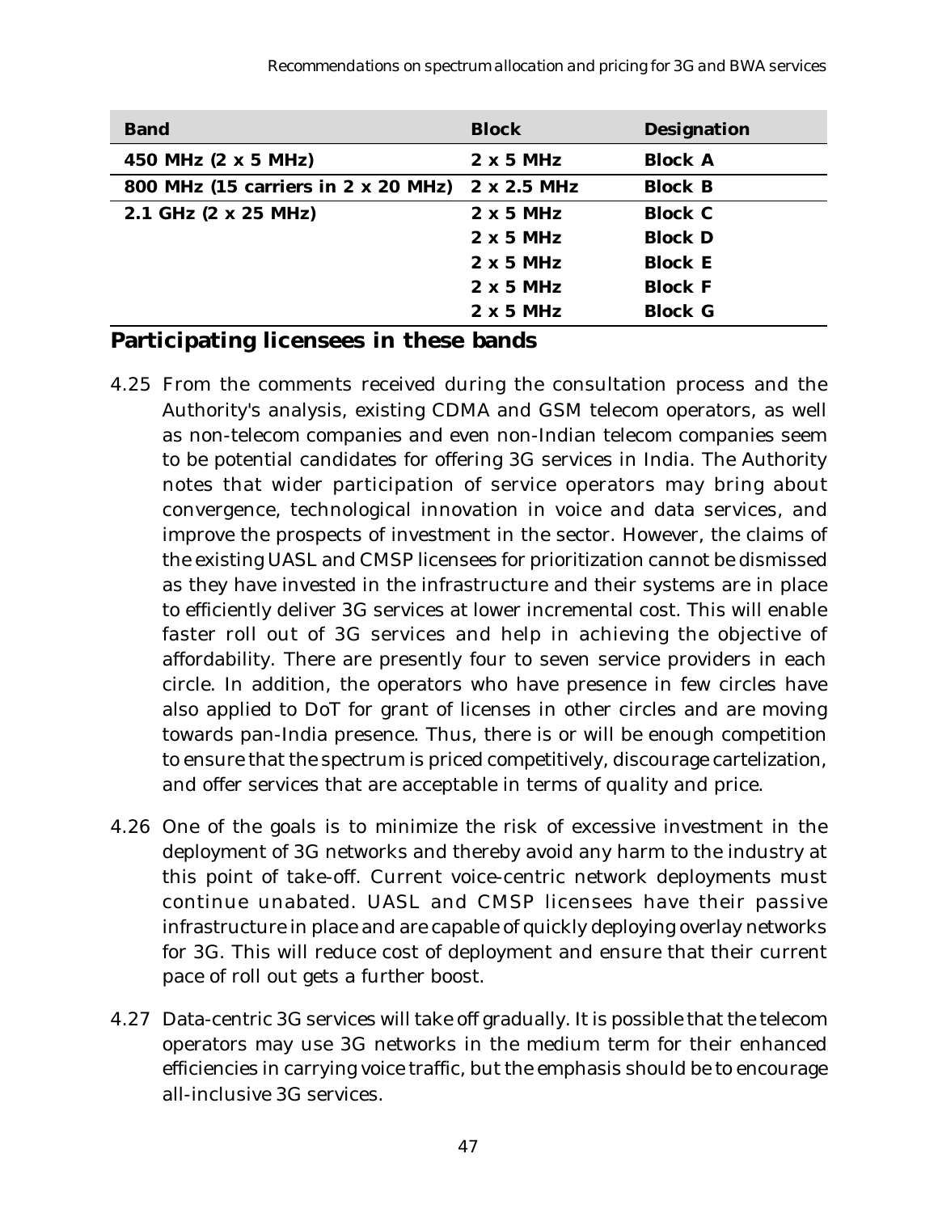| Band | Block | Designation |
|---|---|---|
| 450 MHz (2 x 5 MHz) | 2 x 5 MHz | Block A |
| 800 MHz (15 carriers in 2 x 20 MHz) | 2 x 2.5 MHz | Block B |
| 2.1 GHz (2 x 25 MHz) | 2 x 5 MHz | Block C |
| | 2 x 5 MHz | Block D |
| | 2 x 5 MHz | Block E |
| | 2 x 5 MHz | Block F |
| | 2 x 5 MHz | Block G |

## Participating licensees in these bands

4.25 From the comments received during the consultation process and the Authority's analysis, existing CDMA and GSM telecom operators, as well as non-telecom companies and even non-Indian telecom companies seem to be potential candidates for offering 3G services in India. The Authority notes that wider participation of service operators may bring about convergence, technological innovation in voice and data services, and improve the prospects of investment in the sector. However, the claims of the existing UASL and CMSP licensees for prioritization cannot be dismissed as they have invested in the infrastructure and their systems are in place to efficiently deliver 3G services at lower incremental cost. This will enable faster roll out of 3G services and help in achieving the objective of affordability. There are presently four to seven service providers in each circle. In addition, the operators who have presence in few circles have also applied to DoT for grant of licenses in other circles and are moving towards pan-India presence. Thus, there is or will be enough competition to ensure that the spectrum is priced competitively, discourage cartelization, and offer services that are acceptable in terms of quality and price.

4.26 One of the goals is to minimize the risk of excessive investment in the deployment of 3G networks and thereby avoid any harm to the industry at this point of take-off. Current voice-centric network deployments must continue unabated. UASL and CMSP licensees have their passive infrastructure in place and are capable of quickly deploying overlay networks for 3G. This will reduce cost of deployment and ensure that their current pace of roll out gets a further boost.

4.27 Data-centric 3G services will take off gradually. It is possible that the telecom operators may use 3G networks in the medium term for their enhanced efficiencies in carrying voice traffic, but the emphasis should be to encourage all-inclusive 3G services.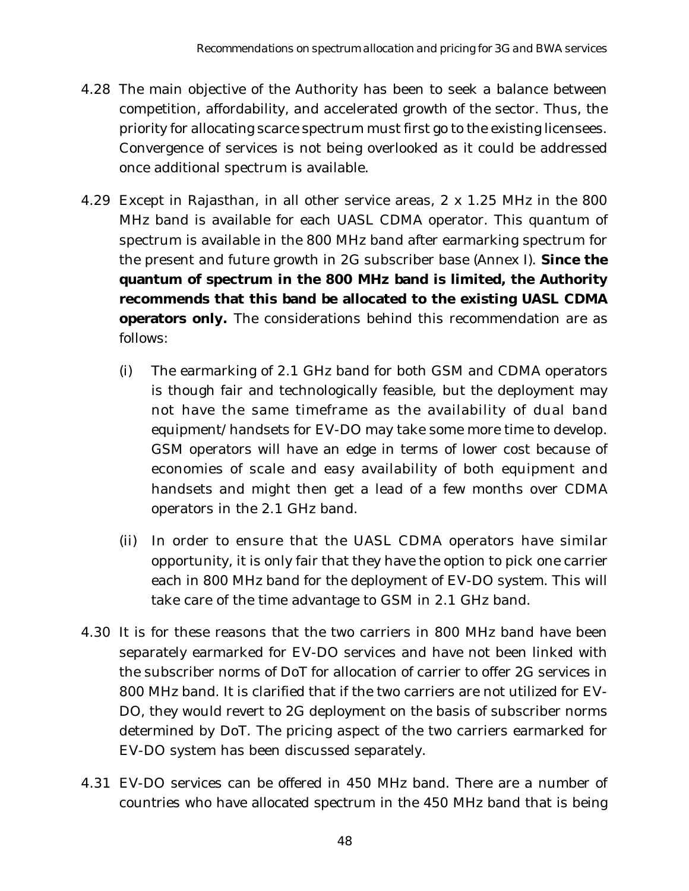4.28 The main objective of the Authority has been to seek a balance between competition, affordability, and accelerated growth of the sector. Thus, the priority for allocating scarce spectrum must first go to the existing licensees. Convergence of services is not being overlooked as it could be addressed once additional spectrum is available.

4.29 Except in Rajasthan, in all other service areas, 2 x 1.25 MHz in the 800 MHz band is available for each UASL CDMA operator. This quantum of spectrum is available in the 800 MHz band after earmarking spectrum for the present and future growth in 2G subscriber base (Annex I). **Since the quantum of spectrum in the 800 MHz band is limited, the Authority recommends that this band be allocated to the existing UASL CDMA operators only.** The considerations behind this recommendation are as follows:

   (i) The earmarking of 2.1 GHz band for both GSM and CDMA operators is though fair and technologically feasible, but the deployment may not have the same timeframe as the availability of dual band equipment/handsets for EV-DO may take some more time to develop. GSM operators will have an edge in terms of lower cost because of economies of scale and easy availability of both equipment and handsets and might then get a lead of a few months over CDMA operators in the 2.1 GHz band.

   (ii) In order to ensure that the UASL CDMA operators have similar opportunity, it is only fair that they have the option to pick one carrier each in 800 MHz band for the deployment of EV-DO system. This will take care of the time advantage to GSM in 2.1 GHz band.

4.30 It is for these reasons that the two carriers in 800 MHz band have been separately earmarked for EV-DO services and have not been linked with the subscriber norms of DoT for allocation of carrier to offer 2G services in 800 MHz band. It is clarified that if the two carriers are not utilized for EV-DO, they would revert to 2G deployment on the basis of subscriber norms determined by DoT. The pricing aspect of the two carriers earmarked for EV-DO system has been discussed separately.

4.31 EV-DO services can be offered in 450 MHz band. There are a number of countries who have allocated spectrum in the 450 MHz band that is being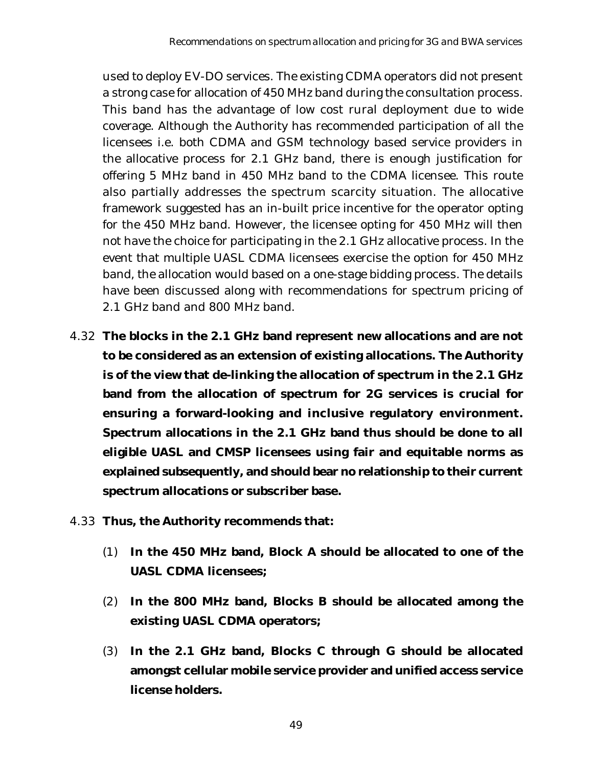used to deploy EV-DO services. The existing CDMA operators did not present a strong case for allocation of 450 MHz band during the consultation process. This band has the advantage of low cost rural deployment due to wide coverage. Although the Authority has recommended participation of all the licensees i.e. both CDMA and GSM technology based service providers in the allocative process for 2.1 GHz band, there is enough justification for offering 5 MHz band in 450 MHz band to the CDMA licensee. This route also partially addresses the spectrum scarcity situation. The allocative framework suggested has an in-built price incentive for the operator opting for the 450 MHz band. However, the licensee opting for 450 MHz will then not have the choice for participating in the 2.1 GHz allocative process. In the event that multiple UASL CDMA licensees exercise the option for 450 MHz band, the allocation would based on a one-stage bidding process. The details have been discussed along with recommendations for spectrum pricing of 2.1 GHz band and 800 MHz band.

4.32 **The blocks in the 2.1 GHz band represent new allocations and are not to be considered as an extension of existing allocations. The Authority is of the view that de-linking the allocation of spectrum in the 2.1 GHz band from the allocation of spectrum for 2G services is crucial for ensuring a forward-looking and inclusive regulatory environment. Spectrum allocations in the 2.1 GHz band thus should be done to all eligible UASL and CMSP licensees using fair and equitable norms as explained subsequently, and should bear no relationship to their current spectrum allocations or subscriber base.**

4.33 **Thus, the Authority recommends that:**

(1) **In the 450 MHz band, Block A should be allocated to one of the UASL CDMA licensees;**

(2) **In the 800 MHz band, Blocks B should be allocated among the existing UASL CDMA operators;**

(3) **In the 2.1 GHz band, Blocks C through G should be allocated amongst cellular mobile service provider and unified access service license holders.**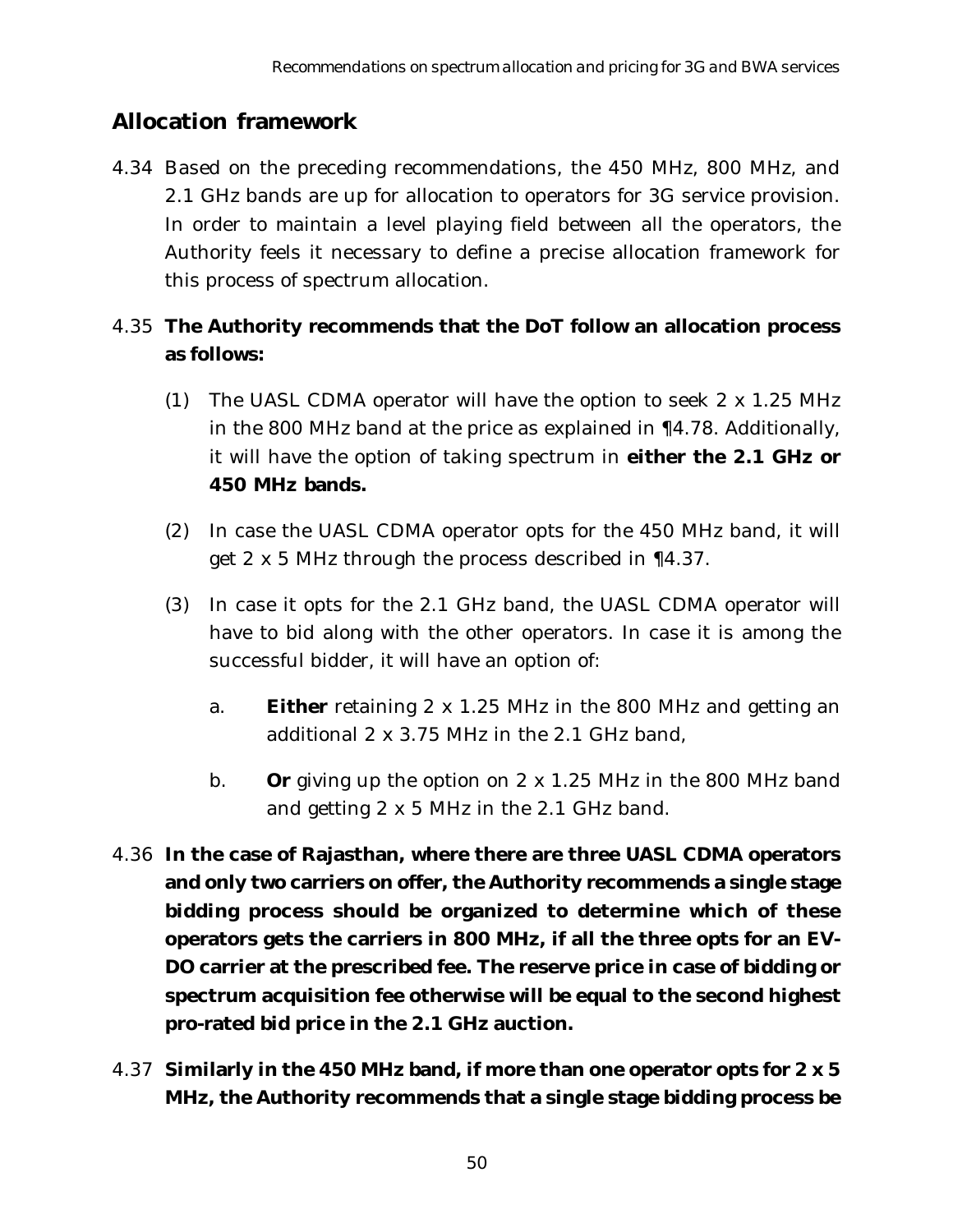## Allocation framework

4.34 Based on the preceding recommendations, the 450 MHz, 800 MHz, and 2.1 GHz bands are up for allocation to operators for 3G service provision. In order to maintain a level playing field between all the operators, the Authority feels it necessary to define a precise allocation framework for this process of spectrum allocation.

4.35 **The Authority recommends that the DoT follow an allocation process as follows:**

(1) The UASL CDMA operator will have the option to seek 2 x 1.25 MHz in the 800 MHz band at the price as explained in ¶4.78. Additionally, it will have the option of taking spectrum in **either the 2.1 GHz or 450 MHz bands.**

(2) In case the UASL CDMA operator opts for the 450 MHz band, it will get 2 x 5 MHz through the process described in ¶4.37.

(3) In case it opts for the 2.1 GHz band, the UASL CDMA operator will have to bid along with the other operators. In case it is among the successful bidder, it will have an option of:

a. **Either** retaining 2 x 1.25 MHz in the 800 MHz and getting an additional 2 x 3.75 MHz in the 2.1 GHz band,

b. **Or** giving up the option on 2 x 1.25 MHz in the 800 MHz band and getting 2 x 5 MHz in the 2.1 GHz band.

4.36 **In the case of Rajasthan, where there are three UASL CDMA operators and only two carriers on offer, the Authority recommends a single stage bidding process should be organized to determine which of these operators gets the carriers in 800 MHz, if all the three opts for an EV-DO carrier at the prescribed fee. The reserve price in case of bidding or spectrum acquisition fee otherwise will be equal to the second highest pro-rated bid price in the 2.1 GHz auction.**

4.37 **Similarly in the 450 MHz band, if more than one operator opts for 2 x 5 MHz, the Authority recommends that a single stage bidding process be**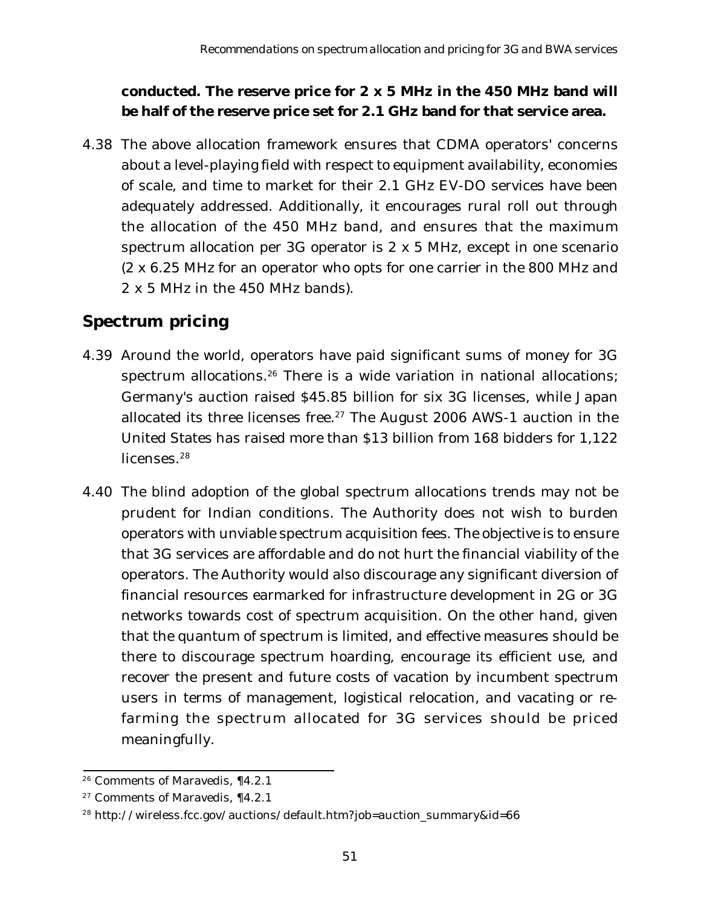**conducted. The reserve price for 2 x 5 MHz in the 450 MHz band will be half of the reserve price set for 2.1 GHz band for that service area.**

4.38 The above allocation framework ensures that CDMA operators' concerns about a level-playing field with respect to equipment availability, economies of scale, and time to market for their 2.1 GHz EV-DO services have been adequately addressed. Additionally, it encourages rural roll out through the allocation of the 450 MHz band, and ensures that the maximum spectrum allocation per 3G operator is 2 x 5 MHz, except in one scenario (2 x 6.25 MHz for an operator who opts for one carrier in the 800 MHz and 2 x 5 MHz in the 450 MHz bands).

## Spectrum pricing

4.39 Around the world, operators have paid significant sums of money for 3G spectrum allocations.[26] There is a wide variation in national allocations; Germany's auction raised $45.85 billion for six 3G licenses, while Japan allocated its three licenses free.[27] The August 2006 AWS-1 auction in the United States has raised more than $13 billion from 168 bidders for 1,122 licenses.[28]

4.40 The blind adoption of the global spectrum allocations trends may not be prudent for Indian conditions. The Authority does not wish to burden operators with unviable spectrum acquisition fees. The objective is to ensure that 3G services are affordable and do not hurt the financial viability of the operators. The Authority would also discourage any significant diversion of financial resources earmarked for infrastructure development in 2G or 3G networks towards cost of spectrum acquisition. On the other hand, given that the quantum of spectrum is limited, and effective measures should be there to discourage spectrum hoarding, encourage its efficient use, and recover the present and future costs of vacation by incumbent spectrum users in terms of management, logistical relocation, and vacating or re-farming the spectrum allocated for 3G services should be priced meaningfully.

---

[26] Comments of Maravedis, ¶4.2.1

[27] Comments of Maravedis, ¶4.2.1

[28] http://wireless.fcc.gov/auctions/default.htm?job=auction_summary&id=66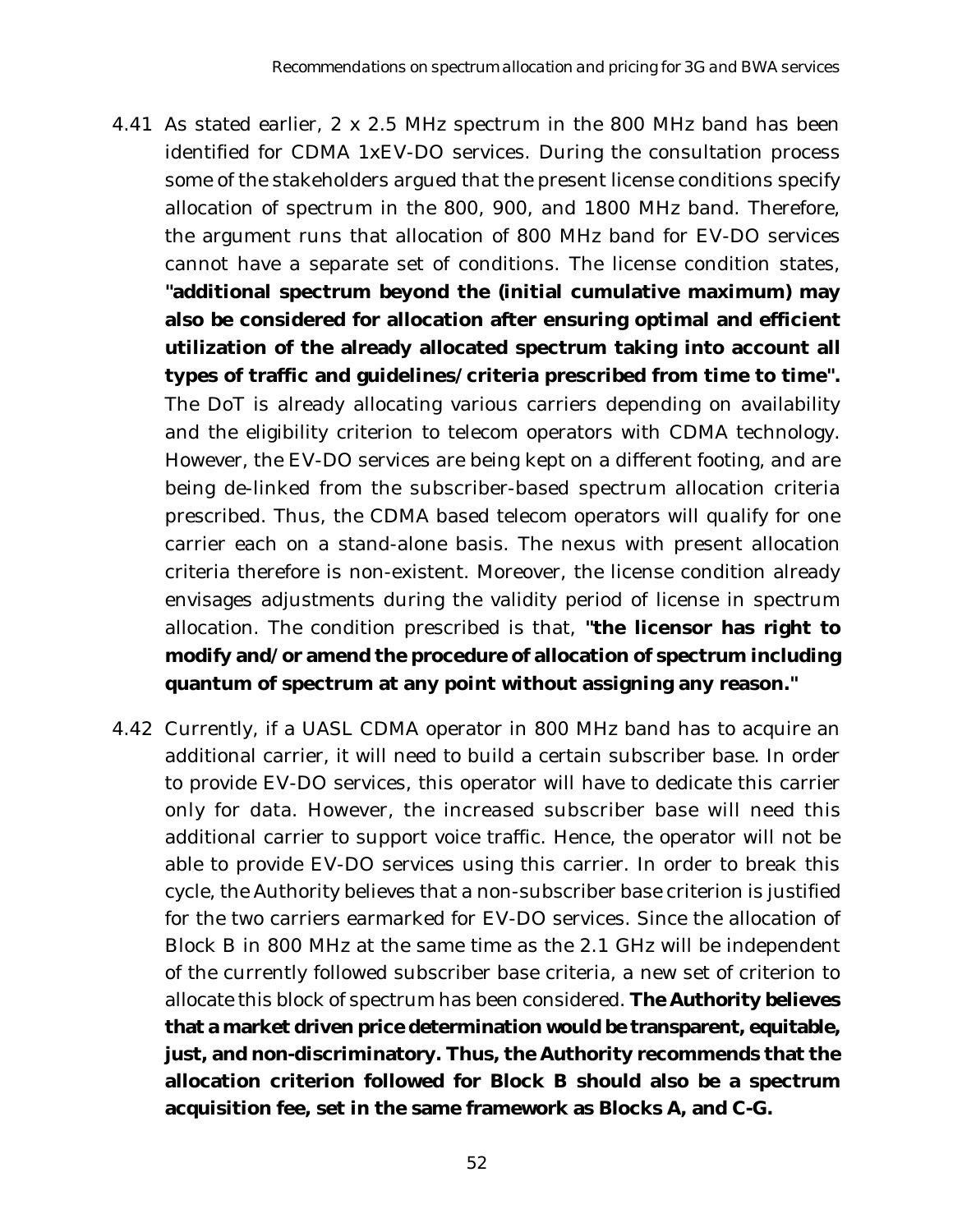4.41 As stated earlier, 2 x 2.5 MHz spectrum in the 800 MHz band has been identified for CDMA 1xEV-DO services. During the consultation process some of the stakeholders argued that the present license conditions specify allocation of spectrum in the 800, 900, and 1800 MHz band. Therefore, the argument runs that allocation of 800 MHz band for EV-DO services cannot have a separate set of conditions. The license condition states, **"additional spectrum beyond the (initial cumulative maximum) may also be considered for allocation after ensuring optimal and efficient utilization of the already allocated spectrum taking into account all types of traffic and guidelines/criteria prescribed from time to time".** The DoT is already allocating various carriers depending on availability and the eligibility criterion to telecom operators with CDMA technology. However, the EV-DO services are being kept on a different footing, and are being de-linked from the subscriber-based spectrum allocation criteria prescribed. Thus, the CDMA based telecom operators will qualify for one carrier each on a stand-alone basis. The nexus with present allocation criteria therefore is non-existent. Moreover, the license condition already envisages adjustments during the validity period of license in spectrum allocation. The condition prescribed is that, **"the licensor has right to modify and/or amend the procedure of allocation of spectrum including quantum of spectrum at any point without assigning any reason."**

4.42 Currently, if a UASL CDMA operator in 800 MHz band has to acquire an additional carrier, it will need to build a certain subscriber base. In order to provide EV-DO services, this operator will have to dedicate this carrier only for data. However, the increased subscriber base will need this additional carrier to support voice traffic. Hence, the operator will not be able to provide EV-DO services using this carrier. In order to break this cycle, the Authority believes that a non-subscriber base criterion is justified for the two carriers earmarked for EV-DO services. Since the allocation of Block B in 800 MHz at the same time as the 2.1 GHz will be independent of the currently followed subscriber base criteria, a new set of criterion to allocate this block of spectrum has been considered. **The Authority believes that a market driven price determination would be transparent, equitable, just, and non-discriminatory. Thus, the Authority recommends that the allocation criterion followed for Block B should also be a spectrum acquisition fee, set in the same framework as Blocks A, and C-G.**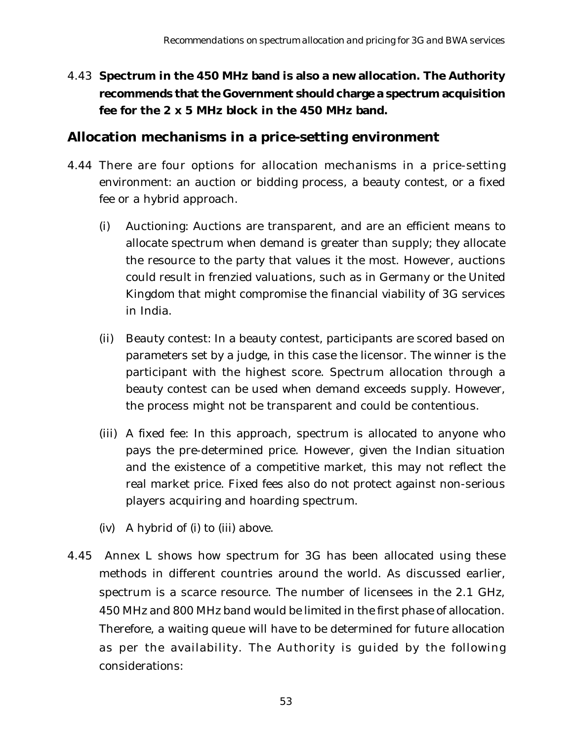4.43 **Spectrum in the 450 MHz band is also a new allocation. The Authority recommends that the Government should charge a spectrum acquisition fee for the 2 x 5 MHz block in the 450 MHz band.**

## Allocation mechanisms in a price-setting environment

4.44 There are four options for allocation mechanisms in a price-setting environment: an auction or bidding process, a beauty contest, or a fixed fee or a hybrid approach.

(i) Auctioning: Auctions are transparent, and are an efficient means to allocate spectrum when demand is greater than supply; they allocate the resource to the party that values it the most. However, auctions could result in frenzied valuations, such as in Germany or the United Kingdom that might compromise the financial viability of 3G services in India.

(ii) Beauty contest: In a beauty contest, participants are scored based on parameters set by a judge, in this case the licensor. The winner is the participant with the highest score. Spectrum allocation through a beauty contest can be used when demand exceeds supply. However, the process might not be transparent and could be contentious.

(iii) A fixed fee: In this approach, spectrum is allocated to anyone who pays the pre-determined price. However, given the Indian situation and the existence of a competitive market, this may not reflect the real market price. Fixed fees also do not protect against non-serious players acquiring and hoarding spectrum.

(iv) A hybrid of (i) to (iii) above.

4.45 Annex L shows how spectrum for 3G has been allocated using these methods in different countries around the world. As discussed earlier, spectrum is a scarce resource. The number of licensees in the 2.1 GHz, 450 MHz and 800 MHz band would be limited in the first phase of allocation. Therefore, a waiting queue will have to be determined for future allocation as per the availability. The Authority is guided by the following considerations: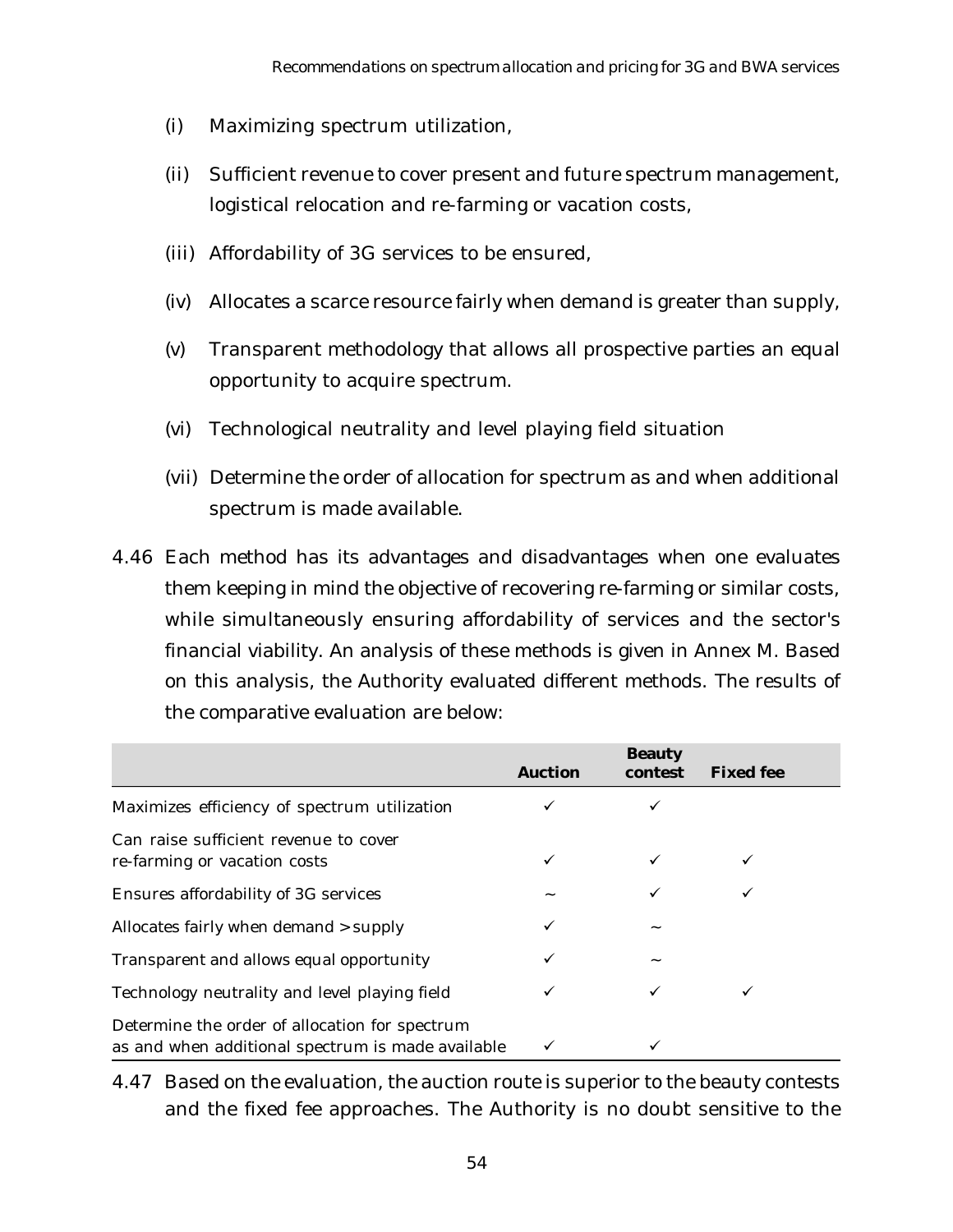(i) Maximizing spectrum utilization,

(ii) Sufficient revenue to cover present and future spectrum management, logistical relocation and re-farming or vacation costs,

(iii) Affordability of 3G services to be ensured,

(iv) Allocates a scarce resource fairly when demand is greater than supply,

(v) Transparent methodology that allows all prospective parties an equal opportunity to acquire spectrum.

(vi) Technological neutrality and level playing field situation

(vii) Determine the order of allocation for spectrum as and when additional spectrum is made available.

4.46 Each method has its advantages and disadvantages when one evaluates them keeping in mind the objective of recovering re-farming or similar costs, while simultaneously ensuring affordability of services and the sector's financial viability. An analysis of these methods is given in Annex M. Based on this analysis, the Authority evaluated different methods. The results of the comparative evaluation are below:

| | Auction | Beauty contest | Fixed fee |
|---|---|---|---|
| Maximizes efficiency of spectrum utilization | ✓ | ✓ | |
| Can raise sufficient revenue to cover re-farming or vacation costs | ✓ | ✓ | ✓ |
| Ensures affordability of 3G services | ~ | ✓ | ✓ |
| Allocates fairly when demand > supply | ✓ | ~ | |
| Transparent and allows equal opportunity | ✓ | ~ | |
| Technology neutrality and level playing field | ✓ | ✓ | ✓ |
| Determine the order of allocation for spectrum as and when additional spectrum is made available | ✓ | ✓ | |

4.47 Based on the evaluation, the auction route is superior to the beauty contests and the fixed fee approaches. The Authority is no doubt sensitive to the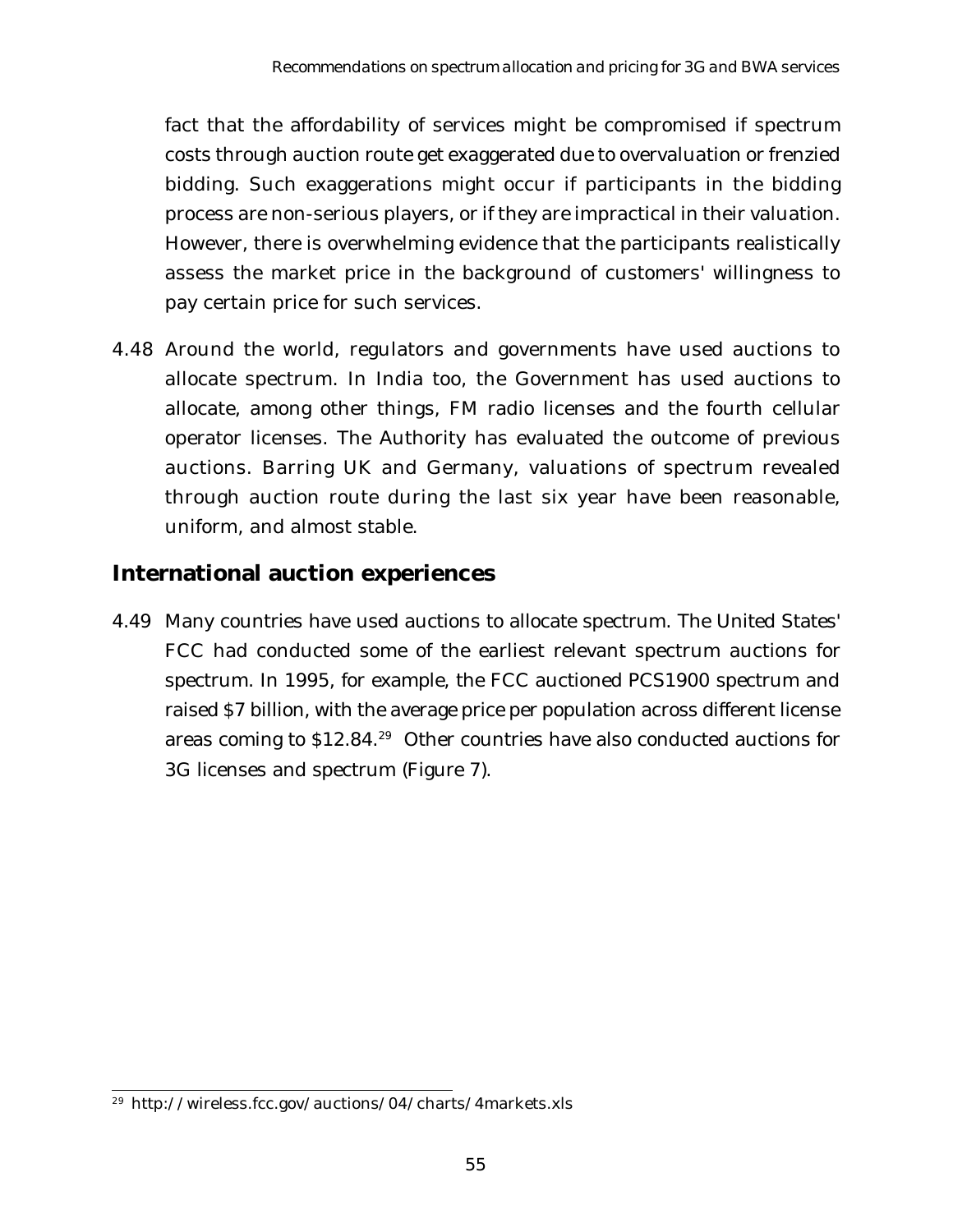fact that the affordability of services might be compromised if spectrum costs through auction route get exaggerated due to overvaluation or frenzied bidding. Such exaggerations might occur if participants in the bidding process are non-serious players, or if they are impractical in their valuation. However, there is overwhelming evidence that the participants realistically assess the market price in the background of customers' willingness to pay certain price for such services.

4.48 Around the world, regulators and governments have used auctions to allocate spectrum. In India too, the Government has used auctions to allocate, among other things, FM radio licenses and the fourth cellular operator licenses. The Authority has evaluated the outcome of previous auctions. Barring UK and Germany, valuations of spectrum revealed through auction route during the last six year have been reasonable, uniform, and almost stable.

## International auction experiences

4.49 Many countries have used auctions to allocate spectrum. The United States' FCC had conducted some of the earliest relevant spectrum auctions for spectrum. In 1995, for example, the FCC auctioned PCS1900 spectrum and raised $7 billion, with the average price per population across different license areas coming to $12.84.[29] Other countries have also conducted auctions for 3G licenses and spectrum (Figure 7).

[29] http://wireless.fcc.gov/auctions/04/charts/4markets.xls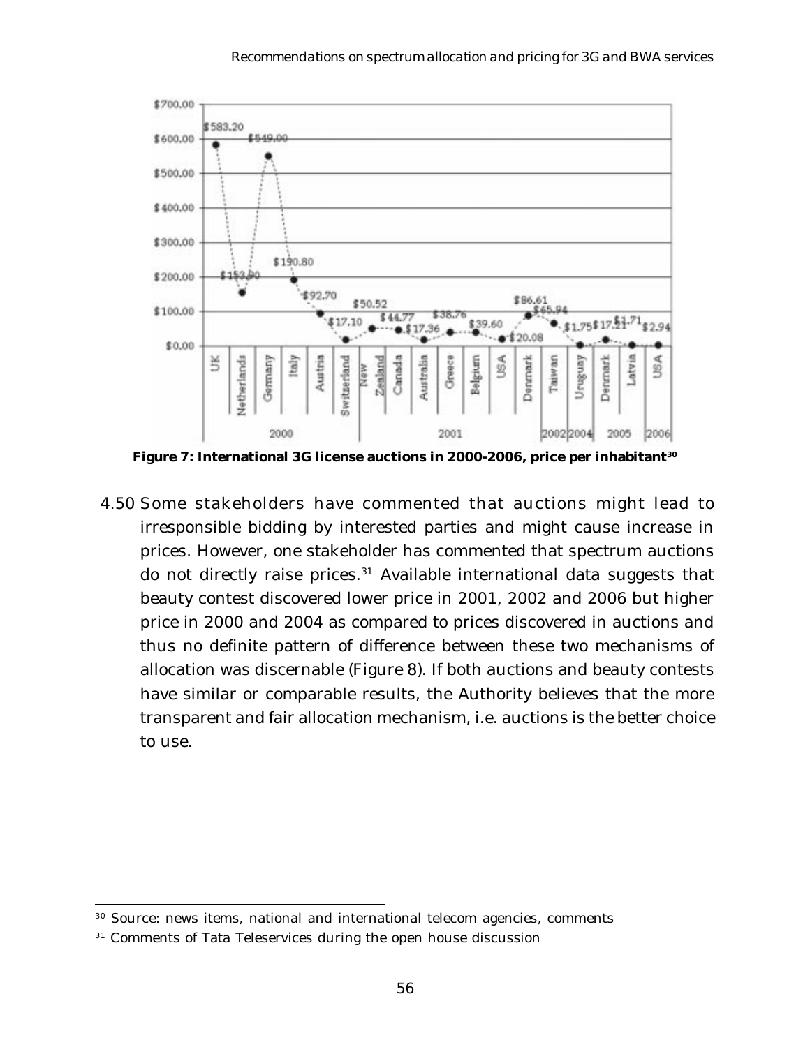Figure 7: International 3G license auctions in 2000-2006, price per inhabitant[30]

4.50 Some stakeholders have commented that auctions might lead to irresponsible bidding by interested parties and might cause increase in prices. However, one stakeholder has commented that spectrum auctions do not directly raise prices.[31] Available international data suggests that beauty contest discovered lower price in 2001, 2002 and 2006 but higher price in 2000 and 2004 as compared to prices discovered in auctions and thus no definite pattern of difference between these two mechanisms of allocation was discernable (Figure 8). If both auctions and beauty contests have similar or comparable results, the Authority believes that the more transparent and fair allocation mechanism, i.e. auctions is the better choice to use.

---

[30] Source: news items, national and international telecom agencies, comments

[31] Comments of Tata Teleservices during the open house discussion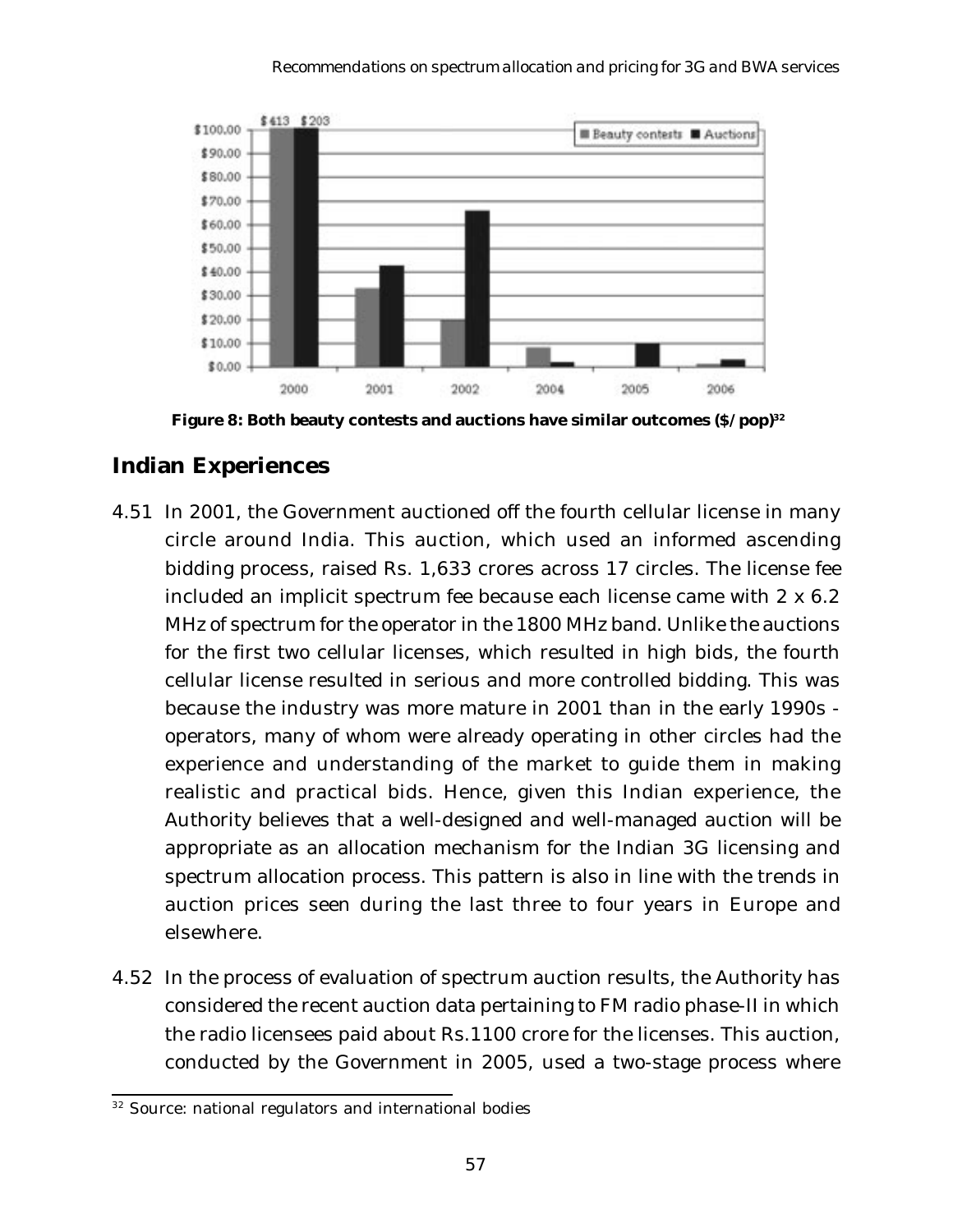Figure 8: Both beauty contests and auctions have similar outcomes ($/pop)[32]

## Indian Experiences

4.51 In 2001, the Government auctioned off the fourth cellular license in many circle around India. This auction, which used an informed ascending bidding process, raised Rs. 1,633 crores across 17 circles. The license fee included an implicit spectrum fee because each license came with 2 x 6.2 MHz of spectrum for the operator in the 1800 MHz band. Unlike the auctions for the first two cellular licenses, which resulted in high bids, the fourth cellular license resulted in serious and more controlled bidding. This was because the industry was more mature in 2001 than in the early 1990s - operators, many of whom were already operating in other circles had the experience and understanding of the market to guide them in making realistic and practical bids. Hence, given this Indian experience, the Authority believes that a well-designed and well-managed auction will be appropriate as an allocation mechanism for the Indian 3G licensing and spectrum allocation process. This pattern is also in line with the trends in auction prices seen during the last three to four years in Europe and elsewhere.

4.52 In the process of evaluation of spectrum auction results, the Authority has considered the recent auction data pertaining to FM radio phase-II in which the radio licensees paid about Rs.1100 crore for the licenses. This auction, conducted by the Government in 2005, used a two-stage process where

[32] Source: national regulators and international bodies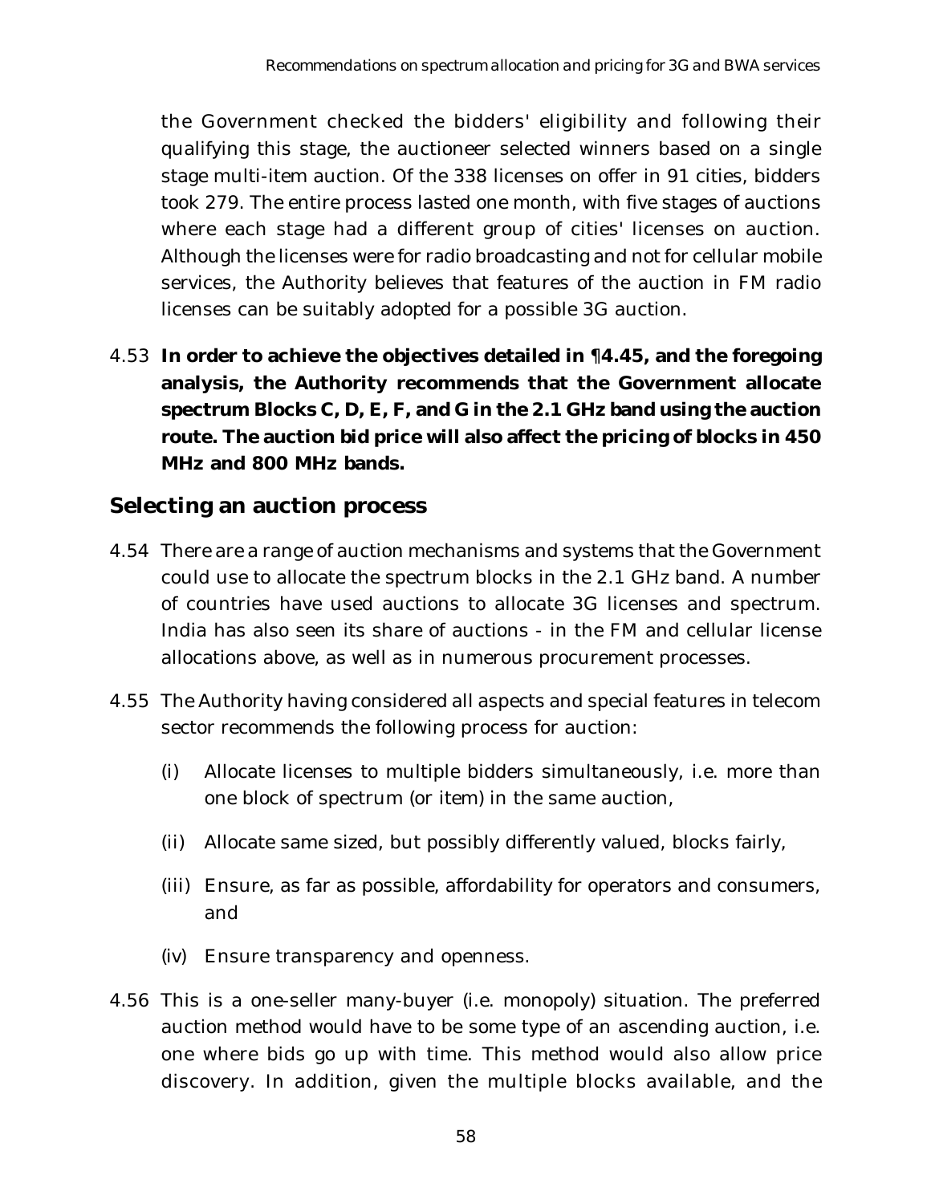the Government checked the bidders' eligibility and following their qualifying this stage, the auctioneer selected winners based on a single stage multi-item auction. Of the 338 licenses on offer in 91 cities, bidders took 279. The entire process lasted one month, with five stages of auctions where each stage had a different group of cities' licenses on auction. Although the licenses were for radio broadcasting and not for cellular mobile services, the Authority believes that features of the auction in FM radio licenses can be suitably adopted for a possible 3G auction.

4.53 **In order to achieve the objectives detailed in ¶4.45, and the foregoing analysis, the Authority recommends that the Government allocate spectrum Blocks C, D, E, F, and G in the 2.1 GHz band using the auction route. The auction bid price will also affect the pricing of blocks in 450 MHz and 800 MHz bands.**

## Selecting an auction process

4.54 There are a range of auction mechanisms and systems that the Government could use to allocate the spectrum blocks in the 2.1 GHz band. A number of countries have used auctions to allocate 3G licenses and spectrum. India has also seen its share of auctions - in the FM and cellular license allocations above, as well as in numerous procurement processes.

4.55 The Authority having considered all aspects and special features in telecom sector recommends the following process for auction:

(i) Allocate licenses to multiple bidders simultaneously, i.e. more than one block of spectrum (or item) in the same auction,

(ii) Allocate same sized, but possibly differently valued, blocks fairly,

(iii) Ensure, as far as possible, affordability for operators and consumers, and

(iv) Ensure transparency and openness.

4.56 This is a one-seller many-buyer (i.e. monopoly) situation. The preferred auction method would have to be some type of an ascending auction, i.e. one where bids go up with time. This method would also allow price discovery. In addition, given the multiple blocks available, and the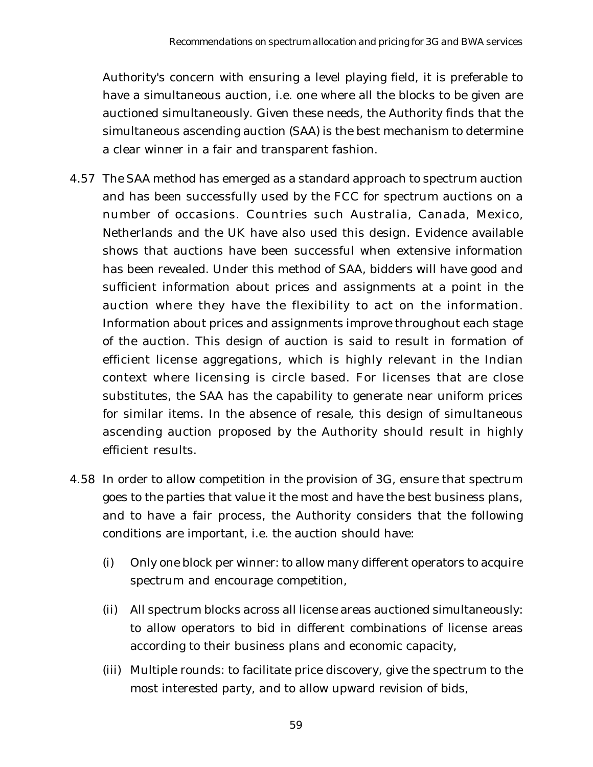Authority's concern with ensuring a level playing field, it is preferable to have a simultaneous auction, i.e. one where all the blocks to be given are auctioned simultaneously. Given these needs, the Authority finds that the simultaneous ascending auction (SAA) is the best mechanism to determine a clear winner in a fair and transparent fashion.

4.57 The SAA method has emerged as a standard approach to spectrum auction and has been successfully used by the FCC for spectrum auctions on a number of occasions. Countries such Australia, Canada, Mexico, Netherlands and the UK have also used this design. Evidence available shows that auctions have been successful when extensive information has been revealed. Under this method of SAA, bidders will have good and sufficient information about prices and assignments at a point in the auction where they have the flexibility to act on the information. Information about prices and assignments improve throughout each stage of the auction. This design of auction is said to result in formation of efficient license aggregations, which is highly relevant in the Indian context where licensing is circle based. For licenses that are close substitutes, the SAA has the capability to generate near uniform prices for similar items. In the absence of resale, this design of simultaneous ascending auction proposed by the Authority should result in highly efficient results.

4.58 In order to allow competition in the provision of 3G, ensure that spectrum goes to the parties that value it the most and have the best business plans, and to have a fair process, the Authority considers that the following conditions are important, i.e. the auction should have:

(i) Only one block per winner: to allow many different operators to acquire spectrum and encourage competition,

(ii) All spectrum blocks across all license areas auctioned simultaneously: to allow operators to bid in different combinations of license areas according to their business plans and economic capacity,

(iii) Multiple rounds: to facilitate price discovery, give the spectrum to the most interested party, and to allow upward revision of bids,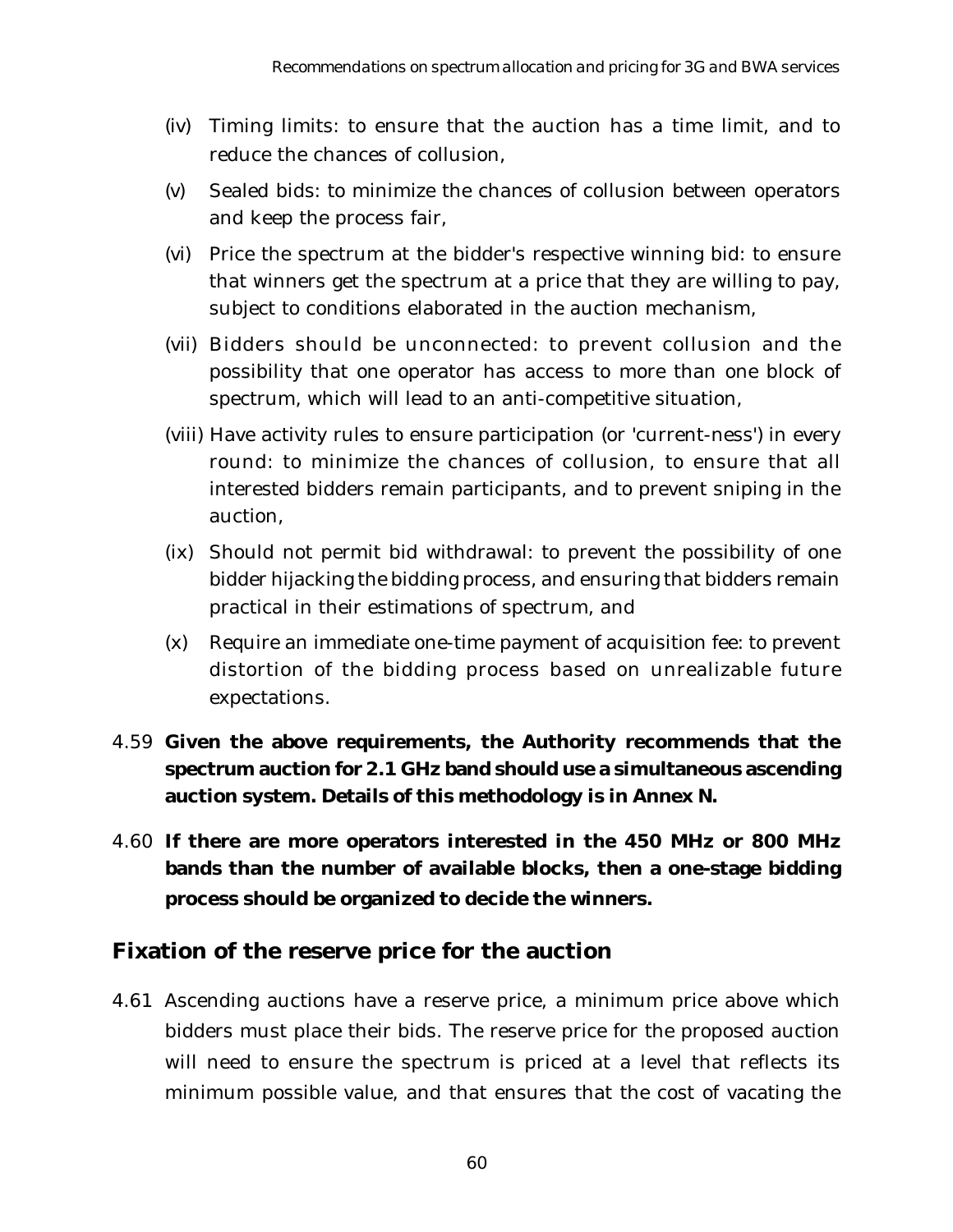(iv) Timing limits: to ensure that the auction has a time limit, and to reduce the chances of collusion,

(v) Sealed bids: to minimize the chances of collusion between operators and keep the process fair,

(vi) Price the spectrum at the bidder's respective winning bid: to ensure that winners get the spectrum at a price that they are willing to pay, subject to conditions elaborated in the auction mechanism,

(vii) Bidders should be unconnected: to prevent collusion and the possibility that one operator has access to more than one block of spectrum, which will lead to an anti-competitive situation,

(viii) Have activity rules to ensure participation (or 'current-ness') in every round: to minimize the chances of collusion, to ensure that all interested bidders remain participants, and to prevent sniping in the auction,

(ix) Should not permit bid withdrawal: to prevent the possibility of one bidder hijacking the bidding process, and ensuring that bidders remain practical in their estimations of spectrum, and

(x) Require an immediate one-time payment of acquisition fee: to prevent distortion of the bidding process based on unrealizable future expectations.

4.59 **Given the above requirements, the Authority recommends that the spectrum auction for 2.1 GHz band should use a simultaneous ascending auction system. Details of this methodology is in Annex N.**

4.60 **If there are more operators interested in the 450 MHz or 800 MHz bands than the number of available blocks, then a one-stage bidding process should be organized to decide the winners.**

## Fixation of the reserve price for the auction

4.61 Ascending auctions have a reserve price, a minimum price above which bidders must place their bids. The reserve price for the proposed auction will need to ensure the spectrum is priced at a level that reflects its minimum possible value, and that ensures that the cost of vacating the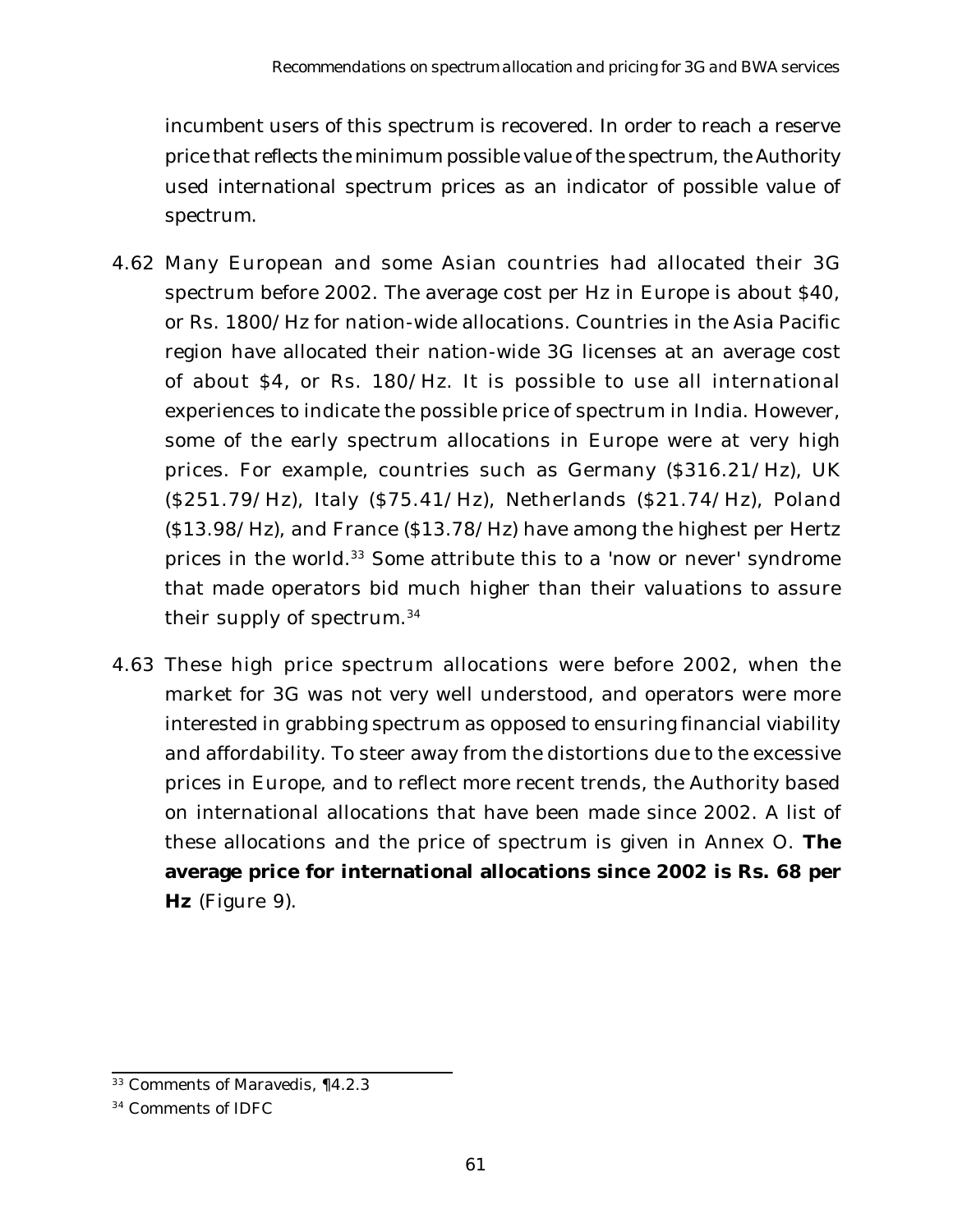incumbent users of this spectrum is recovered. In order to reach a reserve price that reflects the minimum possible value of the spectrum, the Authority used international spectrum prices as an indicator of possible value of spectrum.

4.62 Many European and some Asian countries had allocated their 3G spectrum before 2002. The average cost per Hz in Europe is about $40, or Rs. 1800/Hz for nation-wide allocations. Countries in the Asia Pacific region have allocated their nation-wide 3G licenses at an average cost of about $4, or Rs. 180/Hz. It is possible to use all international experiences to indicate the possible price of spectrum in India. However, some of the early spectrum allocations in Europe were at very high prices. For example, countries such as Germany ($316.21/Hz), UK ($251.79/Hz), Italy ($75.41/Hz), Netherlands ($21.74/Hz), Poland ($13.98/Hz), and France ($13.78/Hz) have among the highest per Hertz prices in the world.[33] Some attribute this to a 'now or never' syndrome that made operators bid much higher than their valuations to assure their supply of spectrum.[34]

4.63 These high price spectrum allocations were before 2002, when the market for 3G was not very well understood, and operators were more interested in grabbing spectrum as opposed to ensuring financial viability and affordability. To steer away from the distortions due to the excessive prices in Europe, and to reflect more recent trends, the Authority based on international allocations that have been made since 2002. A list of these allocations and the price of spectrum is given in Annex O. **The average price for international allocations since 2002 is Rs. 68 per Hz** (Figure 9).

---

[33] Comments of Maravedis, ¶4.2.3

[34] Comments of IDFC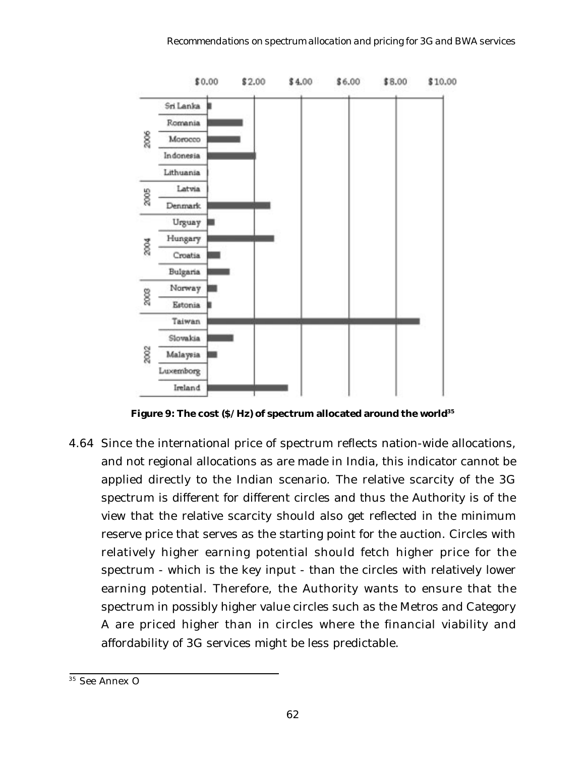Figure 9: The cost ($/Hz) of spectrum allocated around the world[35]

4.64 Since the international price of spectrum reflects nation-wide allocations, and not regional allocations as are made in India, this indicator cannot be applied directly to the Indian scenario. The relative scarcity of the 3G spectrum is different for different circles and thus the Authority is of the view that the relative scarcity should also get reflected in the minimum reserve price that serves as the starting point for the auction. Circles with relatively higher earning potential should fetch higher price for the spectrum - which is the key input - than the circles with relatively lower earning potential. Therefore, the Authority wants to ensure that the spectrum in possibly higher value circles such as the Metros and Category A are priced higher than in circles where the financial viability and affordability of 3G services might be less predictable.

[35] See Annex O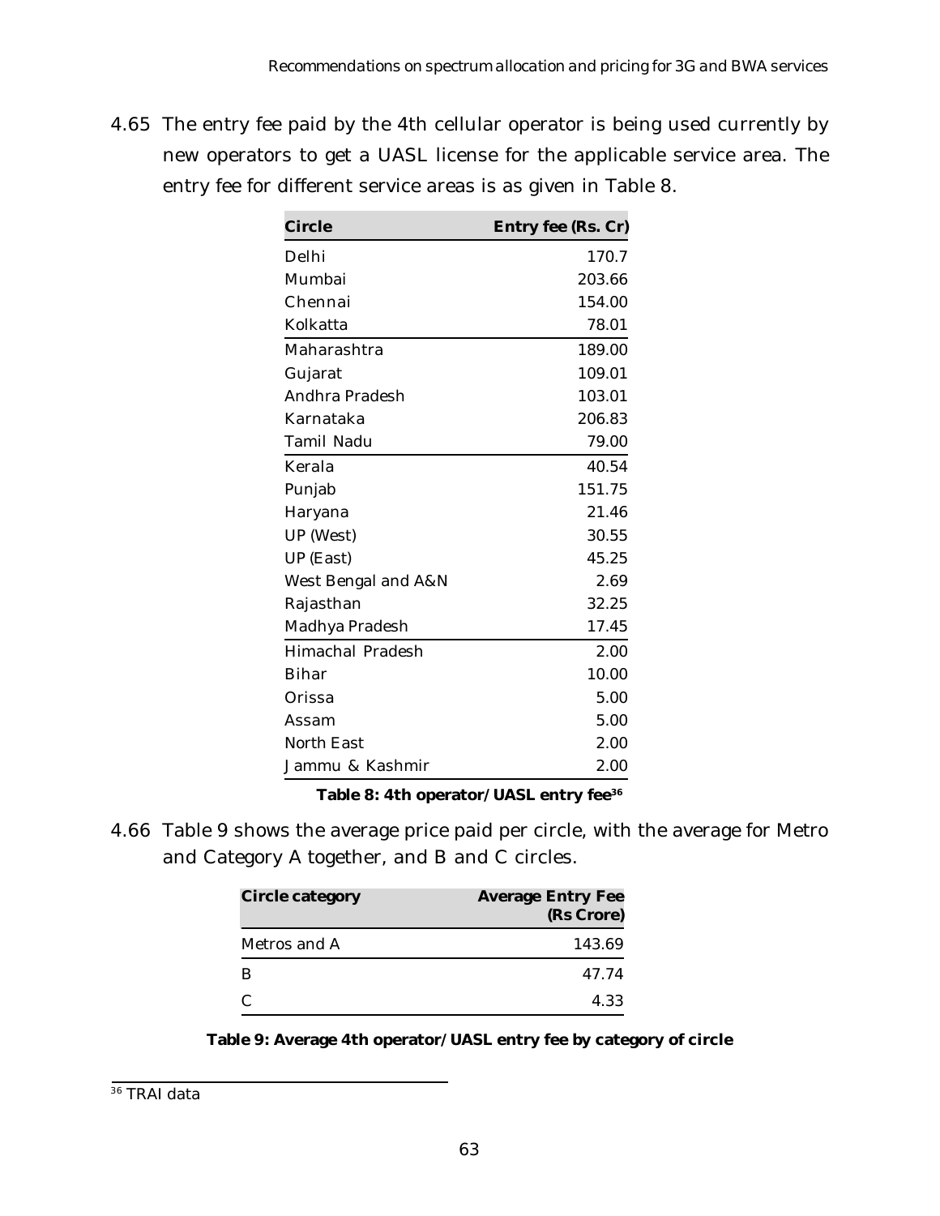4.65 The entry fee paid by the 4th cellular operator is being used currently by new operators to get a UASL license for the applicable service area. The entry fee for different service areas is as given in Table 8.

| Circle | Entry fee (Rs. Cr) |
|---|---|
| Delhi | 170.7 |
| Mumbai | 203.66 |
| Chennai | 154.00 |
| Kolkatta | 78.01 |
| Maharashtra | 189.00 |
| Gujarat | 109.01 |
| Andhra Pradesh | 103.01 |
| Karnataka | 206.83 |
| Tamil Nadu | 79.00 |
| Kerala | 40.54 |
| Punjab | 151.75 |
| Haryana | 21.46 |
| UP (West) | 30.55 |
| UP (East) | 45.25 |
| West Bengal and A&N | 2.69 |
| Rajasthan | 32.25 |
| Madhya Pradesh | 17.45 |
| Himachal Pradesh | 2.00 |
| Bihar | 10.00 |
| Orissa | 5.00 |
| Assam | 5.00 |
| North East | 2.00 |
| Jammu & Kashmir | 2.00 |

**Table 8: 4th operator/UASL entry fee[36]**

4.66 Table 9 shows the average price paid per circle, with the average for Metro and Category A together, and B and C circles.

| Circle category | Average Entry Fee (Rs Crore) |
|---|---|
| Metros and A | 143.69 |
| B | 47.74 |
| C | 4.33 |

**Table 9: Average 4th operator/UASL entry fee by category of circle**

[36] TRAI data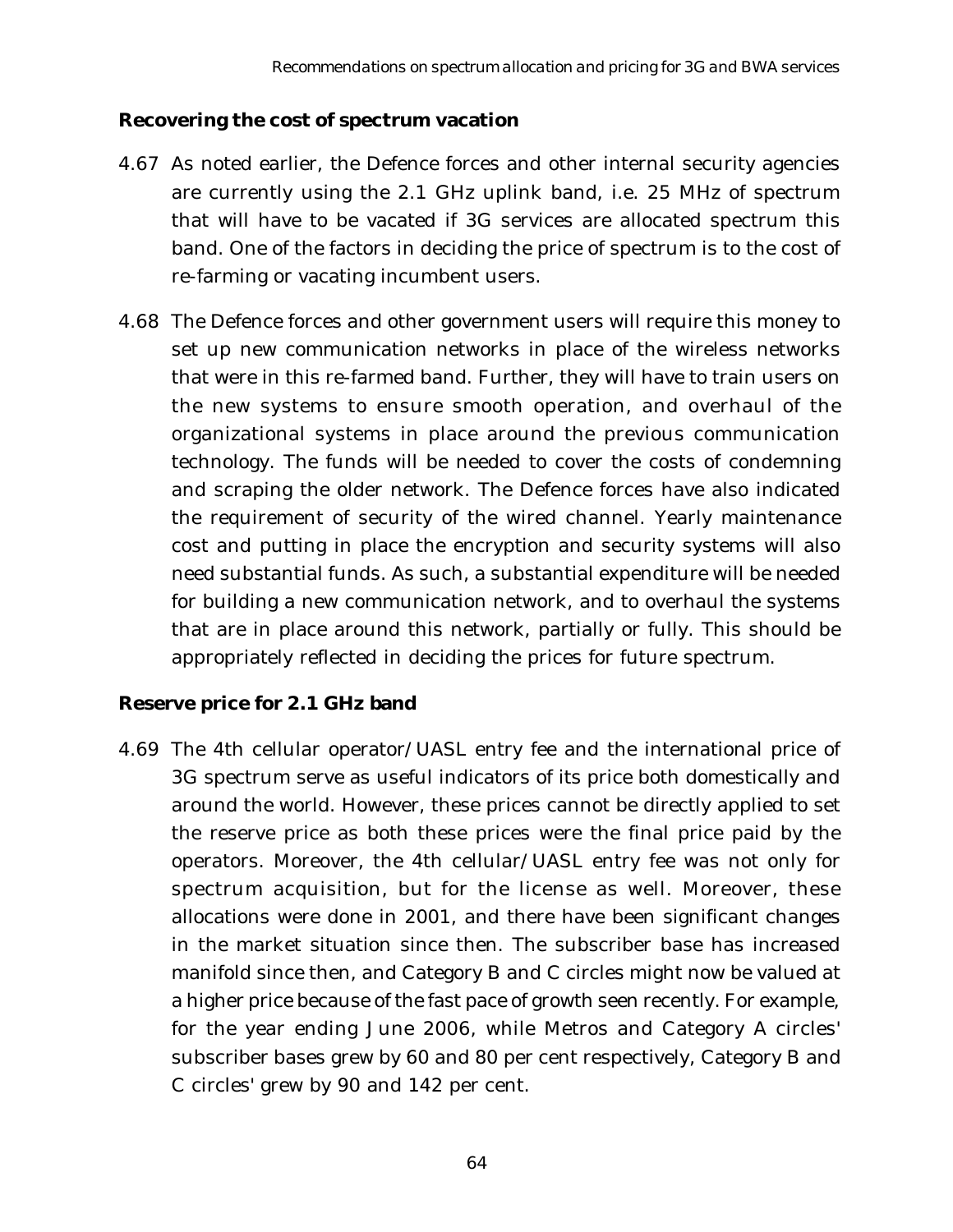### Recovering the cost of spectrum vacation

4.67 As noted earlier, the Defence forces and other internal security agencies are currently using the 2.1 GHz uplink band, i.e. 25 MHz of spectrum that will have to be vacated if 3G services are allocated spectrum this band. One of the factors in deciding the price of spectrum is to the cost of re-farming or vacating incumbent users.

4.68 The Defence forces and other government users will require this money to set up new communication networks in place of the wireless networks that were in this re-farmed band. Further, they will have to train users on the new systems to ensure smooth operation, and overhaul of the organizational systems in place around the previous communication technology. The funds will be needed to cover the costs of condemning and scraping the older network. The Defence forces have also indicated the requirement of security of the wired channel. Yearly maintenance cost and putting in place the encryption and security systems will also need substantial funds. As such, a substantial expenditure will be needed for building a new communication network, and to overhaul the systems that are in place around this network, partially or fully. This should be appropriately reflected in deciding the prices for future spectrum.

### Reserve price for 2.1 GHz band

4.69 The 4th cellular operator/UASL entry fee and the international price of 3G spectrum serve as useful indicators of its price both domestically and around the world. However, these prices cannot be directly applied to set the reserve price as both these prices were the final price paid by the operators. Moreover, the 4th cellular/UASL entry fee was not only for spectrum acquisition, but for the license as well. Moreover, these allocations were done in 2001, and there have been significant changes in the market situation since then. The subscriber base has increased manifold since then, and Category B and C circles might now be valued at a higher price because of the fast pace of growth seen recently. For example, for the year ending June 2006, while Metros and Category A circles' subscriber bases grew by 60 and 80 per cent respectively, Category B and C circles' grew by 90 and 142 per cent.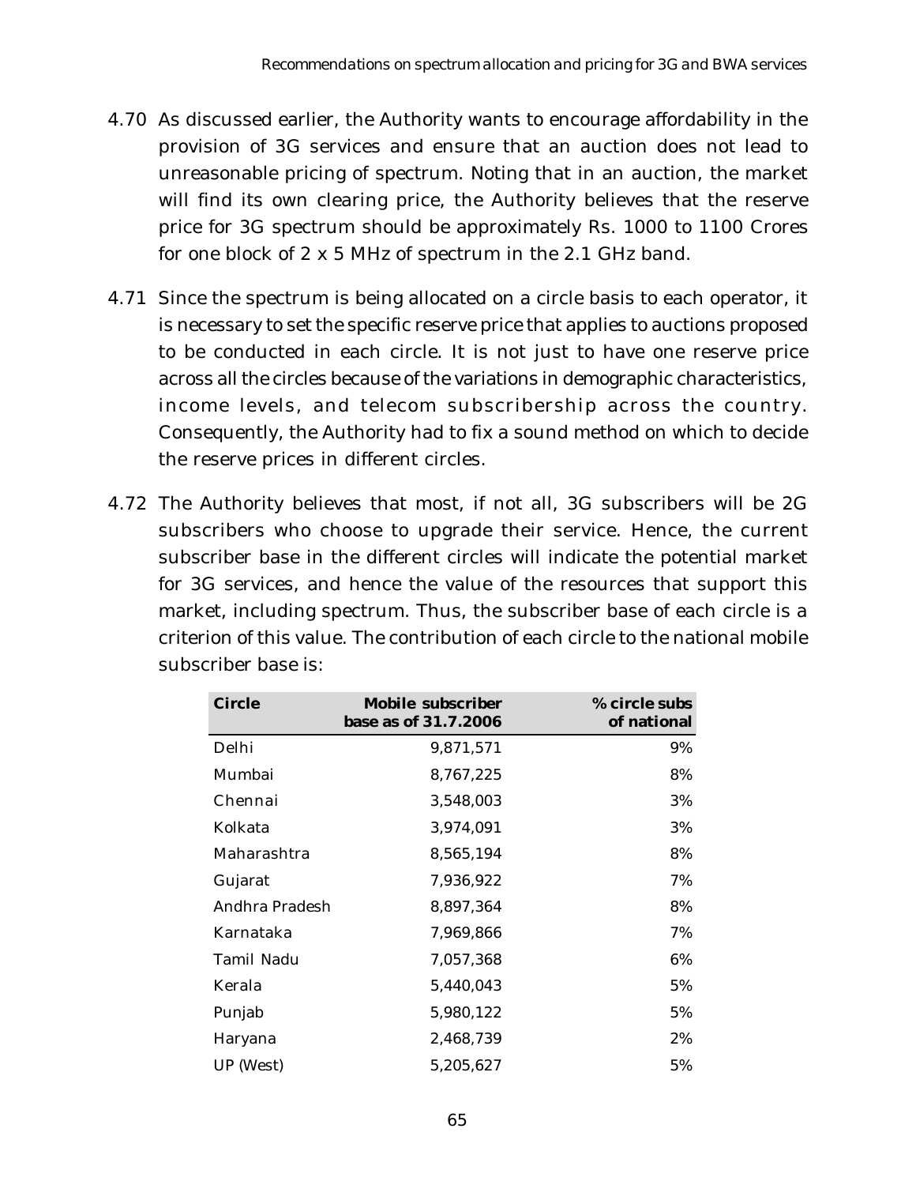4.70 As discussed earlier, the Authority wants to encourage affordability in the provision of 3G services and ensure that an auction does not lead to unreasonable pricing of spectrum. Noting that in an auction, the market will find its own clearing price, the Authority believes that the reserve price for 3G spectrum should be approximately Rs. 1000 to 1100 Crores for one block of 2 x 5 MHz of spectrum in the 2.1 GHz band.

4.71 Since the spectrum is being allocated on a circle basis to each operator, it is necessary to set the specific reserve price that applies to auctions proposed to be conducted in each circle. It is not just to have one reserve price across all the circles because of the variations in demographic characteristics, income levels, and telecom subscribership across the country. Consequently, the Authority had to fix a sound method on which to decide the reserve prices in different circles.

4.72 The Authority believes that most, if not all, 3G subscribers will be 2G subscribers who choose to upgrade their service. Hence, the current subscriber base in the different circles will indicate the potential market for 3G services, and hence the value of the resources that support this market, including spectrum. Thus, the subscriber base of each circle is a criterion of this value. The contribution of each circle to the national mobile subscriber base is:

| Circle | Mobile subscriber base as of 31.7.2006 | % circle subs of national |
|---|---:|---:|
| Delhi | 9,871,571 | 9% |
| Mumbai | 8,767,225 | 8% |
| Chennai | 3,548,003 | 3% |
| Kolkata | 3,974,091 | 3% |
| Maharashtra | 8,565,194 | 8% |
| Gujarat | 7,936,922 | 7% |
| Andhra Pradesh | 8,897,364 | 8% |
| Karnataka | 7,969,866 | 7% |
| Tamil Nadu | 7,057,368 | 6% |
| Kerala | 5,440,043 | 5% |
| Punjab | 5,980,122 | 5% |
| Haryana | 2,468,739 | 2% |
| UP (West) | 5,205,627 | 5% |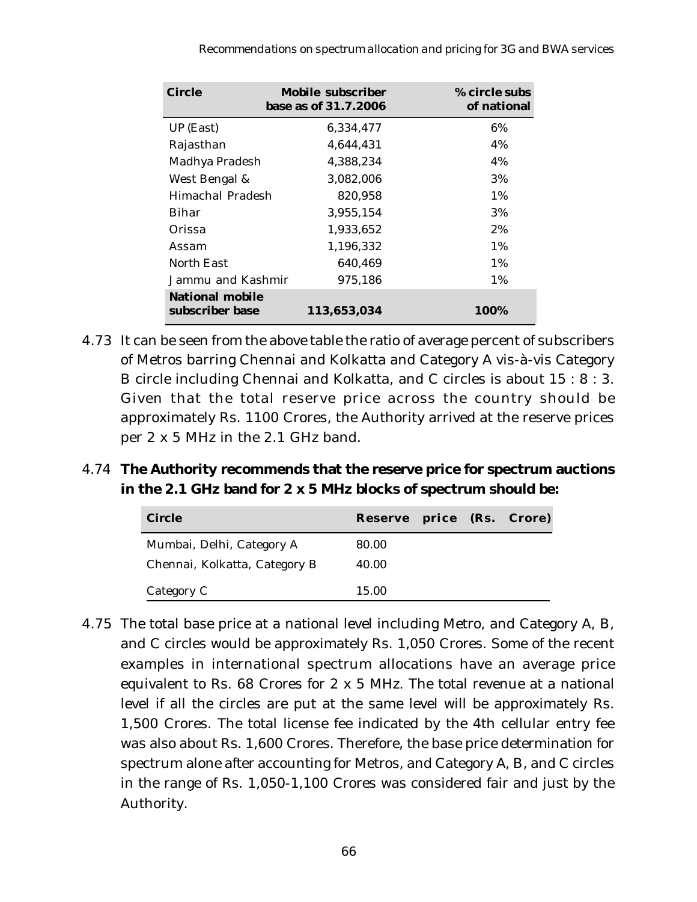| Circle | Mobile subscriber base as of 31.7.2006 | % circle subs of national |
|---|---|---|
| UP (East) | 6,334,477 | 6% |
| Rajasthan | 4,644,431 | 4% |
| Madhya Pradesh | 4,388,234 | 4% |
| West Bengal & | 3,082,006 | 3% |
| Himachal Pradesh | 820,958 | 1% |
| Bihar | 3,955,154 | 3% |
| Orissa | 1,933,652 | 2% |
| Assam | 1,196,332 | 1% |
| North East | 640,469 | 1% |
| Jammu and Kashmir | 975,186 | 1% |
| **National mobile subscriber base** | **113,653,034** | **100%** |

4.73 It can be seen from the above table the ratio of average percent of subscribers of Metros barring Chennai and Kolkatta and Category A vis-à-vis Category B circle including Chennai and Kolkatta, and C circles is about 15 : 8 : 3. Given that the total reserve price across the country should be approximately Rs. 1100 Crores, the Authority arrived at the reserve prices per 2 x 5 MHz in the 2.1 GHz band.

4.74 **The Authority recommends that the reserve price for spectrum auctions in the 2.1 GHz band for 2 x 5 MHz blocks of spectrum should be:**

| Circle | Reserve price (Rs. Crore) |
|---|---|
| Mumbai, Delhi, Category A | 80.00 |
| Chennai, Kolkatta, Category B | 40.00 |
| Category C | 15.00 |

4.75 The total base price at a national level including Metro, and Category A, B, and C circles would be approximately Rs. 1,050 Crores. Some of the recent examples in international spectrum allocations have an average price equivalent to Rs. 68 Crores for 2 x 5 MHz. The total revenue at a national level if all the circles are put at the same level will be approximately Rs. 1,500 Crores. The total license fee indicated by the 4th cellular entry fee was also about Rs. 1,600 Crores. Therefore, the base price determination for spectrum alone after accounting for Metros, and Category A, B, and C circles in the range of Rs. 1,050-1,100 Crores was considered fair and just by the Authority.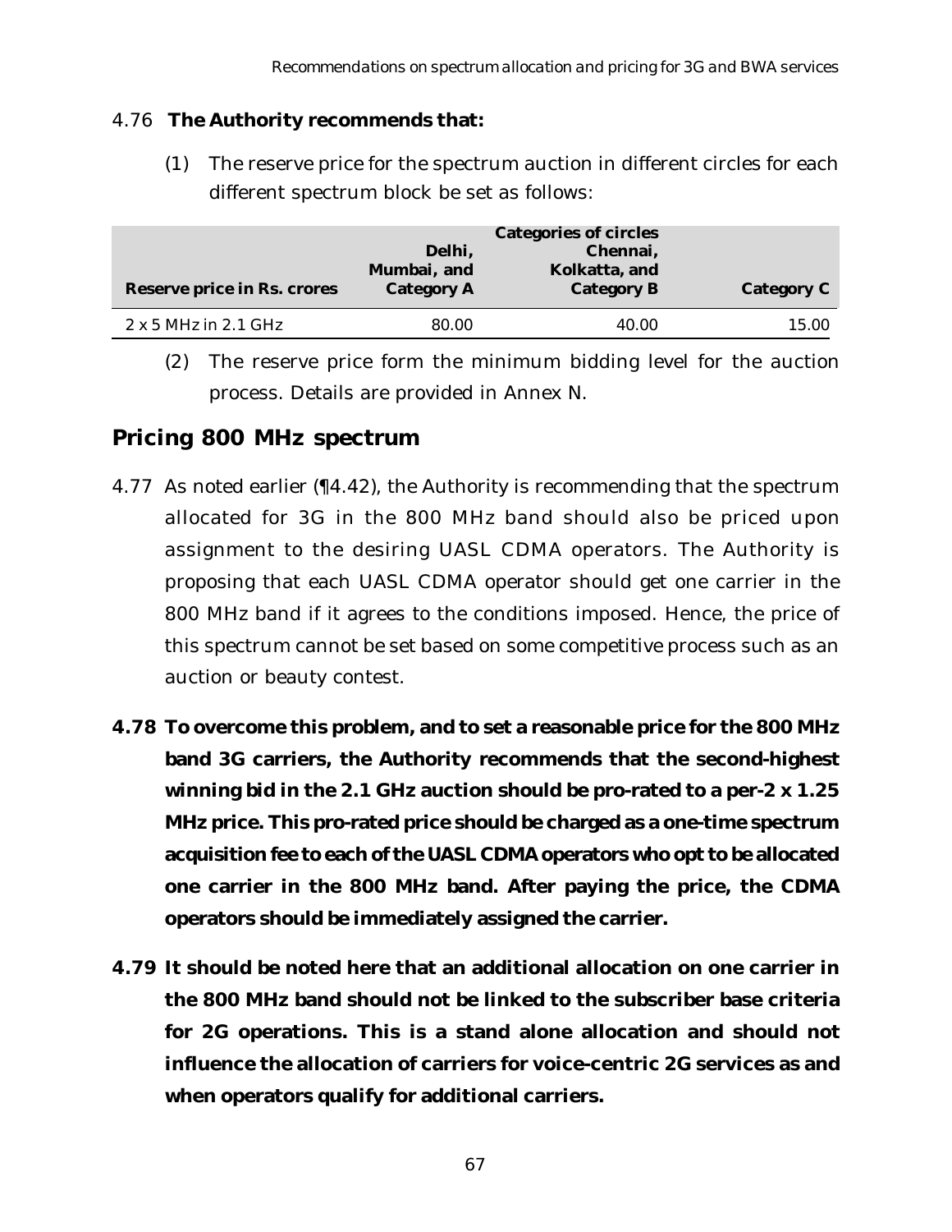4.76 **The Authority recommends that:**

(1) The reserve price for the spectrum auction in different circles for each different spectrum block be set as follows:

| Reserve price in Rs. crores | Categories of circles<br>Delhi, Mumbai, and Category A | Chennai, Kolkatta, and Category B | Category C |
|---|---|---|---|
| 2 x 5 MHz in 2.1 GHz | 80.00 | 40.00 | 15.00 |

(2) The reserve price form the minimum bidding level for the auction process. Details are provided in Annex N.

## Pricing 800 MHz spectrum

4.77 As noted earlier (¶4.42), the Authority is recommending that the spectrum allocated for 3G in the 800 MHz band should also be priced upon assignment to the desiring UASL CDMA operators. The Authority is proposing that each UASL CDMA operator should get one carrier in the 800 MHz band if it agrees to the conditions imposed. Hence, the price of this spectrum cannot be set based on some competitive process such as an auction or beauty contest.

**4.78 To overcome this problem, and to set a reasonable price for the 800 MHz band 3G carriers, the Authority recommends that the second-highest winning bid in the 2.1 GHz auction should be pro-rated to a per-2 x 1.25 MHz price. This pro-rated price should be charged as a one-time spectrum acquisition fee to each of the UASL CDMA operators who opt to be allocated one carrier in the 800 MHz band. After paying the price, the CDMA operators should be immediately assigned the carrier.**

**4.79 It should be noted here that an additional allocation on one carrier in the 800 MHz band should not be linked to the subscriber base criteria for 2G operations. This is a stand alone allocation and should not influence the allocation of carriers for voice-centric 2G services as and when operators qualify for additional carriers.**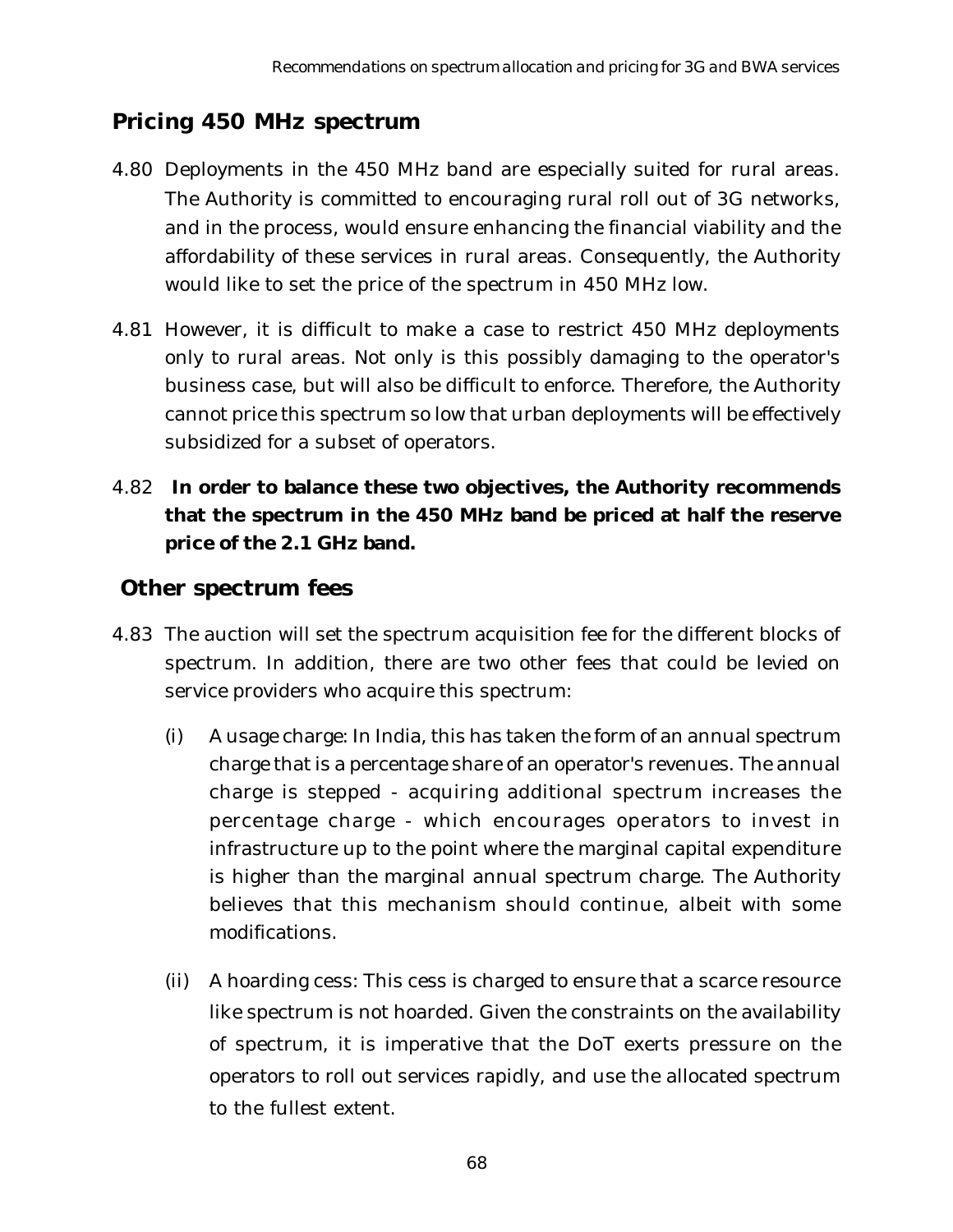## Pricing 450 MHz spectrum

4.80 Deployments in the 450 MHz band are especially suited for rural areas. The Authority is committed to encouraging rural roll out of 3G networks, and in the process, would ensure enhancing the financial viability and the affordability of these services in rural areas. Consequently, the Authority would like to set the price of the spectrum in 450 MHz low.

4.81 However, it is difficult to make a case to restrict 450 MHz deployments only to rural areas. Not only is this possibly damaging to the operator's business case, but will also be difficult to enforce. Therefore, the Authority cannot price this spectrum so low that urban deployments will be effectively subsidized for a subset of operators.

4.82 **In order to balance these two objectives, the Authority recommends that the spectrum in the 450 MHz band be priced at half the reserve price of the 2.1 GHz band.**

## Other spectrum fees

4.83 The auction will set the spectrum acquisition fee for the different blocks of spectrum. In addition, there are two other fees that could be levied on service providers who acquire this spectrum:

(i) A usage charge: In India, this has taken the form of an annual spectrum charge that is a percentage share of an operator's revenues. The annual charge is stepped - acquiring additional spectrum increases the percentage charge - which encourages operators to invest in infrastructure up to the point where the marginal capital expenditure is higher than the marginal annual spectrum charge. The Authority believes that this mechanism should continue, albeit with some modifications.

(ii) A hoarding cess: This cess is charged to ensure that a scarce resource like spectrum is not hoarded. Given the constraints on the availability of spectrum, it is imperative that the DoT exerts pressure on the operators to roll out services rapidly, and use the allocated spectrum to the fullest extent.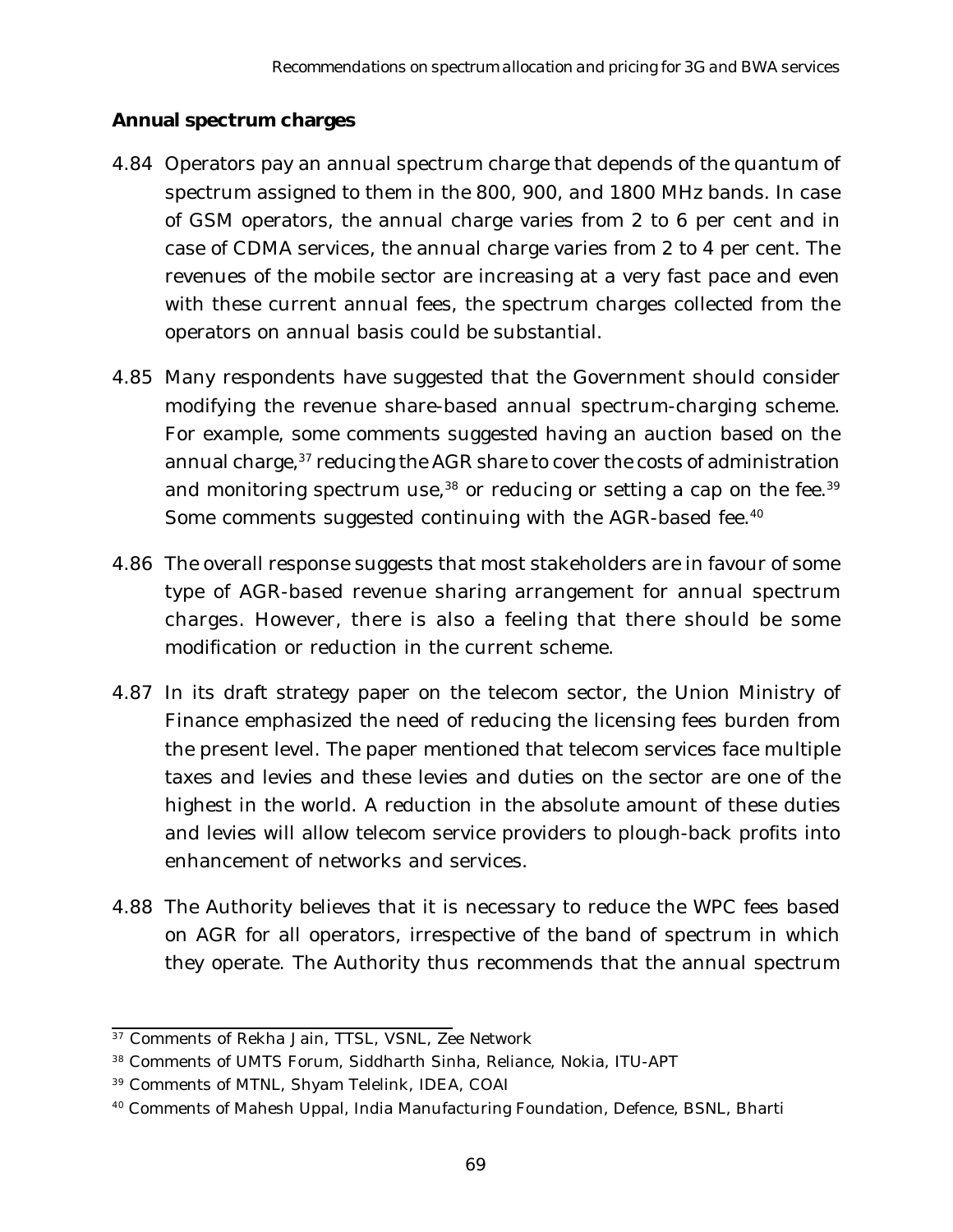**Annual spectrum charges**

4.84 Operators pay an annual spectrum charge that depends of the quantum of spectrum assigned to them in the 800, 900, and 1800 MHz bands. In case of GSM operators, the annual charge varies from 2 to 6 per cent and in case of CDMA services, the annual charge varies from 2 to 4 per cent. The revenues of the mobile sector are increasing at a very fast pace and even with these current annual fees, the spectrum charges collected from the operators on annual basis could be substantial.

4.85 Many respondents have suggested that the Government should consider modifying the revenue share-based annual spectrum-charging scheme. For example, some comments suggested having an auction based on the annual charge,[37] reducing the AGR share to cover the costs of administration and monitoring spectrum use,[38] or reducing or setting a cap on the fee.[39] Some comments suggested continuing with the AGR-based fee.[40]

4.86 The overall response suggests that most stakeholders are in favour of some type of AGR-based revenue sharing arrangement for annual spectrum charges. However, there is also a feeling that there should be some modification or reduction in the current scheme.

4.87 In its draft strategy paper on the telecom sector, the Union Ministry of Finance emphasized the need of reducing the licensing fees burden from the present level. The paper mentioned that telecom services face multiple taxes and levies and these levies and duties on the sector are one of the highest in the world. A reduction in the absolute amount of these duties and levies will allow telecom service providers to plough-back profits into enhancement of networks and services.

4.88 The Authority believes that it is necessary to reduce the WPC fees based on AGR for all operators, irrespective of the band of spectrum in which they operate. The Authority thus recommends that the annual spectrum

---

[37] Comments of Rekha Jain, TTSL, VSNL, Zee Network

[38] Comments of UMTS Forum, Siddharth Sinha, Reliance, Nokia, ITU-APT

[39] Comments of MTNL, Shyam Telelink, IDEA, COAI

[40] Comments of Mahesh Uppal, India Manufacturing Foundation, Defence, BSNL, Bharti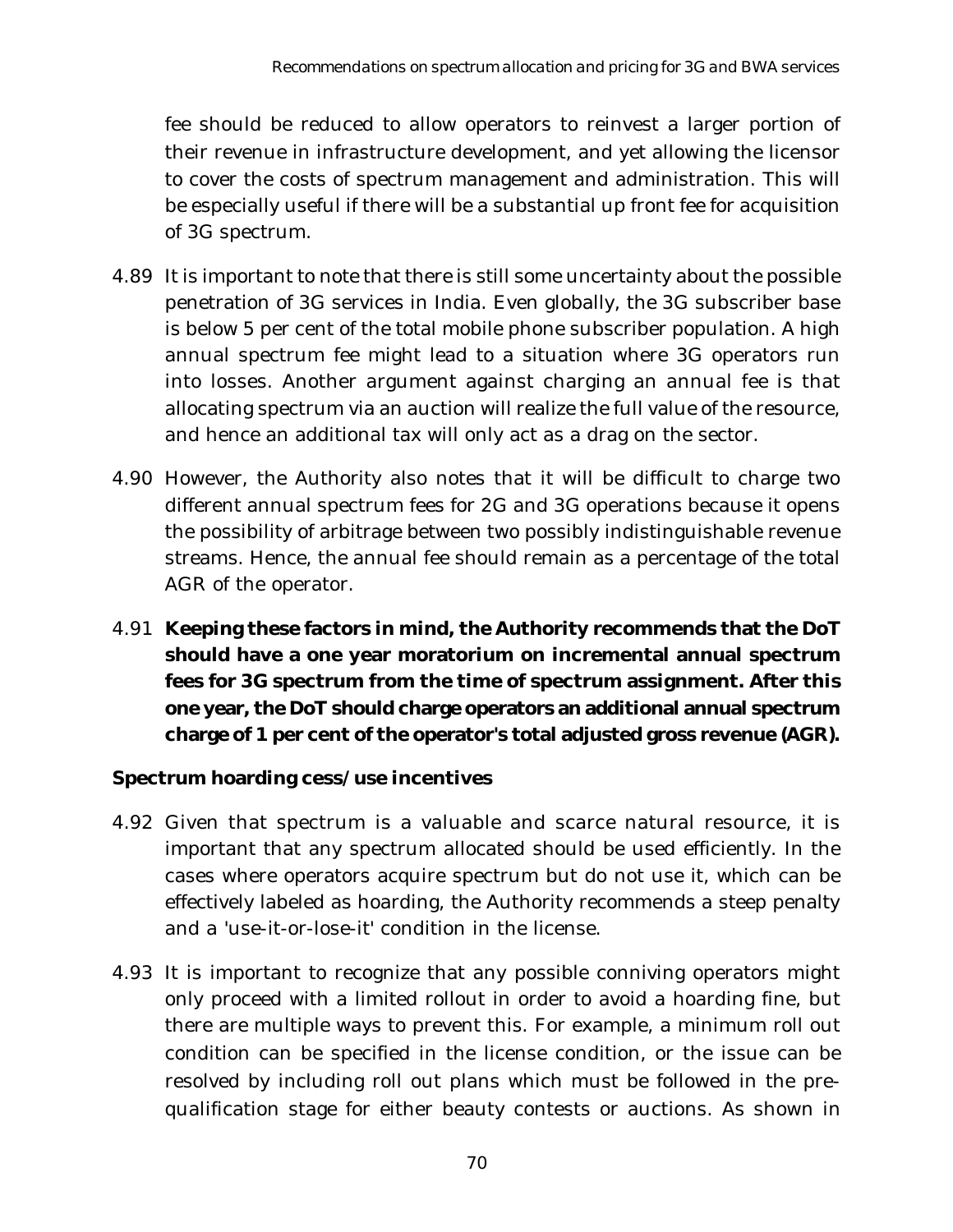fee should be reduced to allow operators to reinvest a larger portion of their revenue in infrastructure development, and yet allowing the licensor to cover the costs of spectrum management and administration. This will be especially useful if there will be a substantial up front fee for acquisition of 3G spectrum.

4.89 It is important to note that there is still some uncertainty about the possible penetration of 3G services in India. Even globally, the 3G subscriber base is below 5 per cent of the total mobile phone subscriber population. A high annual spectrum fee might lead to a situation where 3G operators run into losses. Another argument against charging an annual fee is that allocating spectrum via an auction will realize the full value of the resource, and hence an additional tax will only act as a drag on the sector.

4.90 However, the Authority also notes that it will be difficult to charge two different annual spectrum fees for 2G and 3G operations because it opens the possibility of arbitrage between two possibly indistinguishable revenue streams. Hence, the annual fee should remain as a percentage of the total AGR of the operator.

4.91 **Keeping these factors in mind, the Authority recommends that the DoT should have a one year moratorium on incremental annual spectrum fees for 3G spectrum from the time of spectrum assignment. After this one year, the DoT should charge operators an additional annual spectrum charge of 1 per cent of the operator's total adjusted gross revenue (AGR).**

**Spectrum hoarding cess/use incentives**

4.92 Given that spectrum is a valuable and scarce natural resource, it is important that any spectrum allocated should be used efficiently. In the cases where operators acquire spectrum but do not use it, which can be effectively labeled as hoarding, the Authority recommends a steep penalty and a 'use-it-or-lose-it' condition in the license.

4.93 It is important to recognize that any possible conniving operators might only proceed with a limited rollout in order to avoid a hoarding fine, but there are multiple ways to prevent this. For example, a minimum roll out condition can be specified in the license condition, or the issue can be resolved by including roll out plans which must be followed in the pre-qualification stage for either beauty contests or auctions. As shown in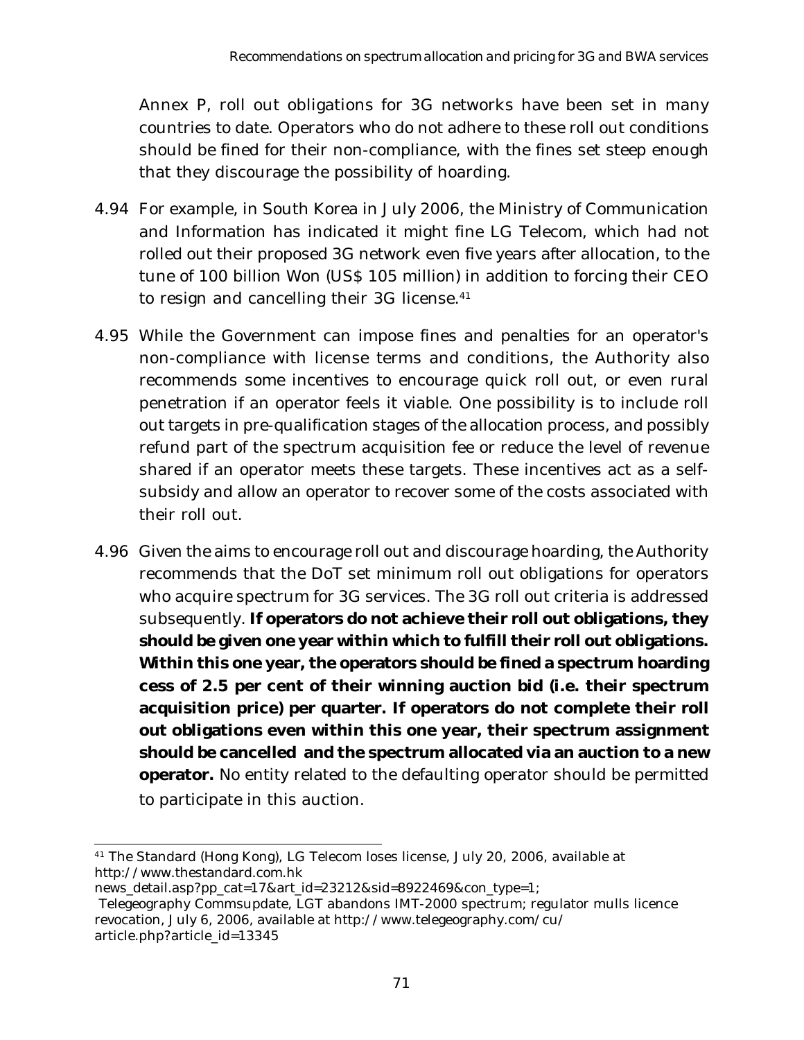Annex P, roll out obligations for 3G networks have been set in many countries to date. Operators who do not adhere to these roll out conditions should be fined for their non-compliance, with the fines set steep enough that they discourage the possibility of hoarding.

4.94 For example, in South Korea in July 2006, the Ministry of Communication and Information has indicated it might fine LG Telecom, which had not rolled out their proposed 3G network even five years after allocation, to the tune of 100 billion Won (US$ 105 million) in addition to forcing their CEO to resign and cancelling their 3G license.[41]

4.95 While the Government can impose fines and penalties for an operator's non-compliance with license terms and conditions, the Authority also recommends some incentives to encourage quick roll out, or even rural penetration if an operator feels it viable. One possibility is to include roll out targets in pre-qualification stages of the allocation process, and possibly refund part of the spectrum acquisition fee or reduce the level of revenue shared if an operator meets these targets. These incentives act as a self-subsidy and allow an operator to recover some of the costs associated with their roll out.

4.96 Given the aims to encourage roll out and discourage hoarding, the Authority recommends that the DoT set minimum roll out obligations for operators who acquire spectrum for 3G services. The 3G roll out criteria is addressed subsequently. **If operators do not achieve their roll out obligations, they should be given one year within which to fulfill their roll out obligations. Within this one year, the operators should be fined a spectrum hoarding cess of 2.5 per cent of their winning auction bid (i.e. their spectrum acquisition price) per quarter. If operators do not complete their roll out obligations even within this one year, their spectrum assignment should be cancelled and the spectrum allocated via an auction to a new operator.** No entity related to the defaulting operator should be permitted to participate in this auction.

---

[41] The Standard (Hong Kong), LG Telecom loses license, July 20, 2006, available at http://www.thestandard.com.hk news_detail.asp?pp_cat=17&art_id=23212&sid=8922469&con_type=1;
Telegeography Commsupdate, LGT abandons IMT-2000 spectrum; regulator mulls licence revocation, July 6, 2006, available at http://www.telegeography.com/cu/ article.php?article_id=13345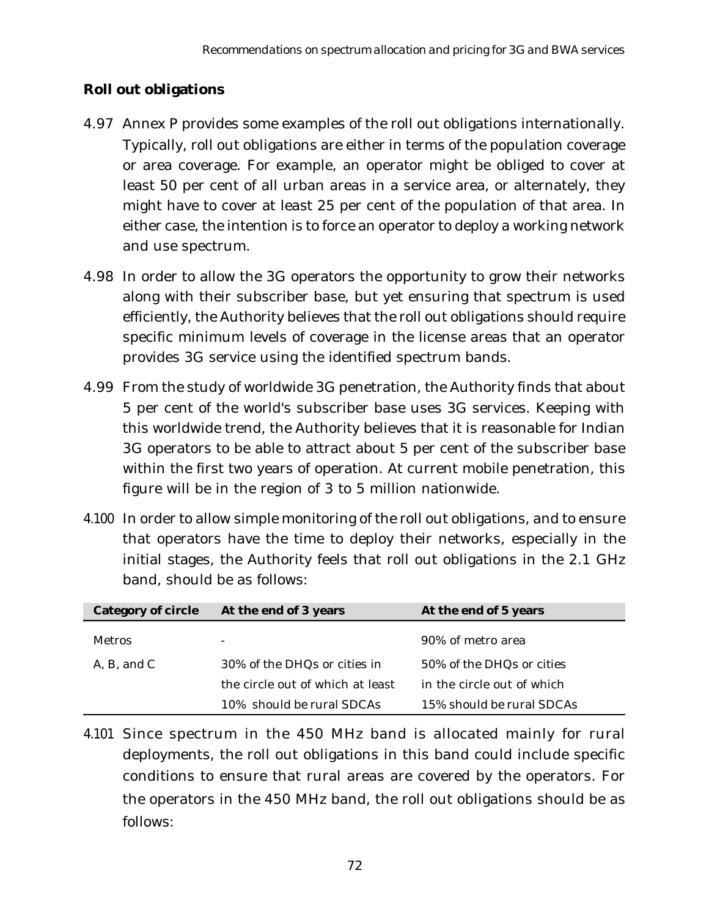**Roll out obligations**

4.97 Annex P provides some examples of the roll out obligations internationally. Typically, roll out obligations are either in terms of the population coverage or area coverage. For example, an operator might be obliged to cover at least 50 per cent of all urban areas in a service area, or alternately, they might have to cover at least 25 per cent of the population of that area. In either case, the intention is to force an operator to deploy a working network and use spectrum.

4.98 In order to allow the 3G operators the opportunity to grow their networks along with their subscriber base, but yet ensuring that spectrum is used efficiently, the Authority believes that the roll out obligations should require specific minimum levels of coverage in the license areas that an operator provides 3G service using the identified spectrum bands.

4.99 From the study of worldwide 3G penetration, the Authority finds that about 5 per cent of the world's subscriber base uses 3G services. Keeping with this worldwide trend, the Authority believes that it is reasonable for Indian 3G operators to be able to attract about 5 per cent of the subscriber base within the first two years of operation. At current mobile penetration, this figure will be in the region of 3 to 5 million nationwide.

4.100 In order to allow simple monitoring of the roll out obligations, and to ensure that operators have the time to deploy their networks, especially in the initial stages, the Authority feels that roll out obligations in the 2.1 GHz band, should be as follows:

| Category of circle | At the end of 3 years | At the end of 5 years |
|---|---|---|
| Metros | - | 90% of metro area |
| A, B, and C | 30% of the DHQs or cities in the circle out of which at least 10% should be rural SDCAs | 50% of the DHQs or cities in the circle out of which 15% should be rural SDCAs |

4.101 Since spectrum in the 450 MHz band is allocated mainly for rural deployments, the roll out obligations in this band could include specific conditions to ensure that rural areas are covered by the operators. For the operators in the 450 MHz band, the roll out obligations should be as follows: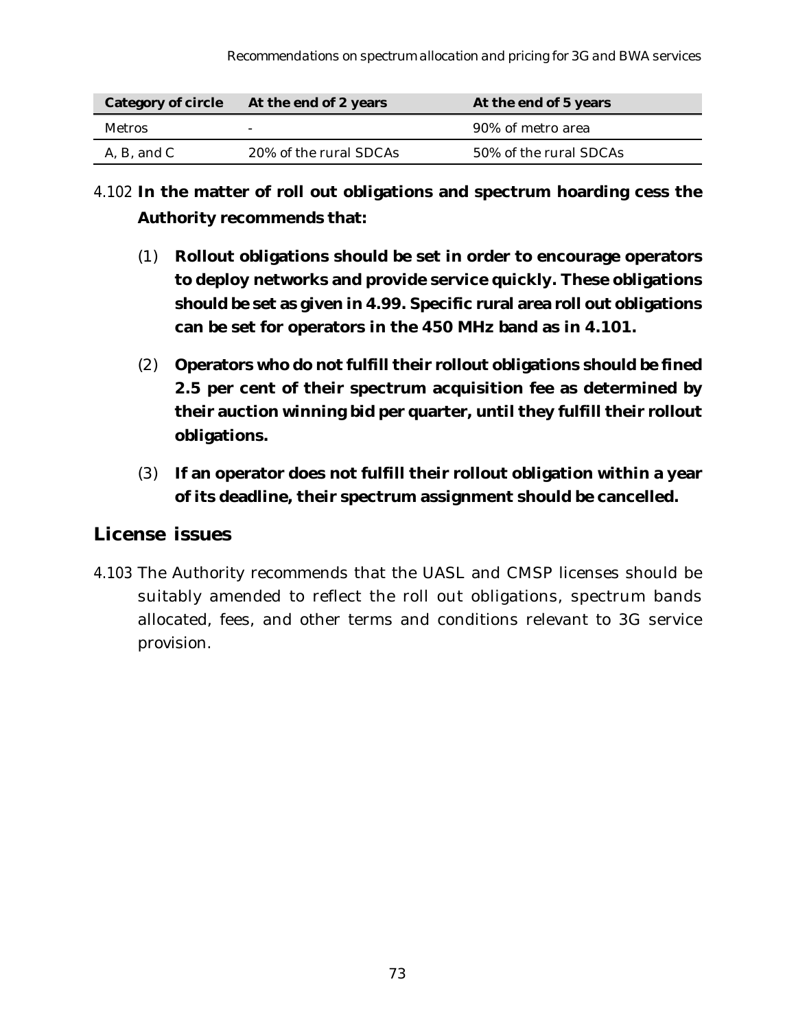| Category of circle | At the end of 2 years | At the end of 5 years |
|---|---|---|
| Metros | - | 90% of metro area |
| A, B, and C | 20% of the rural SDCAs | 50% of the rural SDCAs |

4.102 **In the matter of roll out obligations and spectrum hoarding cess the Authority recommends that:**

(1) **Rollout obligations should be set in order to encourage operators to deploy networks and provide service quickly. These obligations should be set as given in 4.99. Specific rural area roll out obligations can be set for operators in the 450 MHz band as in 4.101.**

(2) **Operators who do not fulfill their rollout obligations should be fined 2.5 per cent of their spectrum acquisition fee as determined by their auction winning bid per quarter, until they fulfill their rollout obligations.**

(3) **If an operator does not fulfill their rollout obligation within a year of its deadline, their spectrum assignment should be cancelled.**

## License issues

4.103 The Authority recommends that the UASL and CMSP licenses should be suitably amended to reflect the roll out obligations, spectrum bands allocated, fees, and other terms and conditions relevant to 3G service provision.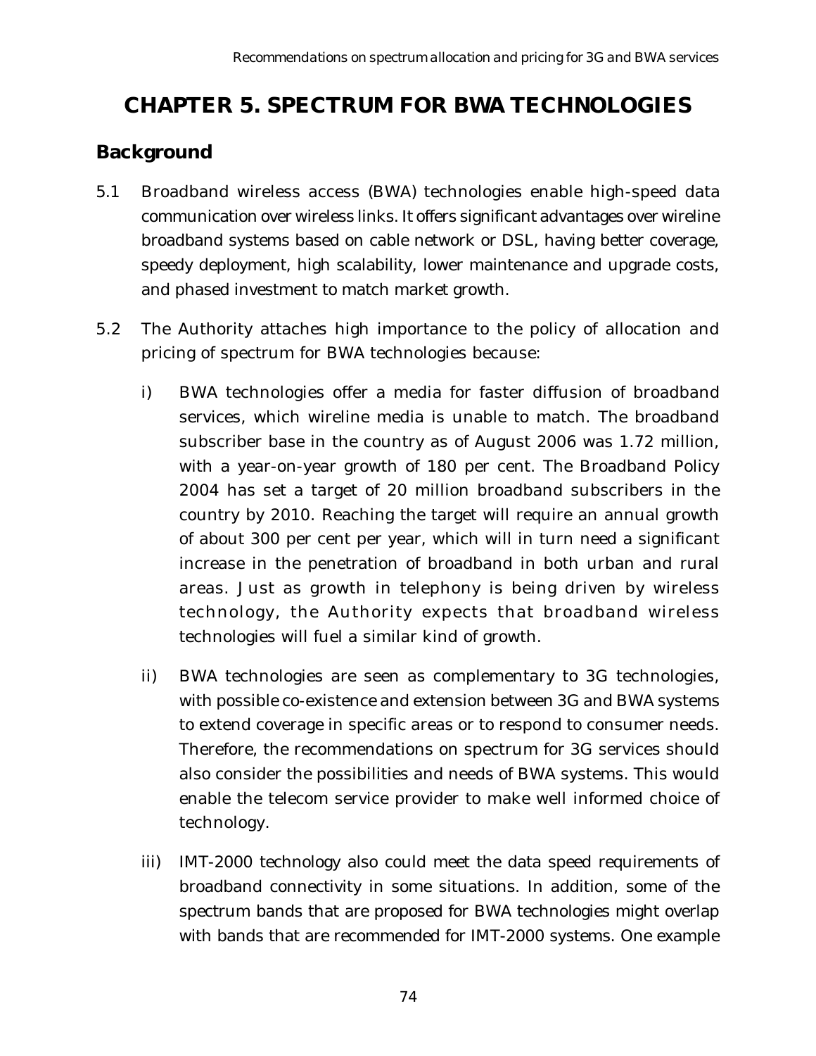# CHAPTER 5. SPECTRUM FOR BWA TECHNOLOGIES

## Background

5.1 Broadband wireless access (BWA) technologies enable high-speed data communication over wireless links. It offers significant advantages over wireline broadband systems based on cable network or DSL, having better coverage, speedy deployment, high scalability, lower maintenance and upgrade costs, and phased investment to match market growth.

5.2 The Authority attaches high importance to the policy of allocation and pricing of spectrum for BWA technologies because:

i) BWA technologies offer a media for faster diffusion of broadband services, which wireline media is unable to match. The broadband subscriber base in the country as of August 2006 was 1.72 million, with a year-on-year growth of 180 per cent. The Broadband Policy 2004 has set a target of 20 million broadband subscribers in the country by 2010. Reaching the target will require an annual growth of about 300 per cent per year, which will in turn need a significant increase in the penetration of broadband in both urban and rural areas. Just as growth in telephony is being driven by wireless technology, the Authority expects that broadband wireless technologies will fuel a similar kind of growth.

ii) BWA technologies are seen as complementary to 3G technologies, with possible co-existence and extension between 3G and BWA systems to extend coverage in specific areas or to respond to consumer needs. Therefore, the recommendations on spectrum for 3G services should also consider the possibilities and needs of BWA systems. This would enable the telecom service provider to make well informed choice of technology.

iii) IMT-2000 technology also could meet the data speed requirements of broadband connectivity in some situations. In addition, some of the spectrum bands that are proposed for BWA technologies might overlap with bands that are recommended for IMT-2000 systems. One example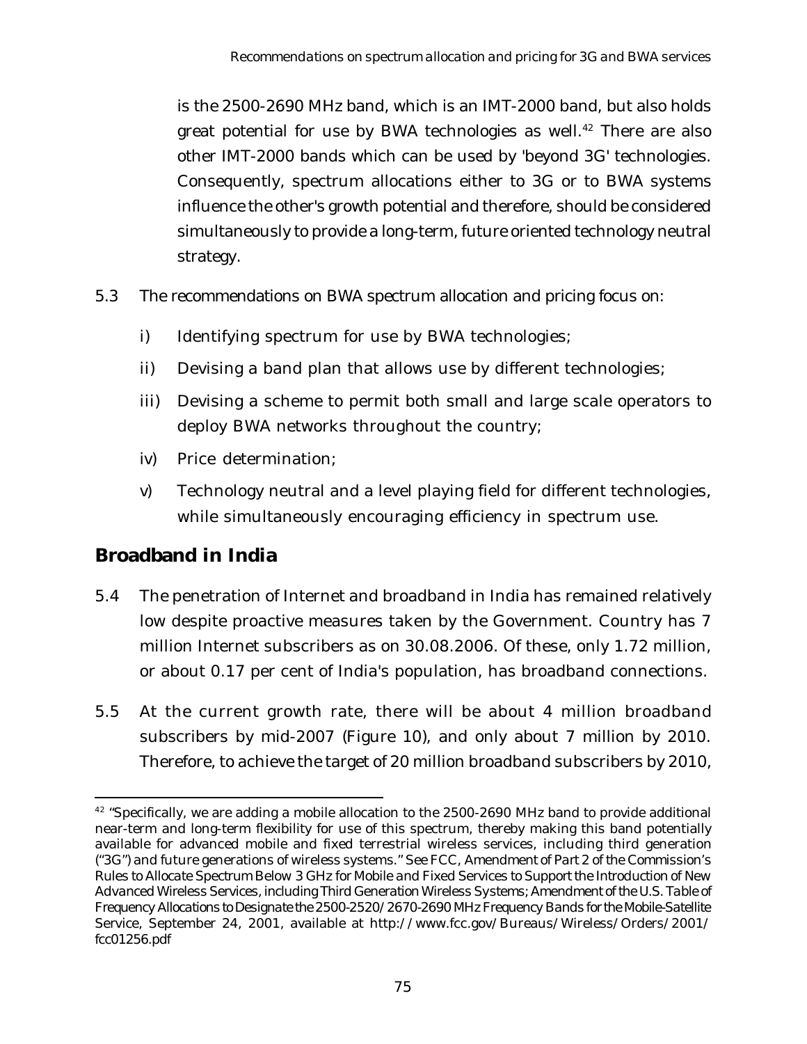is the 2500-2690 MHz band, which is an IMT-2000 band, but also holds great potential for use by BWA technologies as well.[42] There are also other IMT-2000 bands which can be used by 'beyond 3G' technologies. Consequently, spectrum allocations either to 3G or to BWA systems influence the other's growth potential and therefore, should be considered simultaneously to provide a long-term, future oriented technology neutral strategy.

5.3 The recommendations on BWA spectrum allocation and pricing focus on:

i) Identifying spectrum for use by BWA technologies;

ii) Devising a band plan that allows use by different technologies;

iii) Devising a scheme to permit both small and large scale operators to deploy BWA networks throughout the country;

iv) Price determination;

v) Technology neutral and a level playing field for different technologies, while simultaneously encouraging efficiency in spectrum use.

## Broadband in India

5.4 The penetration of Internet and broadband in India has remained relatively low despite proactive measures taken by the Government. Country has 7 million Internet subscribers as on 30.08.2006. Of these, only 1.72 million, or about 0.17 per cent of India's population, has broadband connections.

5.5 At the current growth rate, there will be about 4 million broadband subscribers by mid-2007 (Figure 10), and only about 7 million by 2010. Therefore, to achieve the target of 20 million broadband subscribers by 2010,

---

[42] "Specifically, we are adding a mobile allocation to the 2500-2690 MHz band to provide additional near-term and long-term flexibility for use of this spectrum, thereby making this band potentially available for advanced mobile and fixed terrestrial wireless services, including third generation ("3G") and future generations of wireless systems." See FCC, *Amendment of Part 2 of the Commission's Rules to Allocate Spectrum Below 3 GHz for Mobile and Fixed Services to Support the Introduction of New Advanced Wireless Services, including Third Generation Wireless Systems; Amendment of the U.S. Table of Frequency Allocations to Designate the 2500-2520/2670-2690 MHz Frequency Bands for the Mobile-Satellite Service*, September 24, 2001, available at http://www.fcc.gov/Bureaus/Wireless/Orders/2001/fcc01256.pdf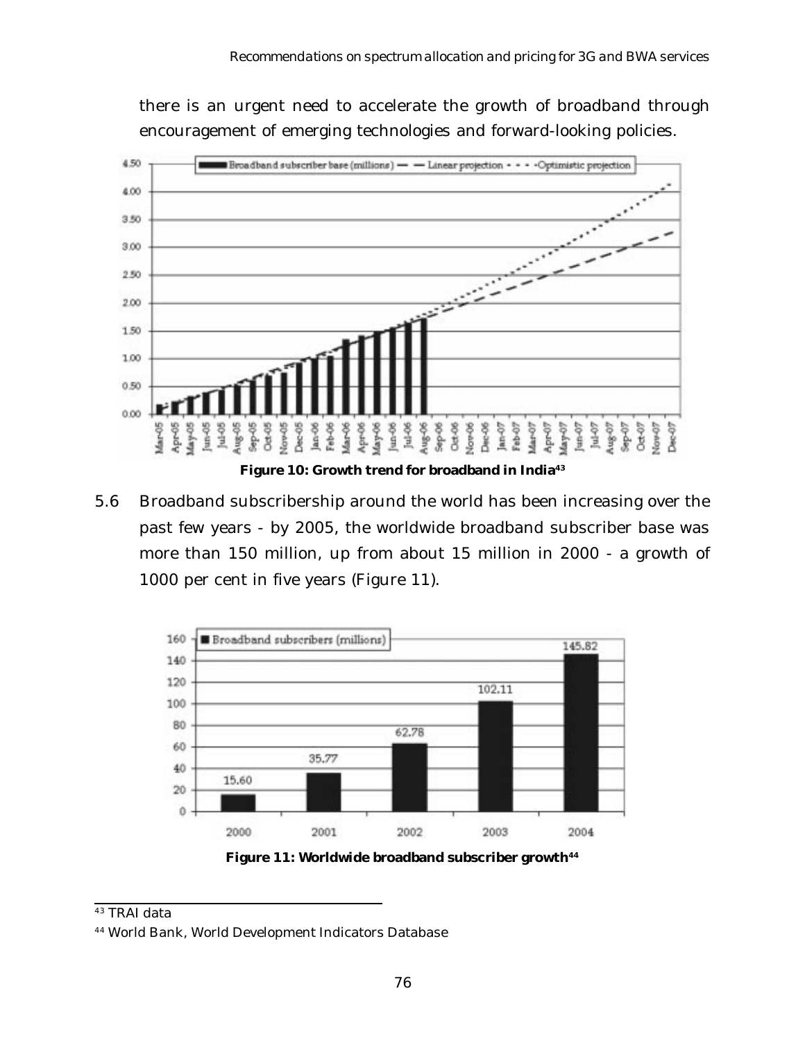there is an urgent need to accelerate the growth of broadband through encouragement of emerging technologies and forward-looking policies.

**Figure 10: Growth trend for broadband in India**[43]

5.6 Broadband subscribership around the world has been increasing over the past few years - by 2005, the worldwide broadband subscriber base was more than 150 million, up from about 15 million in 2000 - a growth of 1000 per cent in five years (Figure 11).

**Figure 11: Worldwide broadband subscriber growth**[44]

---

[43] TRAI data

[44] World Bank, World Development Indicators Database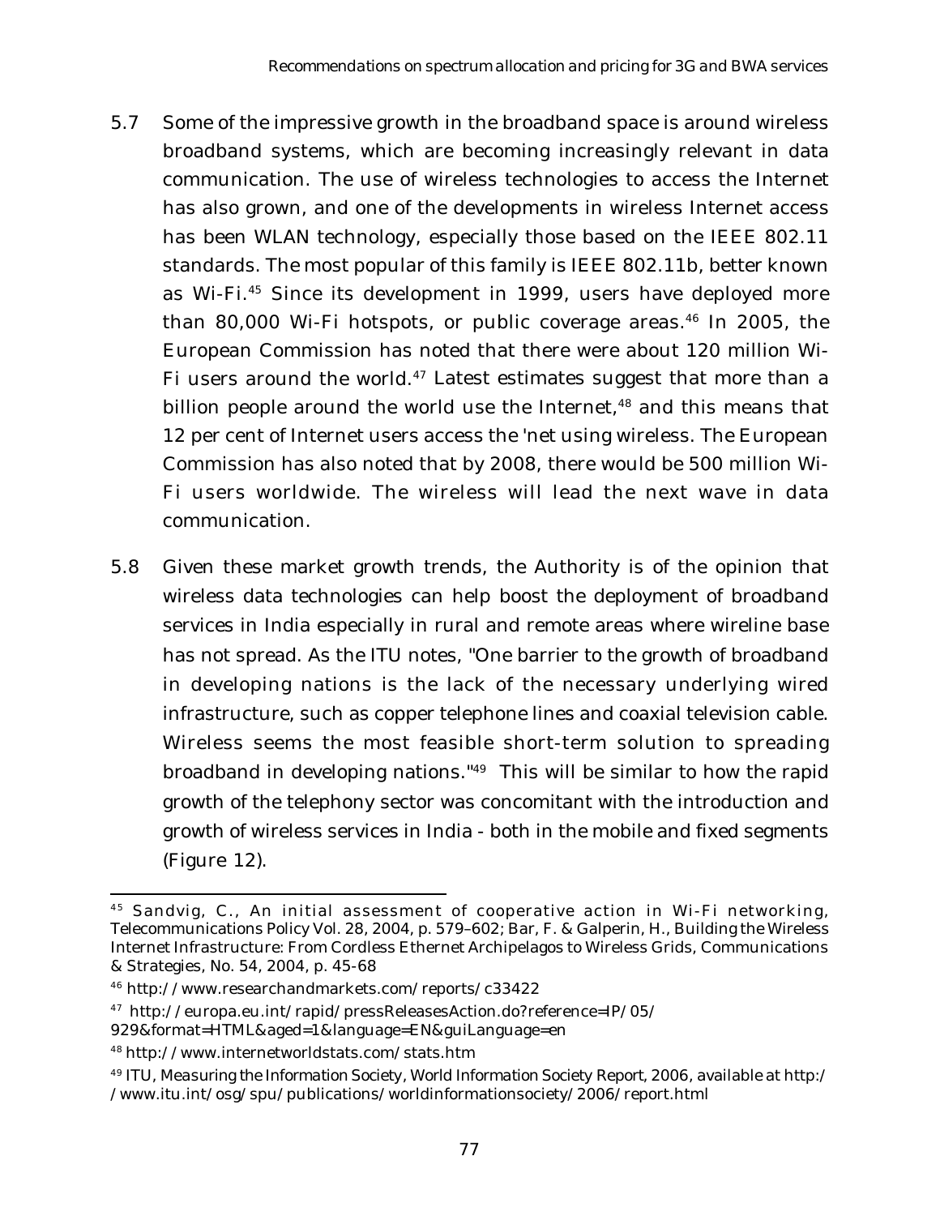5.7 Some of the impressive growth in the broadband space is around wireless broadband systems, which are becoming increasingly relevant in data communication. The use of wireless technologies to access the Internet has also grown, and one of the developments in wireless Internet access has been WLAN technology, especially those based on the IEEE 802.11 standards. The most popular of this family is IEEE 802.11b, better known as Wi-Fi.[45] Since its development in 1999, users have deployed more than 80,000 Wi-Fi hotspots, or public coverage areas.[46] In 2005, the European Commission has noted that there were about 120 million Wi-Fi users around the world.[47] Latest estimates suggest that more than a billion people around the world use the Internet,[48] and this means that 12 per cent of Internet users access the 'net using wireless. The European Commission has also noted that by 2008, there would be 500 million Wi-Fi users worldwide. The wireless will lead the next wave in data communication.

5.8 Given these market growth trends, the Authority is of the opinion that wireless data technologies can help boost the deployment of broadband services in India especially in rural and remote areas where wireline base has not spread. As the ITU notes, "One barrier to the growth of broadband in developing nations is the lack of the necessary underlying wired infrastructure, such as copper telephone lines and coaxial television cable. Wireless seems the most feasible short-term solution to spreading broadband in developing nations."[49] This will be similar to how the rapid growth of the telephony sector was concomitant with the introduction and growth of wireless services in India - both in the mobile and fixed segments (Figure 12).

---

[45] Sandvig, C., An initial assessment of cooperative action in Wi-Fi networking, Telecommunications Policy Vol. 28, 2004, p. 579–602; Bar, F. & Galperin, H., Building the Wireless Internet Infrastructure: From Cordless Ethernet Archipelagos to Wireless Grids, Communications & Strategies, No. 54, 2004, p. 45-68

[46] http://www.researchandmarkets.com/reports/c33422

[47] http://europa.eu.int/rapid/pressReleasesAction.do?reference=IP/05/929&format=HTML&aged=1&language=EN&guiLanguage=en

[48] http://www.internetworldstats.com/stats.htm

[49] ITU, Measuring the Information Society, World Information Society Report, 2006, available at http://www.itu.int/osg/spu/publications/worldinformationsociety/2006/report.html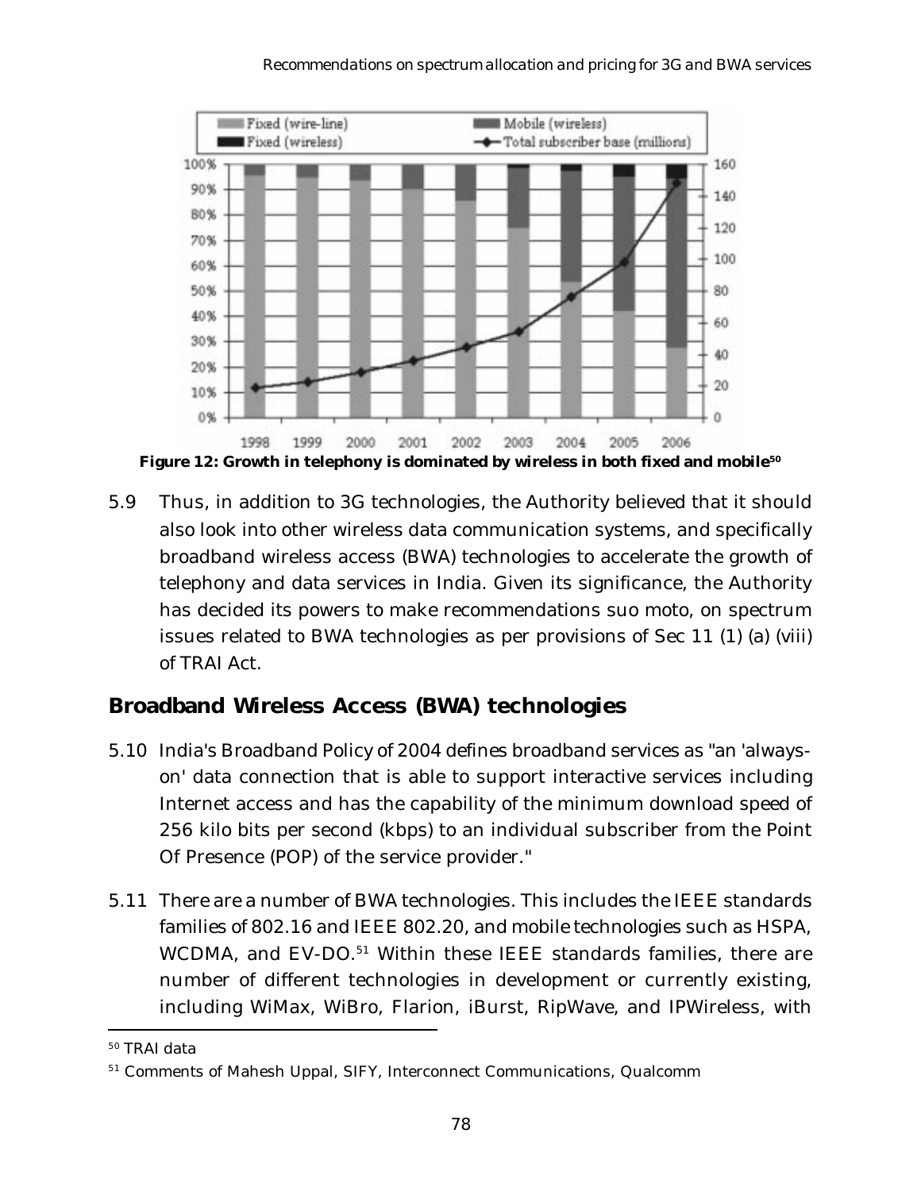Figure 12: Growth in telephony is dominated by wireless in both fixed and mobile[50]

5.9 Thus, in addition to 3G technologies, the Authority believed that it should also look into other wireless data communication systems, and specifically broadband wireless access (BWA) technologies to accelerate the growth of telephony and data services in India. Given its significance, the Authority has decided its powers to make recommendations suo moto, on spectrum issues related to BWA technologies as per provisions of Sec 11 (1) (a) (viii) of TRAI Act.

## Broadband Wireless Access (BWA) technologies

5.10 India's Broadband Policy of 2004 defines broadband services as "an 'always-on' data connection that is able to support interactive services including Internet access and has the capability of the minimum download speed of 256 kilo bits per second (kbps) to an individual subscriber from the Point Of Presence (POP) of the service provider."

5.11 There are a number of BWA technologies. This includes the IEEE standards families of 802.16 and IEEE 802.20, and mobile technologies such as HSPA, WCDMA, and EV-DO.[51] Within these IEEE standards families, there are number of different technologies in development or currently existing, including WiMax, WiBro, Flarion, iBurst, RipWave, and IPWireless, with

[50] TRAI data

[51] Comments of Mahesh Uppal, SIFY, Interconnect Communications, Qualcomm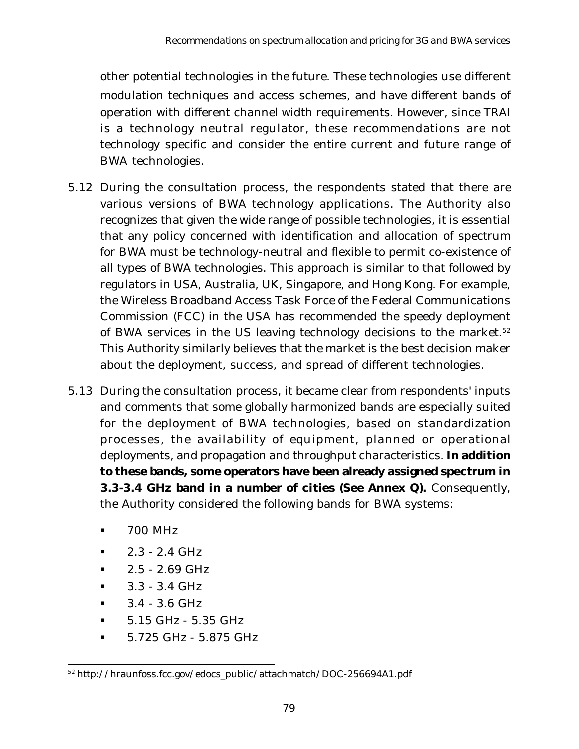other potential technologies in the future. These technologies use different modulation techniques and access schemes, and have different bands of operation with different channel width requirements. However, since TRAI is a technology neutral regulator, these recommendations are not technology specific and consider the entire current and future range of BWA technologies.

5.12 During the consultation process, the respondents stated that there are various versions of BWA technology applications. The Authority also recognizes that given the wide range of possible technologies, it is essential that any policy concerned with identification and allocation of spectrum for BWA must be technology-neutral and flexible to permit co-existence of all types of BWA technologies. This approach is similar to that followed by regulators in USA, Australia, UK, Singapore, and Hong Kong. For example, the Wireless Broadband Access Task Force of the Federal Communications Commission (FCC) in the USA has recommended the speedy deployment of BWA services in the US leaving technology decisions to the market.[52] This Authority similarly believes that the market is the best decision maker about the deployment, success, and spread of different technologies.

5.13 During the consultation process, it became clear from respondents' inputs and comments that some globally harmonized bands are especially suited for the deployment of BWA technologies, based on standardization processes, the availability of equipment, planned or operational deployments, and propagation and throughput characteristics. **In addition to these bands, some operators have been already assigned spectrum in 3.3-3.4 GHz band in a number of cities (See Annex Q).** Consequently, the Authority considered the following bands for BWA systems:

- 700 MHz
- 2.3 - 2.4 GHz
- 2.5 - 2.69 GHz
- 3.3 - 3.4 GHz
- 3.4 - 3.6 GHz
- 5.15 GHz - 5.35 GHz
- 5.725 GHz - 5.875 GHz

[52] http://hraunfoss.fcc.gov/edocs_public/attachmatch/DOC-256694A1.pdf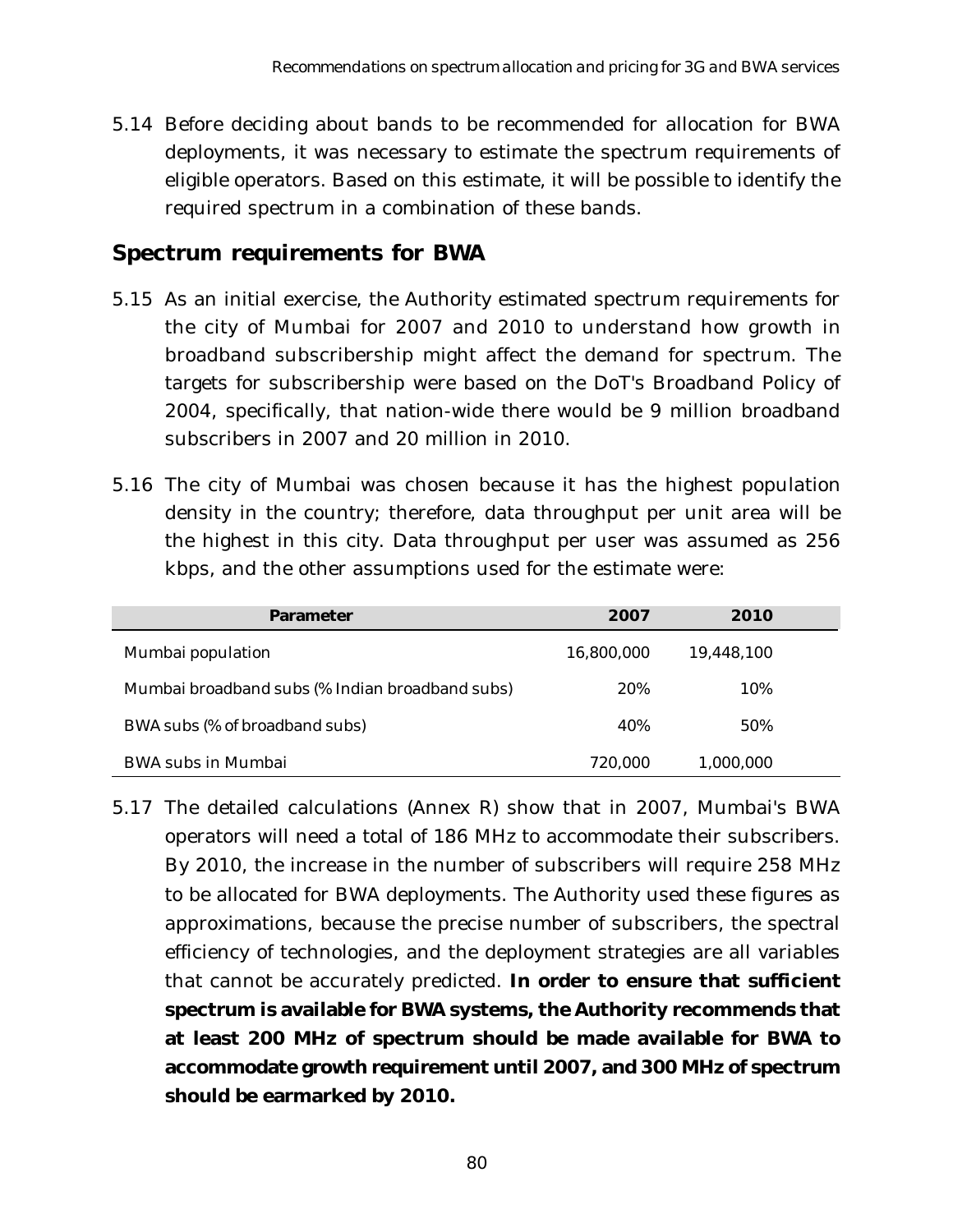5.14 Before deciding about bands to be recommended for allocation for BWA deployments, it was necessary to estimate the spectrum requirements of eligible operators. Based on this estimate, it will be possible to identify the required spectrum in a combination of these bands.

## Spectrum requirements for BWA

5.15 As an initial exercise, the Authority estimated spectrum requirements for the city of Mumbai for 2007 and 2010 to understand how growth in broadband subscribership might affect the demand for spectrum. The targets for subscribership were based on the DoT's Broadband Policy of 2004, specifically, that nation-wide there would be 9 million broadband subscribers in 2007 and 20 million in 2010.

5.16 The city of Mumbai was chosen because it has the highest population density in the country; therefore, data throughput per unit area will be the highest in this city. Data throughput per user was assumed as 256 kbps, and the other assumptions used for the estimate were:

| Parameter | 2007 | 2010 |
|---|---|---|
| Mumbai population | 16,800,000 | 19,448,100 |
| Mumbai broadband subs (% Indian broadband subs) | 20% | 10% |
| BWA subs (% of broadband subs) | 40% | 50% |
| BWA subs in Mumbai | 720,000 | 1,000,000 |

5.17 The detailed calculations (Annex R) show that in 2007, Mumbai's BWA operators will need a total of 186 MHz to accommodate their subscribers. By 2010, the increase in the number of subscribers will require 258 MHz to be allocated for BWA deployments. The Authority used these figures as approximations, because the precise number of subscribers, the spectral efficiency of technologies, and the deployment strategies are all variables that cannot be accurately predicted. **In order to ensure that sufficient spectrum is available for BWA systems, the Authority recommends that at least 200 MHz of spectrum should be made available for BWA to accommodate growth requirement until 2007, and 300 MHz of spectrum should be earmarked by 2010.**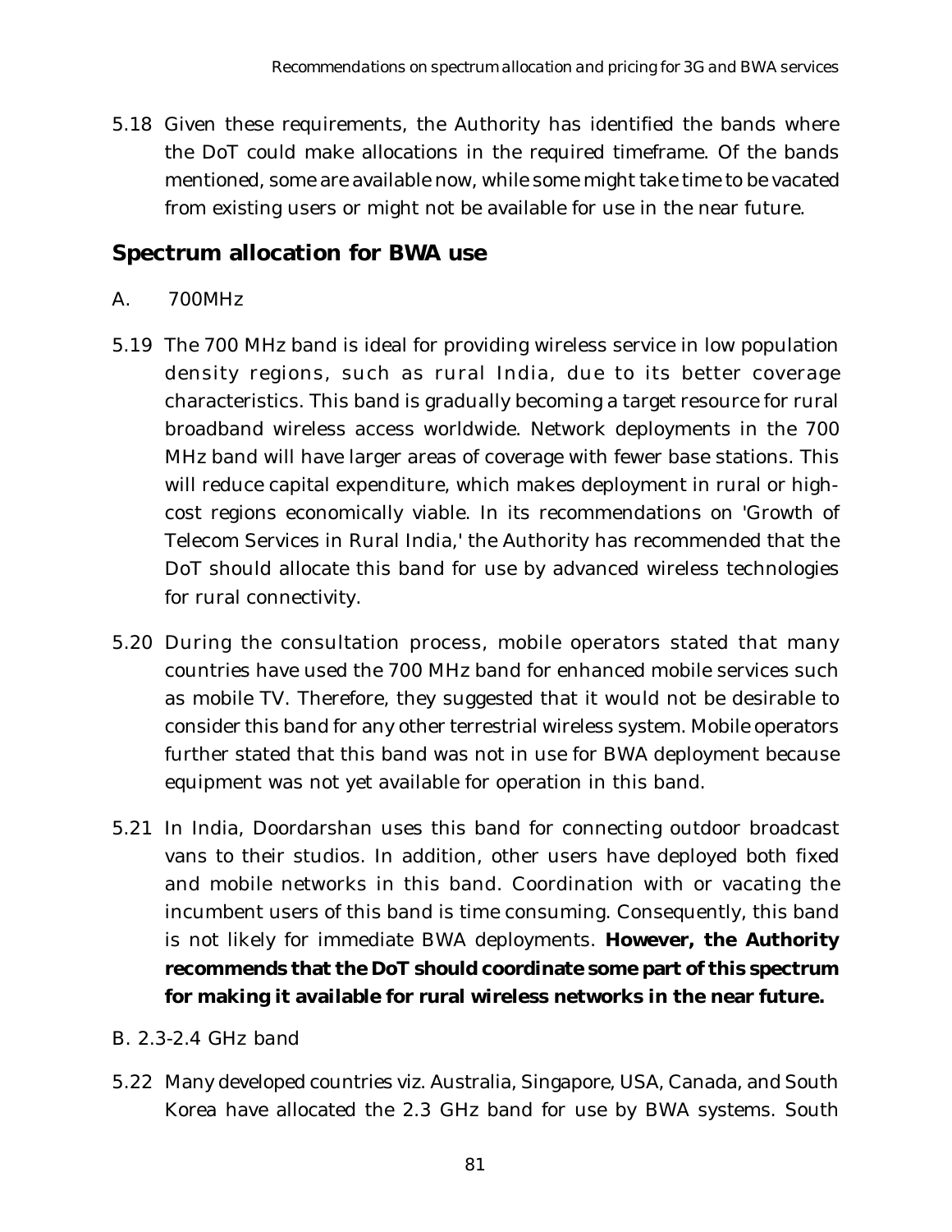5.18 Given these requirements, the Authority has identified the bands where the DoT could make allocations in the required timeframe. Of the bands mentioned, some are available now, while some might take time to be vacated from existing users or might not be available for use in the near future.

## Spectrum allocation for BWA use

A. 700MHz

5.19 The 700 MHz band is ideal for providing wireless service in low population density regions, such as rural India, due to its better coverage characteristics. This band is gradually becoming a target resource for rural broadband wireless access worldwide. Network deployments in the 700 MHz band will have larger areas of coverage with fewer base stations. This will reduce capital expenditure, which makes deployment in rural or high-cost regions economically viable. In its recommendations on 'Growth of Telecom Services in Rural India,' the Authority has recommended that the DoT should allocate this band for use by advanced wireless technologies for rural connectivity.

5.20 During the consultation process, mobile operators stated that many countries have used the 700 MHz band for enhanced mobile services such as mobile TV. Therefore, they suggested that it would not be desirable to consider this band for any other terrestrial wireless system. Mobile operators further stated that this band was not in use for BWA deployment because equipment was not yet available for operation in this band.

5.21 In India, Doordarshan uses this band for connecting outdoor broadcast vans to their studios. In addition, other users have deployed both fixed and mobile networks in this band. Coordination with or vacating the incumbent users of this band is time consuming. Consequently, this band is not likely for immediate BWA deployments. **However, the Authority recommends that the DoT should coordinate some part of this spectrum for making it available for rural wireless networks in the near future.**

B. 2.3-2.4 GHz band

5.22 Many developed countries viz. Australia, Singapore, USA, Canada, and South Korea have allocated the 2.3 GHz band for use by BWA systems. South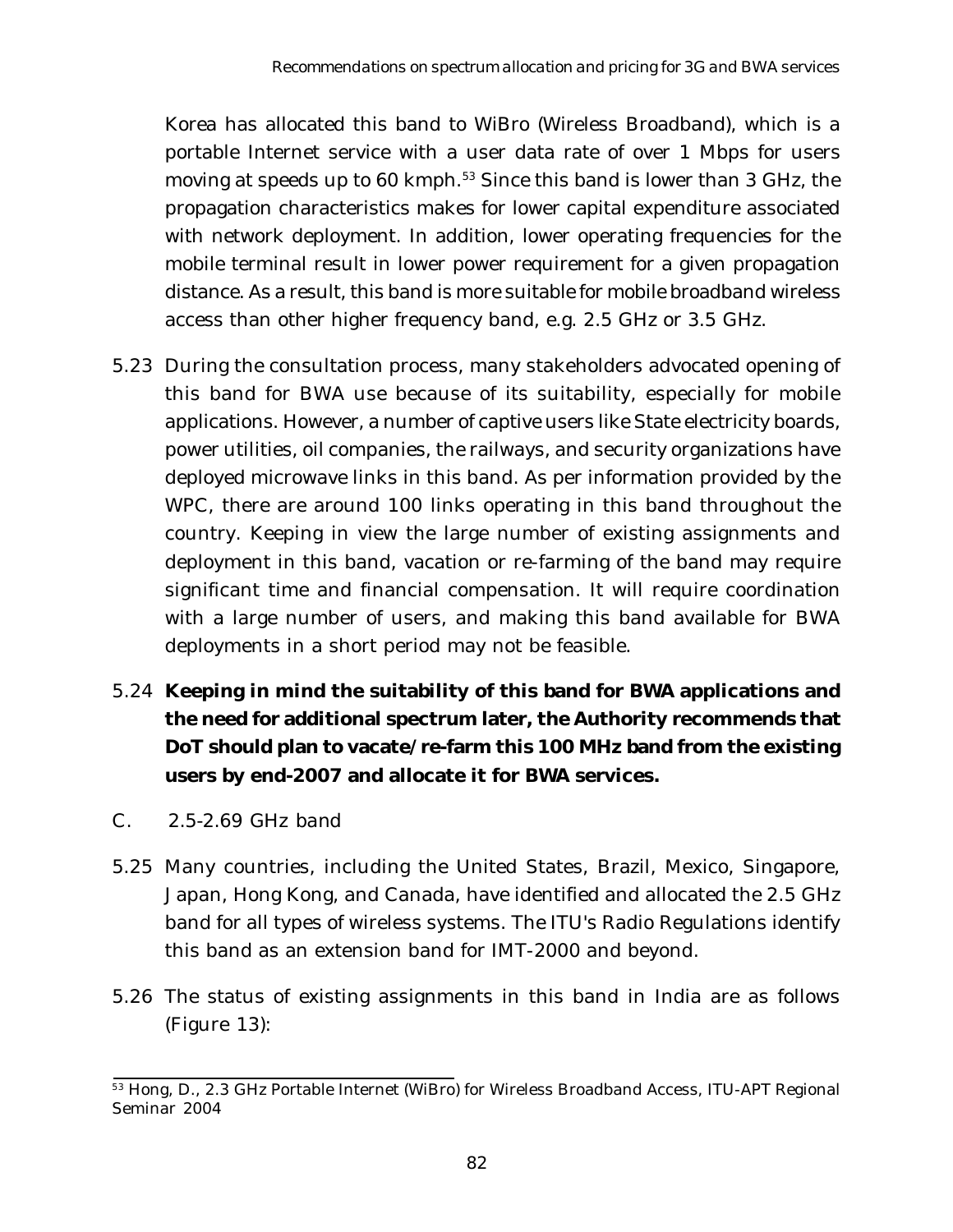Korea has allocated this band to WiBro (Wireless Broadband), which is a portable Internet service with a user data rate of over 1 Mbps for users moving at speeds up to 60 kmph.[53] Since this band is lower than 3 GHz, the propagation characteristics makes for lower capital expenditure associated with network deployment. In addition, lower operating frequencies for the mobile terminal result in lower power requirement for a given propagation distance. As a result, this band is more suitable for mobile broadband wireless access than other higher frequency band, e.g. 2.5 GHz or 3.5 GHz.

5.23 During the consultation process, many stakeholders advocated opening of this band for BWA use because of its suitability, especially for mobile applications. However, a number of captive users like State electricity boards, power utilities, oil companies, the railways, and security organizations have deployed microwave links in this band. As per information provided by the WPC, there are around 100 links operating in this band throughout the country. Keeping in view the large number of existing assignments and deployment in this band, vacation or re-farming of the band may require significant time and financial compensation. It will require coordination with a large number of users, and making this band available for BWA deployments in a short period may not be feasible.

5.24 **Keeping in mind the suitability of this band for BWA applications and the need for additional spectrum later, the Authority recommends that DoT should plan to vacate/re-farm this 100 MHz band from the existing users by end-2007 and allocate it for BWA services.**

C. 2.5-2.69 GHz band

5.25 Many countries, including the United States, Brazil, Mexico, Singapore, Japan, Hong Kong, and Canada, have identified and allocated the 2.5 GHz band for all types of wireless systems. The ITU's Radio Regulations identify this band as an extension band for IMT-2000 and beyond.

5.26 The status of existing assignments in this band in India are as follows (Figure 13):

[53] Hong, D., 2.3 GHz Portable Internet (WiBro) for Wireless Broadband Access, ITU-APT Regional Seminar 2004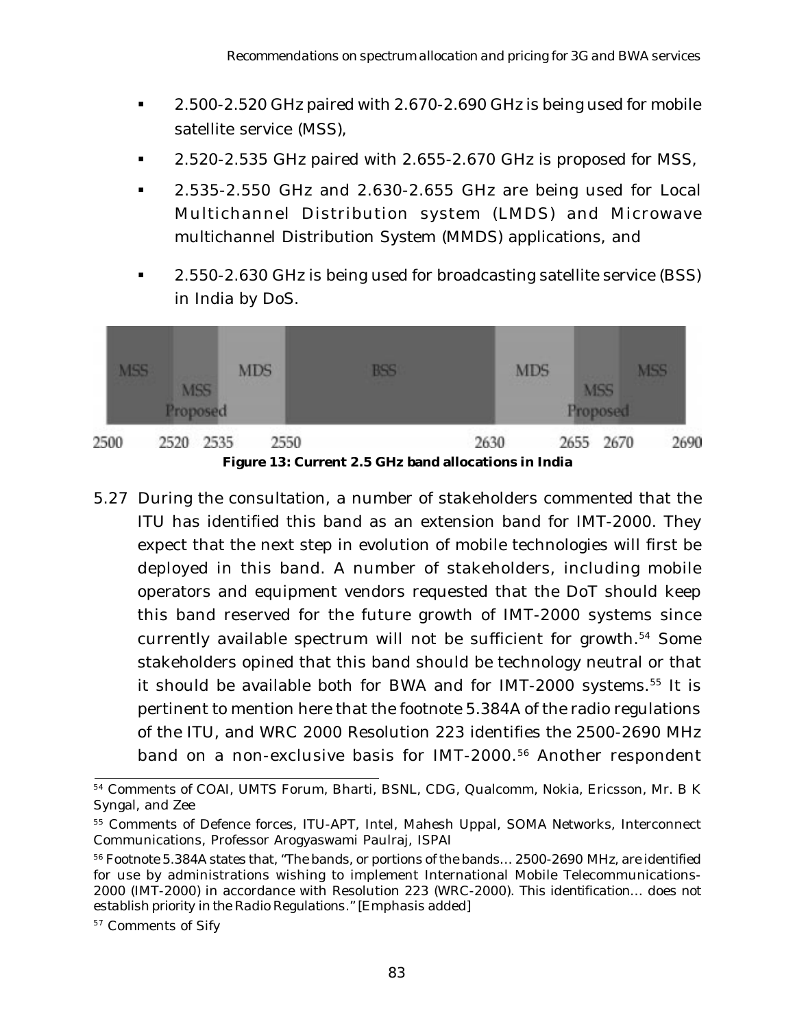- 2.500-2.520 GHz paired with 2.670-2.690 GHz is being used for mobile satellite service (MSS),
- 2.520-2.535 GHz paired with 2.655-2.670 GHz is proposed for MSS,
- 2.535-2.550 GHz and 2.630-2.655 GHz are being used for Local Multichannel Distribution system (LMDS) and Microwave multichannel Distribution System (MMDS) applications, and
- 2.550-2.630 GHz is being used for broadcasting satellite service (BSS) in India by DoS.

| MSS | MSS Proposed | MDS | BSS | MDS | MSS Proposed | MSS |
|---|---|---|---|---|---|---|
| 2500–2520 | 2520–2535 | 2535–2550 | 2550–2630 | 2630–2655 | 2655–2670 | 2670–2690 |

**Figure 13: Current 2.5 GHz band allocations in India**

5.27 During the consultation, a number of stakeholders commented that the ITU has identified this band as an extension band for IMT-2000. They expect that the next step in evolution of mobile technologies will first be deployed in this band. A number of stakeholders, including mobile operators and equipment vendors requested that the DoT should keep this band reserved for the future growth of IMT-2000 systems since currently available spectrum will not be sufficient for growth.[54] Some stakeholders opined that this band should be technology neutral or that it should be available both for BWA and for IMT-2000 systems.[55] It is pertinent to mention here that the footnote 5.384A of the radio regulations of the ITU, and WRC 2000 Resolution 223 identifies the 2500-2690 MHz band on a non-exclusive basis for IMT-2000.[56] Another respondent

---

[54] Comments of COAI, UMTS Forum, Bharti, BSNL, CDG, Qualcomm, Nokia, Ericsson, Mr. B K Syngal, and Zee

[55] Comments of Defence forces, ITU-APT, Intel, Mahesh Uppal, SOMA Networks, Interconnect Communications, Professor Arogyaswami Paulraj, ISPAI

[56] Footnote 5.384A states that, "The bands, or portions of the bands… 2500-2690 MHz, are identified for use by administrations wishing to implement International Mobile Telecommunications-2000 (IMT-2000) in accordance with Resolution 223 (WRC-2000). This identification… does not establish priority in the Radio Regulations." [Emphasis added]

[57] Comments of Sify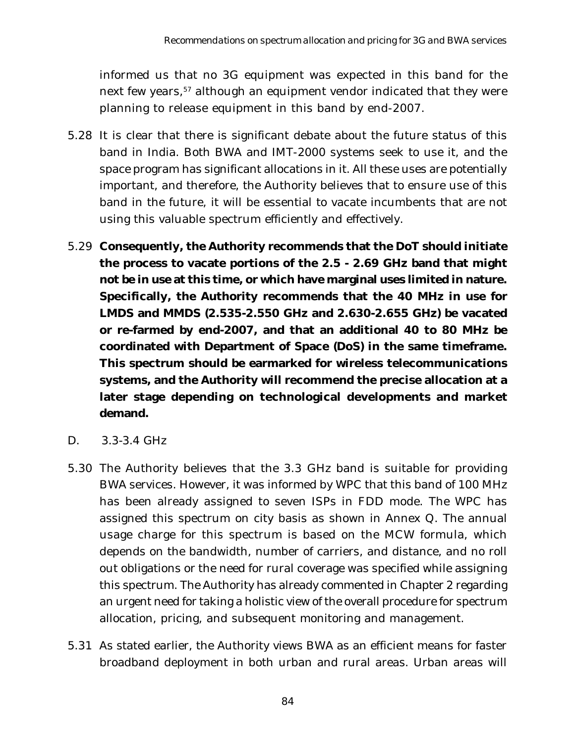informed us that no 3G equipment was expected in this band for the next few years,[57] although an equipment vendor indicated that they were planning to release equipment in this band by end-2007.

5.28 It is clear that there is significant debate about the future status of this band in India. Both BWA and IMT-2000 systems seek to use it, and the space program has significant allocations in it. All these uses are potentially important, and therefore, the Authority believes that to ensure use of this band in the future, it will be essential to vacate incumbents that are not using this valuable spectrum efficiently and effectively.

5.29 **Consequently, the Authority recommends that the DoT should initiate the process to vacate portions of the 2.5 - 2.69 GHz band that might not be in use at this time, or which have marginal uses limited in nature. Specifically, the Authority recommends that the 40 MHz in use for LMDS and MMDS (2.535-2.550 GHz and 2.630-2.655 GHz) be vacated or re-farmed by end-2007, and that an additional 40 to 80 MHz be coordinated with Department of Space (DoS) in the same timeframe. This spectrum should be earmarked for wireless telecommunications systems, and the Authority will recommend the precise allocation at a later stage depending on technological developments and market demand.**

D. 3.3-3.4 GHz

5.30 The Authority believes that the 3.3 GHz band is suitable for providing BWA services. However, it was informed by WPC that this band of 100 MHz has been already assigned to seven ISPs in FDD mode. The WPC has assigned this spectrum on city basis as shown in Annex Q. The annual usage charge for this spectrum is based on the MCW formula, which depends on the bandwidth, number of carriers, and distance, and no roll out obligations or the need for rural coverage was specified while assigning this spectrum. The Authority has already commented in Chapter 2 regarding an urgent need for taking a holistic view of the overall procedure for spectrum allocation, pricing, and subsequent monitoring and management.

5.31 As stated earlier, the Authority views BWA as an efficient means for faster broadband deployment in both urban and rural areas. Urban areas will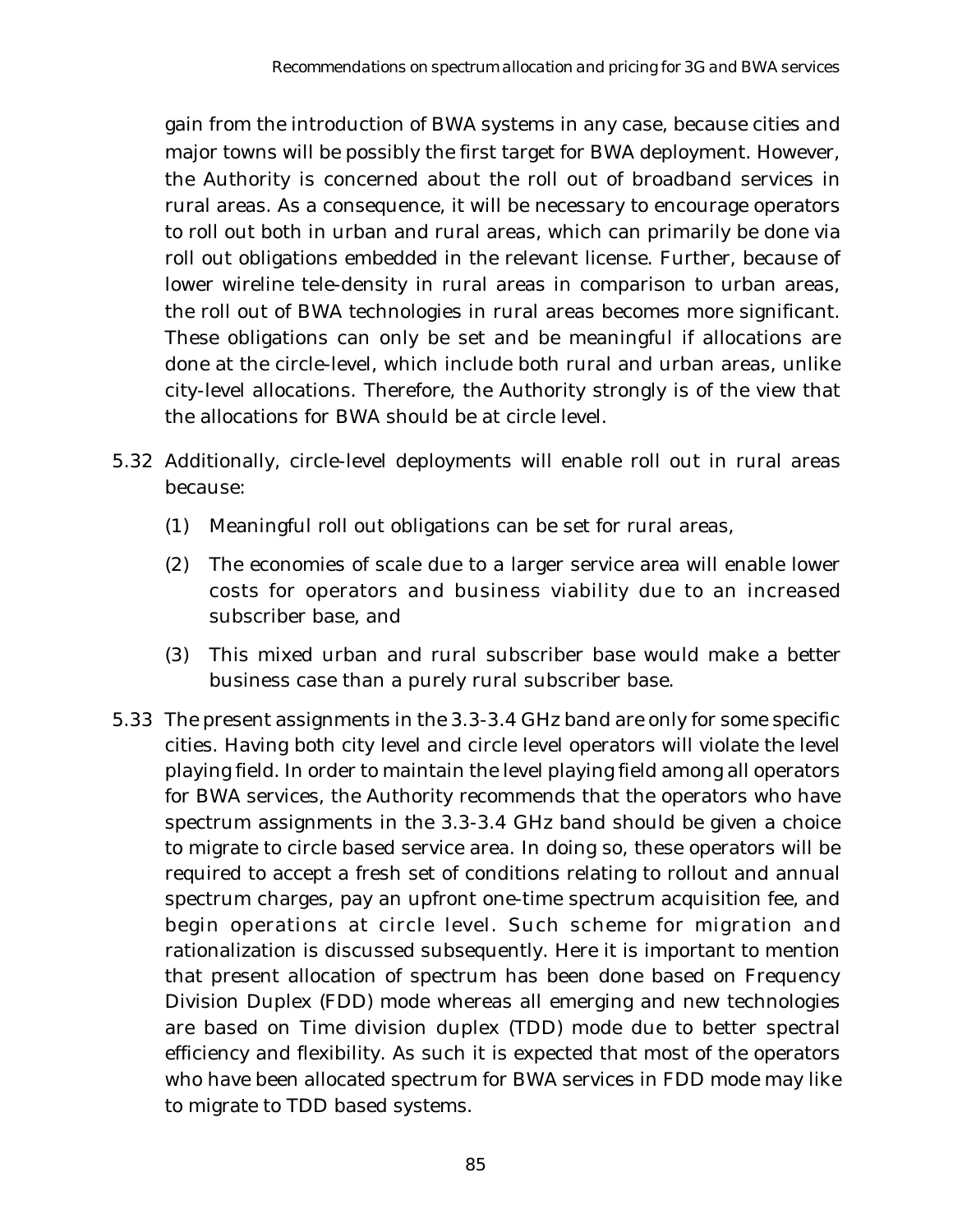gain from the introduction of BWA systems in any case, because cities and major towns will be possibly the first target for BWA deployment. However, the Authority is concerned about the roll out of broadband services in rural areas. As a consequence, it will be necessary to encourage operators to roll out both in urban and rural areas, which can primarily be done via roll out obligations embedded in the relevant license. Further, because of lower wireline tele-density in rural areas in comparison to urban areas, the roll out of BWA technologies in rural areas becomes more significant. These obligations can only be set and be meaningful if allocations are done at the circle-level, which include both rural and urban areas, unlike city-level allocations. Therefore, the Authority strongly is of the view that the allocations for BWA should be at circle level.

5.32 Additionally, circle-level deployments will enable roll out in rural areas because:

(1) Meaningful roll out obligations can be set for rural areas,

(2) The economies of scale due to a larger service area will enable lower costs for operators and business viability due to an increased subscriber base, and

(3) This mixed urban and rural subscriber base would make a better business case than a purely rural subscriber base.

5.33 The present assignments in the 3.3-3.4 GHz band are only for some specific cities. Having both city level and circle level operators will violate the level playing field. In order to maintain the level playing field among all operators for BWA services, the Authority recommends that the operators who have spectrum assignments in the 3.3-3.4 GHz band should be given a choice to migrate to circle based service area. In doing so, these operators will be required to accept a fresh set of conditions relating to rollout and annual spectrum charges, pay an upfront one-time spectrum acquisition fee, and begin operations at circle level. Such scheme for migration and rationalization is discussed subsequently. Here it is important to mention that present allocation of spectrum has been done based on Frequency Division Duplex (FDD) mode whereas all emerging and new technologies are based on Time division duplex (TDD) mode due to better spectral efficiency and flexibility. As such it is expected that most of the operators who have been allocated spectrum for BWA services in FDD mode may like to migrate to TDD based systems.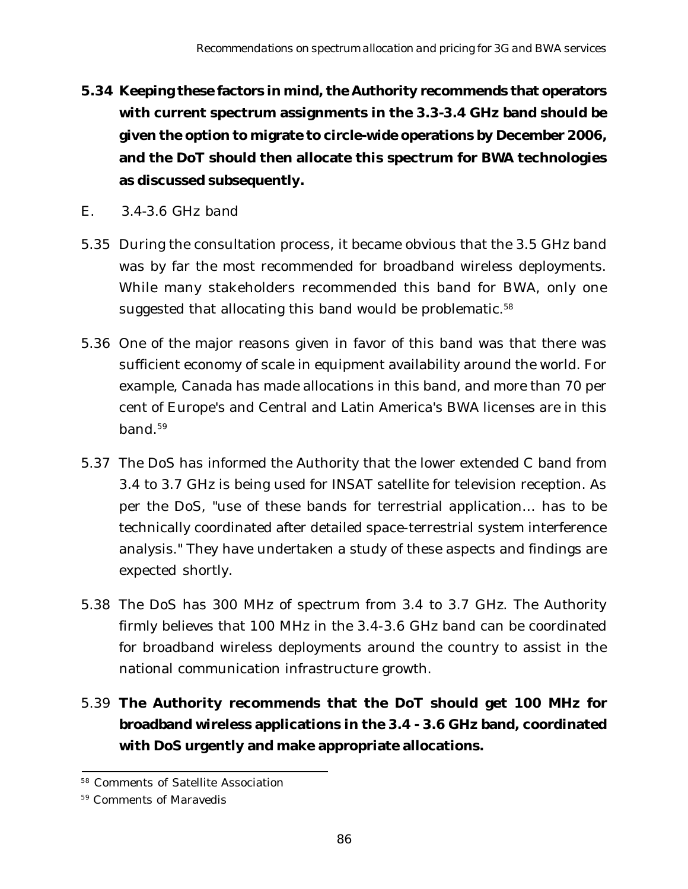**5.34 Keeping these factors in mind, the Authority recommends that operators with current spectrum assignments in the 3.3-3.4 GHz band should be given the option to migrate to circle-wide operations by December 2006, and the DoT should then allocate this spectrum for BWA technologies as discussed subsequently.**

E. 3.4-3.6 GHz band

5.35 During the consultation process, it became obvious that the 3.5 GHz band was by far the most recommended for broadband wireless deployments. While many stakeholders recommended this band for BWA, only one suggested that allocating this band would be problematic.[58]

5.36 One of the major reasons given in favor of this band was that there was sufficient economy of scale in equipment availability around the world. For example, Canada has made allocations in this band, and more than 70 per cent of Europe's and Central and Latin America's BWA licenses are in this band.[59]

5.37 The DoS has informed the Authority that the lower extended C band from 3.4 to 3.7 GHz is being used for INSAT satellite for television reception. As per the DoS, "use of these bands for terrestrial application… has to be technically coordinated after detailed space-terrestrial system interference analysis." They have undertaken a study of these aspects and findings are expected shortly.

5.38 The DoS has 300 MHz of spectrum from 3.4 to 3.7 GHz. The Authority firmly believes that 100 MHz in the 3.4-3.6 GHz band can be coordinated for broadband wireless deployments around the country to assist in the national communication infrastructure growth.

5.39 **The Authority recommends that the DoT should get 100 MHz for broadband wireless applications in the 3.4 - 3.6 GHz band, coordinated with DoS urgently and make appropriate allocations.**

---

[58] Comments of Satellite Association

[59] Comments of Maravedis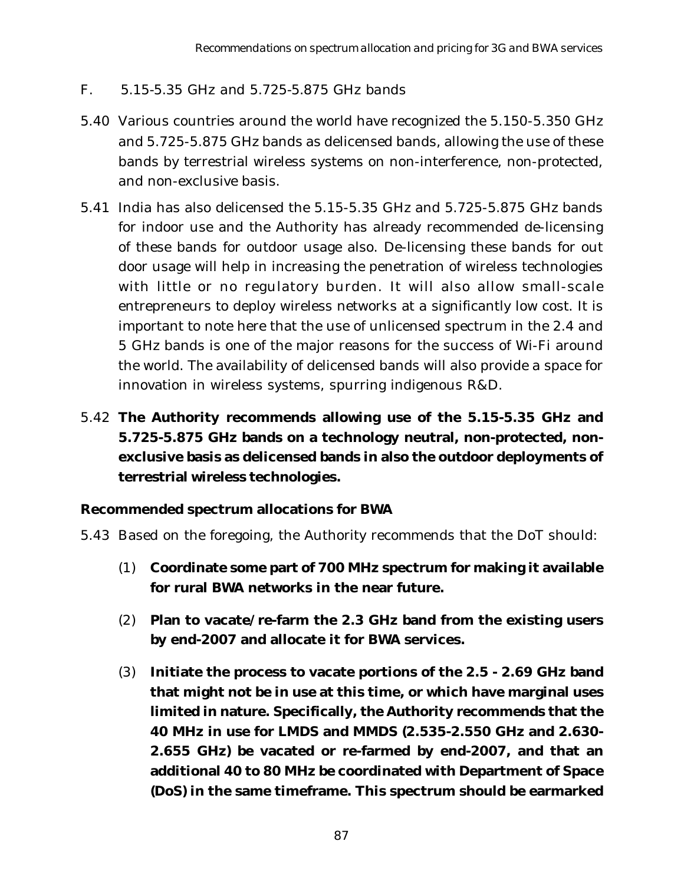## F. 5.15-5.35 GHz and 5.725-5.875 GHz bands

5.40 Various countries around the world have recognized the 5.150-5.350 GHz and 5.725-5.875 GHz bands as delicensed bands, allowing the use of these bands by terrestrial wireless systems on non-interference, non-protected, and non-exclusive basis.

5.41 India has also delicensed the 5.15-5.35 GHz and 5.725-5.875 GHz bands for indoor use and the Authority has already recommended de-licensing of these bands for outdoor usage also. De-licensing these bands for out door usage will help in increasing the penetration of wireless technologies with little or no regulatory burden. It will also allow small-scale entrepreneurs to deploy wireless networks at a significantly low cost. It is important to note here that the use of unlicensed spectrum in the 2.4 and 5 GHz bands is one of the major reasons for the success of Wi-Fi around the world. The availability of delicensed bands will also provide a space for innovation in wireless systems, spurring indigenous R&D.

5.42 **The Authority recommends allowing use of the 5.15-5.35 GHz and 5.725-5.875 GHz bands on a technology neutral, non-protected, non-exclusive basis as delicensed bands in also the outdoor deployments of terrestrial wireless technologies.**

### Recommended spectrum allocations for BWA

5.43 Based on the foregoing, the Authority recommends that the DoT should:

(1) **Coordinate some part of 700 MHz spectrum for making it available for rural BWA networks in the near future.**

(2) **Plan to vacate/re-farm the 2.3 GHz band from the existing users by end-2007 and allocate it for BWA services.**

(3) **Initiate the process to vacate portions of the 2.5 - 2.69 GHz band that might not be in use at this time, or which have marginal uses limited in nature. Specifically, the Authority recommends that the 40 MHz in use for LMDS and MMDS (2.535-2.550 GHz and 2.630-2.655 GHz) be vacated or re-farmed by end-2007, and that an additional 40 to 80 MHz be coordinated with Department of Space (DoS) in the same timeframe. This spectrum should be earmarked**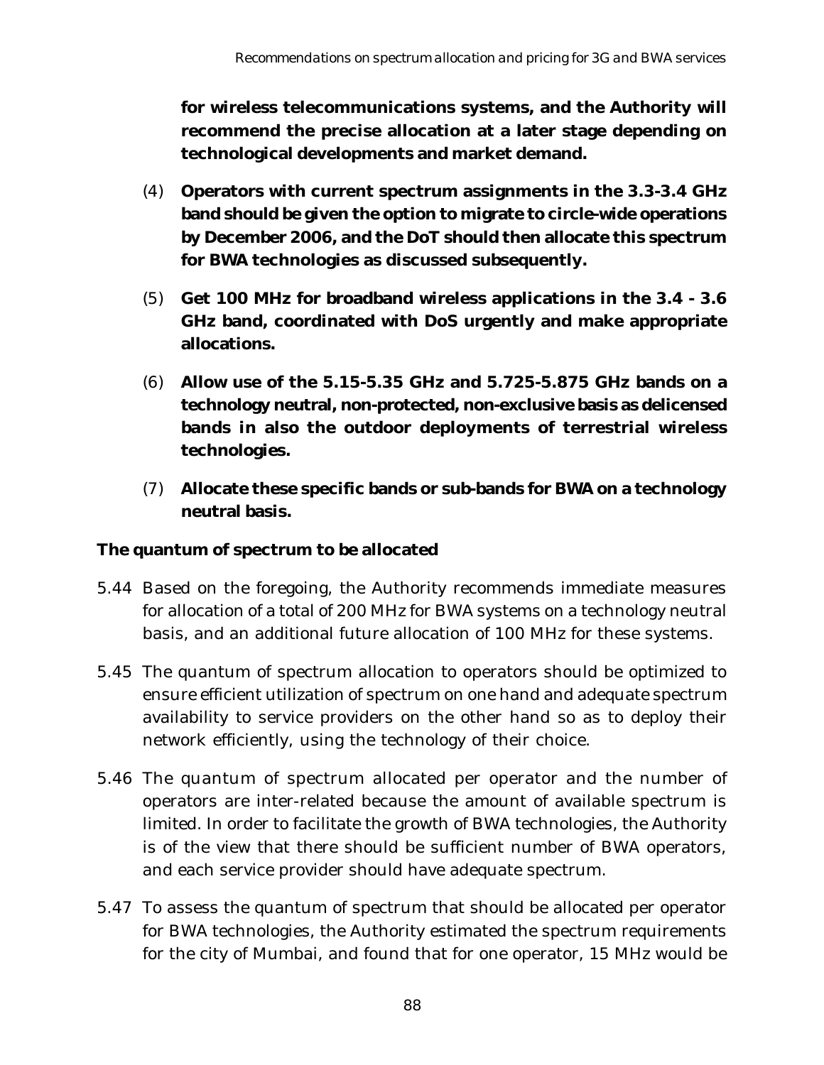**for wireless telecommunications systems, and the Authority will recommend the precise allocation at a later stage depending on technological developments and market demand.**

(4) **Operators with current spectrum assignments in the 3.3-3.4 GHz band should be given the option to migrate to circle-wide operations by December 2006, and the DoT should then allocate this spectrum for BWA technologies as discussed subsequently.**

(5) **Get 100 MHz for broadband wireless applications in the 3.4 - 3.6 GHz band, coordinated with DoS urgently and make appropriate allocations.**

(6) **Allow use of the 5.15-5.35 GHz and 5.725-5.875 GHz bands on a technology neutral, non-protected, non-exclusive basis as delicensed bands in also the outdoor deployments of terrestrial wireless technologies.**

(7) **Allocate these specific bands or sub-bands for BWA on a technology neutral basis.**

**The quantum of spectrum to be allocated**

5.44 Based on the foregoing, the Authority recommends immediate measures for allocation of a total of 200 MHz for BWA systems on a technology neutral basis, and an additional future allocation of 100 MHz for these systems.

5.45 The quantum of spectrum allocation to operators should be optimized to ensure efficient utilization of spectrum on one hand and adequate spectrum availability to service providers on the other hand so as to deploy their network efficiently, using the technology of their choice.

5.46 The quantum of spectrum allocated per operator and the number of operators are inter-related because the amount of available spectrum is limited. In order to facilitate the growth of BWA technologies, the Authority is of the view that there should be sufficient number of BWA operators, and each service provider should have adequate spectrum.

5.47 To assess the quantum of spectrum that should be allocated per operator for BWA technologies, the Authority estimated the spectrum requirements for the city of Mumbai, and found that for one operator, 15 MHz would be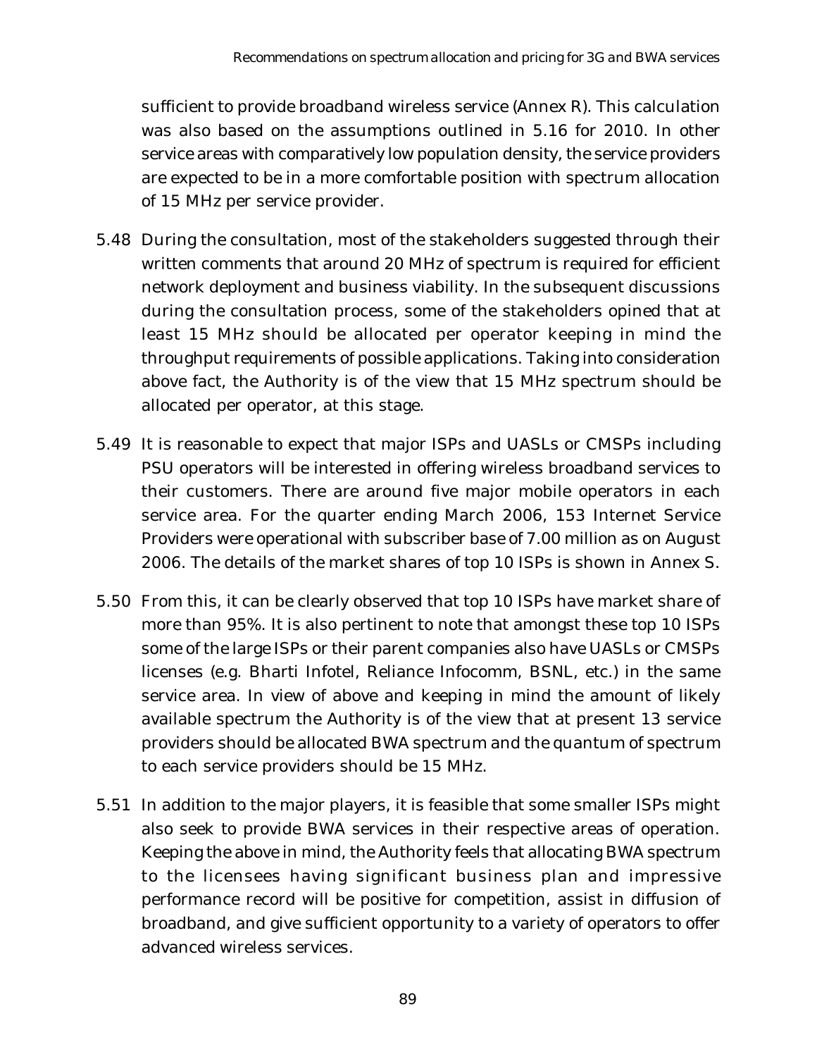sufficient to provide broadband wireless service (Annex R). This calculation was also based on the assumptions outlined in 5.16 for 2010. In other service areas with comparatively low population density, the service providers are expected to be in a more comfortable position with spectrum allocation of 15 MHz per service provider.

5.48 During the consultation, most of the stakeholders suggested through their written comments that around 20 MHz of spectrum is required for efficient network deployment and business viability. In the subsequent discussions during the consultation process, some of the stakeholders opined that at least 15 MHz should be allocated per operator keeping in mind the throughput requirements of possible applications. Taking into consideration above fact, the Authority is of the view that 15 MHz spectrum should be allocated per operator, at this stage.

5.49 It is reasonable to expect that major ISPs and UASLs or CMSPs including PSU operators will be interested in offering wireless broadband services to their customers. There are around five major mobile operators in each service area. For the quarter ending March 2006, 153 Internet Service Providers were operational with subscriber base of 7.00 million as on August 2006. The details of the market shares of top 10 ISPs is shown in Annex S.

5.50 From this, it can be clearly observed that top 10 ISPs have market share of more than 95%. It is also pertinent to note that amongst these top 10 ISPs some of the large ISPs or their parent companies also have UASLs or CMSPs licenses (e.g. Bharti Infotel, Reliance Infocomm, BSNL, etc.) in the same service area. In view of above and keeping in mind the amount of likely available spectrum the Authority is of the view that at present 13 service providers should be allocated BWA spectrum and the quantum of spectrum to each service providers should be 15 MHz.

5.51 In addition to the major players, it is feasible that some smaller ISPs might also seek to provide BWA services in their respective areas of operation. Keeping the above in mind, the Authority feels that allocating BWA spectrum to the licensees having significant business plan and impressive performance record will be positive for competition, assist in diffusion of broadband, and give sufficient opportunity to a variety of operators to offer advanced wireless services.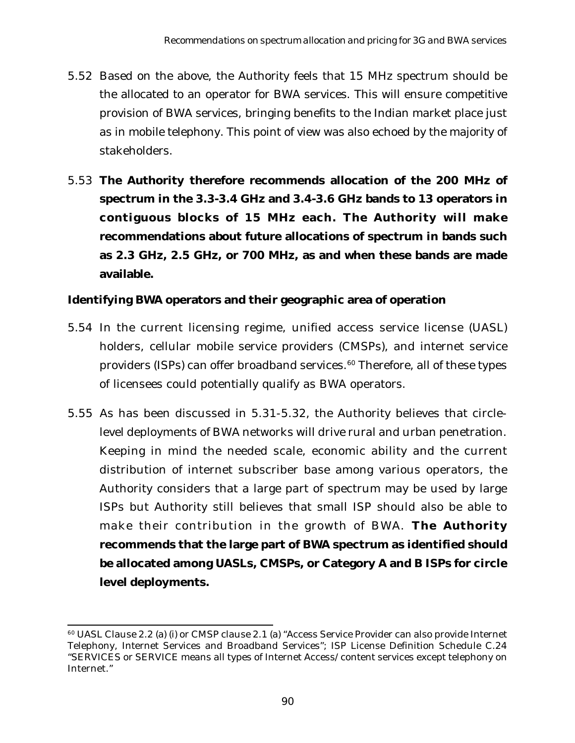5.52 Based on the above, the Authority feels that 15 MHz spectrum should be the allocated to an operator for BWA services. This will ensure competitive provision of BWA services, bringing benefits to the Indian market place just as in mobile telephony. This point of view was also echoed by the majority of stakeholders.

5.53 **The Authority therefore recommends allocation of the 200 MHz of spectrum in the 3.3-3.4 GHz and 3.4-3.6 GHz bands to 13 operators in contiguous blocks of 15 MHz each. The Authority will make recommendations about future allocations of spectrum in bands such as 2.3 GHz, 2.5 GHz, or 700 MHz, as and when these bands are made available.**

**Identifying BWA operators and their geographic area of operation**

5.54 In the current licensing regime, unified access service license (UASL) holders, cellular mobile service providers (CMSPs), and internet service providers (ISPs) can offer broadband services.[60] Therefore, all of these types of licensees could potentially qualify as BWA operators.

5.55 As has been discussed in 5.31-5.32, the Authority believes that circle-level deployments of BWA networks will drive rural and urban penetration. Keeping in mind the needed scale, economic ability and the current distribution of internet subscriber base among various operators, the Authority considers that a large part of spectrum may be used by large ISPs but Authority still believes that small ISP should also be able to make their contribution in the growth of BWA. **The Authority recommends that the large part of BWA spectrum as identified should be allocated among UASLs, CMSPs, or Category A and B ISPs for circle level deployments.**

---

[60] UASL Clause 2.2 (a) (i) or CMSP clause 2.1 (a) "Access Service Provider can also provide Internet Telephony, Internet Services and Broadband Services"; ISP License Definition Schedule C.24 "SERVICES or SERVICE means all types of Internet Access/content services except telephony on Internet."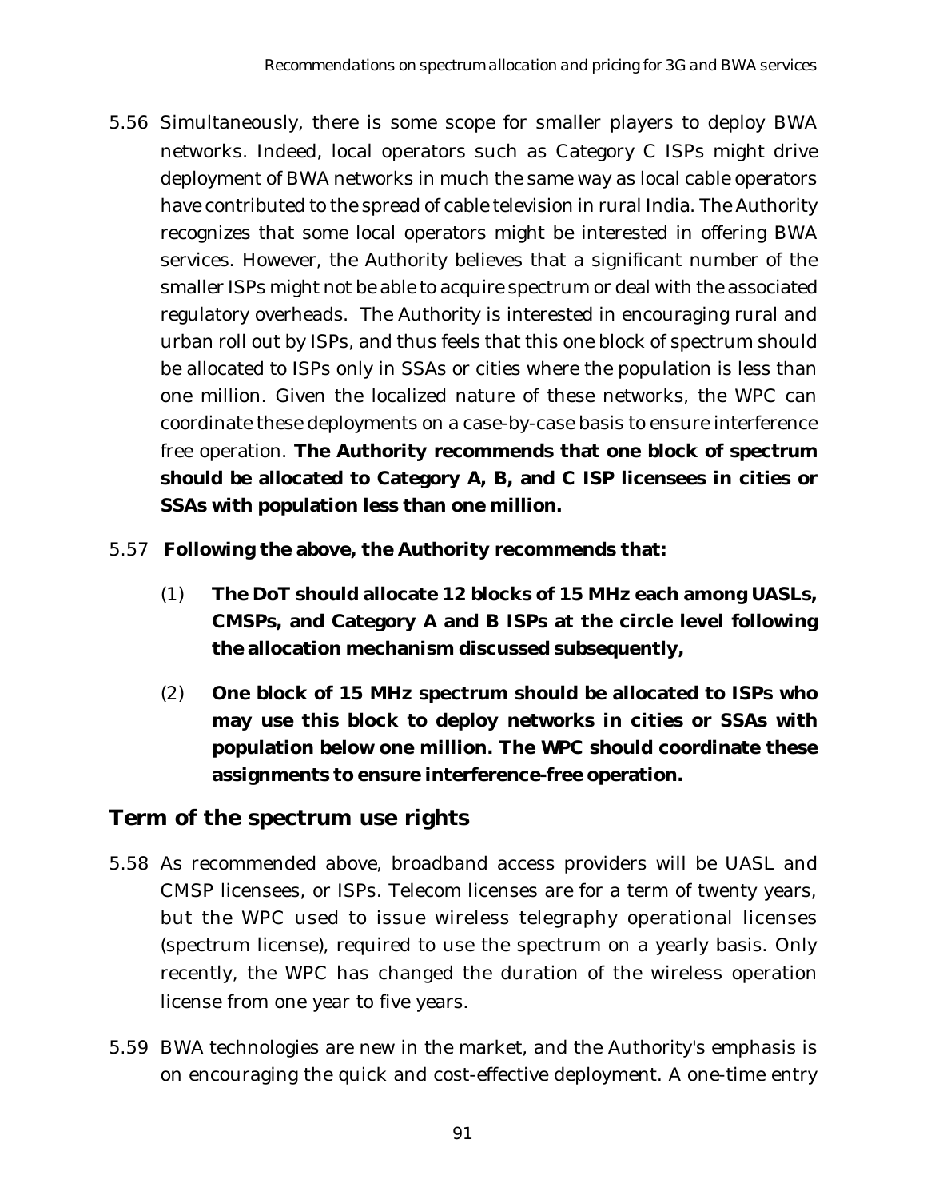5.56 Simultaneously, there is some scope for smaller players to deploy BWA networks. Indeed, local operators such as Category C ISPs might drive deployment of BWA networks in much the same way as local cable operators have contributed to the spread of cable television in rural India. The Authority recognizes that some local operators might be interested in offering BWA services. However, the Authority believes that a significant number of the smaller ISPs might not be able to acquire spectrum or deal with the associated regulatory overheads. The Authority is interested in encouraging rural and urban roll out by ISPs, and thus feels that this one block of spectrum should be allocated to ISPs only in SSAs or cities where the population is less than one million. Given the localized nature of these networks, the WPC can coordinate these deployments on a case-by-case basis to ensure interference free operation. **The Authority recommends that one block of spectrum should be allocated to Category A, B, and C ISP licensees in cities or SSAs with population less than one million.**

5.57 **Following the above, the Authority recommends that:**

(1) **The DoT should allocate 12 blocks of 15 MHz each among UASLs, CMSPs, and Category A and B ISPs at the circle level following the allocation mechanism discussed subsequently,**

(2) **One block of 15 MHz spectrum should be allocated to ISPs who may use this block to deploy networks in cities or SSAs with population below one million. The WPC should coordinate these assignments to ensure interference-free operation.**

## Term of the spectrum use rights

5.58 As recommended above, broadband access providers will be UASL and CMSP licensees, or ISPs. Telecom licenses are for a term of twenty years, but the WPC used to issue wireless telegraphy operational licenses (spectrum license), required to use the spectrum on a yearly basis. Only recently, the WPC has changed the duration of the wireless operation license from one year to five years.

5.59 BWA technologies are new in the market, and the Authority's emphasis is on encouraging the quick and cost-effective deployment. A one-time entry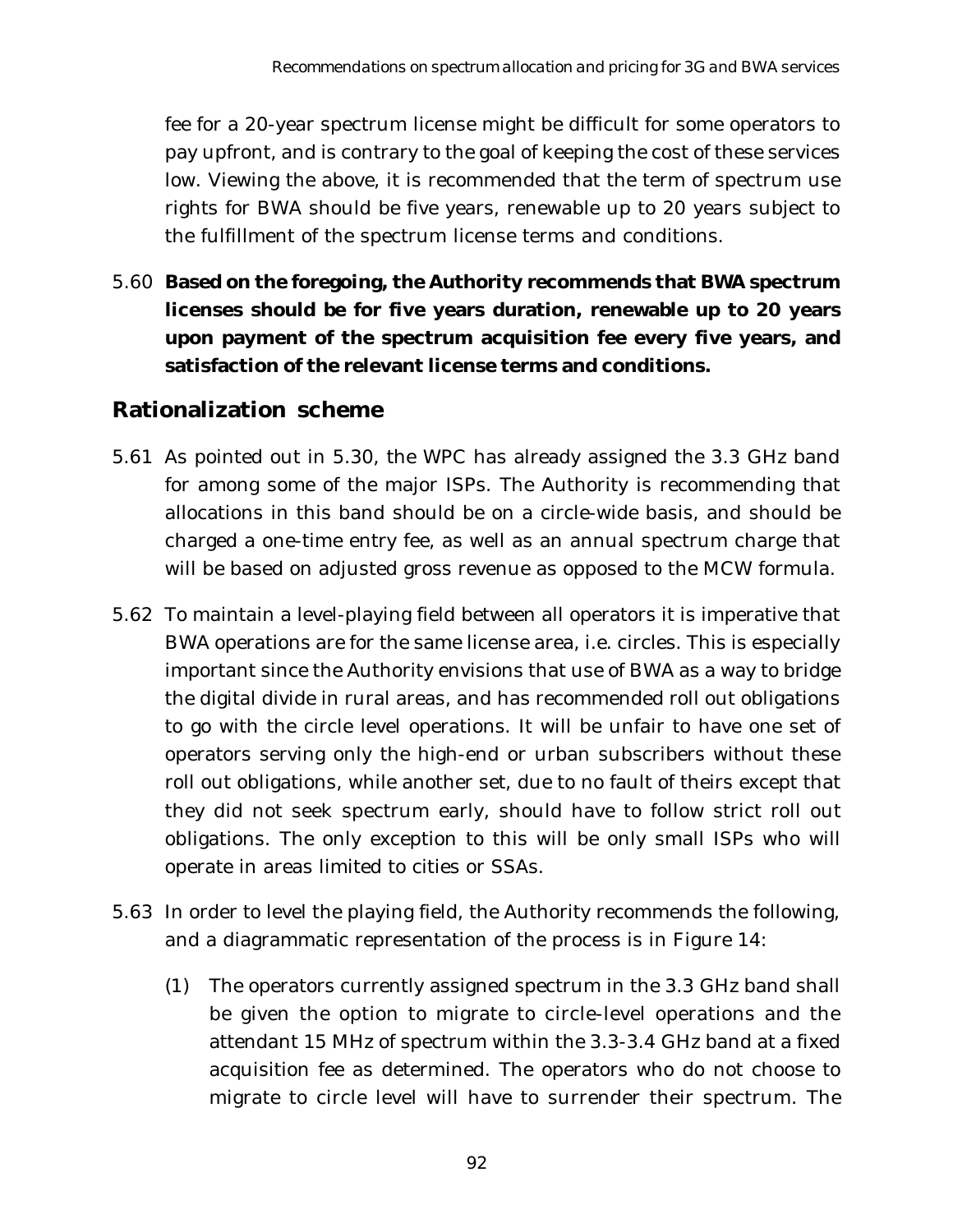fee for a 20-year spectrum license might be difficult for some operators to pay upfront, and is contrary to the goal of keeping the cost of these services low. Viewing the above, it is recommended that the term of spectrum use rights for BWA should be five years, renewable up to 20 years subject to the fulfillment of the spectrum license terms and conditions.

5.60 **Based on the foregoing, the Authority recommends that BWA spectrum licenses should be for five years duration, renewable up to 20 years upon payment of the spectrum acquisition fee every five years, and satisfaction of the relevant license terms and conditions.**

## Rationalization scheme

5.61 As pointed out in 5.30, the WPC has already assigned the 3.3 GHz band for among some of the major ISPs. The Authority is recommending that allocations in this band should be on a circle-wide basis, and should be charged a one-time entry fee, as well as an annual spectrum charge that will be based on adjusted gross revenue as opposed to the MCW formula.

5.62 To maintain a level-playing field between all operators it is imperative that BWA operations are for the same license area, i.e. circles. This is especially important since the Authority envisions that use of BWA as a way to bridge the digital divide in rural areas, and has recommended roll out obligations to go with the circle level operations. It will be unfair to have one set of operators serving only the high-end or urban subscribers without these roll out obligations, while another set, due to no fault of theirs except that they did not seek spectrum early, should have to follow strict roll out obligations. The only exception to this will be only small ISPs who will operate in areas limited to cities or SSAs.

5.63 In order to level the playing field, the Authority recommends the following, and a diagrammatic representation of the process is in Figure 14:

(1) The operators currently assigned spectrum in the 3.3 GHz band shall be given the option to migrate to circle-level operations and the attendant 15 MHz of spectrum within the 3.3-3.4 GHz band at a fixed acquisition fee as determined. The operators who do not choose to migrate to circle level will have to surrender their spectrum. The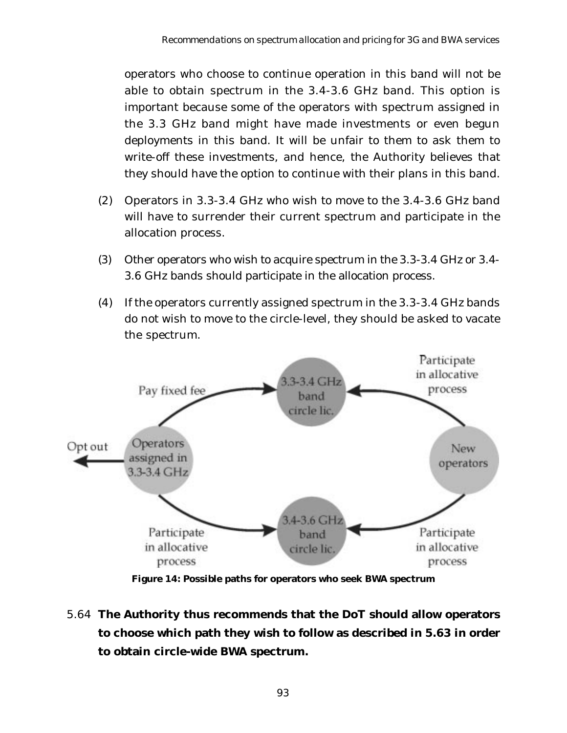operators who choose to continue operation in this band will not be able to obtain spectrum in the 3.4-3.6 GHz band. This option is important because some of the operators with spectrum assigned in the 3.3 GHz band might have made investments or even begun deployments in this band. It will be unfair to them to ask them to write-off these investments, and hence, the Authority believes that they should have the option to continue with their plans in this band.

(2) Operators in 3.3-3.4 GHz who wish to move to the 3.4-3.6 GHz band will have to surrender their current spectrum and participate in the allocation process.

(3) Other operators who wish to acquire spectrum in the 3.3-3.4 GHz or 3.4-3.6 GHz bands should participate in the allocation process.

(4) If the operators currently assigned spectrum in the 3.3-3.4 GHz bands do not wish to move to the circle-level, they should be asked to vacate the spectrum.

Figure 14: Possible paths for operators who seek BWA spectrum

5.64 **The Authority thus recommends that the DoT should allow operators to choose which path they wish to follow as described in 5.63 in order to obtain circle-wide BWA spectrum.**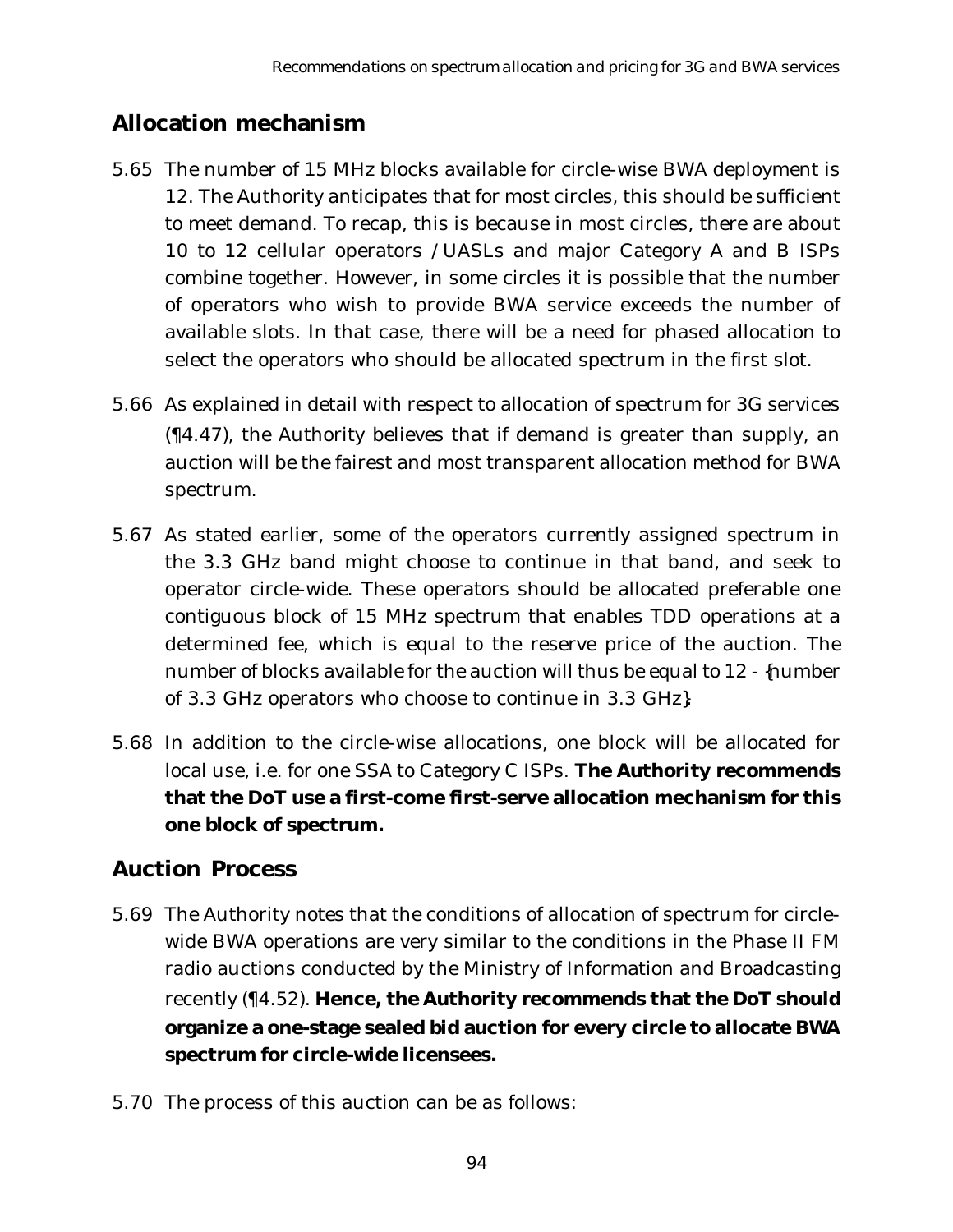## Allocation mechanism

5.65 The number of 15 MHz blocks available for circle-wise BWA deployment is 12. The Authority anticipates that for most circles, this should be sufficient to meet demand. To recap, this is because in most circles, there are about 10 to 12 cellular operators / UASLs and major Category A and B ISPs combine together. However, in some circles it is possible that the number of operators who wish to provide BWA service exceeds the number of available slots. In that case, there will be a need for phased allocation to select the operators who should be allocated spectrum in the first slot.

5.66 As explained in detail with respect to allocation of spectrum for 3G services (¶4.47), the Authority believes that if demand is greater than supply, an auction will be the fairest and most transparent allocation method for BWA spectrum.

5.67 As stated earlier, some of the operators currently assigned spectrum in the 3.3 GHz band might choose to continue in that band, and seek to operator circle-wide. These operators should be allocated preferable one contiguous block of 15 MHz spectrum that enables TDD operations at a determined fee, which is equal to the reserve price of the auction. The number of blocks available for the auction will thus be equal to 12 - {number of 3.3 GHz operators who choose to continue in 3.3 GHz}.

5.68 In addition to the circle-wise allocations, one block will be allocated for local use, i.e. for one SSA to Category C ISPs. **The Authority recommends that the DoT use a first-come first-serve allocation mechanism for this one block of spectrum.**

## Auction Process

5.69 The Authority notes that the conditions of allocation of spectrum for circle-wide BWA operations are very similar to the conditions in the Phase II FM radio auctions conducted by the Ministry of Information and Broadcasting recently (¶4.52). **Hence, the Authority recommends that the DoT should organize a one-stage sealed bid auction for every circle to allocate BWA spectrum for circle-wide licensees.**

5.70 The process of this auction can be as follows: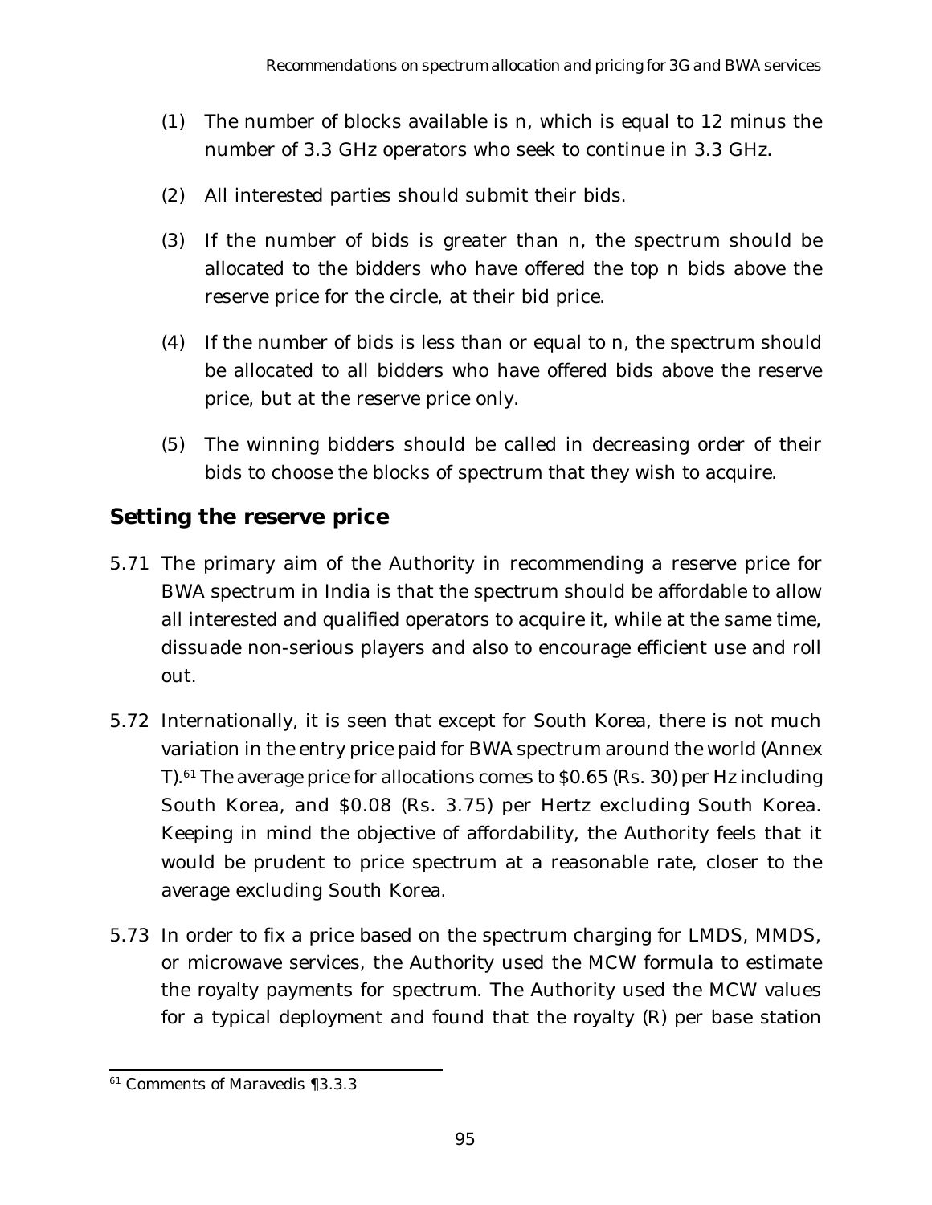(1) The number of blocks available is n, which is equal to 12 minus the number of 3.3 GHz operators who seek to continue in 3.3 GHz.

(2) All interested parties should submit their bids.

(3) If the number of bids is greater than n, the spectrum should be allocated to the bidders who have offered the top n bids above the reserve price for the circle, at their bid price.

(4) If the number of bids is less than or equal to n, the spectrum should be allocated to all bidders who have offered bids above the reserve price, but at the reserve price only.

(5) The winning bidders should be called in decreasing order of their bids to choose the blocks of spectrum that they wish to acquire.

## Setting the reserve price

5.71 The primary aim of the Authority in recommending a reserve price for BWA spectrum in India is that the spectrum should be affordable to allow all interested and qualified operators to acquire it, while at the same time, dissuade non-serious players and also to encourage efficient use and roll out.

5.72 Internationally, it is seen that except for South Korea, there is not much variation in the entry price paid for BWA spectrum around the world (Annex T).[61] The average price for allocations comes to $0.65 (Rs. 30) per Hz including South Korea, and $0.08 (Rs. 3.75) per Hertz excluding South Korea. Keeping in mind the objective of affordability, the Authority feels that it would be prudent to price spectrum at a reasonable rate, closer to the average excluding South Korea.

5.73 In order to fix a price based on the spectrum charging for LMDS, MMDS, or microwave services, the Authority used the MCW formula to estimate the royalty payments for spectrum. The Authority used the MCW values for a typical deployment and found that the royalty (R) per base station

---

[61] Comments of Maravedis ¶3.3.3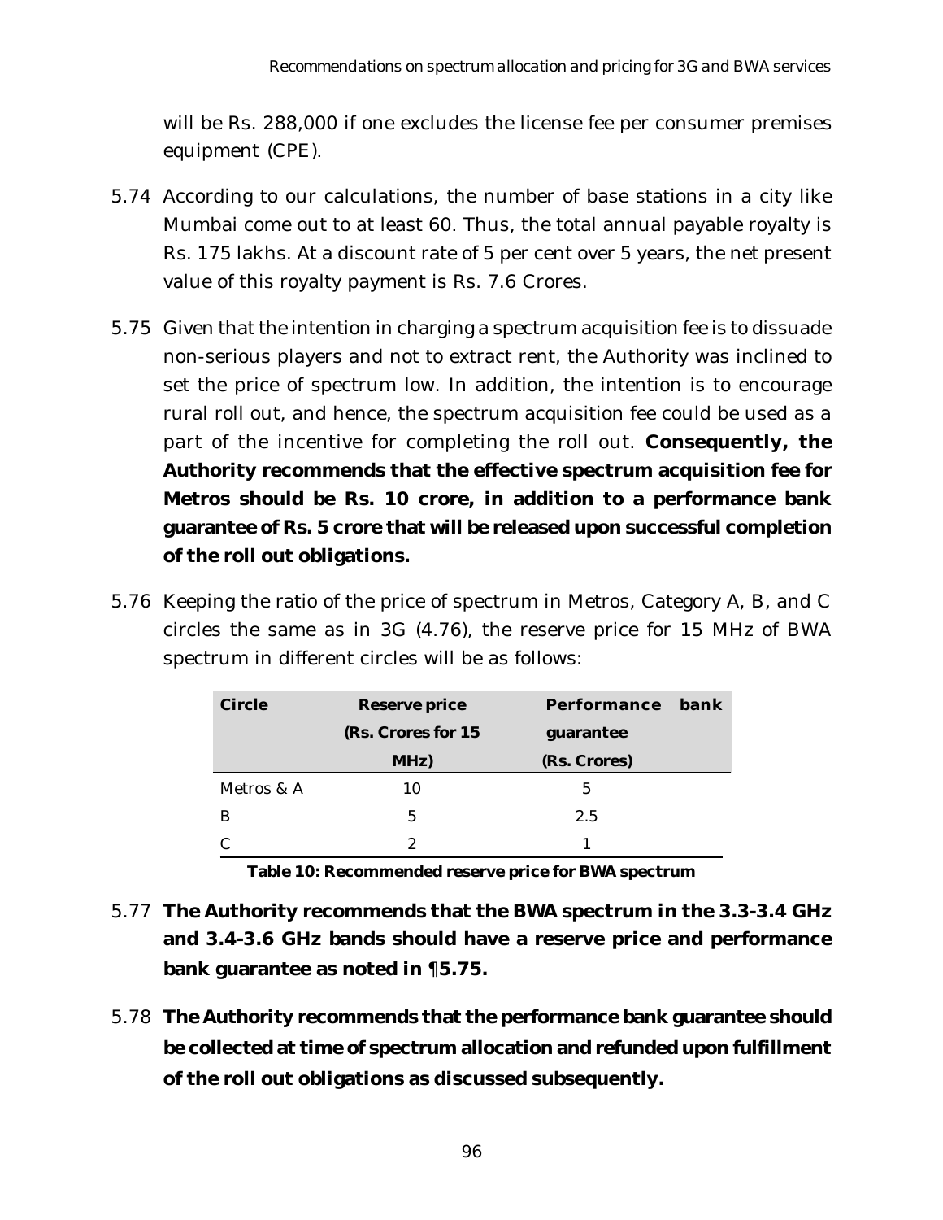will be Rs. 288,000 if one excludes the license fee per consumer premises equipment (CPE).

5.74 According to our calculations, the number of base stations in a city like Mumbai come out to at least 60. Thus, the total annual payable royalty is Rs. 175 lakhs. At a discount rate of 5 per cent over 5 years, the net present value of this royalty payment is Rs. 7.6 Crores.

5.75 Given that the intention in charging a spectrum acquisition fee is to dissuade non-serious players and not to extract rent, the Authority was inclined to set the price of spectrum low. In addition, the intention is to encourage rural roll out, and hence, the spectrum acquisition fee could be used as a part of the incentive for completing the roll out. **Consequently, the Authority recommends that the effective spectrum acquisition fee for Metros should be Rs. 10 crore, in addition to a performance bank guarantee of Rs. 5 crore that will be released upon successful completion of the roll out obligations.**

5.76 Keeping the ratio of the price of spectrum in Metros, Category A, B, and C circles the same as in 3G (4.76), the reserve price for 15 MHz of BWA spectrum in different circles will be as follows:

| Circle | Reserve price (Rs. Crores for 15 MHz) | Performance bank guarantee (Rs. Crores) |
|---|---|---|
| Metros & A | 10 | 5 |
| B | 5 | 2.5 |
| C | 2 | 1 |

**Table 10: Recommended reserve price for BWA spectrum**

5.77 **The Authority recommends that the BWA spectrum in the 3.3-3.4 GHz and 3.4-3.6 GHz bands should have a reserve price and performance bank guarantee as noted in ¶5.75.**

5.78 **The Authority recommends that the performance bank guarantee should be collected at time of spectrum allocation and refunded upon fulfillment of the roll out obligations as discussed subsequently.**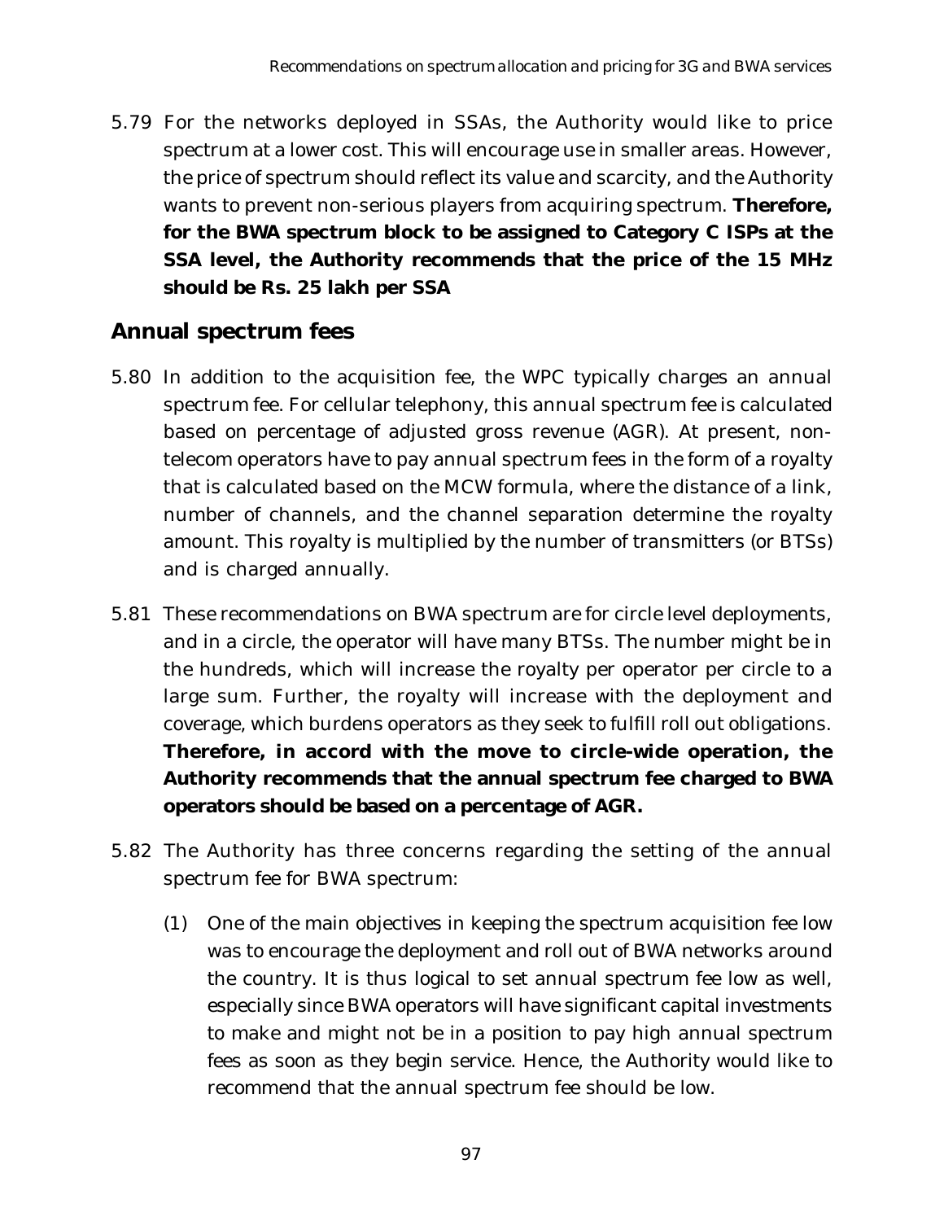5.79 For the networks deployed in SSAs, the Authority would like to price spectrum at a lower cost. This will encourage use in smaller areas. However, the price of spectrum should reflect its value and scarcity, and the Authority wants to prevent non-serious players from acquiring spectrum. **Therefore, for the BWA spectrum block to be assigned to Category C ISPs at the SSA level, the Authority recommends that the price of the 15 MHz should be Rs. 25 lakh per SSA**

## Annual spectrum fees

5.80 In addition to the acquisition fee, the WPC typically charges an annual spectrum fee. For cellular telephony, this annual spectrum fee is calculated based on percentage of adjusted gross revenue (AGR). At present, non-telecom operators have to pay annual spectrum fees in the form of a royalty that is calculated based on the MCW formula, where the distance of a link, number of channels, and the channel separation determine the royalty amount. This royalty is multiplied by the number of transmitters (or BTSs) and is charged annually.

5.81 These recommendations on BWA spectrum are for circle level deployments, and in a circle, the operator will have many BTSs. The number might be in the hundreds, which will increase the royalty per operator per circle to a large sum. Further, the royalty will increase with the deployment and coverage, which burdens operators as they seek to fulfill roll out obligations. **Therefore, in accord with the move to circle-wide operation, the Authority recommends that the annual spectrum fee charged to BWA operators should be based on a percentage of AGR.**

5.82 The Authority has three concerns regarding the setting of the annual spectrum fee for BWA spectrum:

(1) One of the main objectives in keeping the spectrum acquisition fee low was to encourage the deployment and roll out of BWA networks around the country. It is thus logical to set annual spectrum fee low as well, especially since BWA operators will have significant capital investments to make and might not be in a position to pay high annual spectrum fees as soon as they begin service. Hence, the Authority would like to recommend that the annual spectrum fee should be low.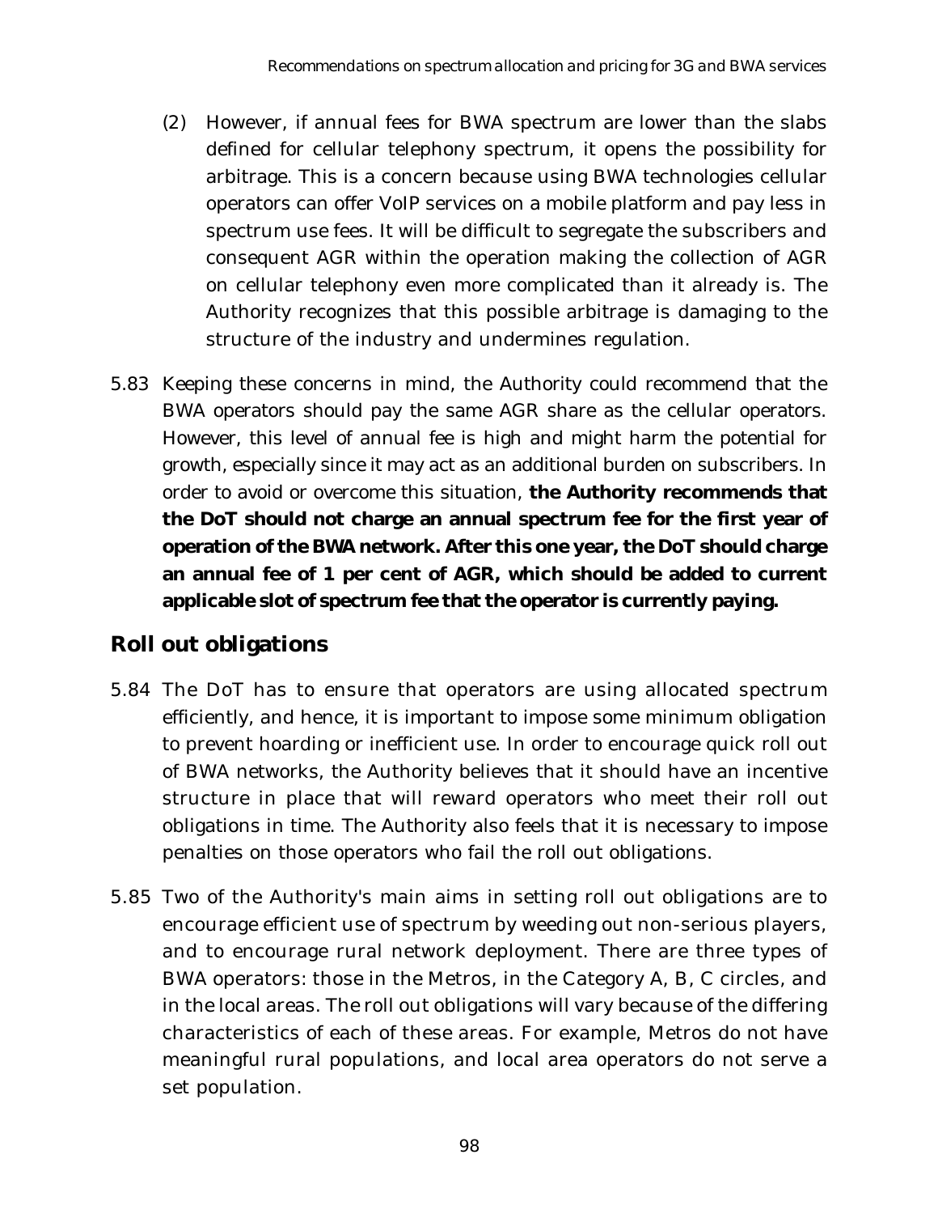(2) However, if annual fees for BWA spectrum are lower than the slabs defined for cellular telephony spectrum, it opens the possibility for arbitrage. This is a concern because using BWA technologies cellular operators can offer VoIP services on a mobile platform and pay less in spectrum use fees. It will be difficult to segregate the subscribers and consequent AGR within the operation making the collection of AGR on cellular telephony even more complicated than it already is. The Authority recognizes that this possible arbitrage is damaging to the structure of the industry and undermines regulation.

5.83 Keeping these concerns in mind, the Authority could recommend that the BWA operators should pay the same AGR share as the cellular operators. However, this level of annual fee is high and might harm the potential for growth, especially since it may act as an additional burden on subscribers. In order to avoid or overcome this situation, **the Authority recommends that the DoT should not charge an annual spectrum fee for the first year of operation of the BWA network. After this one year, the DoT should charge an annual fee of 1 per cent of AGR, which should be added to current applicable slot of spectrum fee that the operator is currently paying.**

## Roll out obligations

5.84 The DoT has to ensure that operators are using allocated spectrum efficiently, and hence, it is important to impose some minimum obligation to prevent hoarding or inefficient use. In order to encourage quick roll out of BWA networks, the Authority believes that it should have an incentive structure in place that will reward operators who meet their roll out obligations in time. The Authority also feels that it is necessary to impose penalties on those operators who fail the roll out obligations.

5.85 Two of the Authority's main aims in setting roll out obligations are to encourage efficient use of spectrum by weeding out non-serious players, and to encourage rural network deployment. There are three types of BWA operators: those in the Metros, in the Category A, B, C circles, and in the local areas. The roll out obligations will vary because of the differing characteristics of each of these areas. For example, Metros do not have meaningful rural populations, and local area operators do not serve a set population.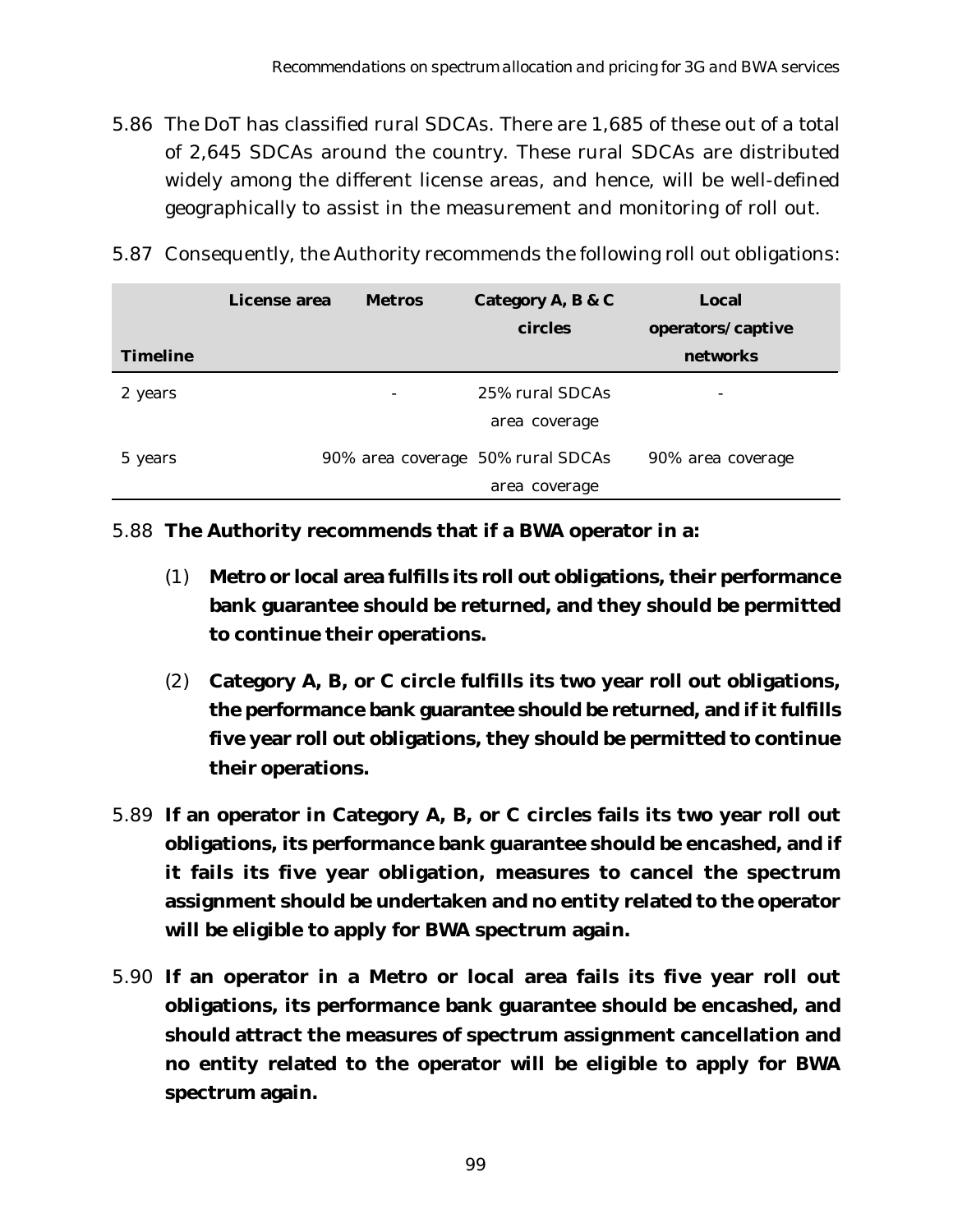5.86 The DoT has classified rural SDCAs. There are 1,685 of these out of a total of 2,645 SDCAs around the country. These rural SDCAs are distributed widely among the different license areas, and hence, will be well-defined geographically to assist in the measurement and monitoring of roll out.

5.87 Consequently, the Authority recommends the following roll out obligations:

| License area / Timeline | Metros | Category A, B & C circles | Local operators/captive networks |
|---|---|---|---|
| 2 years | - | 25% rural SDCAs area coverage | - |
| 5 years | 90% area coverage | 50% rural SDCAs area coverage | 90% area coverage |

5.88 **The Authority recommends that if a BWA operator in a:**

(1) **Metro or local area fulfills its roll out obligations, their performance bank guarantee should be returned, and they should be permitted to continue their operations.**

(2) **Category A, B, or C circle fulfills its two year roll out obligations, the performance bank guarantee should be returned, and if it fulfills five year roll out obligations, they should be permitted to continue their operations.**

5.89 **If an operator in Category A, B, or C circles fails its two year roll out obligations, its performance bank guarantee should be encashed, and if it fails its five year obligation, measures to cancel the spectrum assignment should be undertaken and no entity related to the operator will be eligible to apply for BWA spectrum again.**

5.90 **If an operator in a Metro or local area fails its five year roll out obligations, its performance bank guarantee should be encashed, and should attract the measures of spectrum assignment cancellation and no entity related to the operator will be eligible to apply for BWA spectrum again.**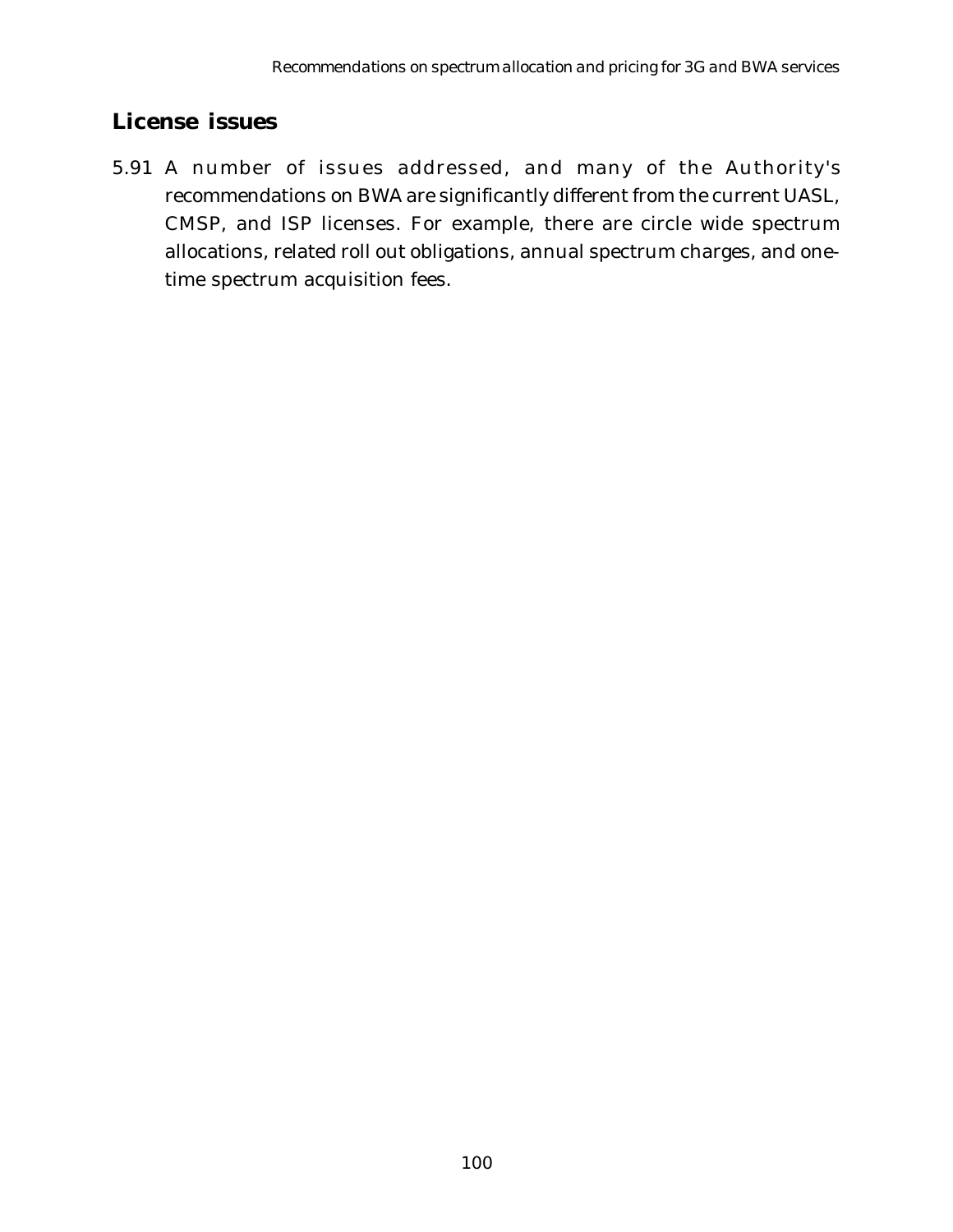## License issues

5.91 A number of issues addressed, and many of the Authority's recommendations on BWA are significantly different from the current UASL, CMSP, and ISP licenses. For example, there are circle wide spectrum allocations, related roll out obligations, annual spectrum charges, and one-time spectrum acquisition fees.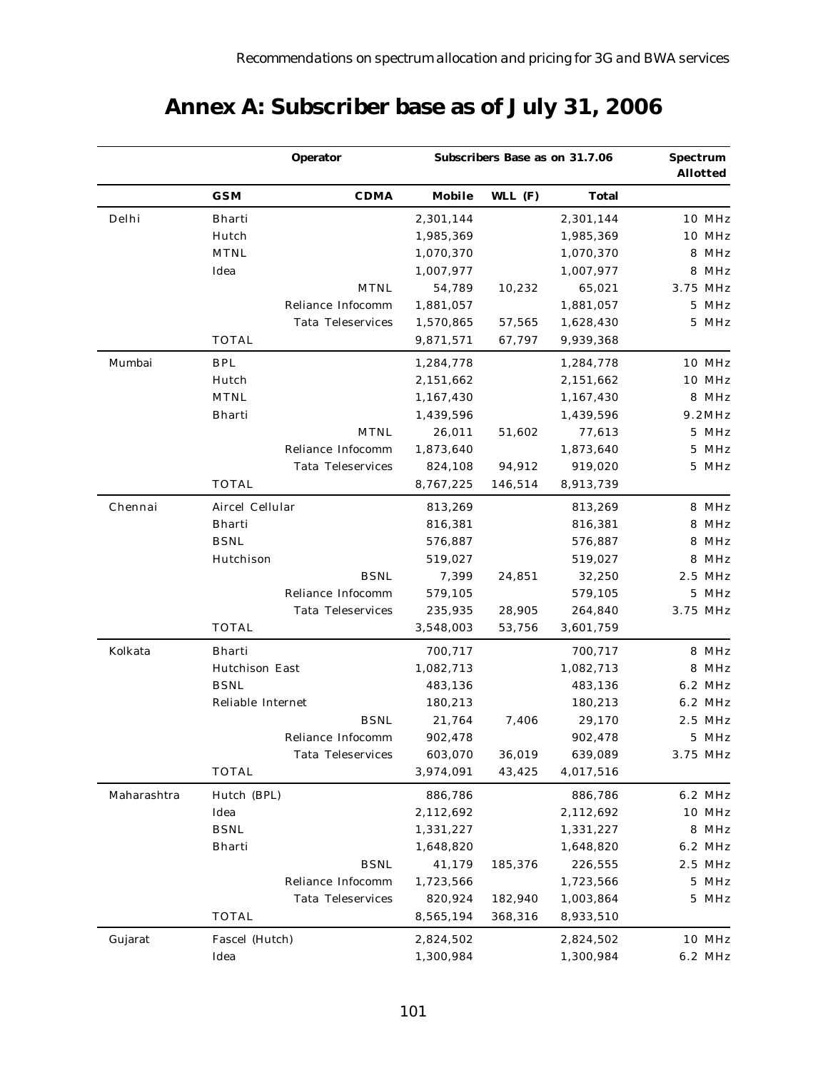# Annex A: Subscriber base as of July 31, 2006

| | Operator | | Subscribers Base as on 31.7.06 | | | Spectrum Allotted |
|---|---|---|---|---|---|---|
| | GSM | CDMA | Mobile | WLL (F) | Total | |
| Delhi | Bharti | | 2,301,144 | | 2,301,144 | 10 MHz |
| | Hutch | | 1,985,369 | | 1,985,369 | 10 MHz |
| | MTNL | | 1,070,370 | | 1,070,370 | 8 MHz |
| | Idea | | 1,007,977 | | 1,007,977 | 8 MHz |
| | | MTNL | 54,789 | 10,232 | 65,021 | 3.75 MHz |
| | | Reliance Infocomm | 1,881,057 | | 1,881,057 | 5 MHz |
| | | Tata Teleservices | 1,570,865 | 57,565 | 1,628,430 | 5 MHz |
| | TOTAL | | 9,871,571 | 67,797 | 9,939,368 | |
| Mumbai | BPL | | 1,284,778 | | 1,284,778 | 10 MHz |
| | Hutch | | 2,151,662 | | 2,151,662 | 10 MHz |
| | MTNL | | 1,167,430 | | 1,167,430 | 8 MHz |
| | Bharti | | 1,439,596 | | 1,439,596 | 9.2MHz |
| | | MTNL | 26,011 | 51,602 | 77,613 | 5 MHz |
| | | Reliance Infocomm | 1,873,640 | | 1,873,640 | 5 MHz |
| | | Tata Teleservices | 824,108 | 94,912 | 919,020 | 5 MHz |
| | TOTAL | | 8,767,225 | 146,514 | 8,913,739 | |
| Chennai | Aircel Cellular | | 813,269 | | 813,269 | 8 MHz |
| | Bharti | | 816,381 | | 816,381 | 8 MHz |
| | BSNL | | 576,887 | | 576,887 | 8 MHz |
| | Hutchison | | 519,027 | | 519,027 | 8 MHz |
| | | BSNL | 7,399 | 24,851 | 32,250 | 2.5 MHz |
| | | Reliance Infocomm | 579,105 | | 579,105 | 5 MHz |
| | | Tata Teleservices | 235,935 | 28,905 | 264,840 | 3.75 MHz |
| | TOTAL | | 3,548,003 | 53,756 | 3,601,759 | |
| Kolkata | Bharti | | 700,717 | | 700,717 | 8 MHz |
| | Hutchison East | | 1,082,713 | | 1,082,713 | 8 MHz |
| | BSNL | | 483,136 | | 483,136 | 6.2 MHz |
| | Reliable Internet | | 180,213 | | 180,213 | 6.2 MHz |
| | | BSNL | 21,764 | 7,406 | 29,170 | 2.5 MHz |
| | | Reliance Infocomm | 902,478 | | 902,478 | 5 MHz |
| | | Tata Teleservices | 603,070 | 36,019 | 639,089 | 3.75 MHz |
| | TOTAL | | 3,974,091 | 43,425 | 4,017,516 | |
| Maharashtra | Hutch (BPL) | | 886,786 | | 886,786 | 6.2 MHz |
| | Idea | | 2,112,692 | | 2,112,692 | 10 MHz |
| | BSNL | | 1,331,227 | | 1,331,227 | 8 MHz |
| | Bharti | | 1,648,820 | | 1,648,820 | 6.2 MHz |
| | | BSNL | 41,179 | 185,376 | 226,555 | 2.5 MHz |
| | | Reliance Infocomm | 1,723,566 | | 1,723,566 | 5 MHz |
| | | Tata Teleservices | 820,924 | 182,940 | 1,003,864 | 5 MHz |
| | TOTAL | | 8,565,194 | 368,316 | 8,933,510 | |
| Gujarat | Fascel (Hutch) | | 2,824,502 | | 2,824,502 | 10 MHz |
| | Idea | | 1,300,984 | | 1,300,984 | 6.2 MHz |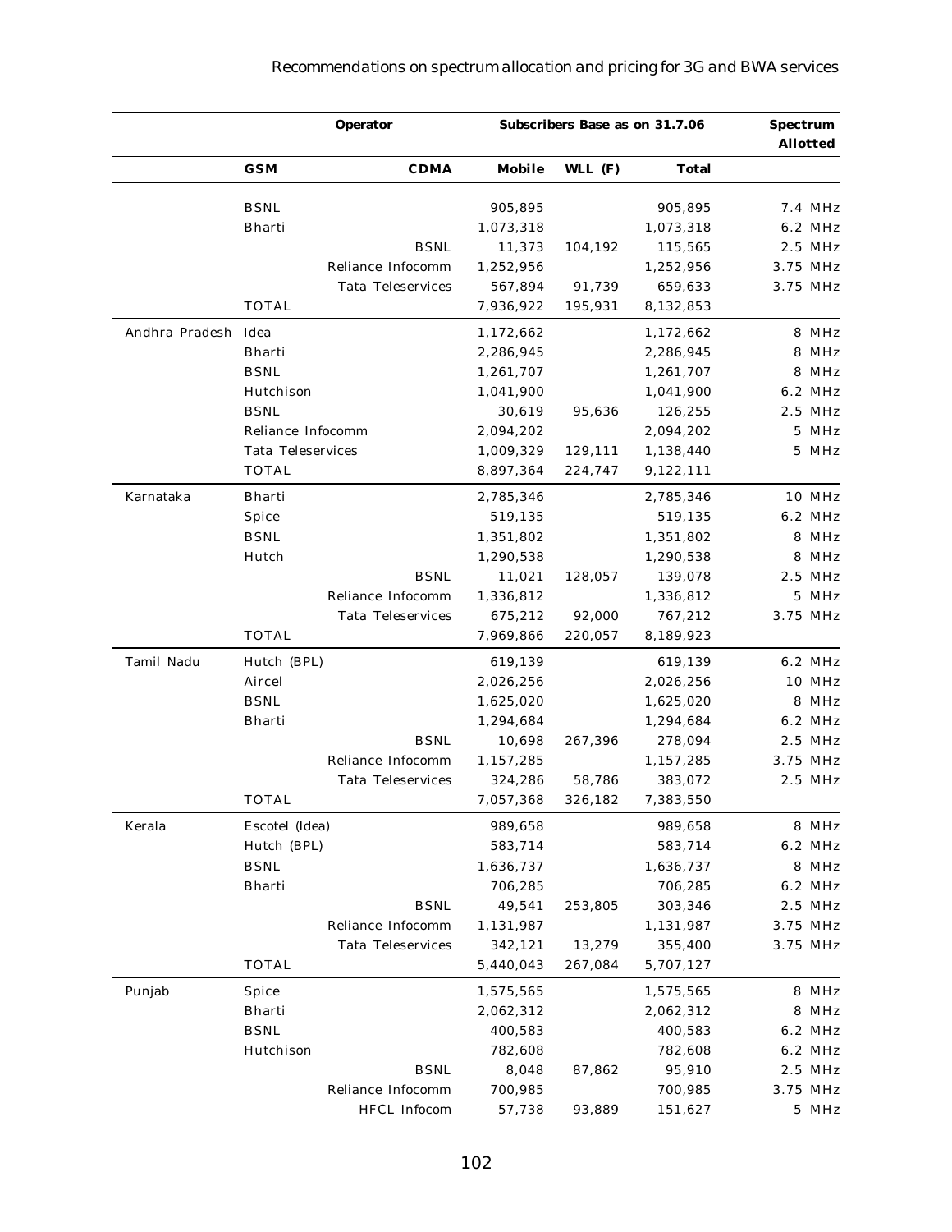| | Operator | | Subscribers Base as on 31.7.06 | | | Spectrum Allotted |
|---|---|---|---|---|---|---|
| | GSM | CDMA | Mobile | WLL (F) | Total | |
| | BSNL | | 905,895 | | 905,895 | 7.4 MHz |
| | Bharti | | 1,073,318 | | 1,073,318 | 6.2 MHz |
| | | BSNL | 11,373 | 104,192 | 115,565 | 2.5 MHz |
| | | Reliance Infocomm | 1,252,956 | | 1,252,956 | 3.75 MHz |
| | | Tata Teleservices | 567,894 | 91,739 | 659,633 | 3.75 MHz |
| | TOTAL | | 7,936,922 | 195,931 | 8,132,853 | |
| Andhra Pradesh | Idea | | 1,172,662 | | 1,172,662 | 8 MHz |
| | Bharti | | 2,286,945 | | 2,286,945 | 8 MHz |
| | BSNL | | 1,261,707 | | 1,261,707 | 8 MHz |
| | Hutchison | | 1,041,900 | | 1,041,900 | 6.2 MHz |
| | BSNL | | 30,619 | 95,636 | 126,255 | 2.5 MHz |
| | Reliance Infocomm | | 2,094,202 | | 2,094,202 | 5 MHz |
| | Tata Teleservices | | 1,009,329 | 129,111 | 1,138,440 | 5 MHz |
| | TOTAL | | 8,897,364 | 224,747 | 9,122,111 | |
| Karnataka | Bharti | | 2,785,346 | | 2,785,346 | 10 MHz |
| | Spice | | 519,135 | | 519,135 | 6.2 MHz |
| | BSNL | | 1,351,802 | | 1,351,802 | 8 MHz |
| | Hutch | | 1,290,538 | | 1,290,538 | 8 MHz |
| | | BSNL | 11,021 | 128,057 | 139,078 | 2.5 MHz |
| | | Reliance Infocomm | 1,336,812 | | 1,336,812 | 5 MHz |
| | | Tata Teleservices | 675,212 | 92,000 | 767,212 | 3.75 MHz |
| | TOTAL | | 7,969,866 | 220,057 | 8,189,923 | |
| Tamil Nadu | Hutch (BPL) | | 619,139 | | 619,139 | 6.2 MHz |
| | Aircel | | 2,026,256 | | 2,026,256 | 10 MHz |
| | BSNL | | 1,625,020 | | 1,625,020 | 8 MHz |
| | Bharti | | 1,294,684 | | 1,294,684 | 6.2 MHz |
| | | BSNL | 10,698 | 267,396 | 278,094 | 2.5 MHz |
| | | Reliance Infocomm | 1,157,285 | | 1,157,285 | 3.75 MHz |
| | | Tata Teleservices | 324,286 | 58,786 | 383,072 | 2.5 MHz |
| | TOTAL | | 7,057,368 | 326,182 | 7,383,550 | |
| Kerala | Escotel (Idea) | | 989,658 | | 989,658 | 8 MHz |
| | Hutch (BPL) | | 583,714 | | 583,714 | 6.2 MHz |
| | BSNL | | 1,636,737 | | 1,636,737 | 8 MHz |
| | Bharti | | 706,285 | | 706,285 | 6.2 MHz |
| | | BSNL | 49,541 | 253,805 | 303,346 | 2.5 MHz |
| | | Reliance Infocomm | 1,131,987 | | 1,131,987 | 3.75 MHz |
| | | Tata Teleservices | 342,121 | 13,279 | 355,400 | 3.75 MHz |
| | TOTAL | | 5,440,043 | 267,084 | 5,707,127 | |
| Punjab | Spice | | 1,575,565 | | 1,575,565 | 8 MHz |
| | Bharti | | 2,062,312 | | 2,062,312 | 8 MHz |
| | BSNL | | 400,583 | | 400,583 | 6.2 MHz |
| | Hutchison | | 782,608 | | 782,608 | 6.2 MHz |
| | | BSNL | 8,048 | 87,862 | 95,910 | 2.5 MHz |
| | | Reliance Infocomm | 700,985 | | 700,985 | 3.75 MHz |
| | | HFCL Infocom | 57,738 | 93,889 | 151,627 | 5 MHz |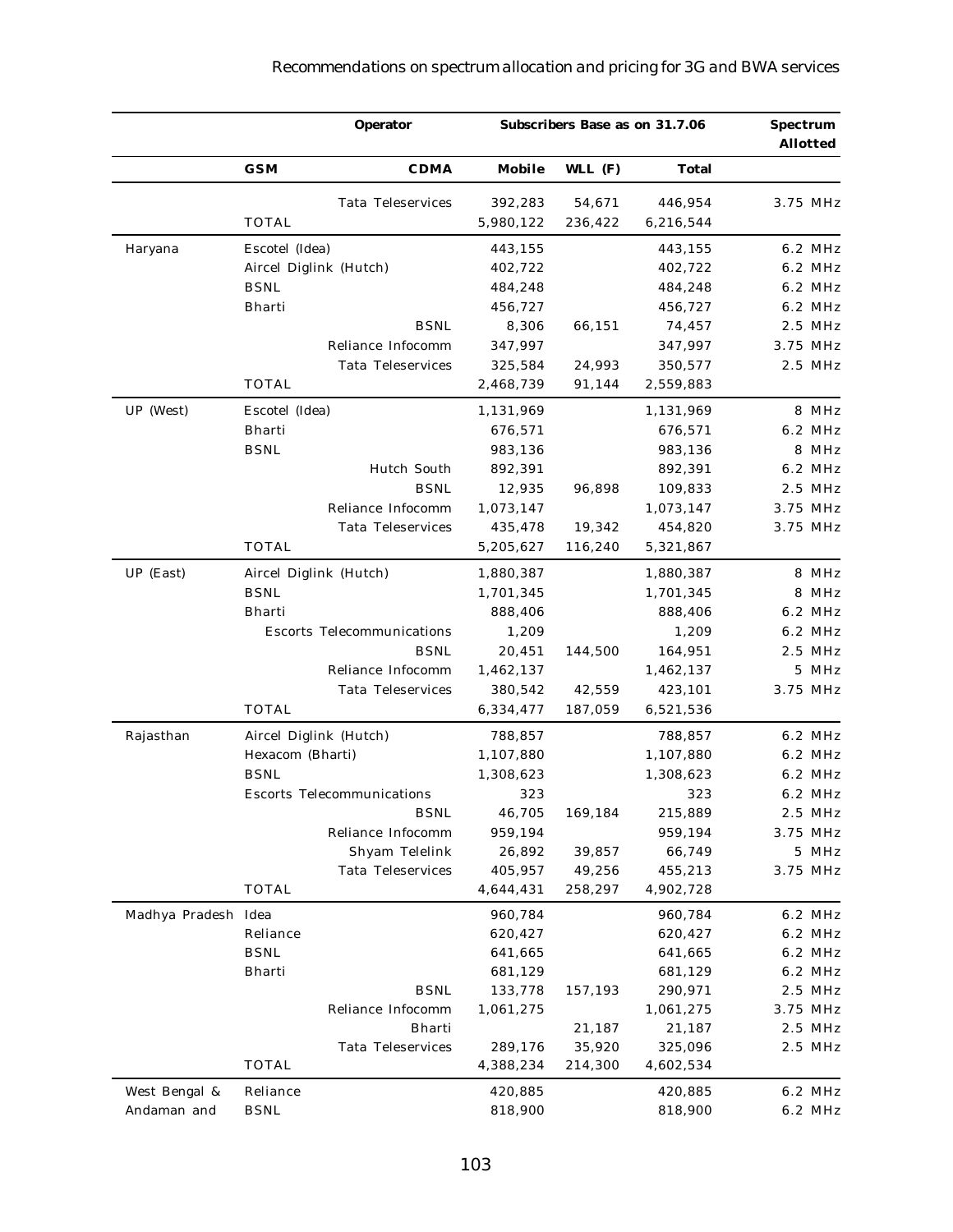| | Operator | | Subscribers Base as on 31.7.06 | | | Spectrum Allotted |
|---|---|---|---|---|---|---|
| | **GSM** | **CDMA** | **Mobile** | **WLL (F)** | **Total** | |
| | | Tata Teleservices | 392,283 | 54,671 | 446,954 | 3.75 MHz |
| | TOTAL | | 5,980,122 | 236,422 | 6,216,544 | |
| Haryana | Escotel (Idea) | | 443,155 | | 443,155 | 6.2 MHz |
| | Aircel Diglink (Hutch) | | 402,722 | | 402,722 | 6.2 MHz |
| | BSNL | | 484,248 | | 484,248 | 6.2 MHz |
| | Bharti | | 456,727 | | 456,727 | 6.2 MHz |
| | | BSNL | 8,306 | 66,151 | 74,457 | 2.5 MHz |
| | | Reliance Infocomm | 347,997 | | 347,997 | 3.75 MHz |
| | | Tata Teleservices | 325,584 | 24,993 | 350,577 | 2.5 MHz |
| | TOTAL | | 2,468,739 | 91,144 | 2,559,883 | |
| UP (West) | Escotel (Idea) | | 1,131,969 | | 1,131,969 | 8 MHz |
| | Bharti | | 676,571 | | 676,571 | 6.2 MHz |
| | BSNL | | 983,136 | | 983,136 | 8 MHz |
| | | Hutch South | 892,391 | | 892,391 | 6.2 MHz |
| | | BSNL | 12,935 | 96,898 | 109,833 | 2.5 MHz |
| | | Reliance Infocomm | 1,073,147 | | 1,073,147 | 3.75 MHz |
| | | Tata Teleservices | 435,478 | 19,342 | 454,820 | 3.75 MHz |
| | TOTAL | | 5,205,627 | 116,240 | 5,321,867 | |
| UP (East) | Aircel Diglink (Hutch) | | 1,880,387 | | 1,880,387 | 8 MHz |
| | BSNL | | 1,701,345 | | 1,701,345 | 8 MHz |
| | Bharti | | 888,406 | | 888,406 | 6.2 MHz |
| | | Escorts Telecommunications | 1,209 | | 1,209 | 6.2 MHz |
| | | BSNL | 20,451 | 144,500 | 164,951 | 2.5 MHz |
| | | Reliance Infocomm | 1,462,137 | | 1,462,137 | 5 MHz |
| | | Tata Teleservices | 380,542 | 42,559 | 423,101 | 3.75 MHz |
| | TOTAL | | 6,334,477 | 187,059 | 6,521,536 | |
| Rajasthan | Aircel Diglink (Hutch) | | 788,857 | | 788,857 | 6.2 MHz |
| | Hexacom (Bharti) | | 1,107,880 | | 1,107,880 | 6.2 MHz |
| | BSNL | | 1,308,623 | | 1,308,623 | 6.2 MHz |
| | Escorts Telecommunications | | 323 | | 323 | 6.2 MHz |
| | | BSNL | 46,705 | 169,184 | 215,889 | 2.5 MHz |
| | | Reliance Infocomm | 959,194 | | 959,194 | 3.75 MHz |
| | | Shyam Telelink | 26,892 | 39,857 | 66,749 | 5 MHz |
| | | Tata Teleservices | 405,957 | 49,256 | 455,213 | 3.75 MHz |
| | TOTAL | | 4,644,431 | 258,297 | 4,902,728 | |
| Madhya Pradesh | Idea | | 960,784 | | 960,784 | 6.2 MHz |
| | Reliance | | 620,427 | | 620,427 | 6.2 MHz |
| | BSNL | | 641,665 | | 641,665 | 6.2 MHz |
| | Bharti | | 681,129 | | 681,129 | 6.2 MHz |
| | | BSNL | 133,778 | 157,193 | 290,971 | 2.5 MHz |
| | | Reliance Infocomm | 1,061,275 | | 1,061,275 | 3.75 MHz |
| | | Bharti | | 21,187 | 21,187 | 2.5 MHz |
| | | Tata Teleservices | 289,176 | 35,920 | 325,096 | 2.5 MHz |
| | TOTAL | | 4,388,234 | 214,300 | 4,602,534 | |
| West Bengal & Andaman and | Reliance | | 420,885 | | 420,885 | 6.2 MHz |
| | BSNL | | 818,900 | | 818,900 | 6.2 MHz |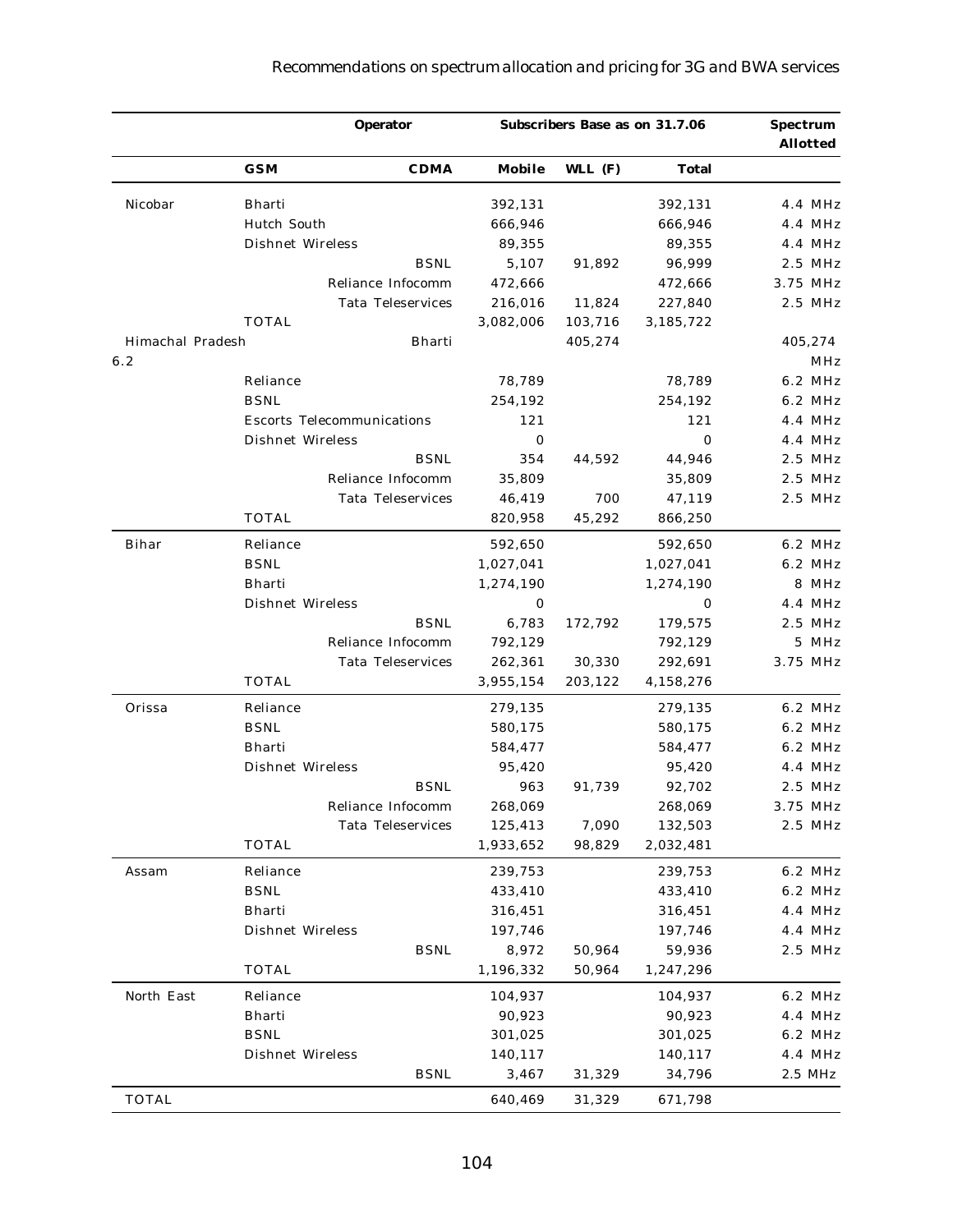| | Operator | | Subscribers Base as on 31.7.06 | | | Spectrum Allotted |
|---|---|---|---|---|---|---|
| | GSM | CDMA | Mobile | WLL (F) | Total | |
| Nicobar | Bharti | | 392,131 | | 392,131 | 4.4 MHz |
| | Hutch South | | 666,946 | | 666,946 | 4.4 MHz |
| | Dishnet Wireless | | 89,355 | | 89,355 | 4.4 MHz |
| | | BSNL | 5,107 | 91,892 | 96,999 | 2.5 MHz |
| | | Reliance Infocomm | 472,666 | | 472,666 | 3.75 MHz |
| | | Tata Teleservices | 216,016 | 11,824 | 227,840 | 2.5 MHz |
| | TOTAL | | 3,082,006 | 103,716 | 3,185,722 | |
| Himachal Pradesh | | Bharti | | 405,274 | | 405,274 |
| 6.2 | | | | | | MHz |
| | Reliance | | 78,789 | | 78,789 | 6.2 MHz |
| | BSNL | | 254,192 | | 254,192 | 6.2 MHz |
| | Escorts Telecommunications | | 121 | | 121 | 4.4 MHz |
| | Dishnet Wireless | | 0 | | 0 | 4.4 MHz |
| | | BSNL | 354 | 44,592 | 44,946 | 2.5 MHz |
| | | Reliance Infocomm | 35,809 | | 35,809 | 2.5 MHz |
| | | Tata Teleservices | 46,419 | 700 | 47,119 | 2.5 MHz |
| | TOTAL | | 820,958 | 45,292 | 866,250 | |
| Bihar | Reliance | | 592,650 | | 592,650 | 6.2 MHz |
| | BSNL | | 1,027,041 | | 1,027,041 | 6.2 MHz |
| | Bharti | | 1,274,190 | | 1,274,190 | 8 MHz |
| | Dishnet Wireless | | 0 | | 0 | 4.4 MHz |
| | | BSNL | 6,783 | 172,792 | 179,575 | 2.5 MHz |
| | | Reliance Infocomm | 792,129 | | 792,129 | 5 MHz |
| | | Tata Teleservices | 262,361 | 30,330 | 292,691 | 3.75 MHz |
| | TOTAL | | 3,955,154 | 203,122 | 4,158,276 | |
| Orissa | Reliance | | 279,135 | | 279,135 | 6.2 MHz |
| | BSNL | | 580,175 | | 580,175 | 6.2 MHz |
| | Bharti | | 584,477 | | 584,477 | 6.2 MHz |
| | Dishnet Wireless | | 95,420 | | 95,420 | 4.4 MHz |
| | | BSNL | 963 | 91,739 | 92,702 | 2.5 MHz |
| | | Reliance Infocomm | 268,069 | | 268,069 | 3.75 MHz |
| | | Tata Teleservices | 125,413 | 7,090 | 132,503 | 2.5 MHz |
| | TOTAL | | 1,933,652 | 98,829 | 2,032,481 | |
| Assam | Reliance | | 239,753 | | 239,753 | 6.2 MHz |
| | BSNL | | 433,410 | | 433,410 | 6.2 MHz |
| | Bharti | | 316,451 | | 316,451 | 4.4 MHz |
| | Dishnet Wireless | | 197,746 | | 197,746 | 4.4 MHz |
| | | BSNL | 8,972 | 50,964 | 59,936 | 2.5 MHz |
| | TOTAL | | 1,196,332 | 50,964 | 1,247,296 | |
| North East | Reliance | | 104,937 | | 104,937 | 6.2 MHz |
| | Bharti | | 90,923 | | 90,923 | 4.4 MHz |
| | BSNL | | 301,025 | | 301,025 | 6.2 MHz |
| | Dishnet Wireless | | 140,117 | | 140,117 | 4.4 MHz |
| | | BSNL | 3,467 | 31,329 | 34,796 | 2.5 MHz |
| TOTAL | | | 640,469 | 31,329 | 671,798 | |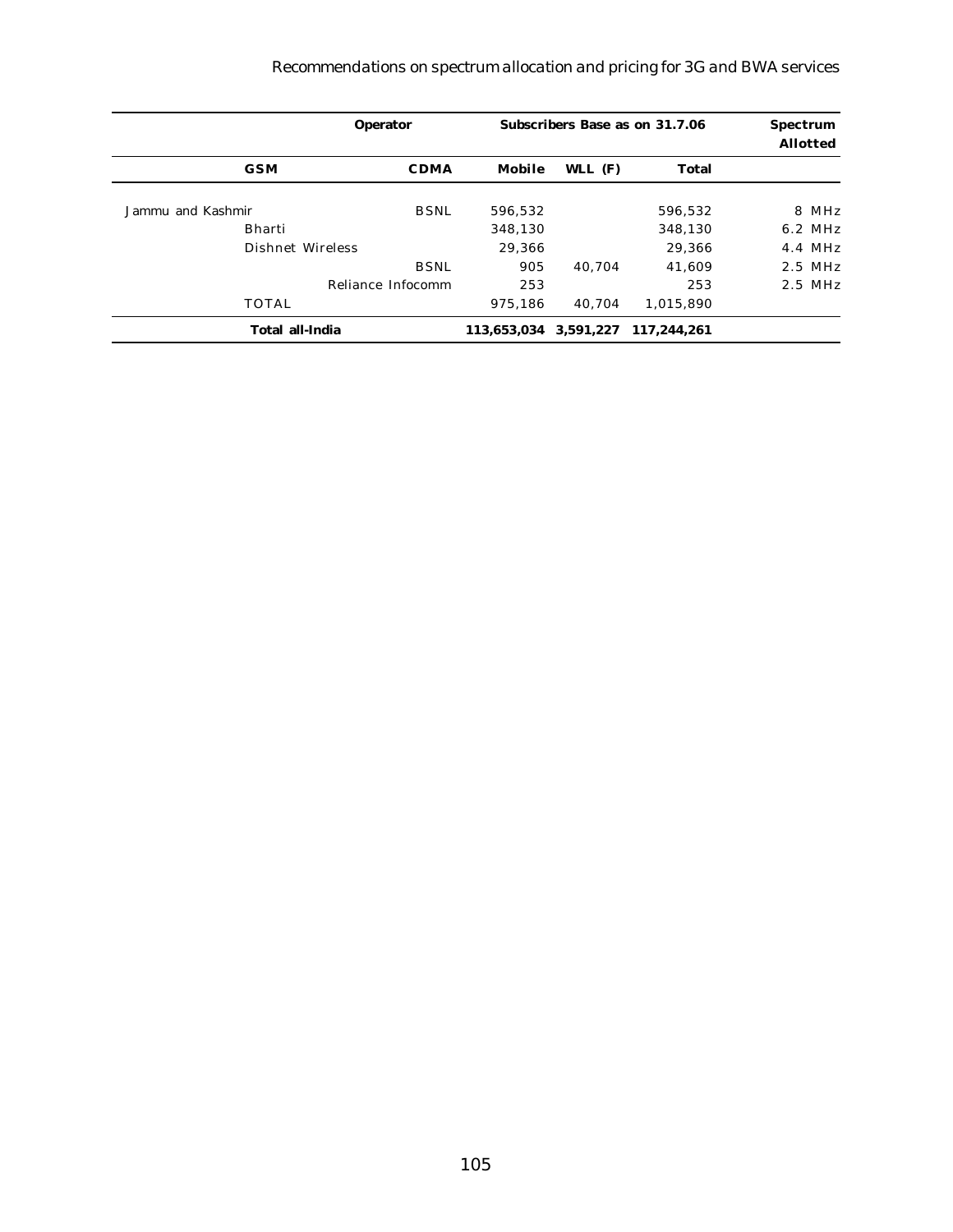| Operator | | Subscribers Base as on 31.7.06 | | | Spectrum Allotted |
|---|---|---|---|---|---|
| GSM | CDMA | Mobile | WLL (F) | Total | |
| Jammu and Kashmir | BSNL | 596,532 | | 596,532 | 8 MHz |
| Bharti | | 348,130 | | 348,130 | 6.2 MHz |
| Dishnet Wireless | | 29,366 | | 29,366 | 4.4 MHz |
| | BSNL | 905 | 40,704 | 41,609 | 2.5 MHz |
| | Reliance Infocomm | 253 | | 253 | 2.5 MHz |
| TOTAL | | 975,186 | 40,704 | 1,015,890 | |
| **Total all-India** | | **113,653,034** | **3,591,227** | **117,244,261** | |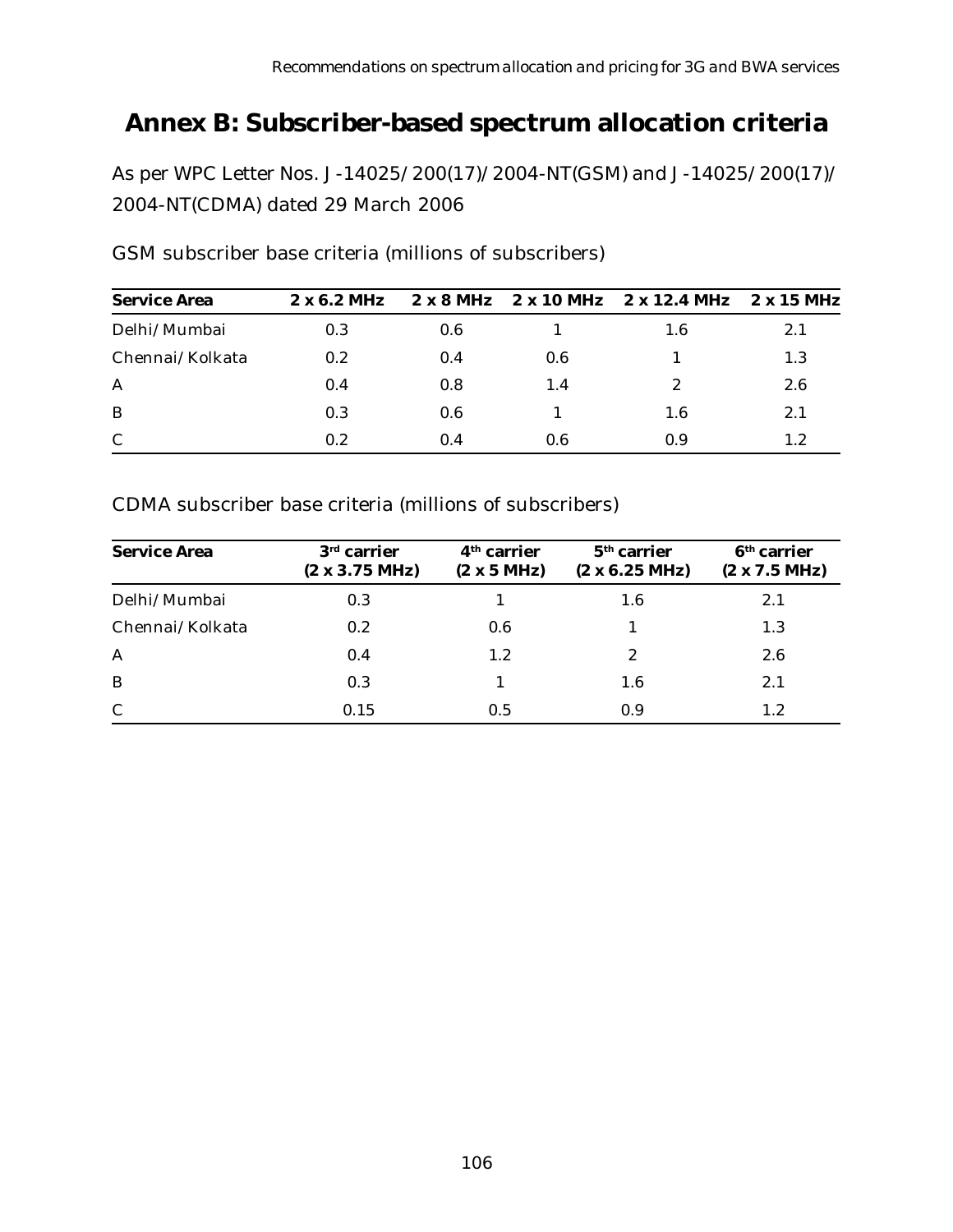# Annex B: Subscriber-based spectrum allocation criteria

As per WPC Letter Nos. J-14025/200(17)/2004-NT(GSM) and J-14025/200(17)/2004-NT(CDMA) dated 29 March 2006

GSM subscriber base criteria (millions of subscribers)

| Service Area | 2 x 6.2 MHz | 2 x 8 MHz | 2 x 10 MHz | 2 x 12.4 MHz | 2 x 15 MHz |
|---|---|---|---|---|---|
| Delhi/Mumbai | 0.3 | 0.6 | 1 | 1.6 | 2.1 |
| Chennai/Kolkata | 0.2 | 0.4 | 0.6 | 1 | 1.3 |
| A | 0.4 | 0.8 | 1.4 | 2 | 2.6 |
| B | 0.3 | 0.6 | 1 | 1.6 | 2.1 |
| C | 0.2 | 0.4 | 0.6 | 0.9 | 1.2 |

CDMA subscriber base criteria (millions of subscribers)

| Service Area | 3rd carrier (2 x 3.75 MHz) | 4th carrier (2 x 5 MHz) | 5th carrier (2 x 6.25 MHz) | 6th carrier (2 x 7.5 MHz) |
|---|---|---|---|---|
| Delhi/Mumbai | 0.3 | 1 | 1.6 | 2.1 |
| Chennai/Kolkata | 0.2 | 0.6 | 1 | 1.3 |
| A | 0.4 | 1.2 | 2 | 2.6 |
| B | 0.3 | 1 | 1.6 | 2.1 |
| C | 0.15 | 0.5 | 0.9 | 1.2 |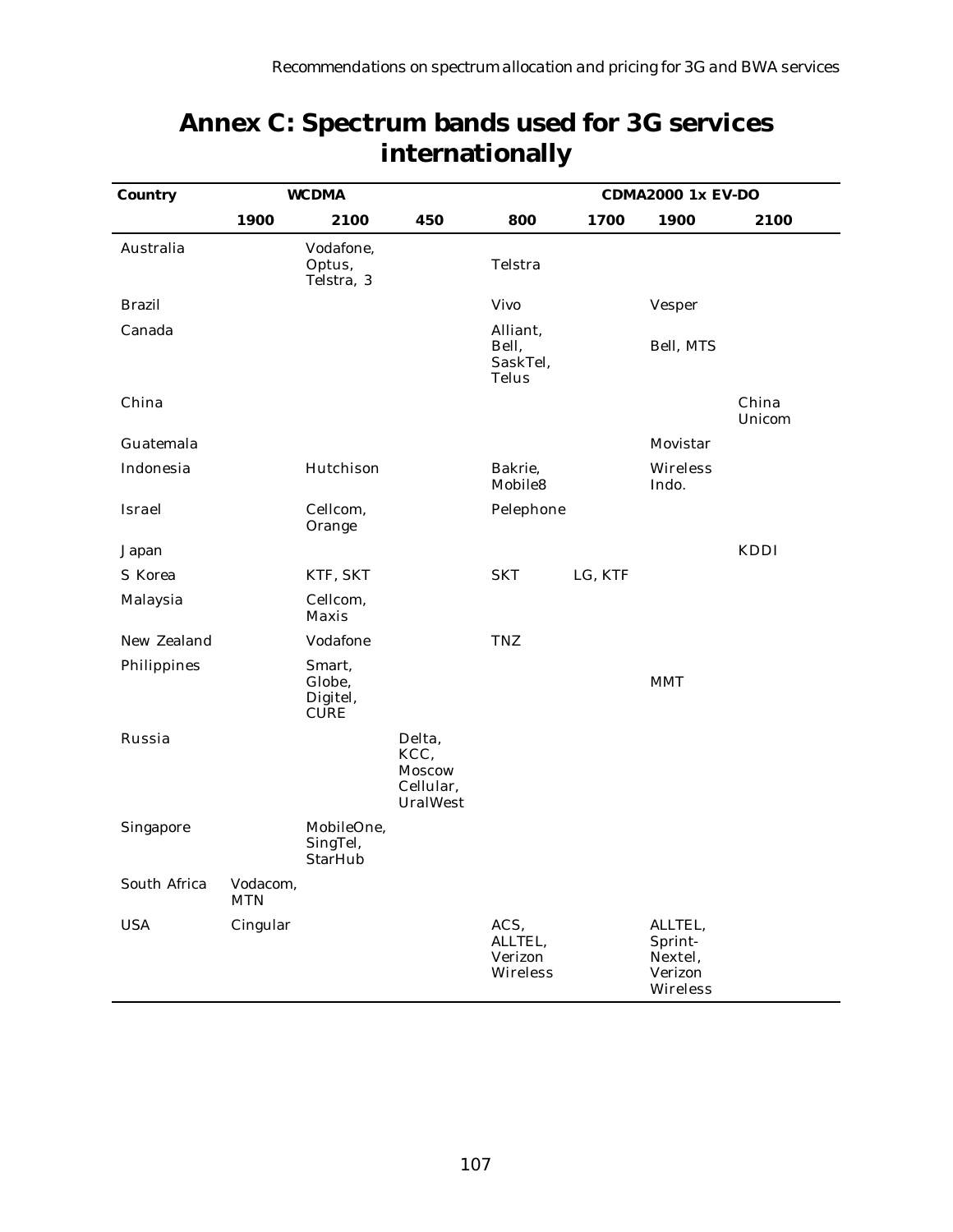# Annex C: Spectrum bands used for 3G services internationally

| Country | WCDMA | | CDMA2000 1x EV-DO | | | | |
|---|---|---|---|---|---|---|---|
| | 1900 | 2100 | 450 | 800 | 1700 | 1900 | 2100 |
| Australia | | Vodafone, Optus, Telstra, 3 | | Telstra | | | |
| Brazil | | | | Vivo | | Vesper | |
| Canada | | | | Alliant, Bell, SaskTel, Telus | | Bell, MTS | |
| China | | | | | | | China Unicom |
| Guatemala | | | | | | Movistar | |
| Indonesia | | Hutchison | | Bakrie, Mobile8 | | Wireless Indo. | |
| Israel | | Cellcom, Orange | | Pelephone | | | |
| Japan | | | | | | | KDDI |
| S Korea | | KTF, SKT | | SKT | LG, KTF | | |
| Malaysia | | Cellcom, Maxis | | | | | |
| New Zealand | | Vodafone | | TNZ | | | |
| Philippines | | Smart, Globe, Digitel, CURE | | | | MMT | |
| Russia | | | Delta, KCC, Moscow Cellular, UralWest | | | | |
| Singapore | | MobileOne, SingTel, StarHub | | | | | |
| South Africa | Vodacom, MTN | | | | | | |
| USA | Cingular | | | ACS, ALLTEL, Verizon Wireless | | ALLTEL, Sprint-Nextel, Verizon Wireless | |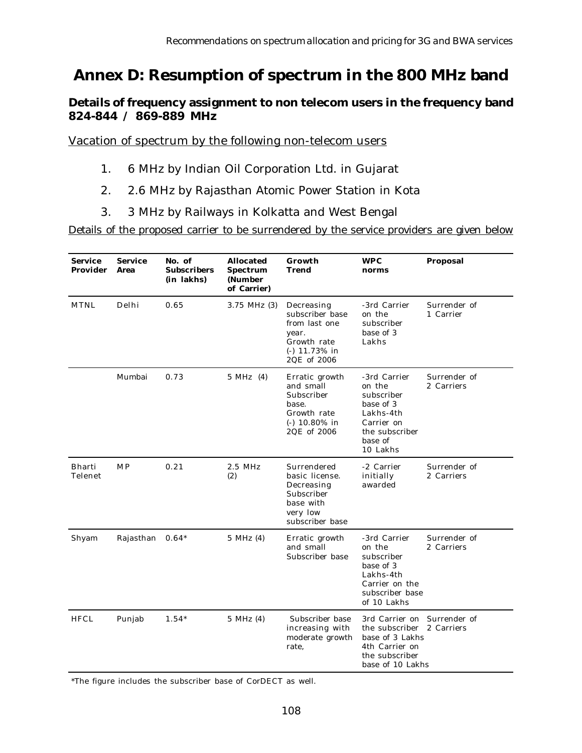# Annex D: Resumption of spectrum in the 800 MHz band

### Details of frequency assignment to non telecom users in the frequency band 824-844 / 869-889 MHz

Vacation of spectrum by the following non-telecom users

1. 6 MHz by Indian Oil Corporation Ltd. in Gujarat
2. 2.6 MHz by Rajasthan Atomic Power Station in Kota
3. 3 MHz by Railways in Kolkatta and West Bengal

Details of the proposed carrier to be surrendered by the service providers are given below

| Service Provider | Service Area | No. of Subscribers (in lakhs) | Allocated Spectrum (Number of Carrier) | Growth Trend | WPC norms | Proposal |
|---|---|---|---|---|---|---|
| MTNL | Delhi | 0.65 | 3.75 MHz (3) | Decreasing subscriber base from last one year. Growth rate (-) 11.73% in 2QE of 2006 | -3rd Carrier on the subscriber base of 3 Lakhs | Surrender of 1 Carrier |
| | Mumbai | 0.73 | 5 MHz (4) | Erratic growth and small Subscriber base. Growth rate (-) 10.80% in 2QE of 2006 | -3rd Carrier on the subscriber base of 3 Lakhs-4th Carrier on the subscriber base of 10 Lakhs | Surrender of 2 Carriers |
| Bharti Telenet | MP | 0.21 | 2.5 MHz (2) | Surrendered basic license. Decreasing Subscriber base with very low subscriber base | -2 Carrier initially awarded | Surrender of 2 Carriers |
| Shyam | Rajasthan | 0.64* | 5 MHz (4) | Erratic growth and small Subscriber base | -3rd Carrier on the subscriber base of 3 Lakhs-4th Carrier on the subscriber base of 10 Lakhs | Surrender of 2 Carriers |
| HFCL | Punjab | 1.54* | 5 MHz (4) | Subscriber base increasing with moderate growth rate, | 3rd Carrier on the subscriber base of 3 Lakhs 4th Carrier on the subscriber base of 10 Lakhs | Surrender of 2 Carriers |

*The figure includes the subscriber base of CorDECT as well.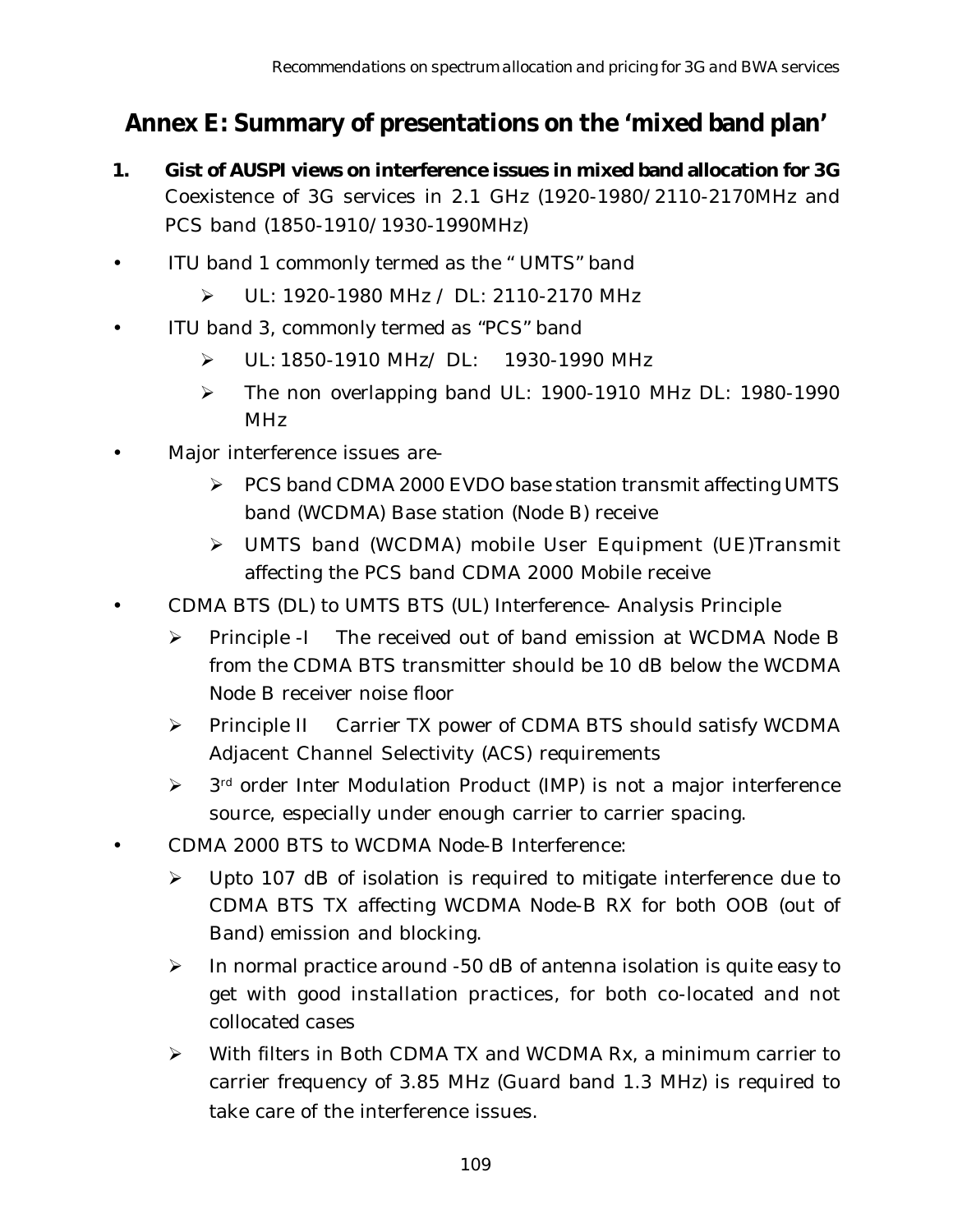## Annex E: Summary of presentations on the 'mixed band plan'

**1. Gist of AUSPI views on interference issues in mixed band allocation for 3G**

Coexistence of 3G services in 2.1 GHz (1920-1980/2110-2170MHz and PCS band (1850-1910/1930-1990MHz)

- ITU band 1 commonly termed as the " UMTS" band
  - UL: 1920-1980 MHz / DL: 2110-2170 MHz
- ITU band 3, commonly termed as "PCS" band
  - UL: 1850-1910 MHz/ DL: 1930-1990 MHz
  - The non overlapping band UL: 1900-1910 MHz DL: 1980-1990 MHz
- Major interference issues are-
  - PCS band CDMA 2000 EVDO base station transmit affecting UMTS band (WCDMA) Base station (Node B) receive
  - UMTS band (WCDMA) mobile User Equipment (UE)Transmit affecting the PCS band CDMA 2000 Mobile receive
- CDMA BTS (DL) to UMTS BTS (UL) Interference- Analysis Principle
  - Principle -I The received out of band emission at WCDMA Node B from the CDMA BTS transmitter should be 10 dB below the WCDMA Node B receiver noise floor
  - Principle II Carrier TX power of CDMA BTS should satisfy WCDMA Adjacent Channel Selectivity (ACS) requirements
  - 3rd order Inter Modulation Product (IMP) is not a major interference source, especially under enough carrier to carrier spacing.
- CDMA 2000 BTS to WCDMA Node-B Interference:
  - Upto 107 dB of isolation is required to mitigate interference due to CDMA BTS TX affecting WCDMA Node-B RX for both OOB (out of Band) emission and blocking.
  - In normal practice around -50 dB of antenna isolation is quite easy to get with good installation practices, for both co-located and not collocated cases
  - With filters in Both CDMA TX and WCDMA Rx, a minimum carrier to carrier frequency of 3.85 MHz (Guard band 1.3 MHz) is required to take care of the interference issues.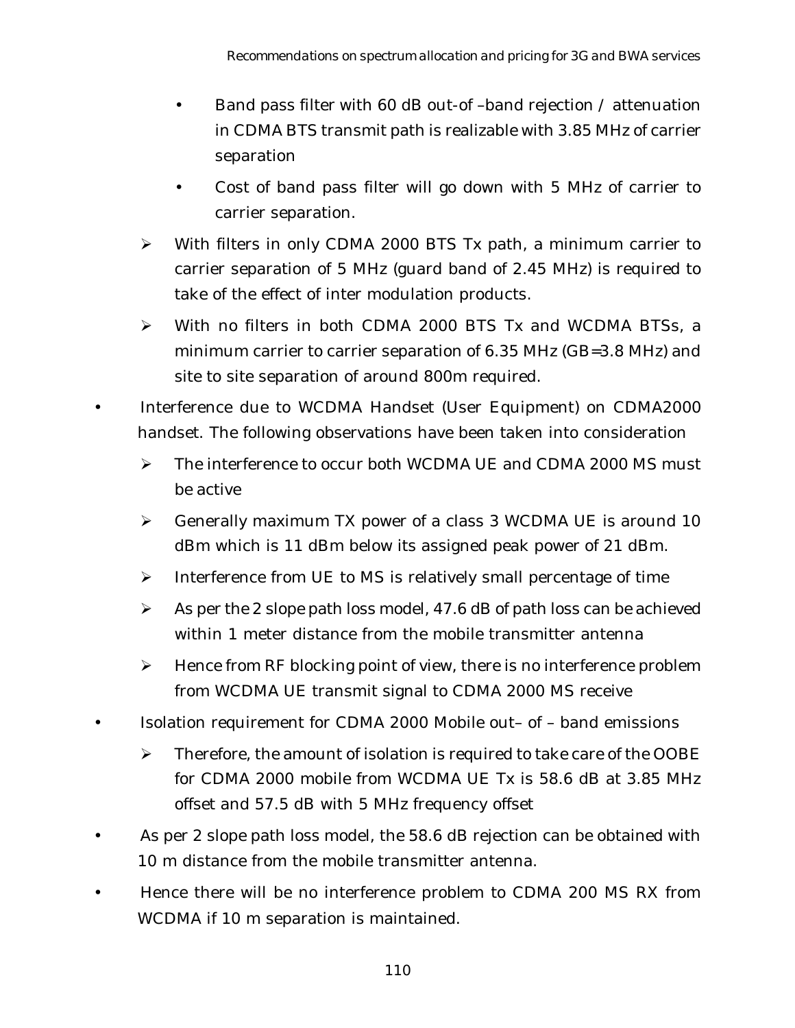- Band pass filter with 60 dB out-of –band rejection / attenuation in CDMA BTS transmit path is realizable with 3.85 MHz of carrier separation
  - Cost of band pass filter will go down with 5 MHz of carrier to carrier separation.
- ➢ With filters in only CDMA 2000 BTS Tx path, a minimum carrier to carrier separation of 5 MHz (guard band of 2.45 MHz) is required to take of the effect of inter modulation products.
- ➢ With no filters in both CDMA 2000 BTS Tx and WCDMA BTSs, a minimum carrier to carrier separation of 6.35 MHz (GB=3.8 MHz) and site to site separation of around 800m required.

- Interference due to WCDMA Handset (User Equipment) on CDMA2000 handset. The following observations have been taken into consideration
  - ➢ The interference to occur both WCDMA UE and CDMA 2000 MS must be active
  - ➢ Generally maximum TX power of a class 3 WCDMA UE is around 10 dBm which is 11 dBm below its assigned peak power of 21 dBm.
  - ➢ Interference from UE to MS is relatively small percentage of time
  - ➢ As per the 2 slope path loss model, 47.6 dB of path loss can be achieved within 1 meter distance from the mobile transmitter antenna
  - ➢ Hence from RF blocking point of view, there is no interference problem from WCDMA UE transmit signal to CDMA 2000 MS receive
- Isolation requirement for CDMA 2000 Mobile out– of – band emissions
  - ➢ Therefore, the amount of isolation is required to take care of the OOBE for CDMA 2000 mobile from WCDMA UE Tx is 58.6 dB at 3.85 MHz offset and 57.5 dB with 5 MHz frequency offset
- As per 2 slope path loss model, the 58.6 dB rejection can be obtained with 10 m distance from the mobile transmitter antenna.
- Hence there will be no interference problem to CDMA 200 MS RX from WCDMA if 10 m separation is maintained.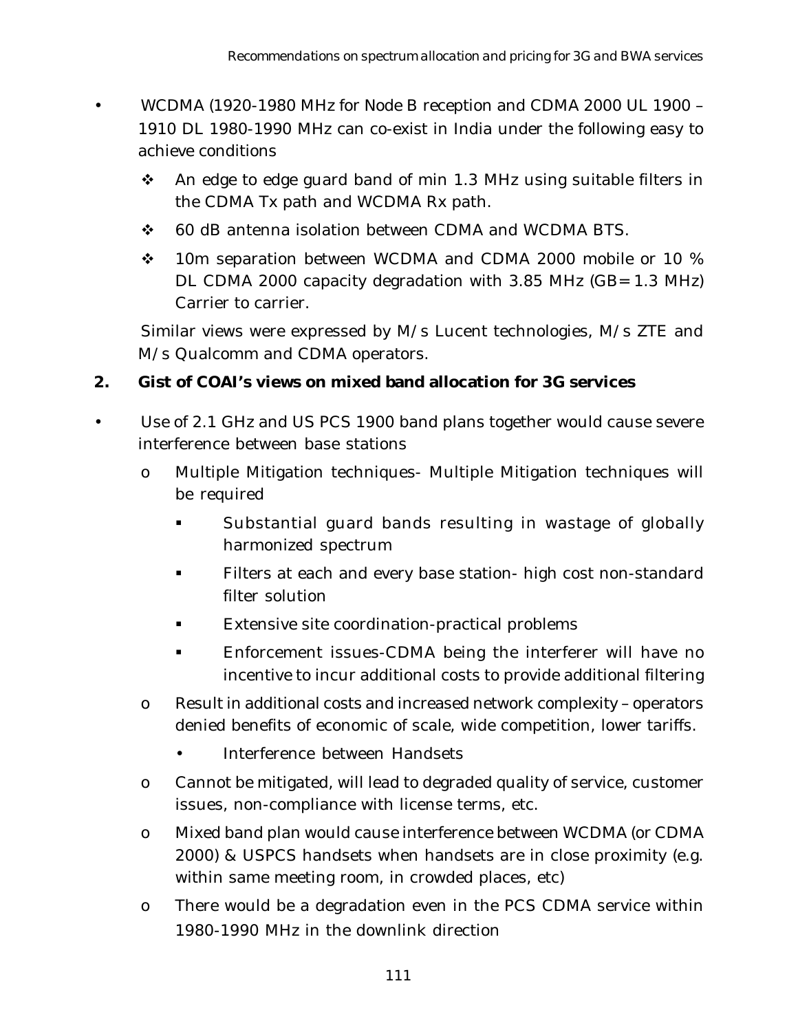- WCDMA (1920-1980 MHz for Node B reception and CDMA 2000 UL 1900 – 1910 DL 1980-1990 MHz can co-exist in India under the following easy to achieve conditions
    - ❖ An edge to edge guard band of min 1.3 MHz using suitable filters in the CDMA Tx path and WCDMA Rx path.
    - ❖ 60 dB antenna isolation between CDMA and WCDMA BTS.
    - ❖ 10m separation between WCDMA and CDMA 2000 mobile or 10 % DL CDMA 2000 capacity degradation with 3.85 MHz (GB=1.3 MHz) Carrier to carrier.

  Similar views were expressed by M/s Lucent technologies, M/s ZTE and M/s Qualcomm and CDMA operators.

**2. Gist of COAI's views on mixed band allocation for 3G services**

- Use of 2.1 GHz and US PCS 1900 band plans together would cause severe interference between base stations
    - o Multiple Mitigation techniques- Multiple Mitigation techniques will be required
        - ▪ Substantial guard bands resulting in wastage of globally harmonized spectrum
        - ▪ Filters at each and every base station- high cost non-standard filter solution
        - ▪ Extensive site coordination-practical problems
        - ▪ Enforcement issues-CDMA being the interferer will have no incentive to incur additional costs to provide additional filtering
    - o Result in additional costs and increased network complexity – operators denied benefits of economic of scale, wide competition, lower tariffs.
        - • Interference between Handsets
    - o Cannot be mitigated, will lead to degraded quality of service, customer issues, non-compliance with license terms, etc.
    - o Mixed band plan would cause interference between WCDMA (or CDMA 2000) & USPCS handsets when handsets are in close proximity (e.g. within same meeting room, in crowded places, etc)
    - o There would be a degradation even in the PCS CDMA service within 1980-1990 MHz in the downlink direction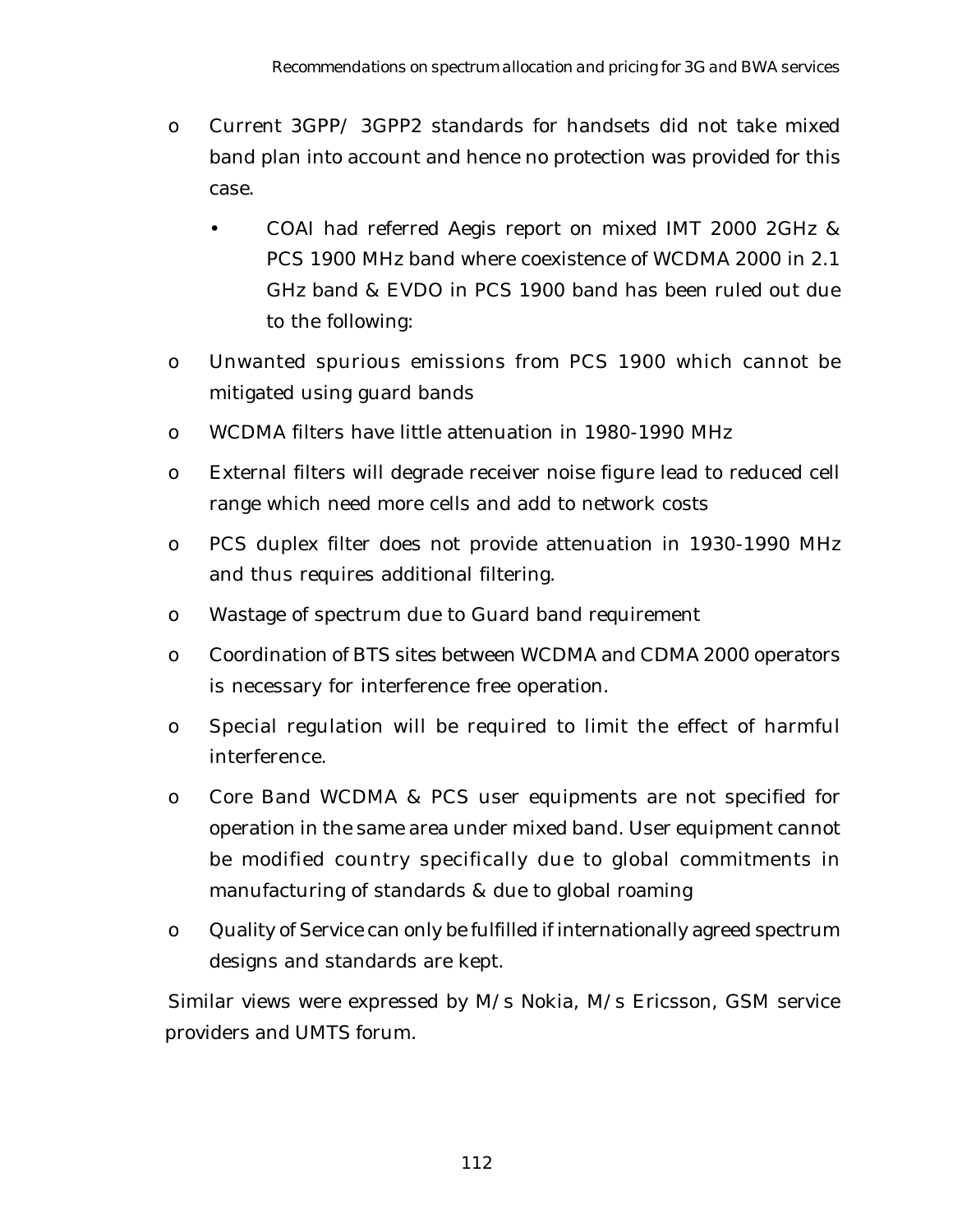- o Current 3GPP/ 3GPP2 standards for handsets did not take mixed band plan into account and hence no protection was provided for this case.
    - • COAI had referred Aegis report on mixed IMT 2000 2GHz & PCS 1900 MHz band where coexistence of WCDMA 2000 in 2.1 GHz band & EVDO in PCS 1900 band has been ruled out due to the following:
- o Unwanted spurious emissions from PCS 1900 which cannot be mitigated using guard bands
- o WCDMA filters have little attenuation in 1980-1990 MHz
- o External filters will degrade receiver noise figure lead to reduced cell range which need more cells and add to network costs
- o PCS duplex filter does not provide attenuation in 1930-1990 MHz and thus requires additional filtering.
- o Wastage of spectrum due to Guard band requirement
- o Coordination of BTS sites between WCDMA and CDMA 2000 operators is necessary for interference free operation.
- o Special regulation will be required to limit the effect of harmful interference.
- o Core Band WCDMA & PCS user equipments are not specified for operation in the same area under mixed band. User equipment cannot be modified country specifically due to global commitments in manufacturing of standards & due to global roaming
- o Quality of Service can only be fulfilled if internationally agreed spectrum designs and standards are kept.

Similar views were expressed by M/s Nokia, M/s Ericsson, GSM service providers and UMTS forum.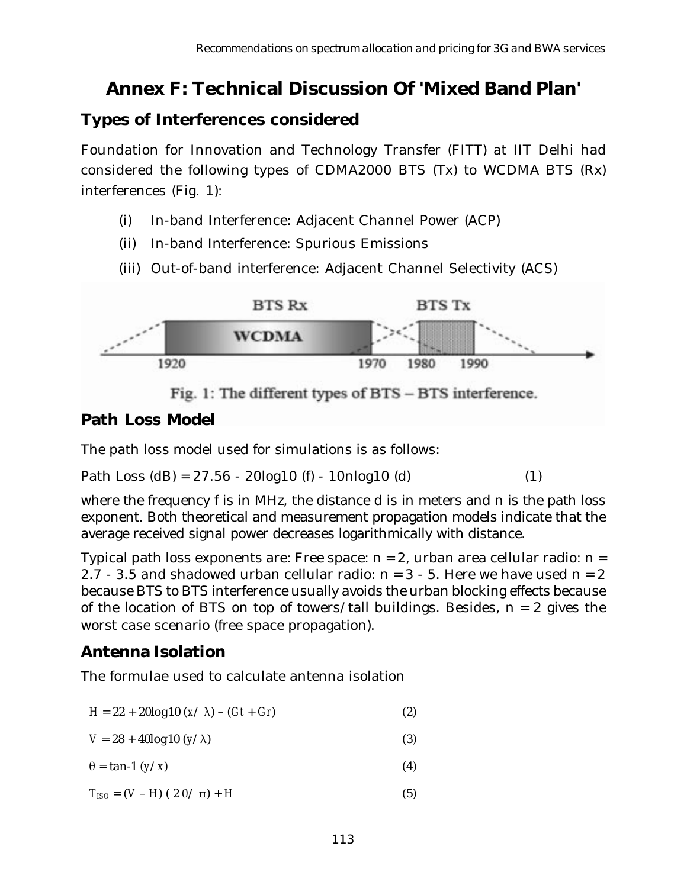# Annex F: Technical Discussion Of 'Mixed Band Plan'

## Types of Interferences considered

Foundation for Innovation and Technology Transfer (FITT) at IIT Delhi had considered the following types of CDMA2000 BTS (Tx) to WCDMA BTS (Rx) interferences (Fig. 1):

(i) In-band Interference: Adjacent Channel Power (ACP)

(ii) In-band Interference: Spurious Emissions

(iii) Out-of-band interference: Adjacent Channel Selectivity (ACS)

Fig. 1: The different types of BTS – BTS interference.

## Path Loss Model

The path loss model used for simulations is as follows:

$$\text{Path Loss (dB)} = 27.56 - 20\log_{10}(f) - 10n\log_{10}(d) \quad (1)$$

where the frequency f is in MHz, the distance d is in meters and n is the path loss exponent. Both theoretical and measurement propagation models indicate that the average received signal power decreases logarithmically with distance.

Typical path loss exponents are: Free space: n = 2, urban area cellular radio: n = 2.7 - 3.5 and shadowed urban cellular radio: n = 3 - 5. Here we have used n = 2 because BTS to BTS interference usually avoids the urban blocking effects because of the location of BTS on top of towers/tall buildings. Besides, n = 2 gives the worst case scenario (free space propagation).

## Antenna Isolation

The formulae used to calculate antenna isolation

$$H = 22 + 20\log_{10}(x/\lambda) - (G_t + G_r) \quad (2)$$

$$V = 28 + 40\log_{10}(y/\lambda) \quad (3)$$

$$\theta = \tan^{-1}(y/x) \quad (4)$$

$$T_{ISO} = (V - H)(2\theta/\pi) + H \quad (5)$$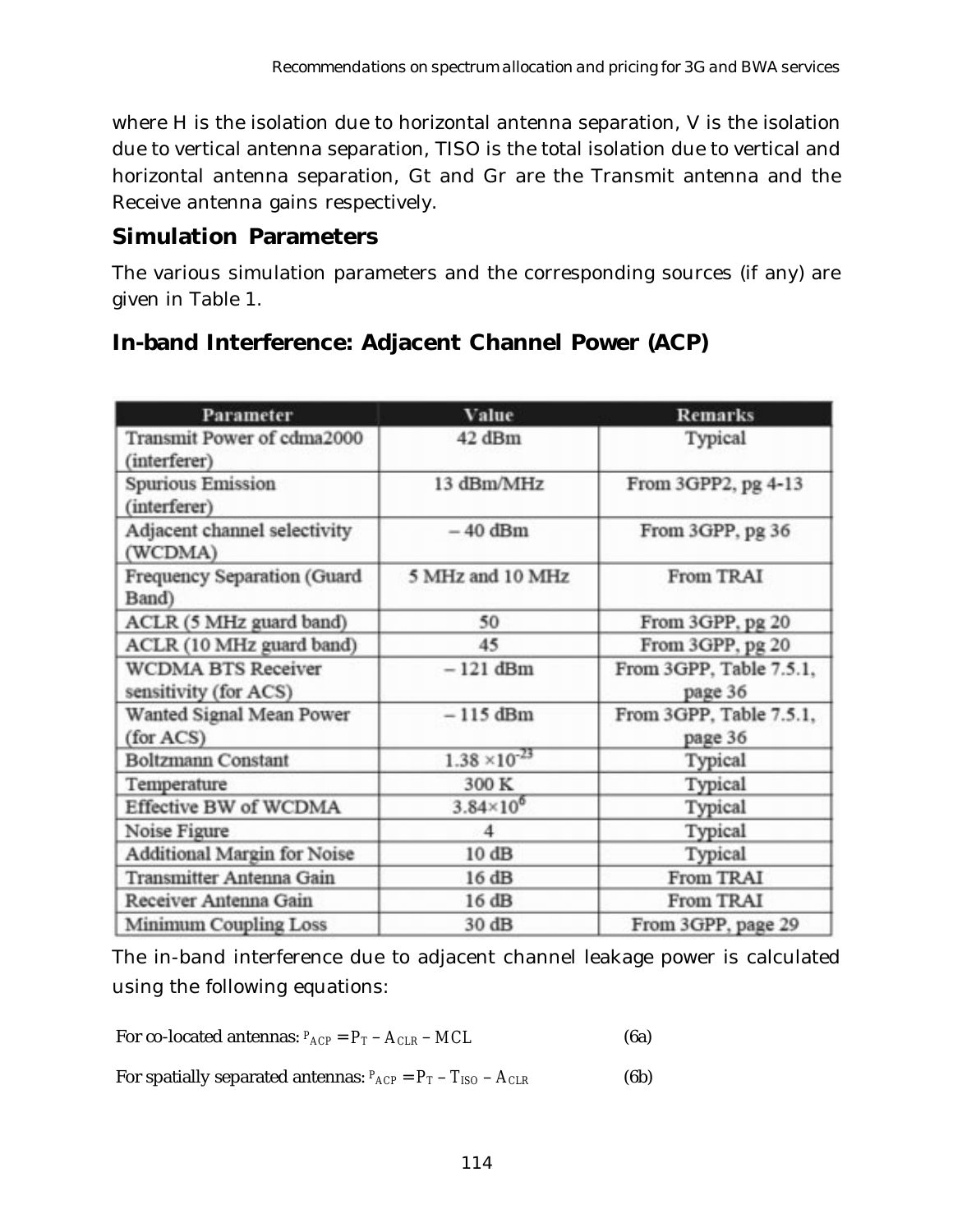where H is the isolation due to horizontal antenna separation, V is the isolation due to vertical antenna separation, TISO is the total isolation due to vertical and horizontal antenna separation, Gt and Gr are the Transmit antenna and the Receive antenna gains respectively.

## Simulation Parameters

The various simulation parameters and the corresponding sources (if any) are given in Table 1.

## In-band Interference: Adjacent Channel Power (ACP)

| Parameter | Value | Remarks |
|---|---|---|
| Transmit Power of cdma2000 (interferer) | 42 dBm | Typical |
| Spurious Emission (interferer) | 13 dBm/MHz | From 3GPP2, pg 4-13 |
| Adjacent channel selectivity (WCDMA) | – 40 dBm | From 3GPP, pg 36 |
| Frequency Separation (Guard Band) | 5 MHz and 10 MHz | From TRAI |
| ACLR (5 MHz guard band) | 50 | From 3GPP, pg 20 |
| ACLR (10 MHz guard band) | 45 | From 3GPP, pg 20 |
| WCDMA BTS Receiver sensitivity (for ACS) | – 121 dBm | From 3GPP, Table 7.5.1, page 36 |
| Wanted Signal Mean Power (for ACS) | – 115 dBm | From 3GPP, Table 7.5.1, page 36 |
| Boltzmann Constant | $1.38 \times 10^{-23}$ | Typical |
| Temperature | 300 K | Typical |
| Effective BW of WCDMA | $3.84 \times 10^{6}$ | Typical |
| Noise Figure | 4 | Typical |
| Additional Margin for Noise | 10 dB | Typical |
| Transmitter Antenna Gain | 16 dB | From TRAI |
| Receiver Antenna Gain | 16 dB | From TRAI |
| Minimum Coupling Loss | 30 dB | From 3GPP, page 29 |

The in-band interference due to adjacent channel leakage power is calculated using the following equations:

For co-located antennas: $P_{ACP} = P_T - A_{CLR} - MCL$ (6a)

For spatially separated antennas: $P_{ACP} = P_T - T_{ISO} - A_{CLR}$ (6b)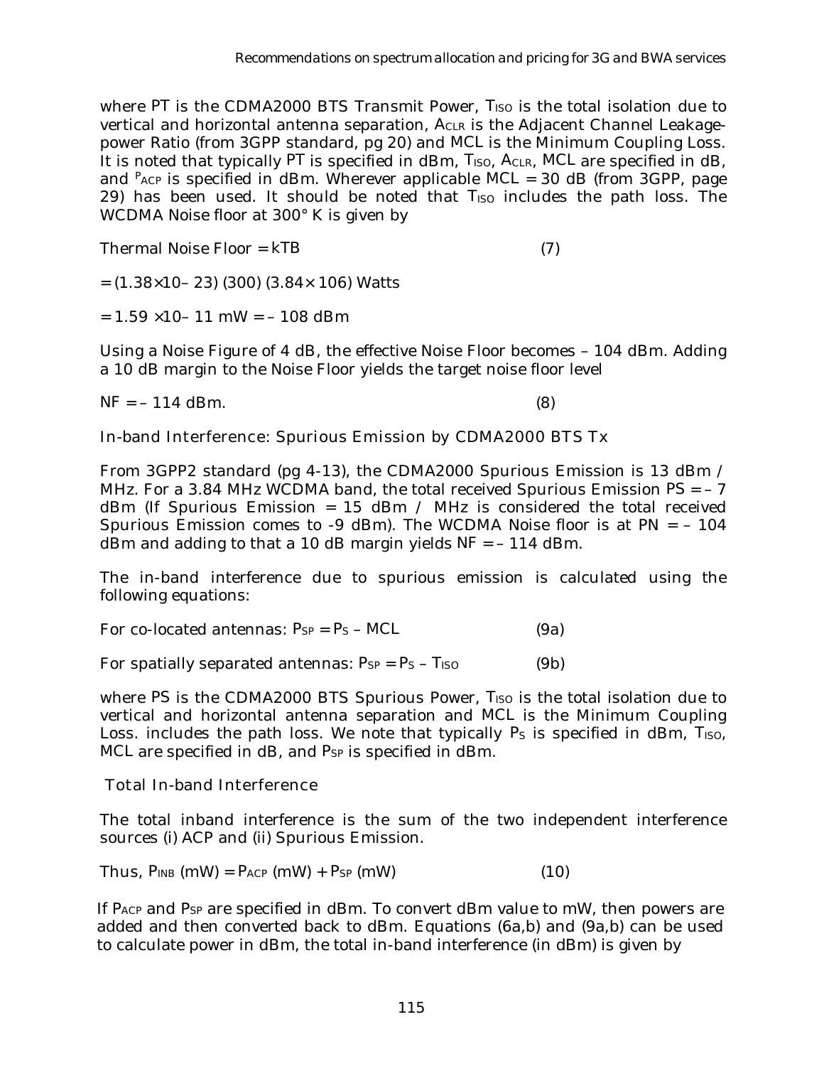where PT is the CDMA2000 BTS Transmit Power, $T_{ISO}$ is the total isolation due to vertical and horizontal antenna separation, $A_{CLR}$ is the Adjacent Channel Leakage-power Ratio (from 3GPP standard, pg 20) and MCL is the Minimum Coupling Loss. It is noted that typically PT is specified in dBm, $T_{ISO}$, $A_{CLR}$, MCL are specified in dB, and $P_{ACP}$ is specified in dBm. Wherever applicable MCL = 30 dB (from 3GPP, page 29) has been used. It should be noted that $T_{ISO}$ includes the path loss. The WCDMA Noise floor at 300° K is given by

Thermal Noise Floor = kTB (7)

= (1.38×10– 23) (300) (3.84× 106) Watts

= 1.59 ×10– 11 mW = – 108 dBm

Using a Noise Figure of 4 dB, the effective Noise Floor becomes – 104 dBm. Adding a 10 dB margin to the Noise Floor yields the target noise floor level

NF = – 114 dBm. (8)

In-band Interference: Spurious Emission by CDMA2000 BTS Tx

From 3GPP2 standard (pg 4-13), the CDMA2000 Spurious Emission is 13 dBm / MHz. For a 3.84 MHz WCDMA band, the total received Spurious Emission PS = – 7 dBm (If Spurious Emission = 15 dBm / MHz is considered the total received Spurious Emission comes to -9 dBm). The WCDMA Noise floor is at PN = – 104 dBm and adding to that a 10 dB margin yields NF = – 114 dBm.

The in-band interference due to spurious emission is calculated using the following equations:

For co-located antennas: $P_{SP} = P_S – MCL$ (9a)

For spatially separated antennas: $P_{SP} = P_S – T_{ISO}$ (9b)

where PS is the CDMA2000 BTS Spurious Power, $T_{ISO}$ is the total isolation due to vertical and horizontal antenna separation and MCL is the Minimum Coupling Loss. includes the path loss. We note that typically $P_S$ is specified in dBm, $T_{ISO}$, MCL are specified in dB, and $P_{SP}$ is specified in dBm.

Total In-band Interference

The total inband interference is the sum of the two independent interference sources (i) ACP and (ii) Spurious Emission.

Thus, $P_{INB}$ (mW) = $P_{ACP}$ (mW) + $P_{SP}$ (mW) (10)

If $P_{ACP}$ and $P_{SP}$ are specified in dBm. To convert dBm value to mW, then powers are added and then converted back to dBm. Equations (6a,b) and (9a,b) can be used to calculate power in dBm, the total in-band interference (in dBm) is given by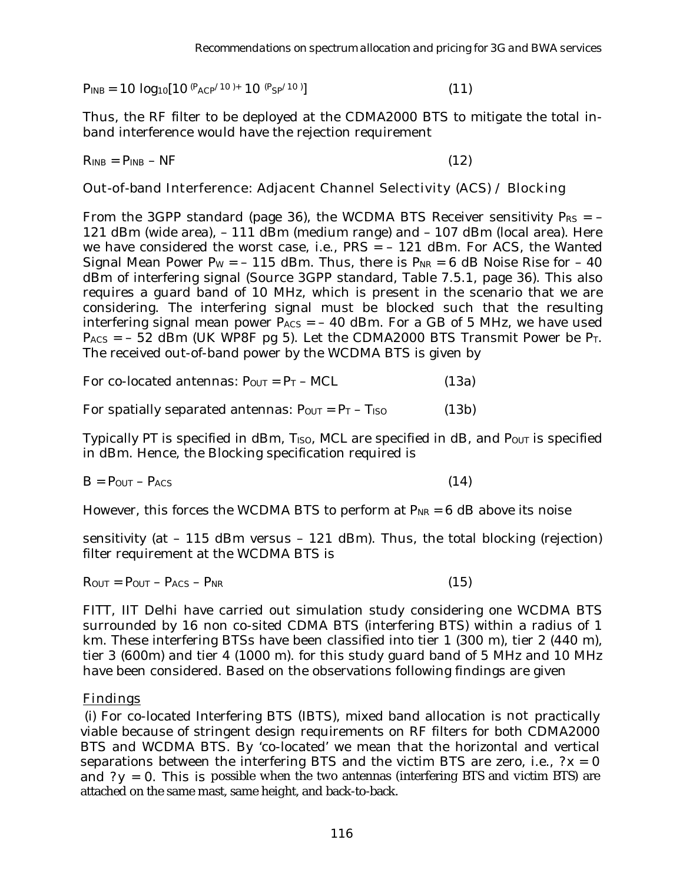$$P_{INB} = 10 \log_{10}[10^{(P_{ACP}/10)} + 10^{(P_{SP}/10)}] \quad (11)$$

Thus, the RF filter to be deployed at the CDMA2000 BTS to mitigate the total in-band interference would have the rejection requirement

$$R_{INB} = P_{INB} - NF \quad (12)$$

Out-of-band Interference: Adjacent Channel Selectivity (ACS) / Blocking

From the 3GPP standard (page 36), the WCDMA BTS Receiver sensitivity $P_{RS} = -121$ dBm (wide area), – 111 dBm (medium range) and – 107 dBm (local area). Here we have considered the worst case, i.e., PRS = – 121 dBm. For ACS, the Wanted Signal Mean Power $P_W = -115$ dBm. Thus, there is $P_{NR} = 6$ dB Noise Rise for – 40 dBm of interfering signal (Source 3GPP standard, Table 7.5.1, page 36). This also requires a guard band of 10 MHz, which is present in the scenario that we are considering. The interfering signal must be blocked such that the resulting interfering signal mean power $P_{ACS} = -40$ dBm. For a GB of 5 MHz, we have used $P_{ACS} = -52$ dBm (UK WP8F pg 5). Let the CDMA2000 BTS Transmit Power be $P_T$. The received out-of-band power by the WCDMA BTS is given by

For co-located antennas: $P_{OUT} = P_T - MCL$ (13a)

For spatially separated antennas: $P_{OUT} = P_T - T_{ISO}$ (13b)

Typically PT is specified in dBm, $T_{ISO}$, MCL are specified in dB, and $P_{OUT}$ is specified in dBm. Hence, the Blocking specification required is

$$B = P_{OUT} - P_{ACS} \quad (14)$$

However, this forces the WCDMA BTS to perform at $P_{NR} = 6$ dB above its noise sensitivity (at – 115 dBm versus – 121 dBm). Thus, the total blocking (rejection) filter requirement at the WCDMA BTS is

$$R_{OUT} = P_{OUT} - P_{ACS} - P_{NR} \quad (15)$$

FITT, IIT Delhi have carried out simulation study considering one WCDMA BTS surrounded by 16 non co-sited CDMA BTS (interfering BTS) within a radius of 1 km. These interfering BTSs have been classified into tier 1 (300 m), tier 2 (440 m), tier 3 (600m) and tier 4 (1000 m). for this study guard band of 5 MHz and 10 MHz have been considered. Based on the observations following findings are given

Findings

(i) For co-located Interfering BTS (IBTS), mixed band allocation is not practically viable because of stringent design requirements on RF filters for both CDMA2000 BTS and WCDMA BTS. By 'co-located' we mean that the horizontal and vertical separations between the interfering BTS and the victim BTS are zero, i.e., ?x = 0 and ?y = 0. This is possible when the two antennas (interfering BTS and victim BTS) are attached on the same mast, same height, and back-to-back.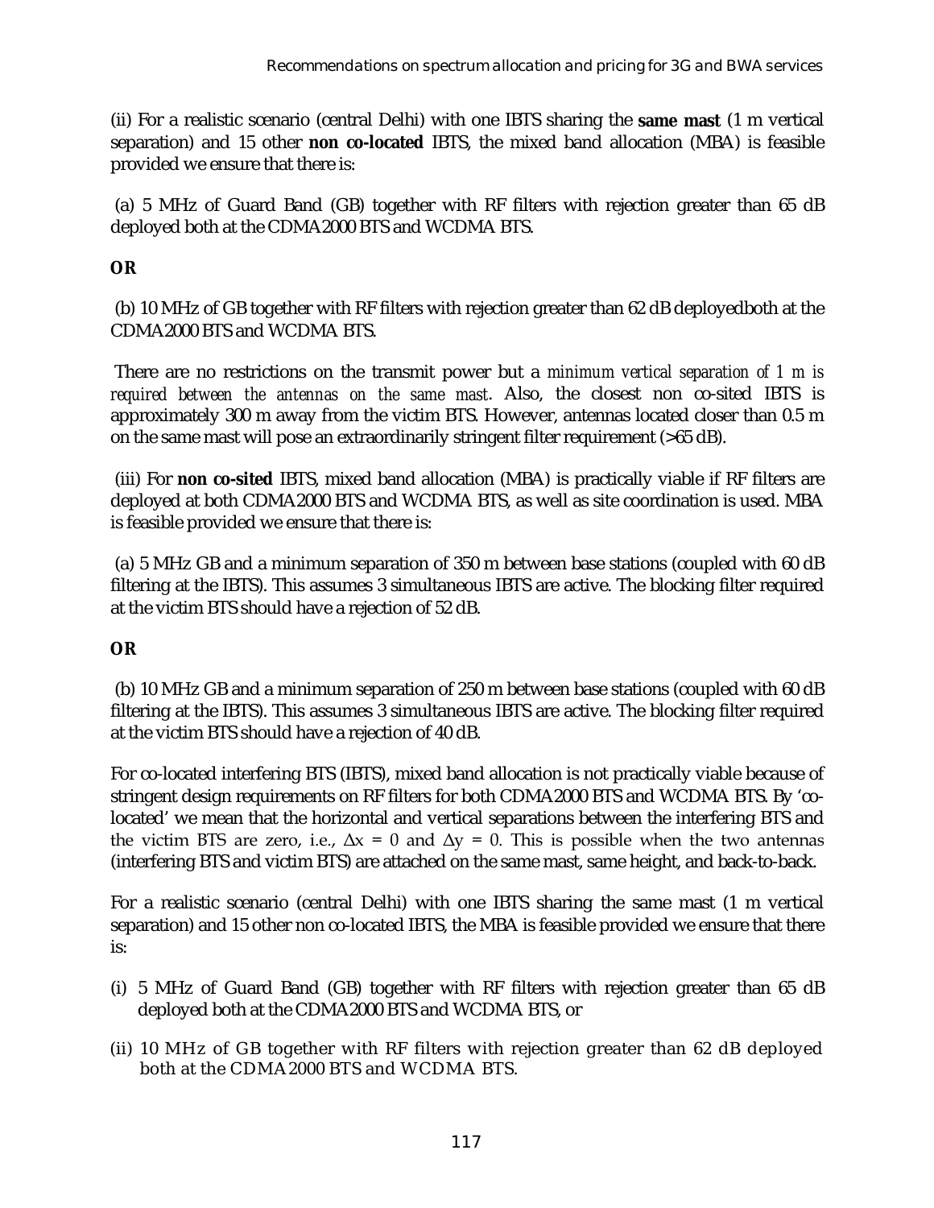(ii) For a realistic scenario (central Delhi) with one IBTS sharing the **same mast** (1 m vertical separation) and 15 other **non co-located** IBTS, the mixed band allocation (MBA) is feasible provided we ensure that there is:

(a) 5 MHz of Guard Band (GB) together with RF filters with rejection greater than 65 dB deployed both at the CDMA2000 BTS and WCDMA BTS.

***OR***

(b) 10 MHz of GB together with RF filters with rejection greater than 62 dB deployedboth at the CDMA2000 BTS and WCDMA BTS.

There are no restrictions on the transmit power but a *minimum vertical separation of 1 m is required between the antennas on the same mast*. Also, the closest non co-sited IBTS is approximately 300 m away from the victim BTS. However, antennas located closer than 0.5 m on the same mast will pose an extraordinarily stringent filter requirement (>65 dB).

(iii) For **non co-sited** IBTS, mixed band allocation (MBA) is practically viable if RF filters are deployed at both CDMA2000 BTS and WCDMA BTS, as well as site coordination is used. MBA is feasible provided we ensure that there is:

(a) 5 MHz GB and a minimum separation of 350 m between base stations (coupled with 60 dB filtering at the IBTS). This assumes 3 simultaneous IBTS are active. The blocking filter required at the victim BTS should have a rejection of 52 dB.

***OR***

(b) 10 MHz GB and a minimum separation of 250 m between base stations (coupled with 60 dB filtering at the IBTS). This assumes 3 simultaneous IBTS are active. The blocking filter required at the victim BTS should have a rejection of 40 dB.

For co-located interfering BTS (IBTS), mixed band allocation is not practically viable because of stringent design requirements on RF filters for both CDMA2000 BTS and WCDMA BTS. By 'co-located' we mean that the horizontal and vertical separations between the interfering BTS and the victim BTS are zero, i.e., $\Delta x = 0$ and $\Delta y = 0$. This is possible when the two antennas (interfering BTS and victim BTS) are attached on the same mast, same height, and back-to-back.

For a realistic scenario (central Delhi) with one IBTS sharing the same mast (1 m vertical separation) and 15 other non co-located IBTS, the MBA is feasible provided we ensure that there is:

(i) 5 MHz of Guard Band (GB) together with RF filters with rejection greater than 65 dB deployed both at the CDMA2000 BTS and WCDMA BTS, or

(ii) 10 MHz of GB together with RF filters with rejection greater than 62 dB deployed both at the CDMA2000 BTS and WCDMA BTS.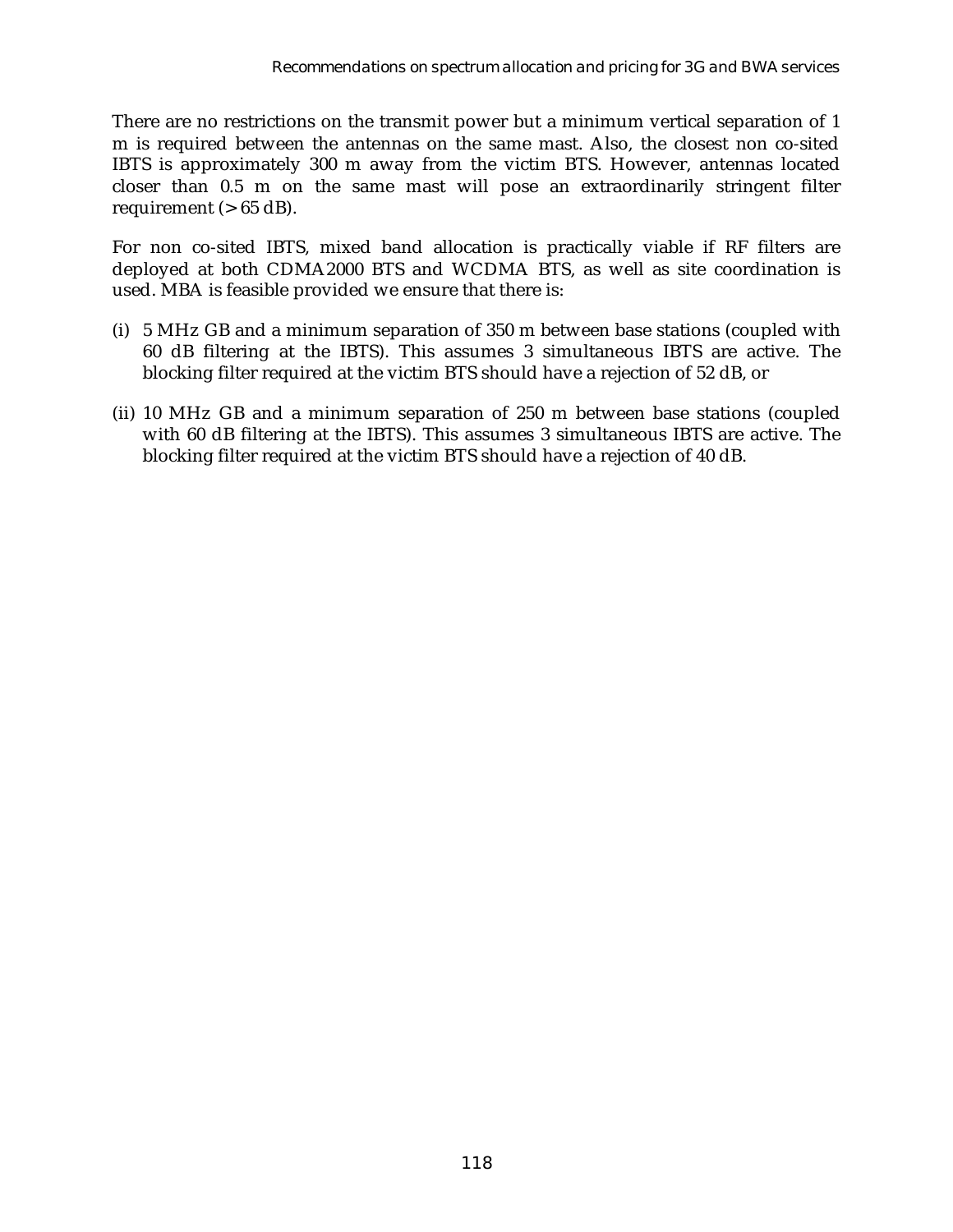There are no restrictions on the transmit power but a minimum vertical separation of 1 m is required between the antennas on the same mast. Also, the closest non co-sited IBTS is approximately 300 m away from the victim BTS. However, antennas located closer than 0.5 m on the same mast will pose an extraordinarily stringent filter requirement (> 65 dB).

For non co-sited IBTS, mixed band allocation is practically viable if RF filters are deployed at both CDMA2000 BTS and WCDMA BTS, as well as site coordination is used. MBA is feasible provided we ensure that there is:

(i) 5 MHz GB and a minimum separation of 350 m between base stations (coupled with 60 dB filtering at the IBTS). This assumes 3 simultaneous IBTS are active. The blocking filter required at the victim BTS should have a rejection of 52 dB, or

(ii) 10 MHz GB and a minimum separation of 250 m between base stations (coupled with 60 dB filtering at the IBTS). This assumes 3 simultaneous IBTS are active. The blocking filter required at the victim BTS should have a rejection of 40 dB.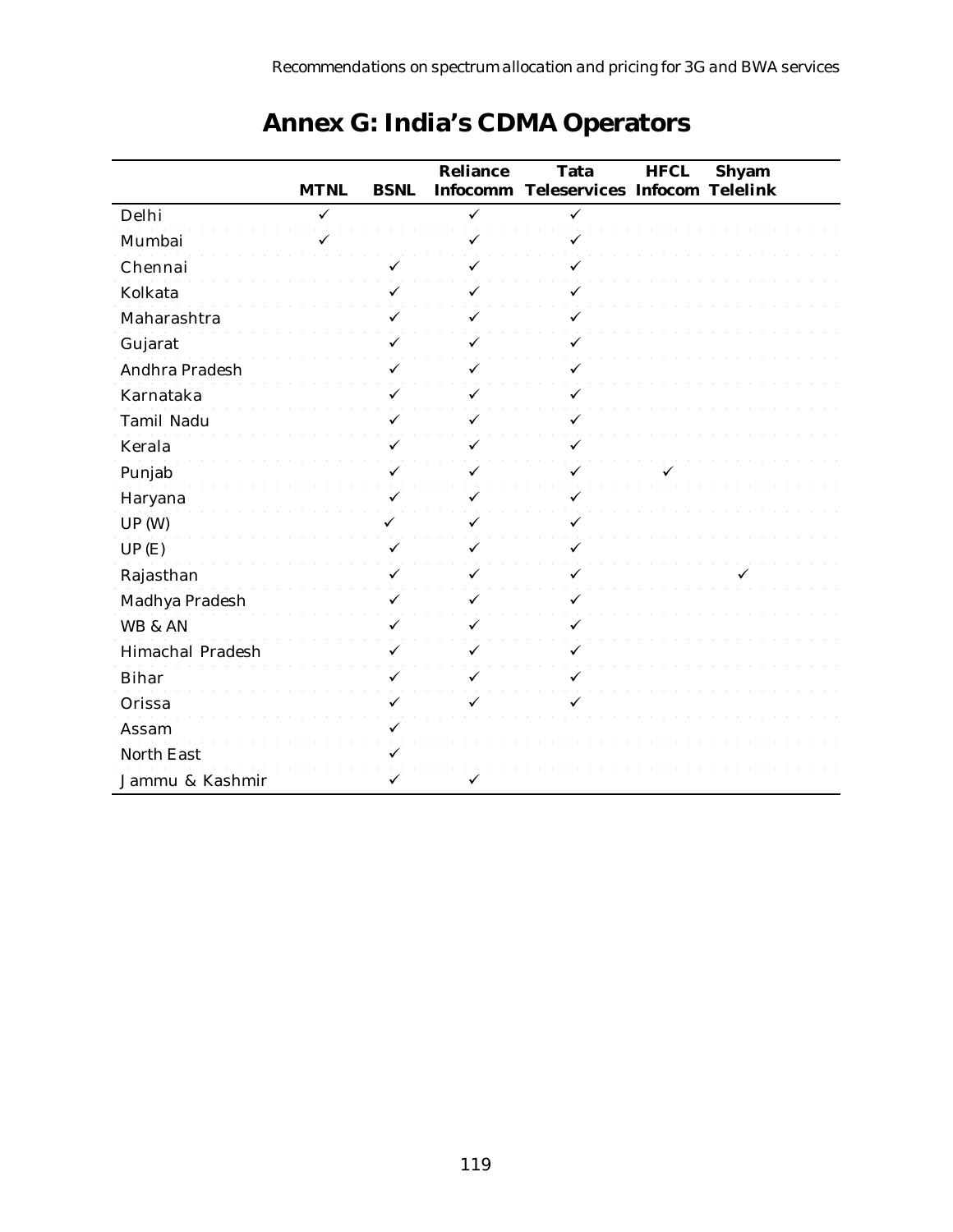# Annex G: India's CDMA Operators

| | MTNL | BSNL | Reliance Infocomm | Tata Teleservices | HFCL Infocom | Shyam Telelink |
|---|---|---|---|---|---|---|
| Delhi | ✓ | | ✓ | ✓ | | |
| Mumbai | ✓ | | ✓ | ✓ | | |
| Chennai | | ✓ | ✓ | ✓ | | |
| Kolkata | | ✓ | ✓ | ✓ | | |
| Maharashtra | | ✓ | ✓ | ✓ | | |
| Gujarat | | ✓ | ✓ | ✓ | | |
| Andhra Pradesh | | ✓ | ✓ | ✓ | | |
| Karnataka | | ✓ | ✓ | ✓ | | |
| Tamil Nadu | | ✓ | ✓ | ✓ | | |
| Kerala | | ✓ | ✓ | ✓ | | |
| Punjab | | ✓ | ✓ | ✓ | ✓ | |
| Haryana | | ✓ | ✓ | ✓ | | |
| UP (W) | | ✓ | ✓ | ✓ | | |
| UP (E) | | ✓ | ✓ | ✓ | | |
| Rajasthan | | ✓ | ✓ | ✓ | | ✓ |
| Madhya Pradesh | | ✓ | ✓ | ✓ | | |
| WB & AN | | ✓ | ✓ | ✓ | | |
| Himachal Pradesh | | ✓ | ✓ | ✓ | | |
| Bihar | | ✓ | ✓ | ✓ | | |
| Orissa | | ✓ | ✓ | ✓ | | |
| Assam | | ✓ | | | | |
| North East | | ✓ | | | | |
| Jammu & Kashmir | | ✓ | ✓ | | | |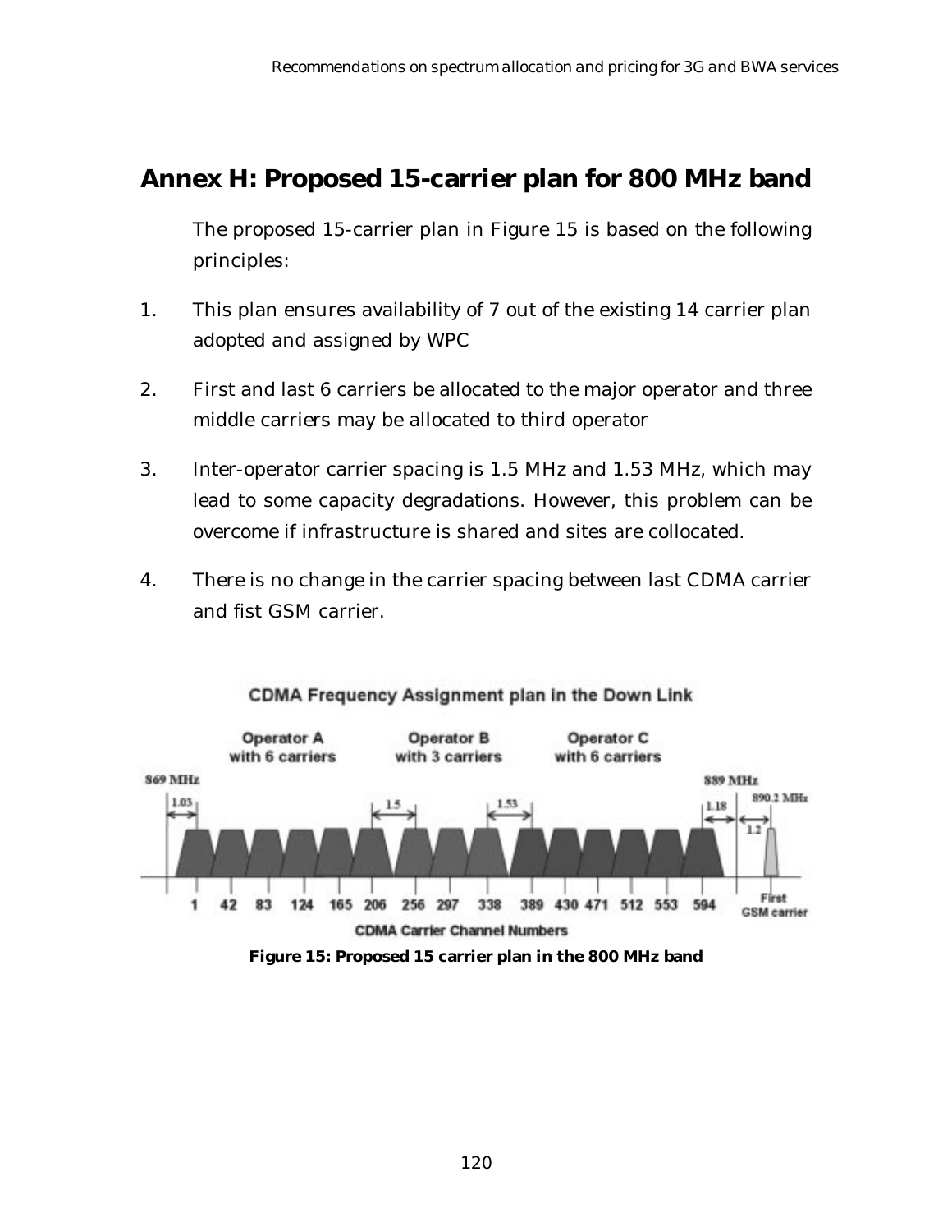## Annex H: Proposed 15-carrier plan for 800 MHz band

The proposed 15-carrier plan in Figure 15 is based on the following principles:

1. This plan ensures availability of 7 out of the existing 14 carrier plan adopted and assigned by WPC
2. First and last 6 carriers be allocated to the major operator and three middle carriers may be allocated to third operator
3. Inter-operator carrier spacing is 1.5 MHz and 1.53 MHz, which may lead to some capacity degradations. However, this problem can be overcome if infrastructure is shared and sites are collocated.
4. There is no change in the carrier spacing between last CDMA carrier and fist GSM carrier.

**Figure 15: Proposed 15 carrier plan in the 800 MHz band**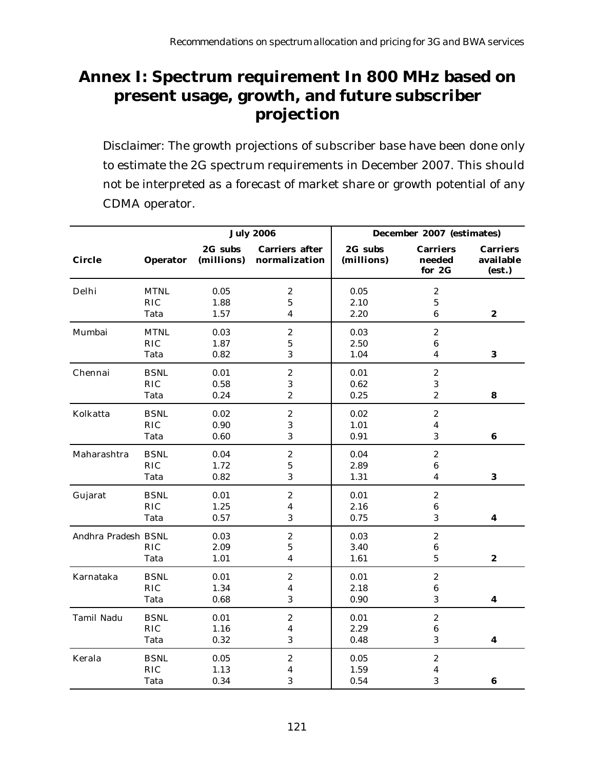# Annex I: Spectrum requirement In 800 MHz based on present usage, growth, and future subscriber projection

Disclaimer: The growth projections of subscriber base have been done only to estimate the 2G spectrum requirements in December 2007. This should not be interpreted as a forecast of market share or growth potential of any CDMA operator.

| | | July 2006 | | December 2007 (estimates) | | |
|---|---|---|---|---|---|---|
| Circle | Operator | 2G subs (millions) | Carriers after normalization | 2G subs (millions) | Carriers needed for 2G | Carriers available (est.) |
| Delhi | MTNL | 0.05 | 2 | 0.05 | 2 | |
| | RIC | 1.88 | 5 | 2.10 | 5 | |
| | Tata | 1.57 | 4 | 2.20 | 6 | **2** |
| Mumbai | MTNL | 0.03 | 2 | 0.03 | 2 | |
| | RIC | 1.87 | 5 | 2.50 | 6 | |
| | Tata | 0.82 | 3 | 1.04 | 4 | **3** |
| Chennai | BSNL | 0.01 | 2 | 0.01 | 2 | |
| | RIC | 0.58 | 3 | 0.62 | 3 | |
| | Tata | 0.24 | 2 | 0.25 | 2 | **8** |
| Kolkatta | BSNL | 0.02 | 2 | 0.02 | 2 | |
| | RIC | 0.90 | 3 | 1.01 | 4 | |
| | Tata | 0.60 | 3 | 0.91 | 3 | **6** |
| Maharashtra | BSNL | 0.04 | 2 | 0.04 | 2 | |
| | RIC | 1.72 | 5 | 2.89 | 6 | |
| | Tata | 0.82 | 3 | 1.31 | 4 | **3** |
| Gujarat | BSNL | 0.01 | 2 | 0.01 | 2 | |
| | RIC | 1.25 | 4 | 2.16 | 6 | |
| | Tata | 0.57 | 3 | 0.75 | 3 | **4** |
| Andhra Pradesh | BSNL | 0.03 | 2 | 0.03 | 2 | |
| | RIC | 2.09 | 5 | 3.40 | 6 | |
| | Tata | 1.01 | 4 | 1.61 | 5 | **2** |
| Karnataka | BSNL | 0.01 | 2 | 0.01 | 2 | |
| | RIC | 1.34 | 4 | 2.18 | 6 | |
| | Tata | 0.68 | 3 | 0.90 | 3 | **4** |
| Tamil Nadu | BSNL | 0.01 | 2 | 0.01 | 2 | |
| | RIC | 1.16 | 4 | 2.29 | 6 | |
| | Tata | 0.32 | 3 | 0.48 | 3 | **4** |
| Kerala | BSNL | 0.05 | 2 | 0.05 | 2 | |
| | RIC | 1.13 | 4 | 1.59 | 4 | |
| | Tata | 0.34 | 3 | 0.54 | 3 | **6** |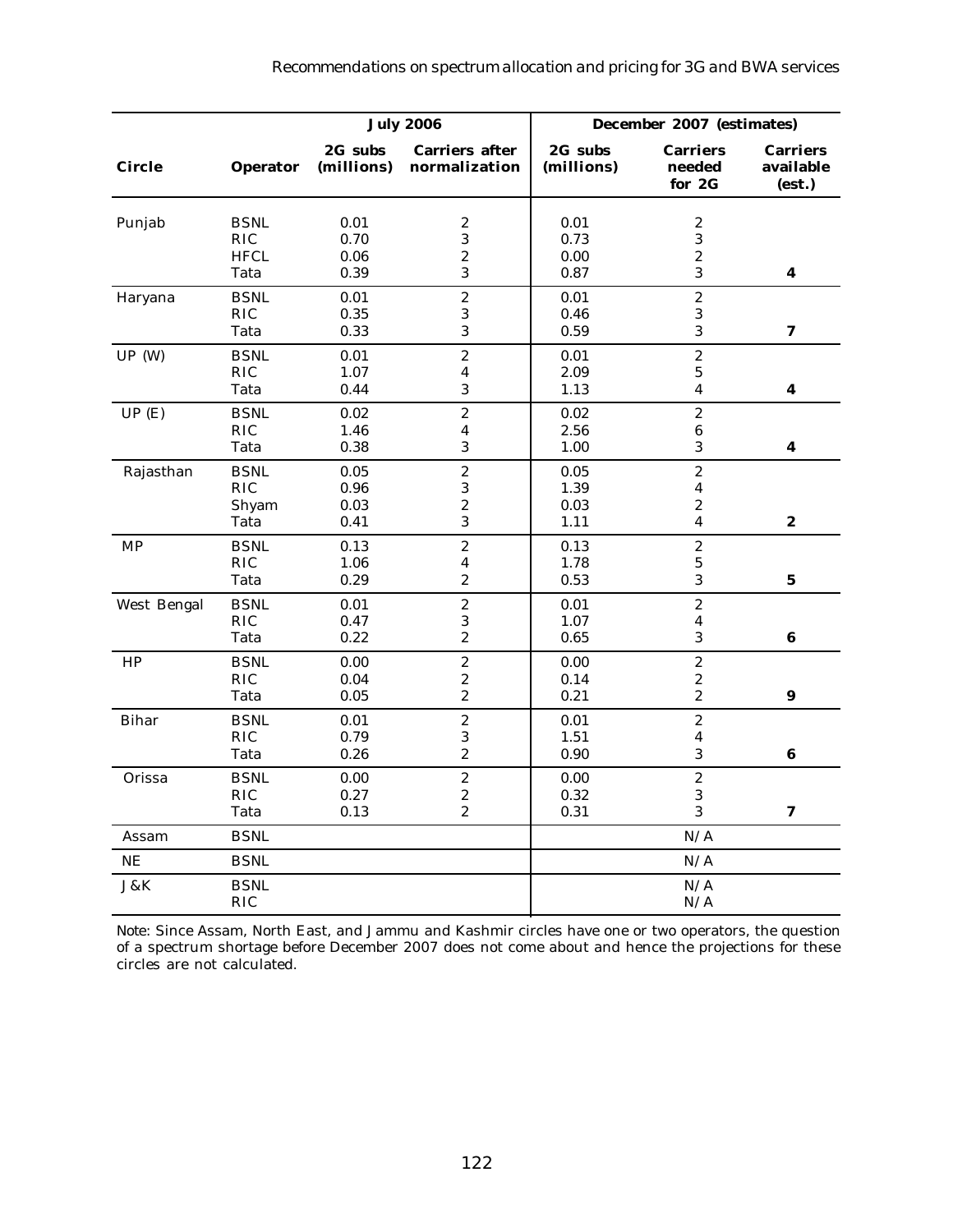| | | July 2006 | | December 2007 (estimates) | | |
|---|---|---|---|---|---|---|
| **Circle** | **Operator** | **2G subs (millions)** | **Carriers after normalization** | **2G subs (millions)** | **Carriers needed for 2G** | **Carriers available (est.)** |
| Punjab | BSNL | 0.01 | 2 | 0.01 | 2 | |
| | RIC | 0.70 | 3 | 0.73 | 3 | |
| | HFCL | 0.06 | 2 | 0.00 | 2 | |
| | Tata | 0.39 | 3 | 0.87 | 3 | **4** |
| Haryana | BSNL | 0.01 | 2 | 0.01 | 2 | |
| | RIC | 0.35 | 3 | 0.46 | 3 | |
| | Tata | 0.33 | 3 | 0.59 | 3 | **7** |
| UP (W) | BSNL | 0.01 | 2 | 0.01 | 2 | |
| | RIC | 1.07 | 4 | 2.09 | 5 | |
| | Tata | 0.44 | 3 | 1.13 | 4 | **4** |
| UP (E) | BSNL | 0.02 | 2 | 0.02 | 2 | |
| | RIC | 1.46 | 4 | 2.56 | 6 | |
| | Tata | 0.38 | 3 | 1.00 | 3 | **4** |
| Rajasthan | BSNL | 0.05 | 2 | 0.05 | 2 | |
| | RIC | 0.96 | 3 | 1.39 | 4 | |
| | Shyam | 0.03 | 2 | 0.03 | 2 | |
| | Tata | 0.41 | 3 | 1.11 | 4 | **2** |
| MP | BSNL | 0.13 | 2 | 0.13 | 2 | |
| | RIC | 1.06 | 4 | 1.78 | 5 | |
| | Tata | 0.29 | 2 | 0.53 | 3 | **5** |
| West Bengal | BSNL | 0.01 | 2 | 0.01 | 2 | |
| | RIC | 0.47 | 3 | 1.07 | 4 | |
| | Tata | 0.22 | 2 | 0.65 | 3 | **6** |
| HP | BSNL | 0.00 | 2 | 0.00 | 2 | |
| | RIC | 0.04 | 2 | 0.14 | 2 | |
| | Tata | 0.05 | 2 | 0.21 | 2 | **9** |
| Bihar | BSNL | 0.01 | 2 | 0.01 | 2 | |
| | RIC | 0.79 | 3 | 1.51 | 4 | |
| | Tata | 0.26 | 2 | 0.90 | 3 | **6** |
| Orissa | BSNL | 0.00 | 2 | 0.00 | 2 | |
| | RIC | 0.27 | 2 | 0.32 | 3 | |
| | Tata | 0.13 | 2 | 0.31 | 3 | **7** |
| Assam | BSNL | | | | N/A | |
| NE | BSNL | | | | N/A | |
| J&K | BSNL | | | | N/A | |
| | RIC | | | | N/A | |

Note: Since Assam, North East, and Jammu and Kashmir circles have one or two operators, the question of a spectrum shortage before December 2007 does not come about and hence the projections for these circles are not calculated.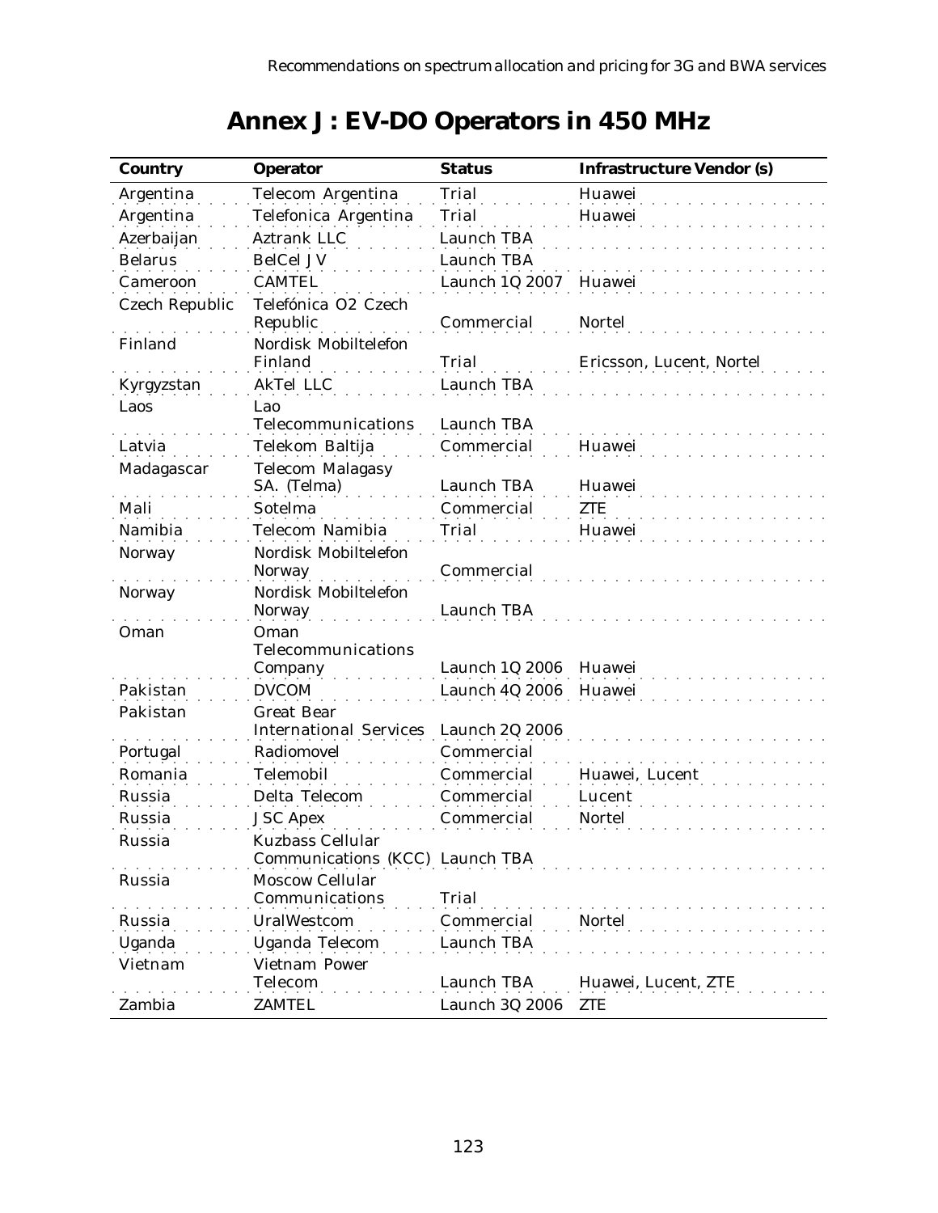# Annex J: EV-DO Operators in 450 MHz

| Country | Operator | Status | Infrastructure Vendor (s) |
|---|---|---|---|
| Argentina | Telecom Argentina | Trial | Huawei |
| Argentina | Telefonica Argentina | Trial | Huawei |
| Azerbaijan | Aztrank LLC | Launch TBA | |
| Belarus | BelCel JV | Launch TBA | |
| Cameroon | CAMTEL | Launch 1Q 2007 | Huawei |
| Czech Republic | Telefónica O2 Czech Republic | Commercial | Nortel |
| Finland | Nordisk Mobiltelefon Finland | Trial | Ericsson, Lucent, Nortel |
| Kyrgyzstan | AkTel LLC | Launch TBA | |
| Laos | Lao Telecommunications | Launch TBA | |
| Latvia | Telekom Baltija | Commercial | Huawei |
| Madagascar | Telecom Malagasy SA. (Telma) | Launch TBA | Huawei |
| Mali | Sotelma | Commercial | ZTE |
| Namibia | Telecom Namibia | Trial | Huawei |
| Norway | Nordisk Mobiltelefon Norway | Commercial | |
| Norway | Nordisk Mobiltelefon Norway | Launch TBA | |
| Oman | Oman Telecommunications Company | Launch 1Q 2006 | Huawei |
| Pakistan | DVCOM | Launch 4Q 2006 | Huawei |
| Pakistan | Great Bear International Services | Launch 2Q 2006 | |
| Portugal | Radiomovel | Commercial | |
| Romania | Telemobil | Commercial | Huawei, Lucent |
| Russia | Delta Telecom | Commercial | Lucent |
| Russia | JSC Apex | Commercial | Nortel |
| Russia | Kuzbass Cellular Communications (KCC) | Launch TBA | |
| Russia | Moscow Cellular Communications | Trial | |
| Russia | UralWestcom | Commercial | Nortel |
| Uganda | Uganda Telecom | Launch TBA | |
| Vietnam | Vietnam Power Telecom | Launch TBA | Huawei, Lucent, ZTE |
| Zambia | ZAMTEL | Launch 3Q 2006 | ZTE |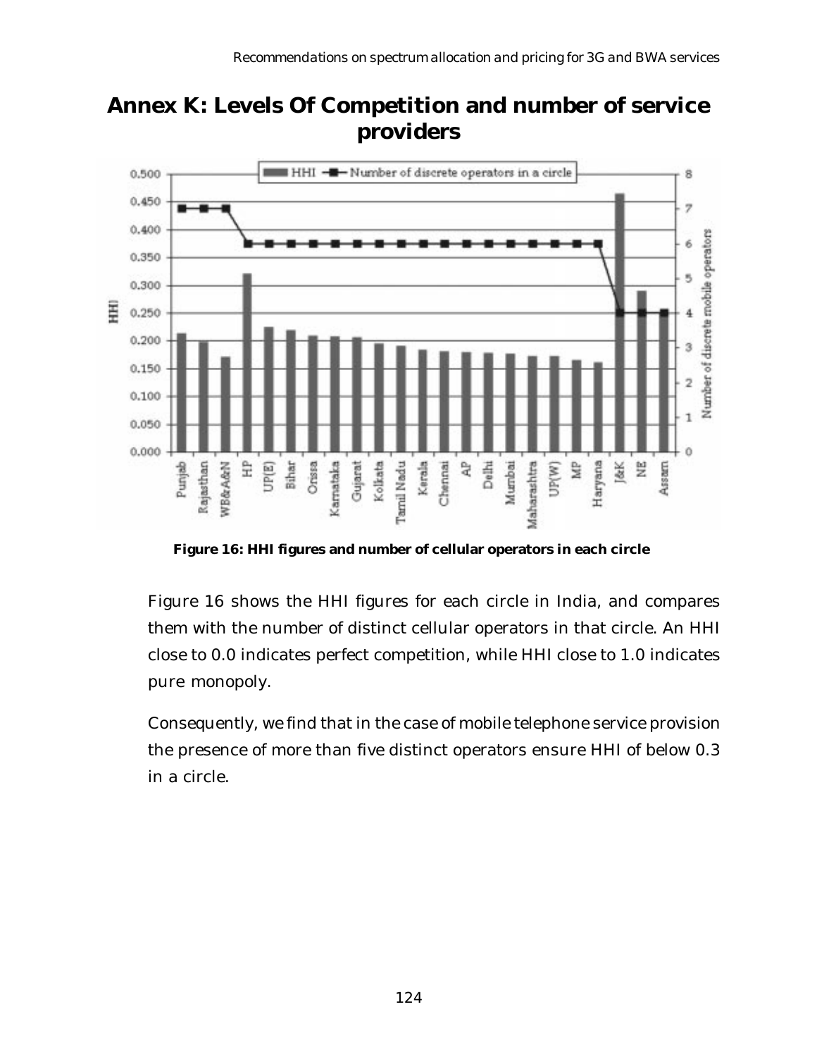# Annex K: Levels Of Competition and number of service providers

**Figure 16: HHI figures and number of cellular operators in each circle**

Figure 16 shows the HHI figures for each circle in India, and compares them with the number of distinct cellular operators in that circle. An HHI close to 0.0 indicates perfect competition, while HHI close to 1.0 indicates pure monopoly.

Consequently, we find that in the case of mobile telephone service provision the presence of more than five distinct operators ensure HHI of below 0.3 in a circle.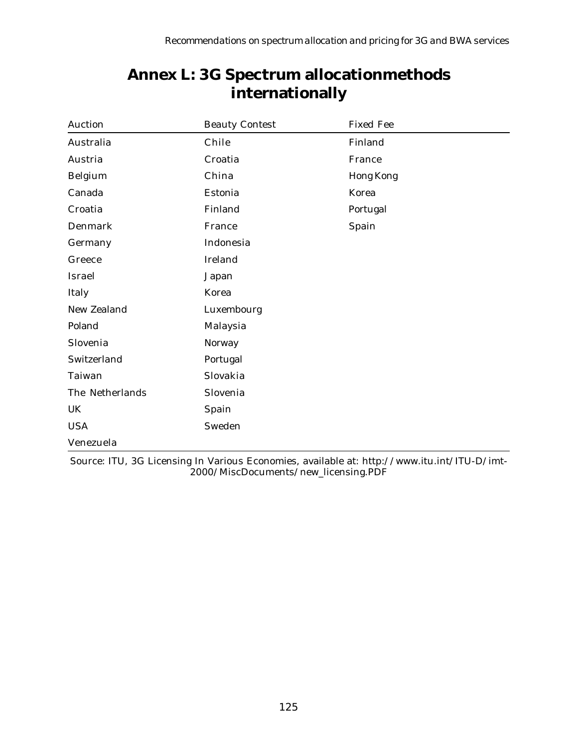# Annex L: 3G Spectrum allocationmethods internationally

| Auction | Beauty Contest | Fixed Fee |
|---|---|---|
| Australia | Chile | Finland |
| Austria | Croatia | France |
| Belgium | China | Hong Kong |
| Canada | Estonia | Korea |
| Croatia | Finland | Portugal |
| Denmark | France | Spain |
| Germany | Indonesia | |
| Greece | Ireland | |
| Israel | Japan | |
| Italy | Korea | |
| New Zealand | Luxembourg | |
| Poland | Malaysia | |
| Slovenia | Norway | |
| Switzerland | Portugal | |
| Taiwan | Slovakia | |
| The Netherlands | Slovenia | |
| UK | Spain | |
| USA | Sweden | |
| Venezuela | | |

Source: ITU, 3G Licensing In Various Economies, available at: http://www.itu.int/ITU-D/imt-2000/MiscDocuments/new_licensing.PDF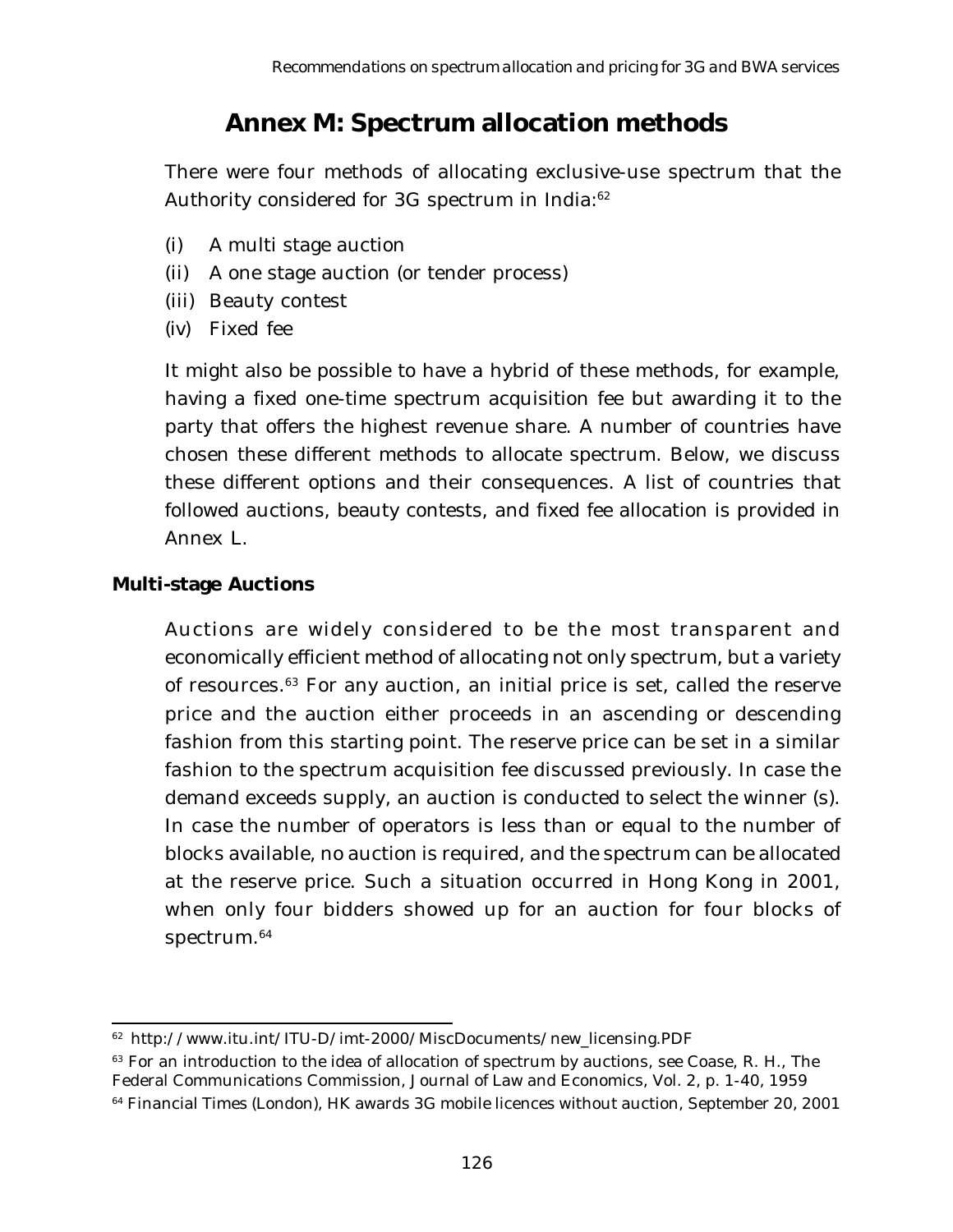# Annex M: Spectrum allocation methods

There were four methods of allocating exclusive-use spectrum that the Authority considered for 3G spectrum in India:[62]

(i) A multi stage auction
(ii) A one stage auction (or tender process)
(iii) Beauty contest
(iv) Fixed fee

It might also be possible to have a hybrid of these methods, for example, having a fixed one-time spectrum acquisition fee but awarding it to the party that offers the highest revenue share. A number of countries have chosen these different methods to allocate spectrum. Below, we discuss these different options and their consequences. A list of countries that followed auctions, beauty contests, and fixed fee allocation is provided in Annex L.

### Multi-stage Auctions

Auctions are widely considered to be the most transparent and economically efficient method of allocating not only spectrum, but a variety of resources.[63] For any auction, an initial price is set, called the reserve price and the auction either proceeds in an ascending or descending fashion from this starting point. The reserve price can be set in a similar fashion to the spectrum acquisition fee discussed previously. In case the demand exceeds supply, an auction is conducted to select the winner (s). In case the number of operators is less than or equal to the number of blocks available, no auction is required, and the spectrum can be allocated at the reserve price. Such a situation occurred in Hong Kong in 2001, when only four bidders showed up for an auction for four blocks of spectrum.[64]

---

[62] http://www.itu.int/ITU-D/imt-2000/MiscDocuments/new_licensing.PDF

[63] For an introduction to the idea of allocation of spectrum by auctions, see Coase, R. H., The Federal Communications Commission, Journal of Law and Economics, Vol. 2, p. 1-40, 1959

[64] Financial Times (London), HK awards 3G mobile licences without auction, September 20, 2001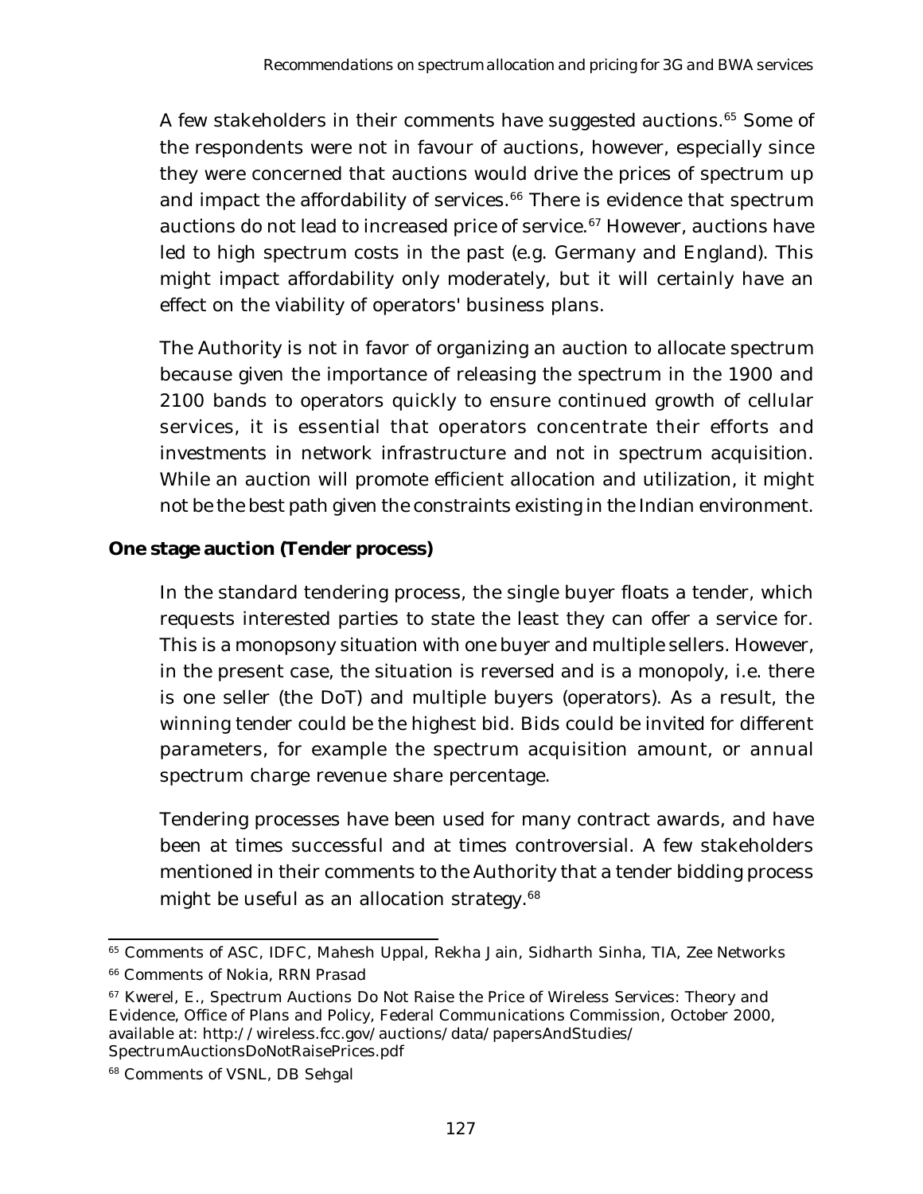A few stakeholders in their comments have suggested auctions.[65] Some of the respondents were not in favour of auctions, however, especially since they were concerned that auctions would drive the prices of spectrum up and impact the affordability of services.[66] There is evidence that spectrum auctions do not lead to increased price of service.[67] However, auctions have led to high spectrum costs in the past (e.g. Germany and England). This might impact affordability only moderately, but it will certainly have an effect on the viability of operators' business plans.

The Authority is not in favor of organizing an auction to allocate spectrum because given the importance of releasing the spectrum in the 1900 and 2100 bands to operators quickly to ensure continued growth of cellular services, it is essential that operators concentrate their efforts and investments in network infrastructure and not in spectrum acquisition. While an auction will promote efficient allocation and utilization, it might not be the best path given the constraints existing in the Indian environment.

**One stage auction (Tender process)**

In the standard tendering process, the single buyer floats a tender, which requests interested parties to state the least they can offer a service for. This is a monopsony situation with one buyer and multiple sellers. However, in the present case, the situation is reversed and is a monopoly, i.e. there is one seller (the DoT) and multiple buyers (operators). As a result, the winning tender could be the highest bid. Bids could be invited for different parameters, for example the spectrum acquisition amount, or annual spectrum charge revenue share percentage.

Tendering processes have been used for many contract awards, and have been at times successful and at times controversial. A few stakeholders mentioned in their comments to the Authority that a tender bidding process might be useful as an allocation strategy.[68]

---

[65] Comments of ASC, IDFC, Mahesh Uppal, Rekha Jain, Sidharth Sinha, TIA, Zee Networks

[66] Comments of Nokia, RRN Prasad

[67] Kwerel, E., Spectrum Auctions Do Not Raise the Price of Wireless Services: Theory and Evidence, Office of Plans and Policy, Federal Communications Commission, October 2000, available at: http://wireless.fcc.gov/auctions/data/papersAndStudies/SpectrumAuctionsDoNotRaisePrices.pdf

[68] Comments of VSNL, DB Sehgal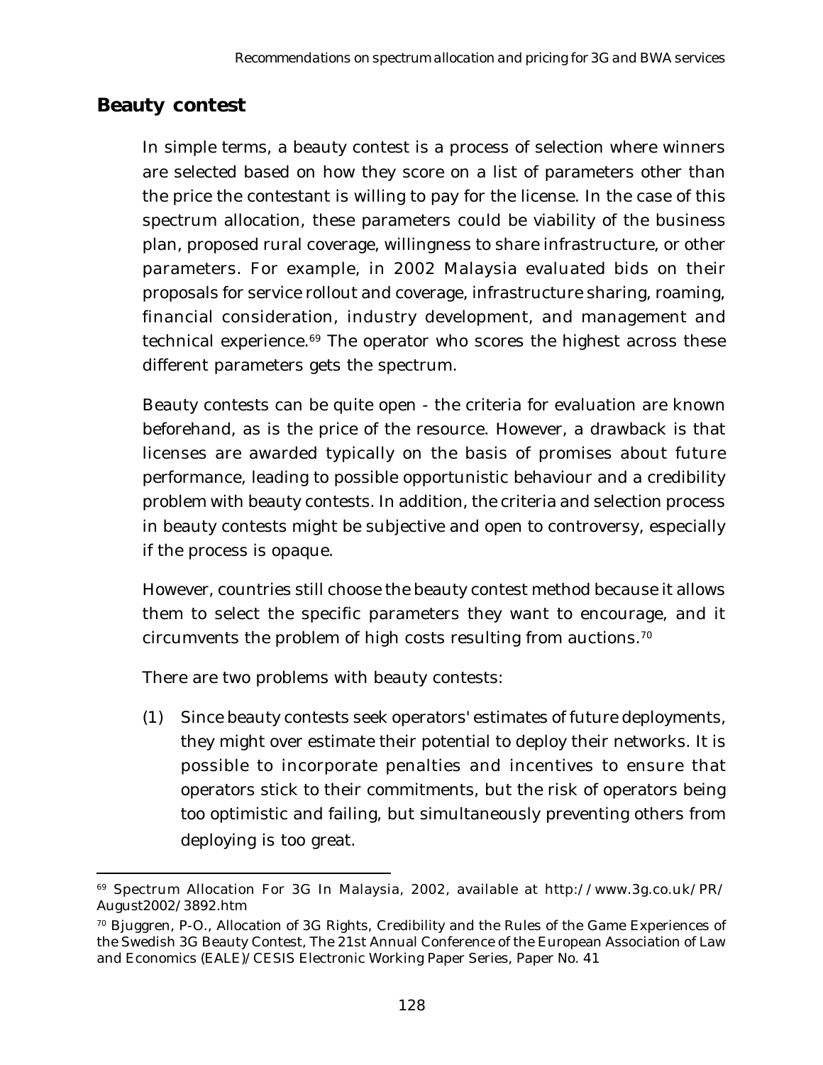## Beauty contest

In simple terms, a beauty contest is a process of selection where winners are selected based on how they score on a list of parameters other than the price the contestant is willing to pay for the license. In the case of this spectrum allocation, these parameters could be viability of the business plan, proposed rural coverage, willingness to share infrastructure, or other parameters. For example, in 2002 Malaysia evaluated bids on their proposals for service rollout and coverage, infrastructure sharing, roaming, financial consideration, industry development, and management and technical experience.[69] The operator who scores the highest across these different parameters gets the spectrum.

Beauty contests can be quite open - the criteria for evaluation are known beforehand, as is the price of the resource. However, a drawback is that licenses are awarded typically on the basis of promises about future performance, leading to possible opportunistic behaviour and a credibility problem with beauty contests. In addition, the criteria and selection process in beauty contests might be subjective and open to controversy, especially if the process is opaque.

However, countries still choose the beauty contest method because it allows them to select the specific parameters they want to encourage, and it circumvents the problem of high costs resulting from auctions.[70]

There are two problems with beauty contests:

(1) Since beauty contests seek operators' estimates of future deployments, they might over estimate their potential to deploy their networks. It is possible to incorporate penalties and incentives to ensure that operators stick to their commitments, but the risk of operators being too optimistic and failing, but simultaneously preventing others from deploying is too great.

---

[69] Spectrum Allocation For 3G In Malaysia, 2002, available at http://www.3g.co.uk/PR/August2002/3892.htm

[70] Bjuggren, P-O., Allocation of 3G Rights, Credibility and the Rules of the Game Experiences of the Swedish 3G Beauty Contest, The 21st Annual Conference of the European Association of Law and Economics (EALE)/CESIS Electronic Working Paper Series, Paper No. 41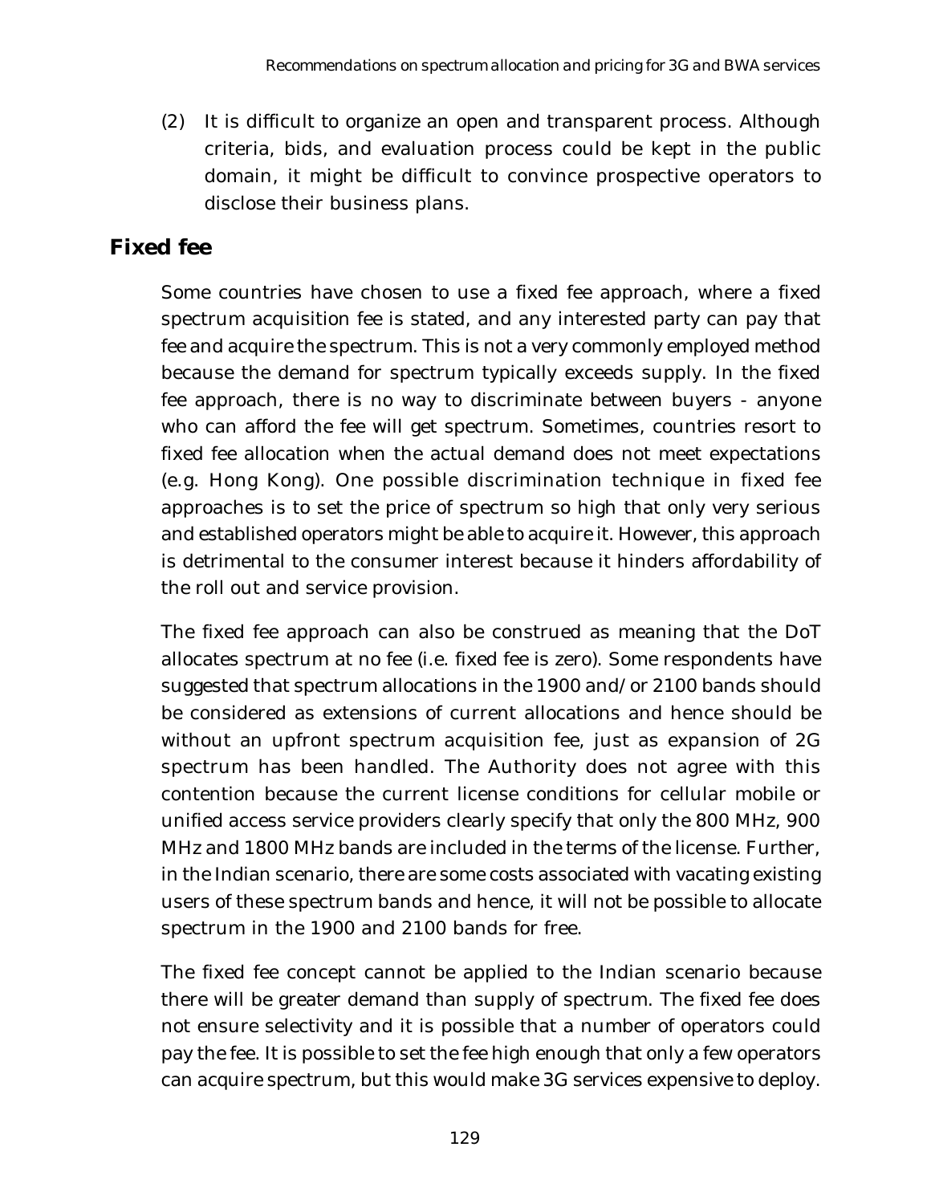(2) It is difficult to organize an open and transparent process. Although criteria, bids, and evaluation process could be kept in the public domain, it might be difficult to convince prospective operators to disclose their business plans.

## Fixed fee

Some countries have chosen to use a fixed fee approach, where a fixed spectrum acquisition fee is stated, and any interested party can pay that fee and acquire the spectrum. This is not a very commonly employed method because the demand for spectrum typically exceeds supply. In the fixed fee approach, there is no way to discriminate between buyers - anyone who can afford the fee will get spectrum. Sometimes, countries resort to fixed fee allocation when the actual demand does not meet expectations (e.g. Hong Kong). One possible discrimination technique in fixed fee approaches is to set the price of spectrum so high that only very serious and established operators might be able to acquire it. However, this approach is detrimental to the consumer interest because it hinders affordability of the roll out and service provision.

The fixed fee approach can also be construed as meaning that the DoT allocates spectrum at no fee (i.e. fixed fee is zero). Some respondents have suggested that spectrum allocations in the 1900 and/or 2100 bands should be considered as extensions of current allocations and hence should be without an upfront spectrum acquisition fee, just as expansion of 2G spectrum has been handled. The Authority does not agree with this contention because the current license conditions for cellular mobile or unified access service providers clearly specify that only the 800 MHz, 900 MHz and 1800 MHz bands are included in the terms of the license. Further, in the Indian scenario, there are some costs associated with vacating existing users of these spectrum bands and hence, it will not be possible to allocate spectrum in the 1900 and 2100 bands for free.

The fixed fee concept cannot be applied to the Indian scenario because there will be greater demand than supply of spectrum. The fixed fee does not ensure selectivity and it is possible that a number of operators could pay the fee. It is possible to set the fee high enough that only a few operators can acquire spectrum, but this would make 3G services expensive to deploy.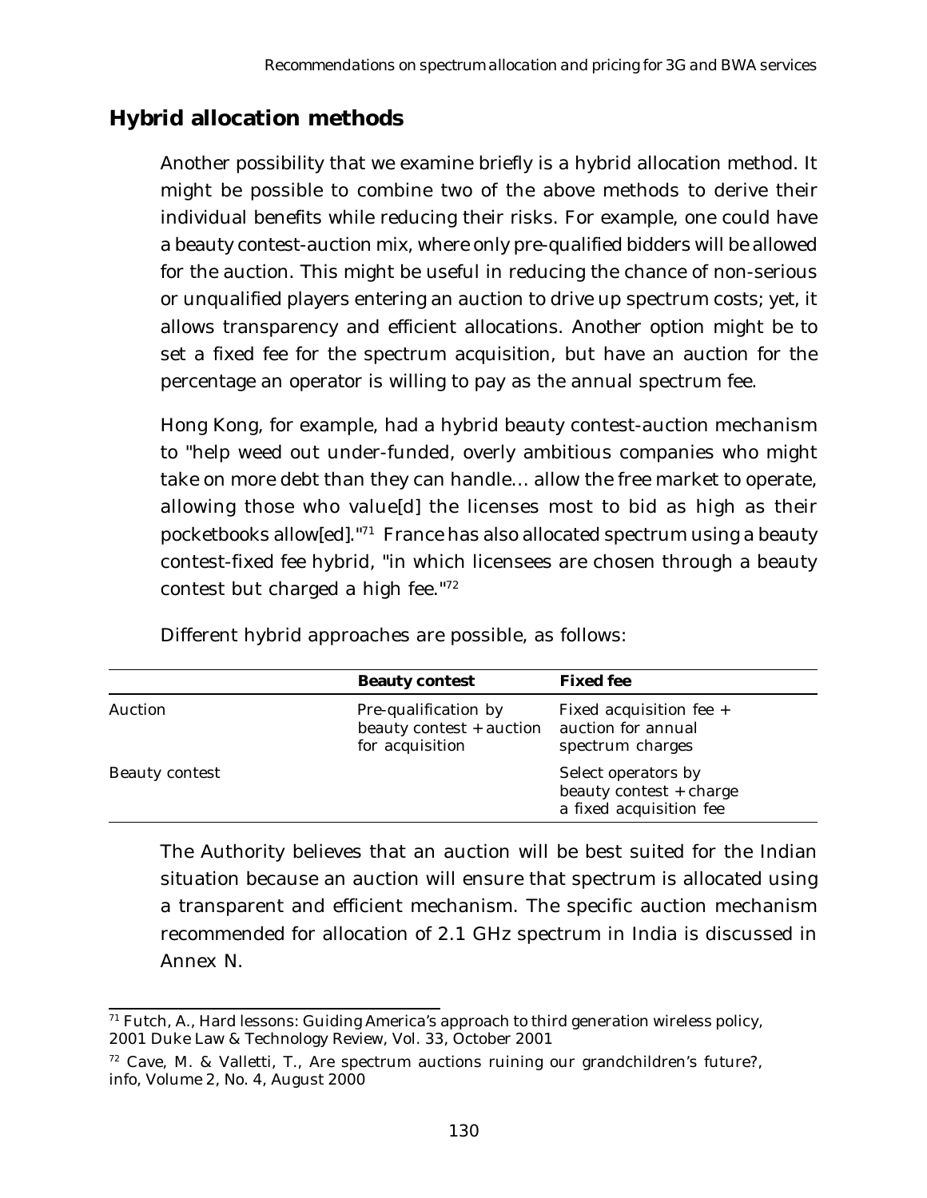## Hybrid allocation methods

Another possibility that we examine briefly is a hybrid allocation method. It might be possible to combine two of the above methods to derive their individual benefits while reducing their risks. For example, one could have a beauty contest-auction mix, where only pre-qualified bidders will be allowed for the auction. This might be useful in reducing the chance of non-serious or unqualified players entering an auction to drive up spectrum costs; yet, it allows transparency and efficient allocations. Another option might be to set a fixed fee for the spectrum acquisition, but have an auction for the percentage an operator is willing to pay as the annual spectrum fee.

Hong Kong, for example, had a hybrid beauty contest-auction mechanism to "help weed out under-funded, overly ambitious companies who might take on more debt than they can handle… allow the free market to operate, allowing those who value[d] the licenses most to bid as high as their pocketbooks allow[ed]."[71] France has also allocated spectrum using a beauty contest-fixed fee hybrid, "in which licensees are chosen through a beauty contest but charged a high fee."[72]

Different hybrid approaches are possible, as follows:

| | **Beauty contest** | **Fixed fee** |
|---|---|---|
| Auction | Pre-qualification by beauty contest + auction for acquisition | Fixed acquisition fee + auction for annual spectrum charges |
| Beauty contest | | Select operators by beauty contest + charge a fixed acquisition fee |

The Authority believes that an auction will be best suited for the Indian situation because an auction will ensure that spectrum is allocated using a transparent and efficient mechanism. The specific auction mechanism recommended for allocation of 2.1 GHz spectrum in India is discussed in Annex N.

---

[71] Futch, A., Hard lessons: Guiding America's approach to third generation wireless policy, 2001 Duke Law & Technology Review, Vol. 33, October 2001

[72] Cave, M. & Valletti, T., Are spectrum auctions ruining our grandchildren's future?, info, Volume 2, No. 4, August 2000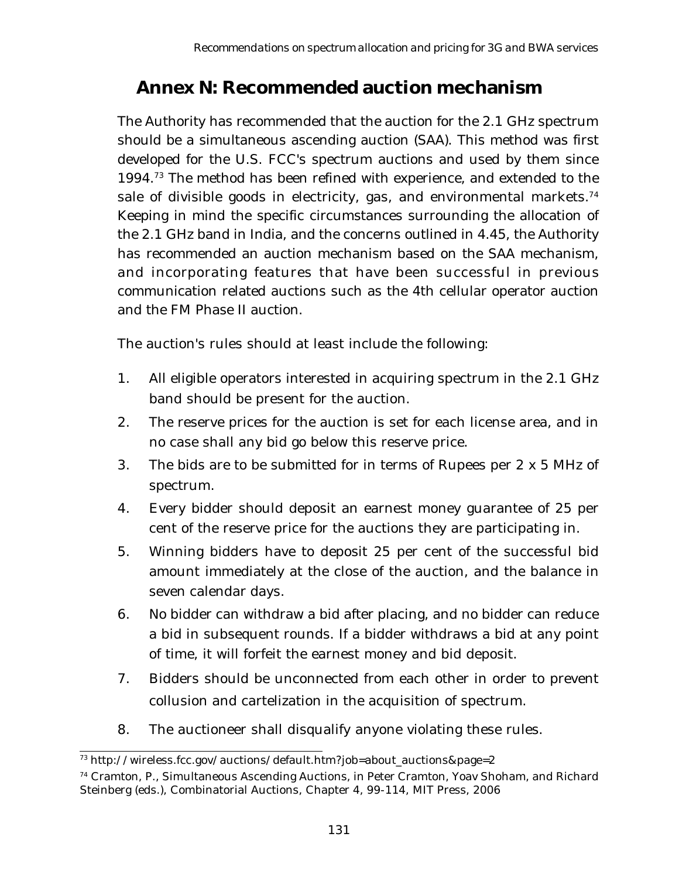# Annex N: Recommended auction mechanism

The Authority has recommended that the auction for the 2.1 GHz spectrum should be a simultaneous ascending auction (SAA). This method was first developed for the U.S. FCC's spectrum auctions and used by them since 1994.[73] The method has been refined with experience, and extended to the sale of divisible goods in electricity, gas, and environmental markets.[74] Keeping in mind the specific circumstances surrounding the allocation of the 2.1 GHz band in India, and the concerns outlined in 4.45, the Authority has recommended an auction mechanism based on the SAA mechanism, and incorporating features that have been successful in previous communication related auctions such as the 4th cellular operator auction and the FM Phase II auction.

The auction's rules should at least include the following:

1. All eligible operators interested in acquiring spectrum in the 2.1 GHz band should be present for the auction.
2. The reserve prices for the auction is set for each license area, and in no case shall any bid go below this reserve price.
3. The bids are to be submitted for in terms of Rupees per 2 x 5 MHz of spectrum.
4. Every bidder should deposit an earnest money guarantee of 25 per cent of the reserve price for the auctions they are participating in.
5. Winning bidders have to deposit 25 per cent of the successful bid amount immediately at the close of the auction, and the balance in seven calendar days.
6. No bidder can withdraw a bid after placing, and no bidder can reduce a bid in subsequent rounds. If a bidder withdraws a bid at any point of time, it will forfeit the earnest money and bid deposit.
7. Bidders should be unconnected from each other in order to prevent collusion and cartelization in the acquisition of spectrum.
8. The auctioneer shall disqualify anyone violating these rules.

---

[73] http://wireless.fcc.gov/auctions/default.htm?job=about_auctions&page=2

[74] Cramton, P., Simultaneous Ascending Auctions, in Peter Cramton, Yoav Shoham, and Richard Steinberg (eds.), Combinatorial Auctions, Chapter 4, 99-114, MIT Press, 2006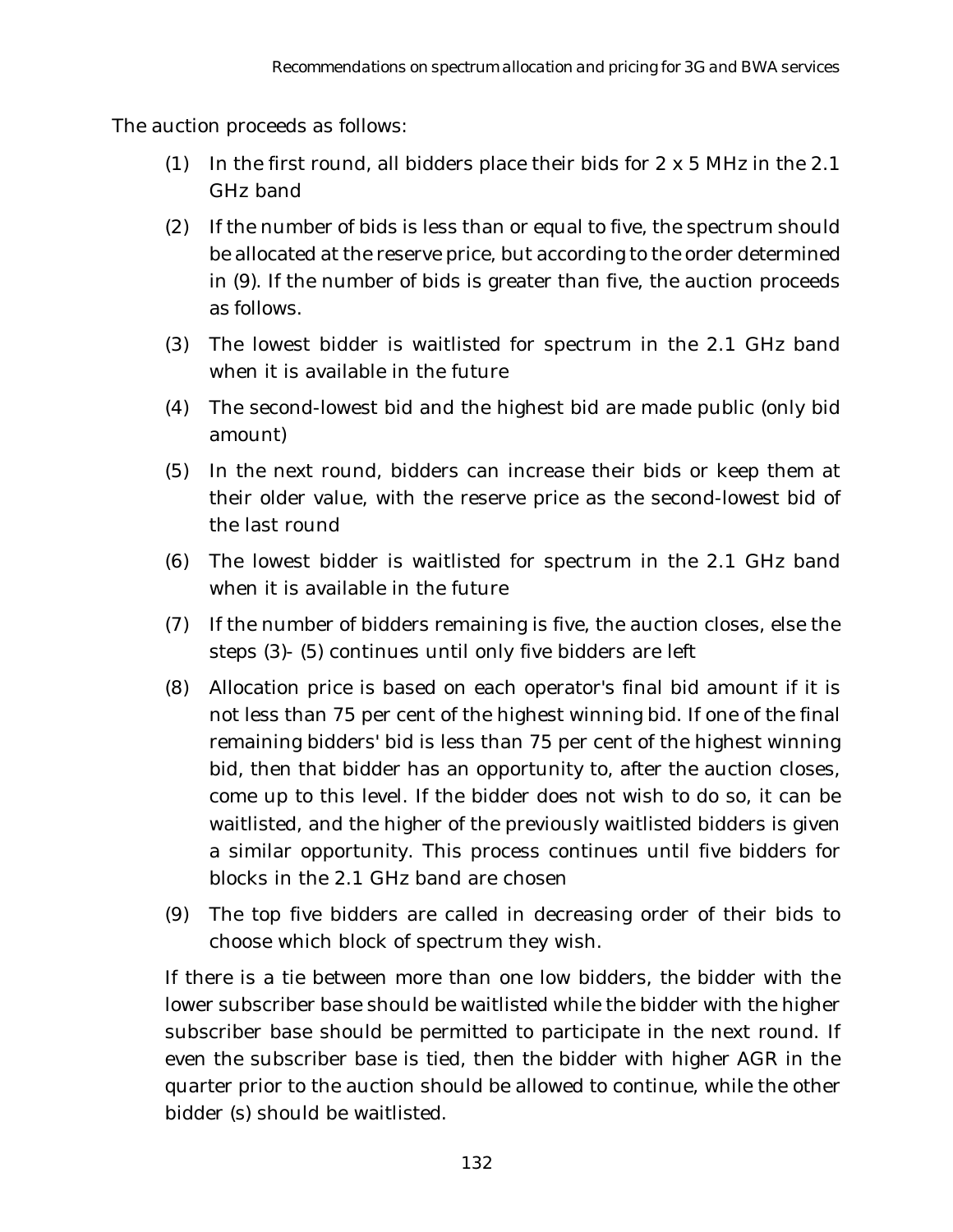The auction proceeds as follows:

(1) In the first round, all bidders place their bids for 2 x 5 MHz in the 2.1 GHz band

(2) If the number of bids is less than or equal to five, the spectrum should be allocated at the reserve price, but according to the order determined in (9). If the number of bids is greater than five, the auction proceeds as follows.

(3) The lowest bidder is waitlisted for spectrum in the 2.1 GHz band when it is available in the future

(4) The second-lowest bid and the highest bid are made public (only bid amount)

(5) In the next round, bidders can increase their bids or keep them at their older value, with the reserve price as the second-lowest bid of the last round

(6) The lowest bidder is waitlisted for spectrum in the 2.1 GHz band when it is available in the future

(7) If the number of bidders remaining is five, the auction closes, else the steps (3)- (5) continues until only five bidders are left

(8) Allocation price is based on each operator's final bid amount if it is not less than 75 per cent of the highest winning bid. If one of the final remaining bidders' bid is less than 75 per cent of the highest winning bid, then that bidder has an opportunity to, after the auction closes, come up to this level. If the bidder does not wish to do so, it can be waitlisted, and the higher of the previously waitlisted bidders is given a similar opportunity. This process continues until five bidders for blocks in the 2.1 GHz band are chosen

(9) The top five bidders are called in decreasing order of their bids to choose which block of spectrum they wish.

If there is a tie between more than one low bidders, the bidder with the lower subscriber base should be waitlisted while the bidder with the higher subscriber base should be permitted to participate in the next round. If even the subscriber base is tied, then the bidder with higher AGR in the quarter prior to the auction should be allowed to continue, while the other bidder (s) should be waitlisted.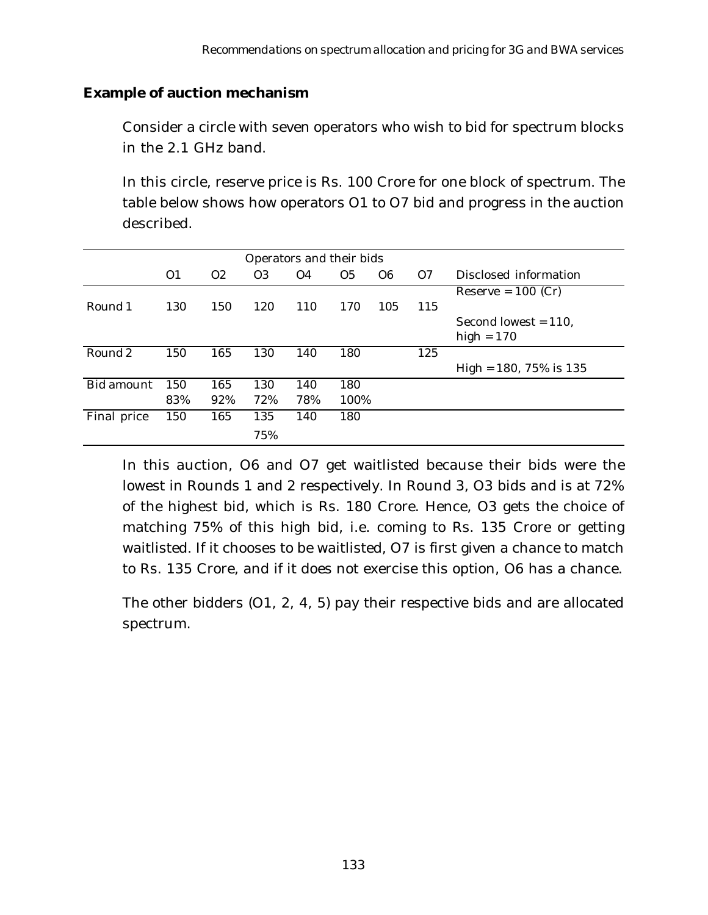**Example of auction mechanism**

Consider a circle with seven operators who wish to bid for spectrum blocks in the 2.1 GHz band.

In this circle, reserve price is Rs. 100 Crore for one block of spectrum. The table below shows how operators O1 to O7 bid and progress in the auction described.

| | Operators and their bids | | | | | | | |
|---|---|---|---|---|---|---|---|---|
| | O1 | O2 | O3 | O4 | O5 | O6 | O7 | Disclosed information |
| | | | | | | | | Reserve = 100 (Cr) |
| Round 1 | 130 | 150 | 120 | 110 | 170 | 105 | 115 | |
| | | | | | | | | Second lowest = 110, high = 170 |
| Round 2 | 150 | 165 | 130 | 140 | 180 | | 125 | |
| | | | | | | | | High = 180, 75% is 135 |
| Bid amount | 150 | 165 | 130 | 140 | 180 | | | |
| | 83% | 92% | 72% | 78% | 100% | | | |
| Final price | 150 | 165 | 135 | 140 | 180 | | | |
| | | | 75% | | | | | |

In this auction, O6 and O7 get waitlisted because their bids were the lowest in Rounds 1 and 2 respectively. In Round 3, O3 bids and is at 72% of the highest bid, which is Rs. 180 Crore. Hence, O3 gets the choice of matching 75% of this high bid, i.e. coming to Rs. 135 Crore or getting waitlisted. If it chooses to be waitlisted, O7 is first given a chance to match to Rs. 135 Crore, and if it does not exercise this option, O6 has a chance.

The other bidders (O1, 2, 4, 5) pay their respective bids and are allocated spectrum.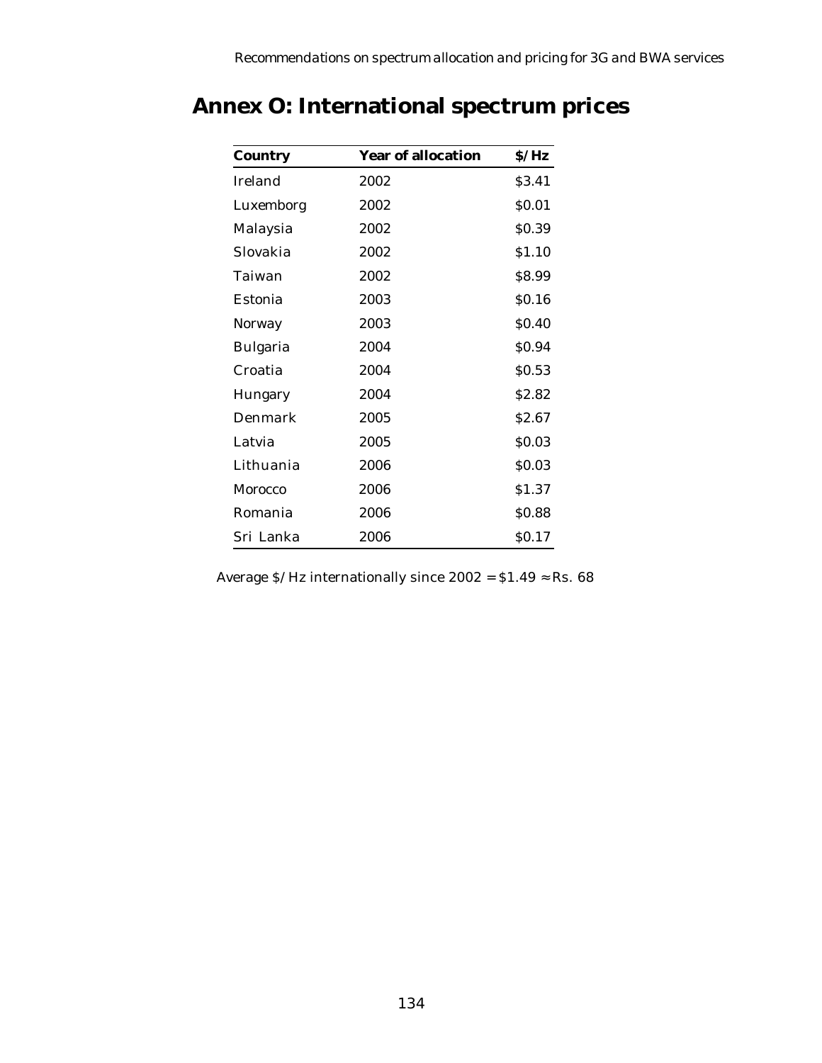# Annex O: International spectrum prices

| Country | Year of allocation | $/Hz |
|---|---|---|
| Ireland | 2002 | $3.41 |
| Luxemborg | 2002 | $0.01 |
| Malaysia | 2002 | $0.39 |
| Slovakia | 2002 | $1.10 |
| Taiwan | 2002 | $8.99 |
| Estonia | 2003 | $0.16 |
| Norway | 2003 | $0.40 |
| Bulgaria | 2004 | $0.94 |
| Croatia | 2004 | $0.53 |
| Hungary | 2004 | $2.82 |
| Denmark | 2005 | $2.67 |
| Latvia | 2005 | $0.03 |
| Lithuania | 2006 | $0.03 |
| Morocco | 2006 | $1.37 |
| Romania | 2006 | $0.88 |
| Sri Lanka | 2006 | $0.17 |

Average $/Hz internationally since 2002 = $1.49 ≈ Rs. 68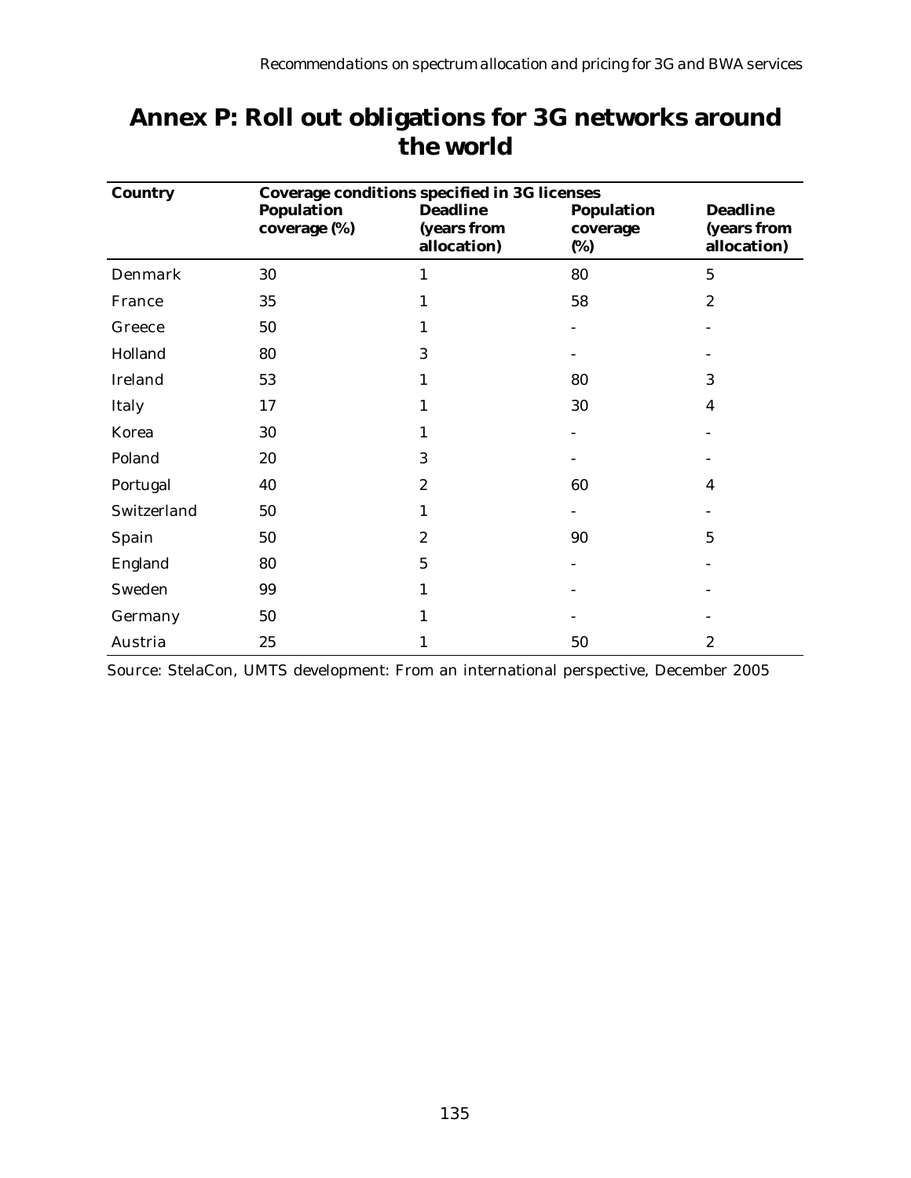# Annex P: Roll out obligations for 3G networks around the world

| Country | Coverage conditions specified in 3G licenses | | | |
|---|---|---|---|---|
| | Population coverage (%) | Deadline (years from allocation) | Population coverage (%) | Deadline (years from allocation) |
| Denmark | 30 | 1 | 80 | 5 |
| France | 35 | 1 | 58 | 2 |
| Greece | 50 | 1 | - | - |
| Holland | 80 | 3 | - | - |
| Ireland | 53 | 1 | 80 | 3 |
| Italy | 17 | 1 | 30 | 4 |
| Korea | 30 | 1 | - | - |
| Poland | 20 | 3 | - | - |
| Portugal | 40 | 2 | 60 | 4 |
| Switzerland | 50 | 1 | - | - |
| Spain | 50 | 2 | 90 | 5 |
| England | 80 | 5 | - | - |
| Sweden | 99 | 1 | - | - |
| Germany | 50 | 1 | - | - |
| Austria | 25 | 1 | 50 | 2 |

Source: StelaCon, UMTS development: From an international perspective, December 2005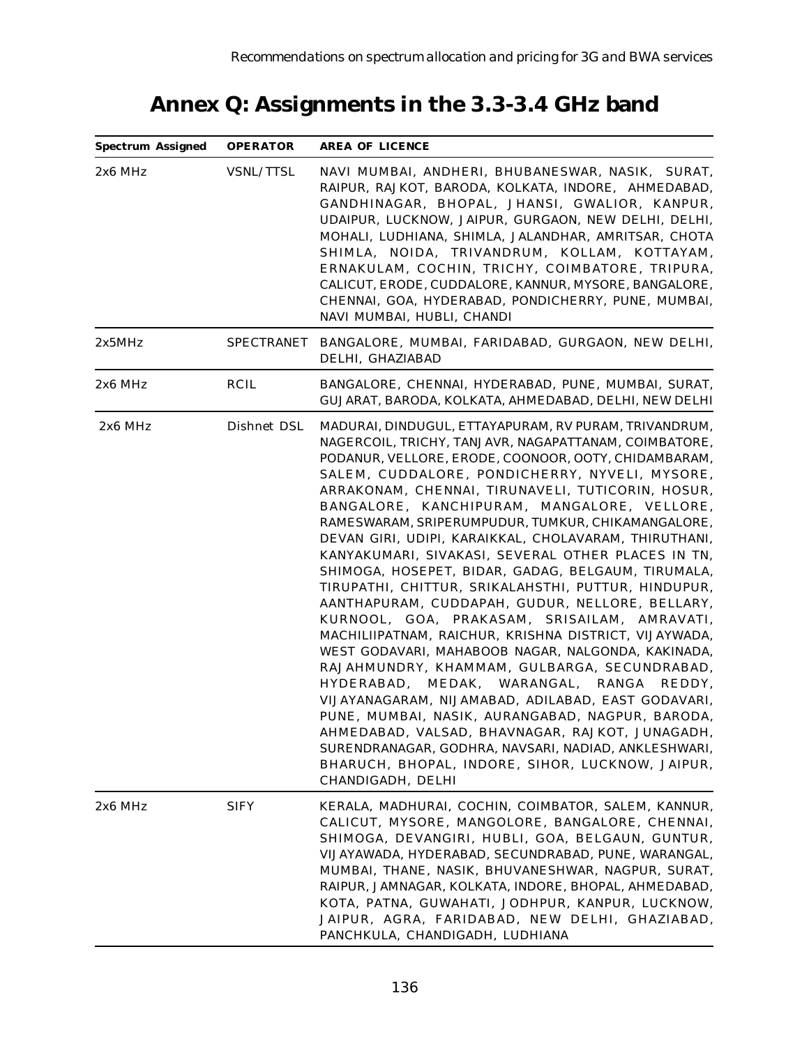# Annex Q: Assignments in the 3.3-3.4 GHz band

| Spectrum Assigned | OPERATOR | AREA OF LICENCE |
|---|---|---|
| 2x6 MHz | VSNL/TTSL | NAVI MUMBAI, ANDHERI, BHUBANESWAR, NASIK, SURAT, RAIPUR, RAJKOT, BARODA, KOLKATA, INDORE, AHMEDABAD, GANDHINAGAR, BHOPAL, JHANSI, GWALIOR, KANPUR, UDAIPUR, LUCKNOW, JAIPUR, GURGAON, NEW DELHI, DELHI, MOHALI, LUDHIANA, SHIMLA, JALANDHAR, AMRITSAR, CHOTA SHIMLA, NOIDA, TRIVANDRUM, KOLLAM, KOTTAYAM, ERNAKULAM, COCHIN, TRICHY, COIMBATORE, TRIPURA, CALICUT, ERODE, CUDDALORE, KANNUR, MYSORE, BANGALORE, CHENNAI, GOA, HYDERABAD, PONDICHERRY, PUNE, MUMBAI, NAVI MUMBAI, HUBLI, CHANDI |
| 2x5MHz | SPECTRANET | BANGALORE, MUMBAI, FARIDABAD, GURGAON, NEW DELHI, DELHI, GHAZIABAD |
| 2x6 MHz | RCIL | BANGALORE, CHENNAI, HYDERABAD, PUNE, MUMBAI, SURAT, GUJARAT, BARODA, KOLKATA, AHMEDABAD, DELHI, NEW DELHI |
| 2x6 MHz | Dishnet DSL | MADURAI, DINDUGUL, ETTAYAPURAM, RV PURAM, TRIVANDRUM, NAGERCOIL, TRICHY, TANJAVR, NAGAPATTANAM, COIMBATORE, PODANUR, VELLORE, ERODE, COONOOR, OOTY, CHIDAMBARAM, SALEM, CUDDALORE, PONDICHERRY, NYVELI, MYSORE, ARRAKONAM, CHENNAI, TIRUNAVELI, TUTICORIN, HOSUR, BANGALORE, KANCHIPURAM, MANGALORE, VELLORE, RAMESWARAM, SRIPERUMPUDUR, TUMKUR, CHIKAMANGALORE, DEVAN GIRI, UDIPI, KARAIKKAL, CHOLAVARAM, THIRUTHANI, KANYAKUMARI, SIVAKASI, SEVERAL OTHER PLACES IN TN, SHIMOGA, HOSEPET, BIDAR, GADAG, BELGAUM, TIRUMALA, TIRUPATHI, CHITTUR, SRIKALAHSTHI, PUTTUR, HINDUPUR, AANTHAPURAM, CUDDAPAH, GUDUR, NELLORE, BELLARY, KURNOOL, GOA, PRAKASAM, SRISAILAM, AMRAVATI, MACHILIIPATNAM, RAICHUR, KRISHNA DISTRICT, VIJAYWADA, WEST GODAVARI, MAHABOOB NAGAR, NALGONDA, KAKINADA, RAJAHMUNDRY, KHAMMAM, GULBARGA, SECUNDRABAD, HYDERABAD, MEDAK, WARANGAL, RANGA REDDY, VIJAYANAGARAM, NIJAMABAD, ADILABAD, EAST GODAVARI, PUNE, MUMBAI, NASIK, AURANGABAD, NAGPUR, BARODA, AHMEDABAD, VALSAD, BHAVNAGAR, RAJKOT, JUNAGADH, SURENDRANAGAR, GODHRA, NAVSARI, NADIAD, ANKLESHWARI, BHARUCH, BHOPAL, INDORE, SIHOR, LUCKNOW, JAIPUR, CHANDIGADH, DELHI |
| 2x6 MHz | SIFY | KERALA, MADHURAI, COCHIN, COIMBATOR, SALEM, KANNUR, CALICUT, MYSORE, MANGOLORE, BANGALORE, CHENNAI, SHIMOGA, DEVANGIRI, HUBLI, GOA, BELGAUN, GUNTUR, VIJAYAWADA, HYDERABAD, SECUNDRABAD, PUNE, WARANGAL, MUMBAI, THANE, NASIK, BHUVANESHWAR, NAGPUR, SURAT, RAIPUR, JAMNAGAR, KOLKATA, INDORE, BHOPAL, AHMEDABAD, KOTA, PATNA, GUWAHATI, JODHPUR, KANPUR, LUCKNOW, JAIPUR, AGRA, FARIDABAD, NEW DELHI, GHAZIABAD, PANCHKULA, CHANDIGADH, LUDHIANA |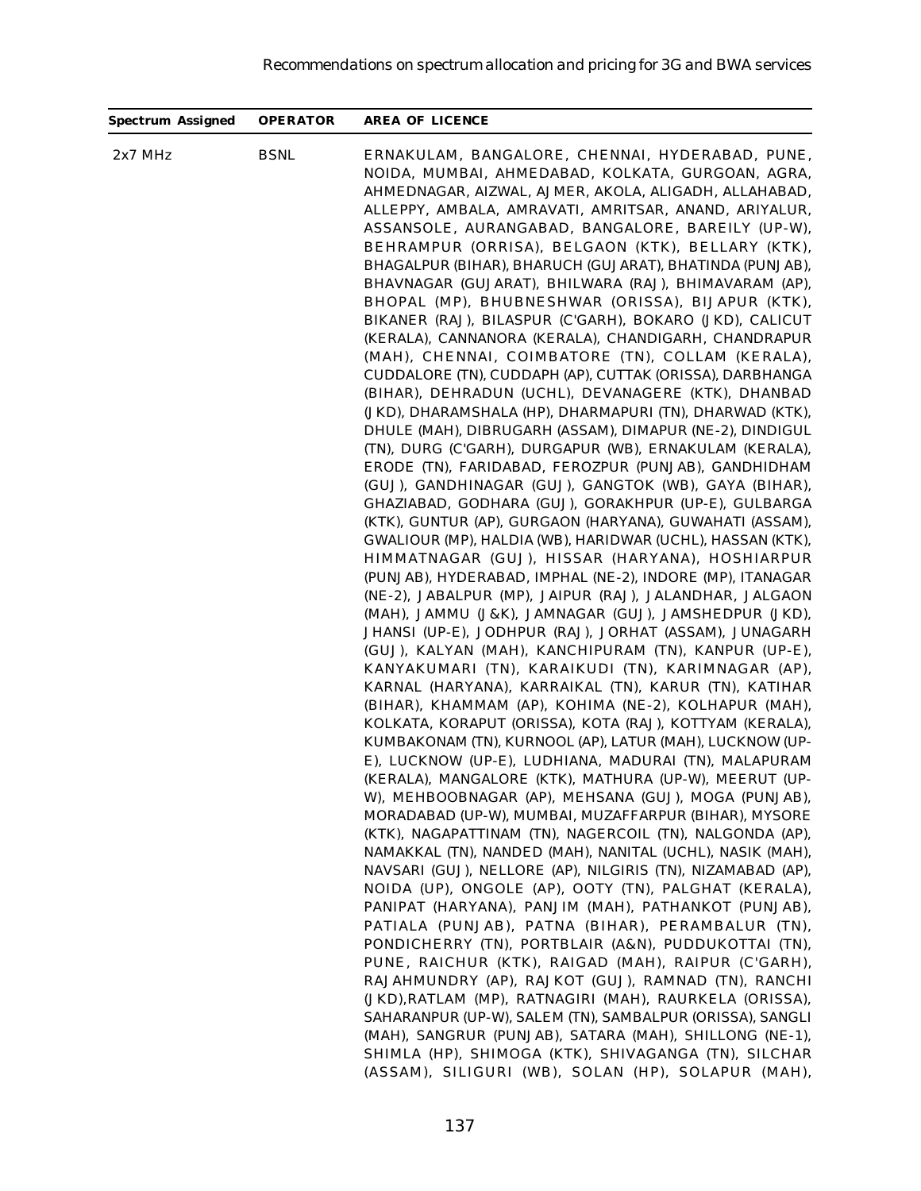| Spectrum Assigned | OPERATOR | AREA OF LICENCE |
|---|---|---|
| 2x7 MHz | BSNL | ERNAKULAM, BANGALORE, CHENNAI, HYDERABAD, PUNE, NOIDA, MUMBAI, AHMEDABAD, KOLKATA, GURGOAN, AGRA, AHMEDNAGAR, AIZWAL, AJMER, AKOLA, ALIGADH, ALLAHABAD, ALLEPPY, AMBALA, AMRAVATI, AMRITSAR, ANAND, ARIYALUR, ASSANSOLE, AURANGABAD, BANGALORE, BAREILY (UP-W), BEHRAMPUR (ORRISA), BELGAON (KTK), BELLARY (KTK), BHAGALPUR (BIHAR), BHARUCH (GUJARAT), BHATINDA (PUNJAB), BHAVNAGAR (GUJARAT), BHILWARA (RAJ), BHIMAVARAM (AP), BHOPAL (MP), BHUBNESHWAR (ORISSA), BIJAPUR (KTK), BIKANER (RAJ), BILASPUR (C'GARH), BOKARO (JKD), CALICUT (KERALA), CANNANORA (KERALA), CHANDIGARH, CHANDRAPUR (MAH), CHENNAI, COIMBATORE (TN), COLLAM (KERALA), CUDDALORE (TN), CUDDAPH (AP), CUTTAK (ORISSA), DARBHANGA (BIHAR), DEHRADUN (UCHL), DEVANAGERE (KTK), DHANBAD (JKD), DHARAMSHALA (HP), DHARMAPURI (TN), DHARWAD (KTK), DHULE (MAH), DIBRUGARH (ASSAM), DIMAPUR (NE-2), DINDIGUL (TN), DURG (C'GARH), DURGAPUR (WB), ERNAKULAM (KERALA), ERODE (TN), FARIDABAD, FEROZPUR (PUNJAB), GANDHIDHAM (GUJ), GANDHINAGAR (GUJ), GANGTOK (WB), GAYA (BIHAR), GHAZIABAD, GODHARA (GUJ), GORAKHPUR (UP-E), GULBARGA (KTK), GUNTUR (AP), GURGAON (HARYANA), GUWAHATI (ASSAM), GWALIOUR (MP), HALDIA (WB), HARIDWAR (UCHL), HASSAN (KTK), HIMMATNAGAR (GUJ), HISSAR (HARYANA), HOSHIARPUR (PUNJAB), HYDERABAD, IMPHAL (NE-2), INDORE (MP), ITANAGAR (NE-2), JABALPUR (MP), JAIPUR (RAJ), JALANDHAR, JALGAON (MAH), JAMMU (J&K), JAMNAGAR (GUJ), JAMSHEDPUR (JKD), JHANSI (UP-E), JODHPUR (RAJ), JORHAT (ASSAM), JUNAGARH (GUJ), KALYAN (MAH), KANCHIPURAM (TN), KANPUR (UP-E), KANYAKUMARI (TN), KARAIKUDI (TN), KARIMNAGAR (AP), KARNAL (HARYANA), KARRAIKAL (TN), KARUR (TN), KATIHAR (BIHAR), KHAMMAM (AP), KOHIMA (NE-2), KOLHAPUR (MAH), KOLKATA, KORAPUT (ORISSA), KOTA (RAJ), KOTTYAM (KERALA), KUMBAKONAM (TN), KURNOOL (AP), LATUR (MAH), LUCKNOW (UP-E), LUCKNOW (UP-E), LUDHIANA, MADURAI (TN), MALAPURAM (KERALA), MANGALORE (KTK), MATHURA (UP-W), MEERUT (UP-W), MEHBOOBNAGAR (AP), MEHSANA (GUJ), MOGA (PUNJAB), MORADABAD (UP-W), MUMBAI, MUZAFFARPUR (BIHAR), MYSORE (KTK), NAGAPATTINAM (TN), NAGERCOIL (TN), NALGONDA (AP), NAMAKKAL (TN), NANDED (MAH), NANITAL (UCHL), NASIK (MAH), NAVSARI (GUJ), NELLORE (AP), NILGIRIS (TN), NIZAMABAD (AP), NOIDA (UP), ONGOLE (AP), OOTY (TN), PALGHAT (KERALA), PANIPAT (HARYANA), PANJIM (MAH), PATHANKOT (PUNJAB), PATIALA (PUNJAB), PATNA (BIHAR), PERAMBALUR (TN), PONDICHERRY (TN), PORTBLAIR (A&N), PUDDUKOTTAI (TN), PUNE, RAICHUR (KTK), RAIGAD (MAH), RAIPUR (C'GARH), RAJAHMUNDRY (AP), RAJKOT (GUJ), RAMNAD (TN), RANCHI (JKD),RATLAM (MP), RATNAGIRI (MAH), RAURKELA (ORISSA), SAHARANPUR (UP-W), SALEM (TN), SAMBALPUR (ORISSA), SANGLI (MAH), SANGRUR (PUNJAB), SATARA (MAH), SHILLONG (NE-1), SHIMLA (HP), SHIMOGA (KTK), SHIVAGANGA (TN), SILCHAR (ASSAM), SILIGURI (WB), SOLAN (HP), SOLAPUR (MAH), |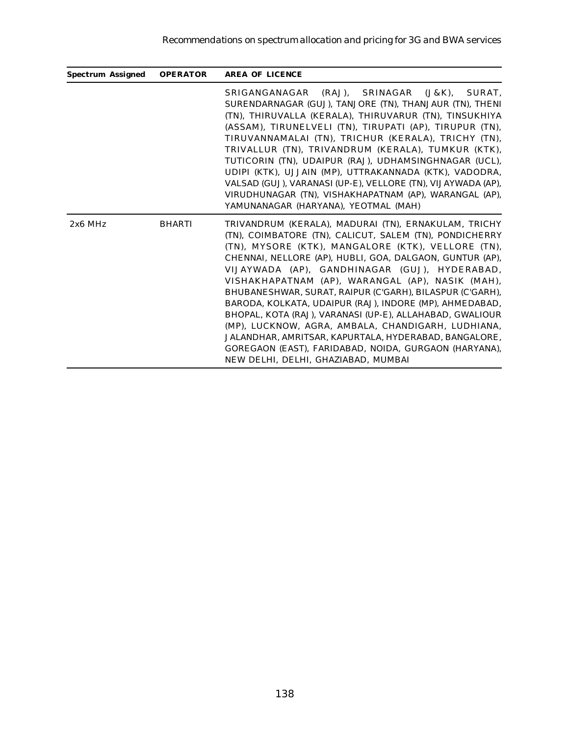| Spectrum Assigned | OPERATOR | AREA OF LICENCE |
|---|---|---|
| | | SRIGANGANAGAR (RAJ), SRINAGAR (J&K), SURAT, SURENDARNAGAR (GUJ), TANJORE (TN), THANJAUR (TN), THENI (TN), THIRUVALLA (KERALA), THIRUVARUR (TN), TINSUKHIYA (ASSAM), TIRUNELVELI (TN), TIRUPATI (AP), TIRUPUR (TN), TIRUVANNAMALAI (TN), TRICHUR (KERALA), TRICHY (TN), TRIVALLUR (TN), TRIVANDRUM (KERALA), TUMKUR (KTK), TUTICORIN (TN), UDAIPUR (RAJ), UDHAMSINGHNAGAR (UCL), UDIPI (KTK), UJJAIN (MP), UTTRAKANNADA (KTK), VADODRA, VALSAD (GUJ), VARANASI (UP-E), VELLORE (TN), VIJAYWADA (AP), VIRUDHUNAGAR (TN), VISHAKHAPATNAM (AP), WARANGAL (AP), YAMUNANAGAR (HARYANA), YEOTMAL (MAH) |
| 2x6 MHz | BHARTI | TRIVANDRUM (KERALA), MADURAI (TN), ERNAKULAM, TRICHY (TN), COIMBATORE (TN), CALICUT, SALEM (TN), PONDICHERRY (TN), MYSORE (KTK), MANGALORE (KTK), VELLORE (TN), CHENNAI, NELLORE (AP), HUBLI, GOA, DALGAON, GUNTUR (AP), VIJAYWADA (AP), GANDHINAGAR (GUJ), HYDERABAD, VISHAKHAPATNAM (AP), WARANGAL (AP), NASIK (MAH), BHUBANESHWAR, SURAT, RAIPUR (C'GARH), BILASPUR (C'GARH), BARODA, KOLKATA, UDAIPUR (RAJ), INDORE (MP), AHMEDABAD, BHOPAL, KOTA (RAJ), VARANASI (UP-E), ALLAHABAD, GWALIOUR (MP), LUCKNOW, AGRA, AMBALA, CHANDIGARH, LUDHIANA, JALANDHAR, AMRITSAR, KAPURTALA, HYDERABAD, BANGALORE, GOREGAON (EAST), FARIDABAD, NOIDA, GURGAON (HARYANA), NEW DELHI, DELHI, GHAZIABAD, MUMBAI |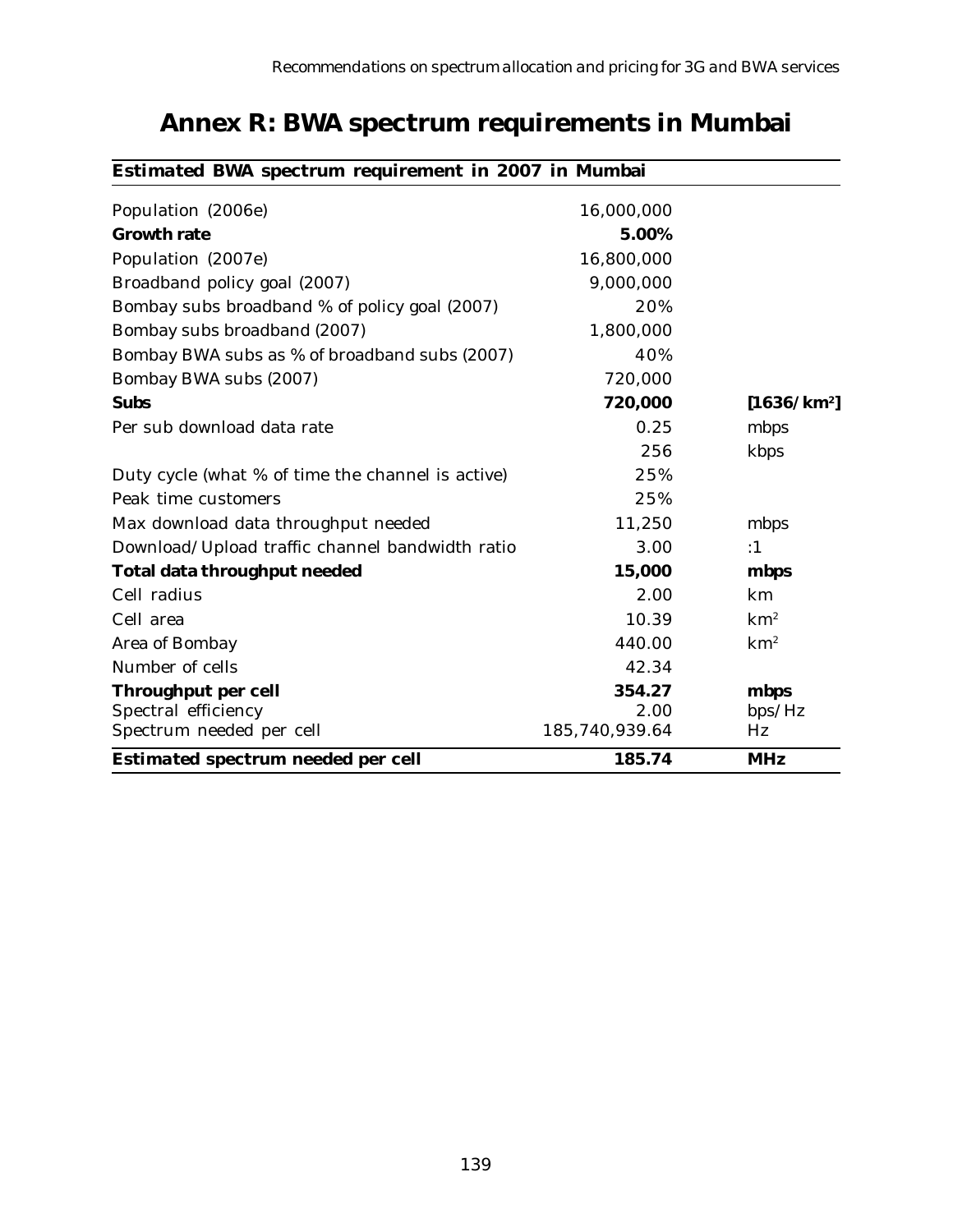# Annex R: BWA spectrum requirements in Mumbai

| *Estimated BWA spectrum requirement in 2007 in Mumbai* | | |
|---|---|---|
| Population (2006e) | 16,000,000 | |
| **Growth rate** | **5.00%** | |
| Population (2007e) | 16,800,000 | |
| Broadband policy goal (2007) | 9,000,000 | |
| Bombay subs broadband % of policy goal (2007) | 20% | |
| Bombay subs broadband (2007) | 1,800,000 | |
| Bombay BWA subs as % of broadband subs (2007) | 40% | |
| Bombay BWA subs (2007) | 720,000 | |
| **Subs** | **720,000** | **[1636/km$^2$]** |
| Per sub download data rate | 0.25 | mbps |
| | 256 | kbps |
| Duty cycle (what % of time the channel is active) | 25% | |
| Peak time customers | 25% | |
| Max download data throughput needed | 11,250 | mbps |
| Download/Upload traffic channel bandwidth ratio | 3.00 | :1 |
| **Total data throughput needed** | **15,000** | **mbps** |
| Cell radius | 2.00 | km |
| Cell area | 10.39 | km$^2$ |
| Area of Bombay | 440.00 | km$^2$ |
| Number of cells | 42.34 | |
| **Throughput per cell** | **354.27** | **mbps** |
| Spectral efficiency | 2.00 | bps/Hz |
| Spectrum needed per cell | 185,740,939.64 | Hz |
| ***Estimated spectrum needed per cell*** | **185.74** | **MHz** |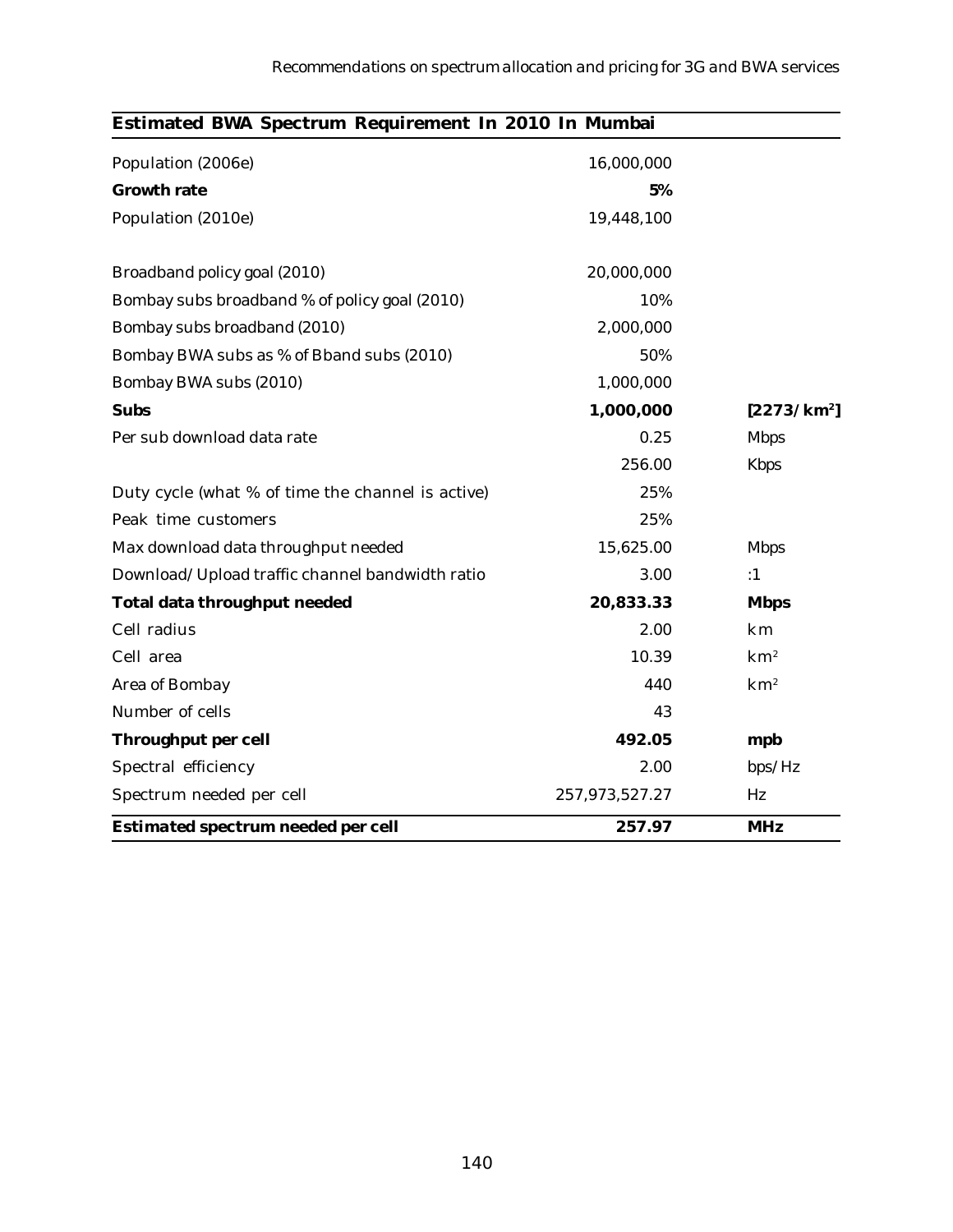| **Estimated BWA Spectrum Requirement In 2010 In Mumbai** | | |
|---|---|---|
| Population (2006e) | 16,000,000 | |
| **Growth rate** | **5%** | |
| Population (2010e) | 19,448,100 | |
| | | |
| Broadband policy goal (2010) | 20,000,000 | |
| Bombay subs broadband % of policy goal (2010) | 10% | |
| Bombay subs broadband (2010) | 2,000,000 | |
| Bombay BWA subs as % of Bband subs (2010) | 50% | |
| Bombay BWA subs (2010) | 1,000,000 | |
| **Subs** | **1,000,000** | **[2273/km$^2$]** |
| Per sub download data rate | 0.25 | Mbps |
| | 256.00 | Kbps |
| Duty cycle (what % of time the channel is active) | 25% | |
| Peak time customers | 25% | |
| Max download data throughput needed | 15,625.00 | Mbps |
| Download/Upload traffic channel bandwidth ratio | 3.00 | :1 |
| **Total data throughput needed** | **20,833.33** | **Mbps** |
| Cell radius | 2.00 | km |
| Cell area | 10.39 | km$^2$ |
| Area of Bombay | 440 | km$^2$ |
| Number of cells | 43 | |
| **Throughput per cell** | **492.05** | **mpb** |
| Spectral efficiency | 2.00 | bps/Hz |
| Spectrum needed per cell | 257,973,527.27 | Hz |
| **Estimated spectrum needed per cell** | **257.97** | **MHz** |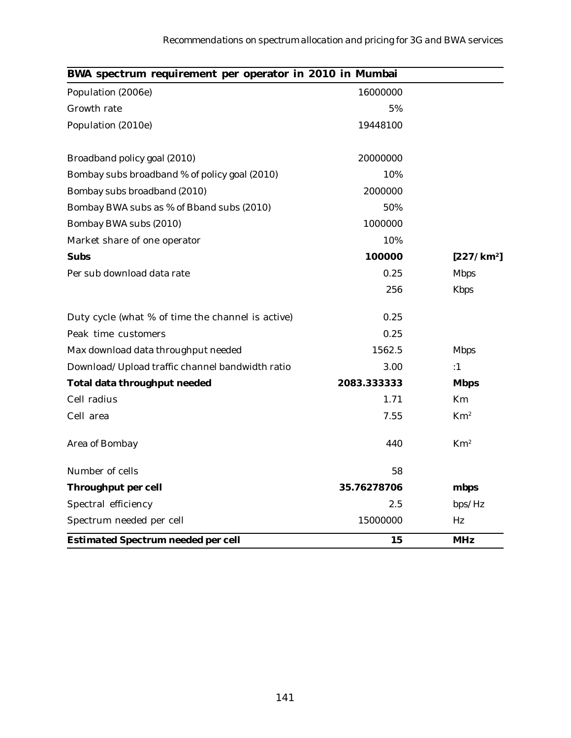| **BWA spectrum requirement per operator in 2010 in Mumbai** | | |
|---|---|---|
| Population (2006e) | 16000000 | |
| Growth rate | 5% | |
| Population (2010e) | 19448100 | |
| | | |
| Broadband policy goal (2010) | 20000000 | |
| Bombay subs broadband % of policy goal (2010) | 10% | |
| Bombay subs broadband (2010) | 2000000 | |
| Bombay BWA subs as % of Bband subs (2010) | 50% | |
| Bombay BWA subs (2010) | 1000000 | |
| Market share of one operator | 10% | |
| **Subs** | **100000** | **[227/km$^2$]** |
| Per sub download data rate | 0.25 | Mbps |
| | 256 | Kbps |
| | | |
| Duty cycle (what % of time the channel is active) | 0.25 | |
| Peak time customers | 0.25 | |
| Max download data throughput needed | 1562.5 | Mbps |
| Download/Upload traffic channel bandwidth ratio | 3.00 | :1 |
| **Total data throughput needed** | **2083.333333** | **Mbps** |
| Cell radius | 1.71 | Km |
| Cell area | 7.55 | Km$^2$ |
| | | |
| Area of Bombay | 440 | Km$^2$ |
| | | |
| Number of cells | 58 | |
| **Throughput per cell** | **35.76278706** | **mbps** |
| Spectral efficiency | 2.5 | bps/Hz |
| Spectrum needed per cell | 15000000 | Hz |
| **Estimated Spectrum needed per cell** | **15** | **MHz** |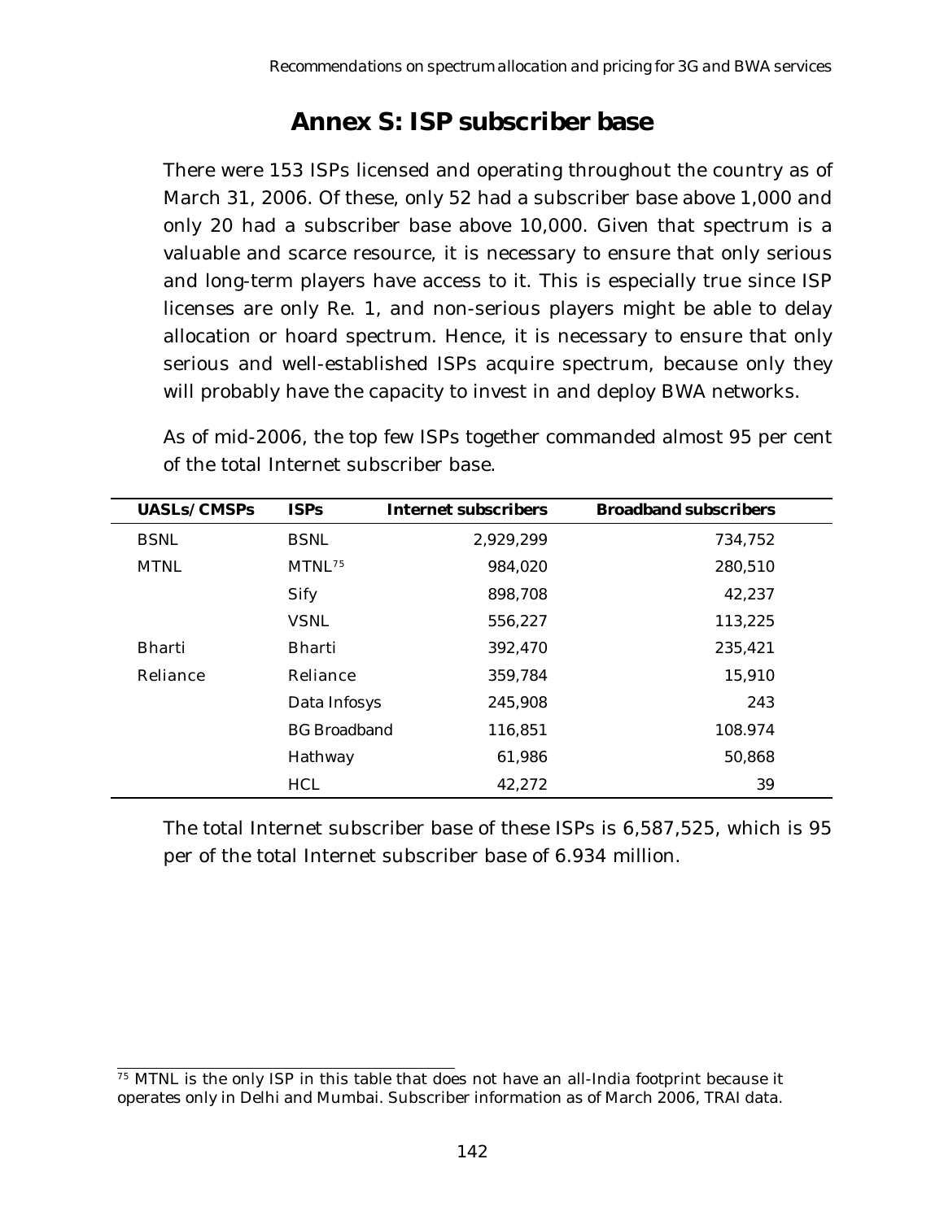# Annex S: ISP subscriber base

There were 153 ISPs licensed and operating throughout the country as of March 31, 2006. Of these, only 52 had a subscriber base above 1,000 and only 20 had a subscriber base above 10,000. Given that spectrum is a valuable and scarce resource, it is necessary to ensure that only serious and long-term players have access to it. This is especially true since ISP licenses are only Re. 1, and non-serious players might be able to delay allocation or hoard spectrum. Hence, it is necessary to ensure that only serious and well-established ISPs acquire spectrum, because only they will probably have the capacity to invest in and deploy BWA networks.

As of mid-2006, the top few ISPs together commanded almost 95 per cent of the total Internet subscriber base.

| UASLs/CMSPs | ISPs | Internet subscribers | Broadband subscribers |
|---|---|---:|---:|
| BSNL | BSNL | 2,929,299 | 734,752 |
| MTNL | MTNL[75] | 984,020 | 280,510 |
| | Sify | 898,708 | 42,237 |
| | VSNL | 556,227 | 113,225 |
| Bharti | Bharti | 392,470 | 235,421 |
| Reliance | Reliance | 359,784 | 15,910 |
| | Data Infosys | 245,908 | 243 |
| | BG Broadband | 116,851 | 108.974 |
| | Hathway | 61,986 | 50,868 |
| | HCL | 42,272 | 39 |

The total Internet subscriber base of these ISPs is 6,587,525, which is 95 per of the total Internet subscriber base of 6.934 million.

[75] MTNL is the only ISP in this table that does not have an all-India footprint because it operates only in Delhi and Mumbai. Subscriber information as of March 2006, TRAI data.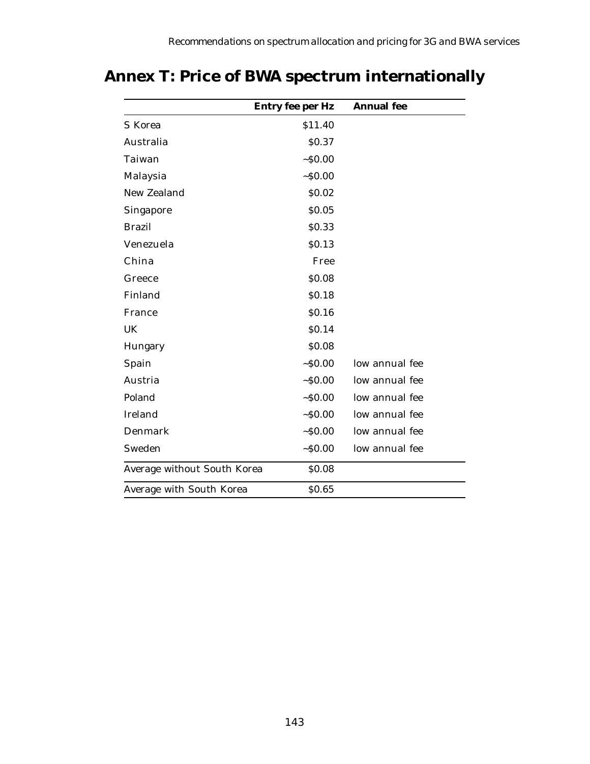# Annex T: Price of BWA spectrum internationally

| | Entry fee per Hz | Annual fee |
|---|---|---|
| S Korea | $11.40 | |
| Australia | $0.37 | |
| Taiwan | ~$0.00 | |
| Malaysia | ~$0.00 | |
| New Zealand | $0.02 | |
| Singapore | $0.05 | |
| Brazil | $0.33 | |
| Venezuela | $0.13 | |
| China | Free | |
| Greece | $0.08 | |
| Finland | $0.18 | |
| France | $0.16 | |
| UK | $0.14 | |
| Hungary | $0.08 | |
| Spain | ~$0.00 | low annual fee |
| Austria | ~$0.00 | low annual fee |
| Poland | ~$0.00 | low annual fee |
| Ireland | ~$0.00 | low annual fee |
| Denmark | ~$0.00 | low annual fee |
| Sweden | ~$0.00 | low annual fee |
| Average without South Korea | $0.08 | |
| Average with South Korea | $0.65 | |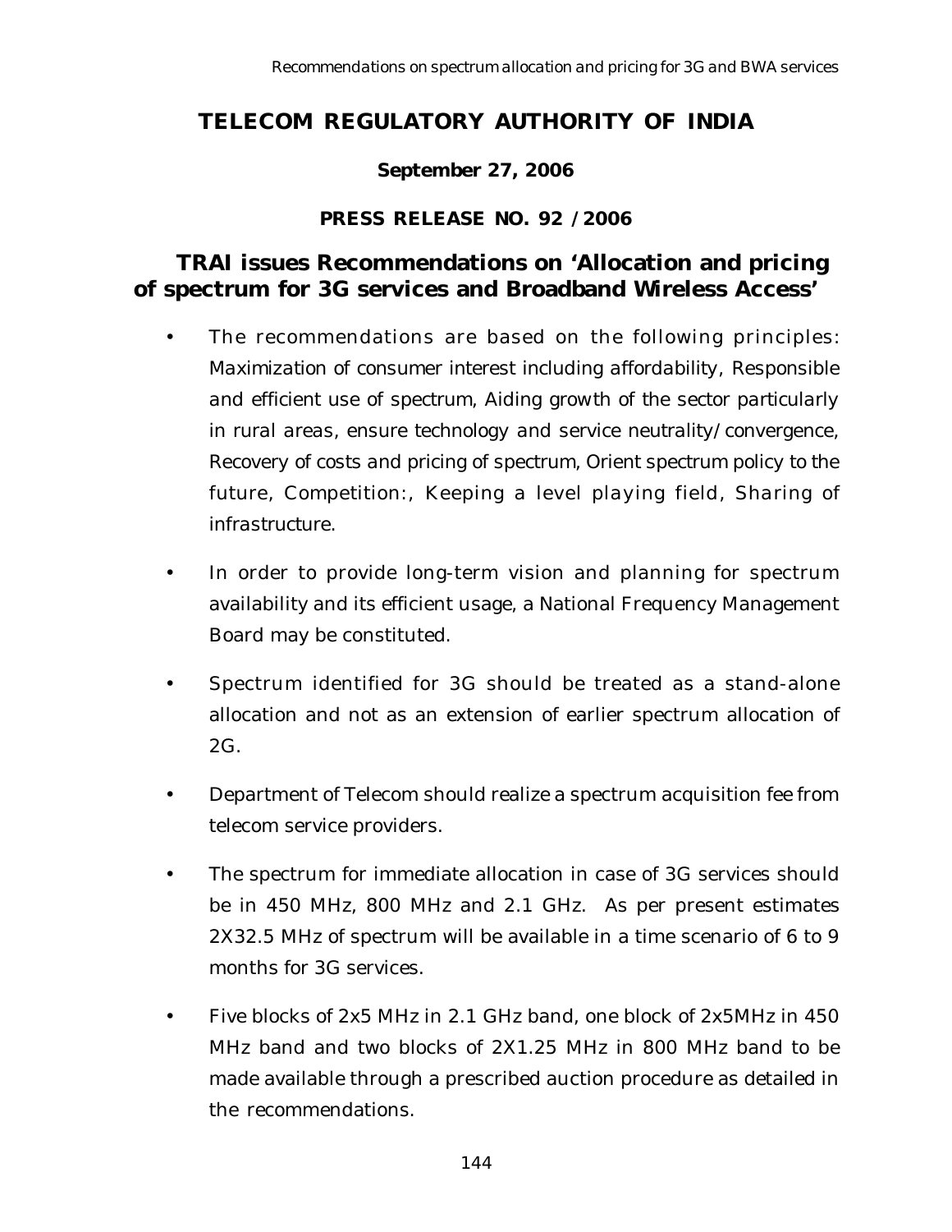# TELECOM REGULATORY AUTHORITY OF INDIA

**September 27, 2006**

**PRESS RELEASE NO. 92 /2006**

## TRAI issues Recommendations on 'Allocation and pricing of spectrum for 3G services and Broadband Wireless Access'

- The recommendations are based on the following principles: Maximization of consumer interest including affordability, Responsible and efficient use of spectrum, Aiding growth of the sector particularly in rural areas, ensure technology and service neutrality/convergence, Recovery of costs and pricing of spectrum, Orient spectrum policy to the future, Competition:, Keeping a level playing field, Sharing of infrastructure.

- In order to provide long-term vision and planning for spectrum availability and its efficient usage, a National Frequency Management Board may be constituted.

- Spectrum identified for 3G should be treated as a stand-alone allocation and not as an extension of earlier spectrum allocation of 2G.

- Department of Telecom should realize a spectrum acquisition fee from telecom service providers.

- The spectrum for immediate allocation in case of 3G services should be in 450 MHz, 800 MHz and 2.1 GHz. As per present estimates 2X32.5 MHz of spectrum will be available in a time scenario of 6 to 9 months for 3G services.

- Five blocks of 2x5 MHz in 2.1 GHz band, one block of 2x5MHz in 450 MHz band and two blocks of 2X1.25 MHz in 800 MHz band to be made available through a prescribed auction procedure as detailed in the recommendations.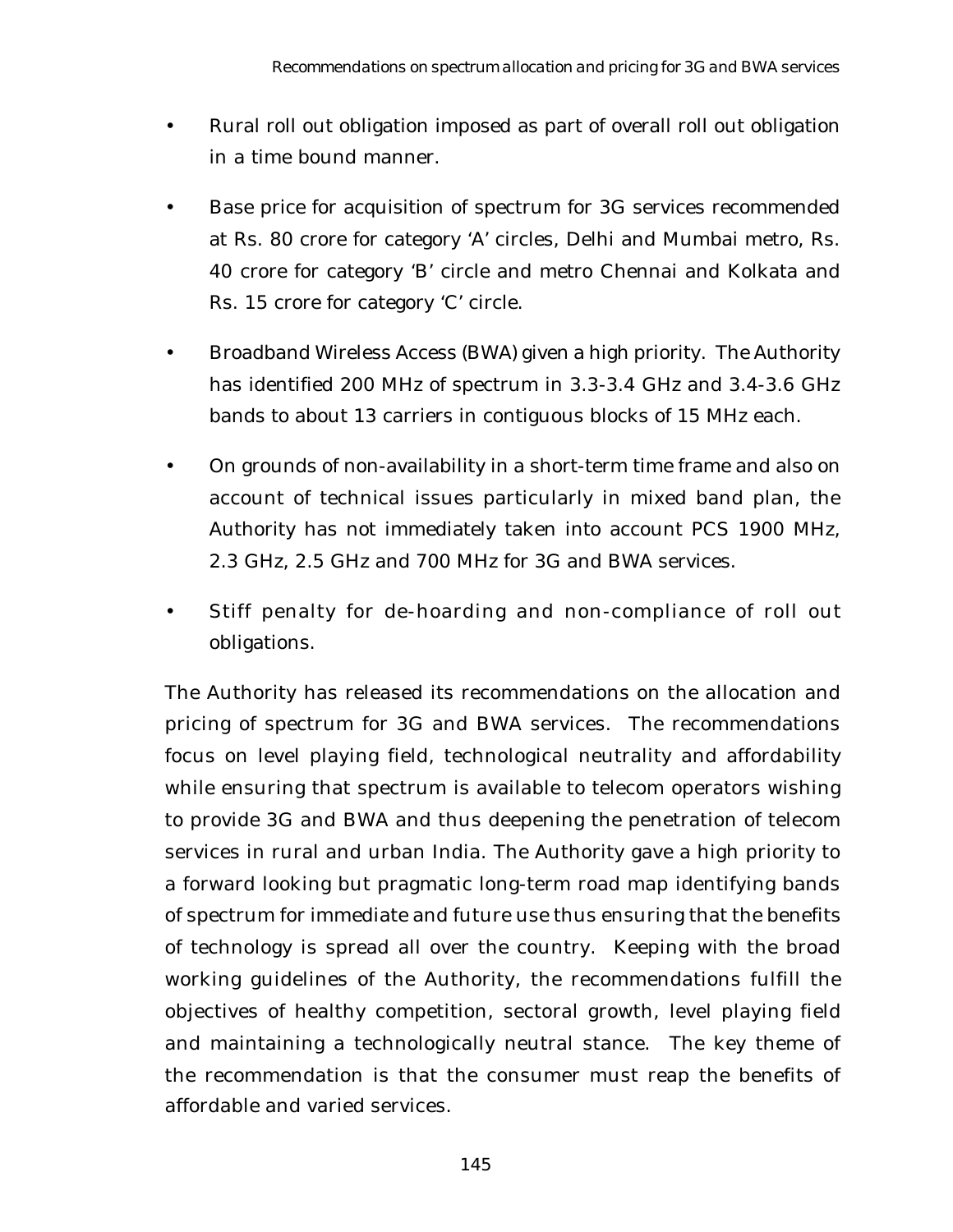- Rural roll out obligation imposed as part of overall roll out obligation in a time bound manner.
- Base price for acquisition of spectrum for 3G services recommended at Rs. 80 crore for category 'A' circles, Delhi and Mumbai metro, Rs. 40 crore for category 'B' circle and metro Chennai and Kolkata and Rs. 15 crore for category 'C' circle.
- Broadband Wireless Access (BWA) given a high priority. The Authority has identified 200 MHz of spectrum in 3.3-3.4 GHz and 3.4-3.6 GHz bands to about 13 carriers in contiguous blocks of 15 MHz each.
- On grounds of non-availability in a short-term time frame and also on account of technical issues particularly in mixed band plan, the Authority has not immediately taken into account PCS 1900 MHz, 2.3 GHz, 2.5 GHz and 700 MHz for 3G and BWA services.
- Stiff penalty for de-hoarding and non-compliance of roll out obligations.

The Authority has released its recommendations on the allocation and pricing of spectrum for 3G and BWA services. The recommendations focus on level playing field, technological neutrality and affordability while ensuring that spectrum is available to telecom operators wishing to provide 3G and BWA and thus deepening the penetration of telecom services in rural and urban India. The Authority gave a high priority to a forward looking but pragmatic long-term road map identifying bands of spectrum for immediate and future use thus ensuring that the benefits of technology is spread all over the country. Keeping with the broad working guidelines of the Authority, the recommendations fulfill the objectives of healthy competition, sectoral growth, level playing field and maintaining a technologically neutral stance. The key theme of the recommendation is that the consumer must reap the benefits of affordable and varied services.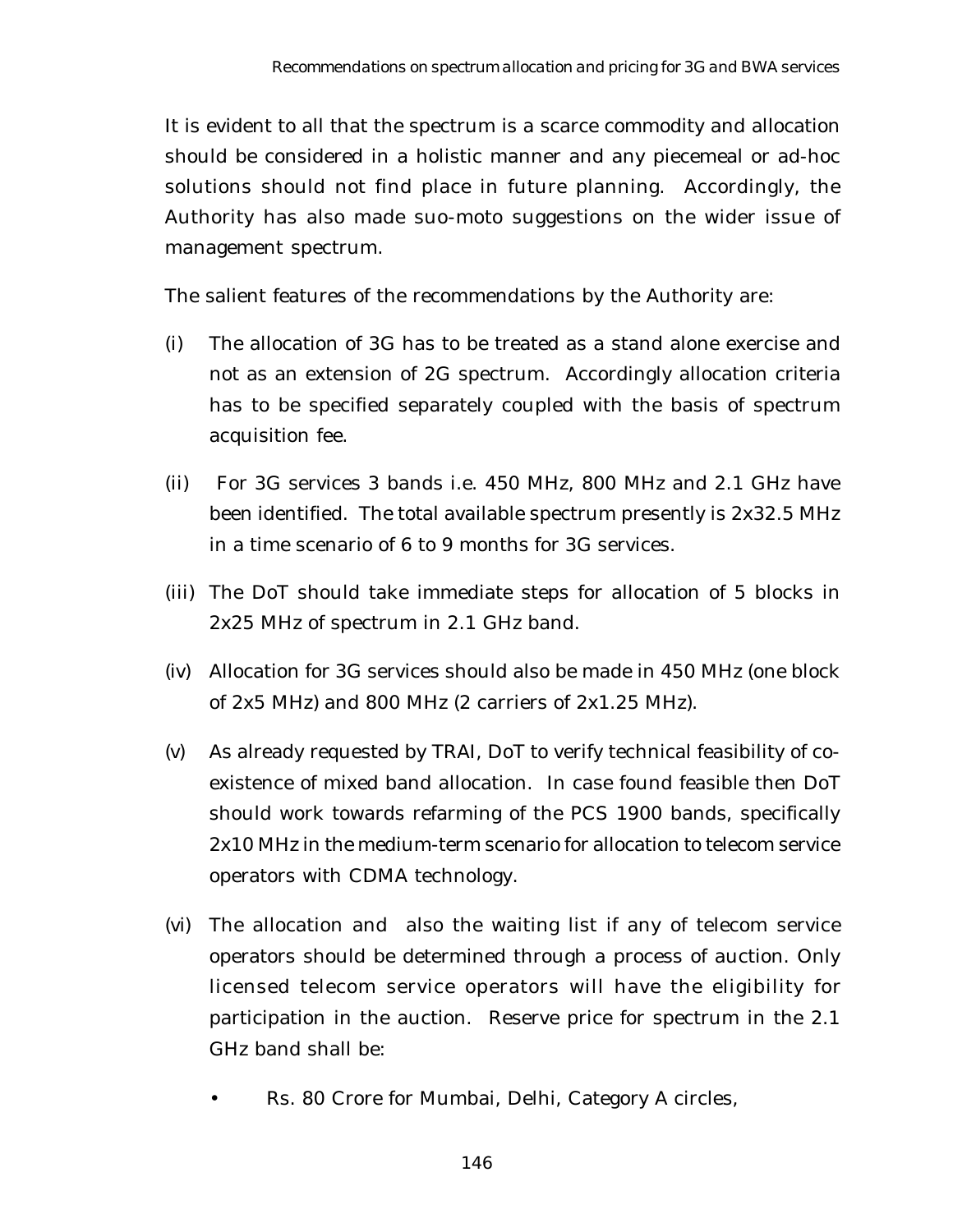It is evident to all that the spectrum is a scarce commodity and allocation should be considered in a holistic manner and any piecemeal or ad-hoc solutions should not find place in future planning. Accordingly, the Authority has also made suo-moto suggestions on the wider issue of management spectrum.

The salient features of the recommendations by the Authority are:

(i) The allocation of 3G has to be treated as a stand alone exercise and not as an extension of 2G spectrum. Accordingly allocation criteria has to be specified separately coupled with the basis of spectrum acquisition fee.

(ii) For 3G services 3 bands i.e. 450 MHz, 800 MHz and 2.1 GHz have been identified. The total available spectrum presently is 2x32.5 MHz in a time scenario of 6 to 9 months for 3G services.

(iii) The DoT should take immediate steps for allocation of 5 blocks in 2x25 MHz of spectrum in 2.1 GHz band.

(iv) Allocation for 3G services should also be made in 450 MHz (one block of 2x5 MHz) and 800 MHz (2 carriers of 2x1.25 MHz).

(v) As already requested by TRAI, DoT to verify technical feasibility of co-existence of mixed band allocation. In case found feasible then DoT should work towards refarming of the PCS 1900 bands, specifically 2x10 MHz in the medium-term scenario for allocation to telecom service operators with CDMA technology.

(vi) The allocation and also the waiting list if any of telecom service operators should be determined through a process of auction. Only licensed telecom service operators will have the eligibility for participation in the auction. Reserve price for spectrum in the 2.1 GHz band shall be:

- Rs. 80 Crore for Mumbai, Delhi, Category A circles,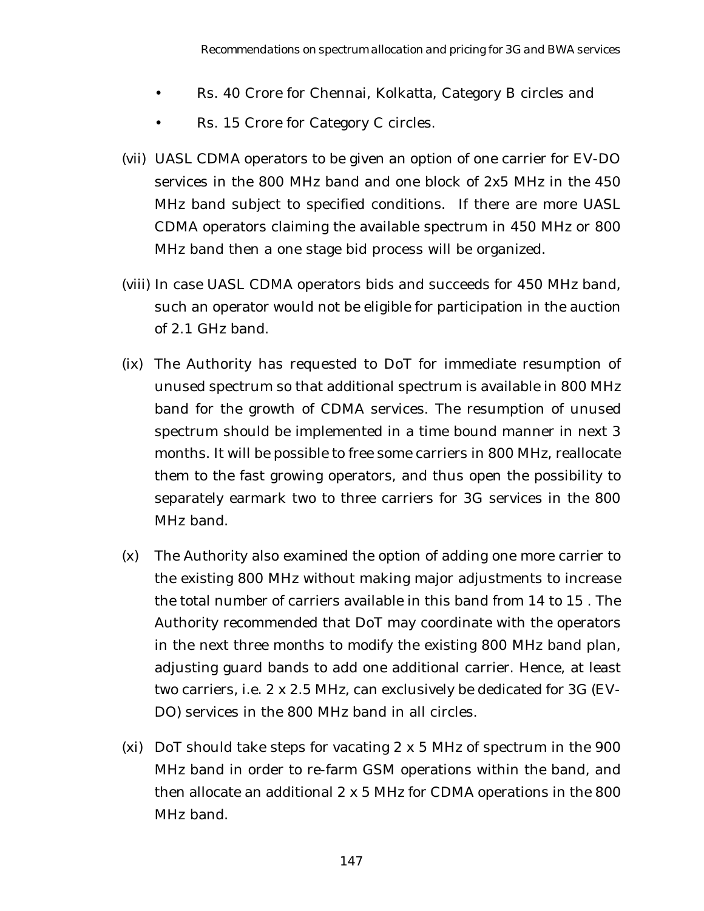- Rs. 40 Crore for Chennai, Kolkatta, Category B circles and
- Rs. 15 Crore for Category C circles.

(vii) UASL CDMA operators to be given an option of one carrier for EV-DO services in the 800 MHz band and one block of 2x5 MHz in the 450 MHz band subject to specified conditions. If there are more UASL CDMA operators claiming the available spectrum in 450 MHz or 800 MHz band then a one stage bid process will be organized.

(viii) In case UASL CDMA operators bids and succeeds for 450 MHz band, such an operator would not be eligible for participation in the auction of 2.1 GHz band.

(ix) The Authority has requested to DoT for immediate resumption of unused spectrum so that additional spectrum is available in 800 MHz band for the growth of CDMA services. The resumption of unused spectrum should be implemented in a time bound manner in next 3 months. It will be possible to free some carriers in 800 MHz, reallocate them to the fast growing operators, and thus open the possibility to separately earmark two to three carriers for 3G services in the 800 MHz band.

(x) The Authority also examined the option of adding one more carrier to the existing 800 MHz without making major adjustments to increase the total number of carriers available in this band from 14 to 15 . The Authority recommended that DoT may coordinate with the operators in the next three months to modify the existing 800 MHz band plan, adjusting guard bands to add one additional carrier. Hence, at least two carriers, i.e. 2 x 2.5 MHz, can exclusively be dedicated for 3G (EV-DO) services in the 800 MHz band in all circles.

(xi) DoT should take steps for vacating 2 x 5 MHz of spectrum in the 900 MHz band in order to re-farm GSM operations within the band, and then allocate an additional 2 x 5 MHz for CDMA operations in the 800 MHz band.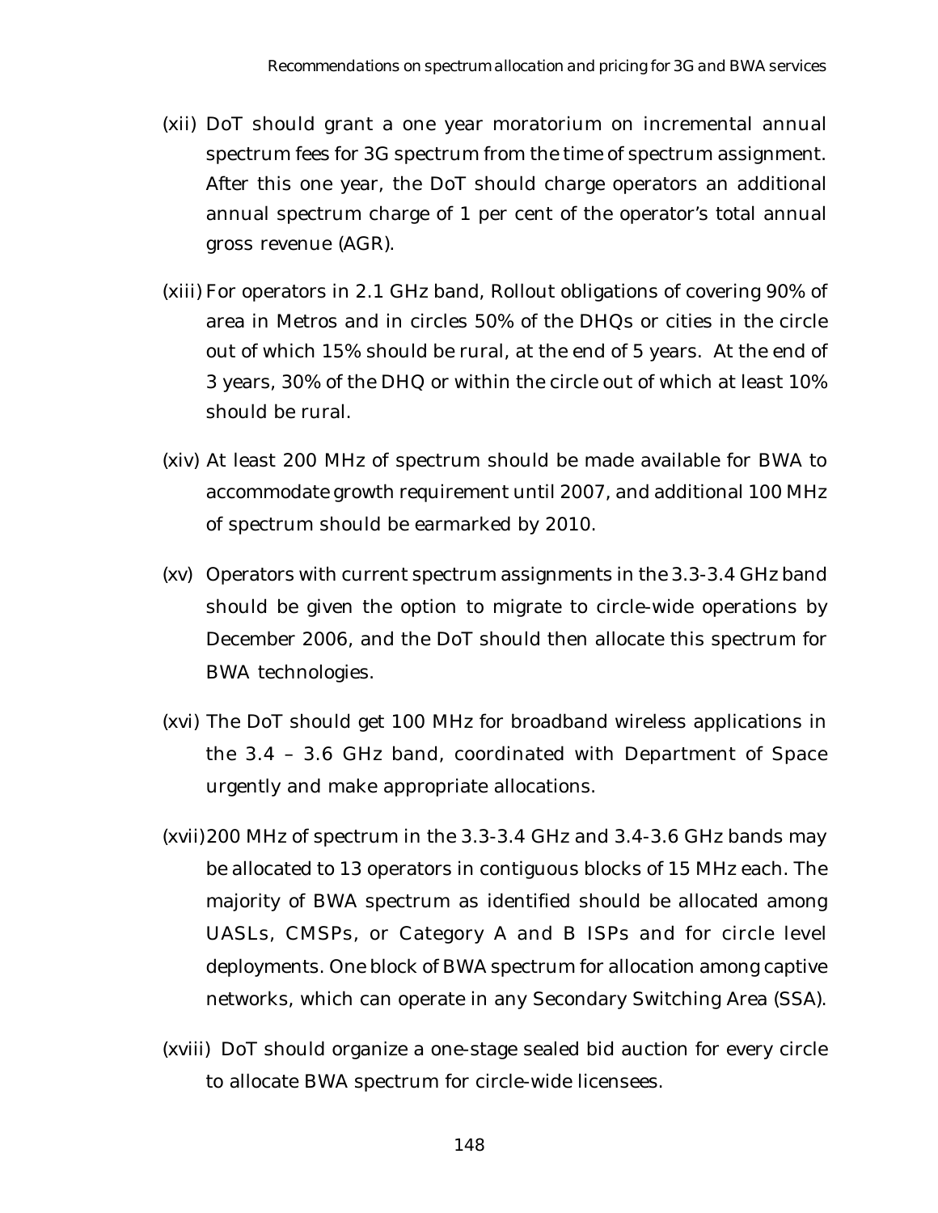(xii) DoT should grant a one year moratorium on incremental annual spectrum fees for 3G spectrum from the time of spectrum assignment. After this one year, the DoT should charge operators an additional annual spectrum charge of 1 per cent of the operator's total annual gross revenue (AGR).

(xiii) For operators in 2.1 GHz band, Rollout obligations of covering 90% of area in Metros and in circles 50% of the DHQs or cities in the circle out of which 15% should be rural, at the end of 5 years. At the end of 3 years, 30% of the DHQ or within the circle out of which at least 10% should be rural.

(xiv) At least 200 MHz of spectrum should be made available for BWA to accommodate growth requirement until 2007, and additional 100 MHz of spectrum should be earmarked by 2010.

(xv) Operators with current spectrum assignments in the 3.3-3.4 GHz band should be given the option to migrate to circle-wide operations by December 2006, and the DoT should then allocate this spectrum for BWA technologies.

(xvi) The DoT should get 100 MHz for broadband wireless applications in the 3.4 – 3.6 GHz band, coordinated with Department of Space urgently and make appropriate allocations.

(xvii) 200 MHz of spectrum in the 3.3-3.4 GHz and 3.4-3.6 GHz bands may be allocated to 13 operators in contiguous blocks of 15 MHz each. The majority of BWA spectrum as identified should be allocated among UASLs, CMSPs, or Category A and B ISPs and for circle level deployments. One block of BWA spectrum for allocation among captive networks, which can operate in any Secondary Switching Area (SSA).

(xviii) DoT should organize a one-stage sealed bid auction for every circle to allocate BWA spectrum for circle-wide licensees.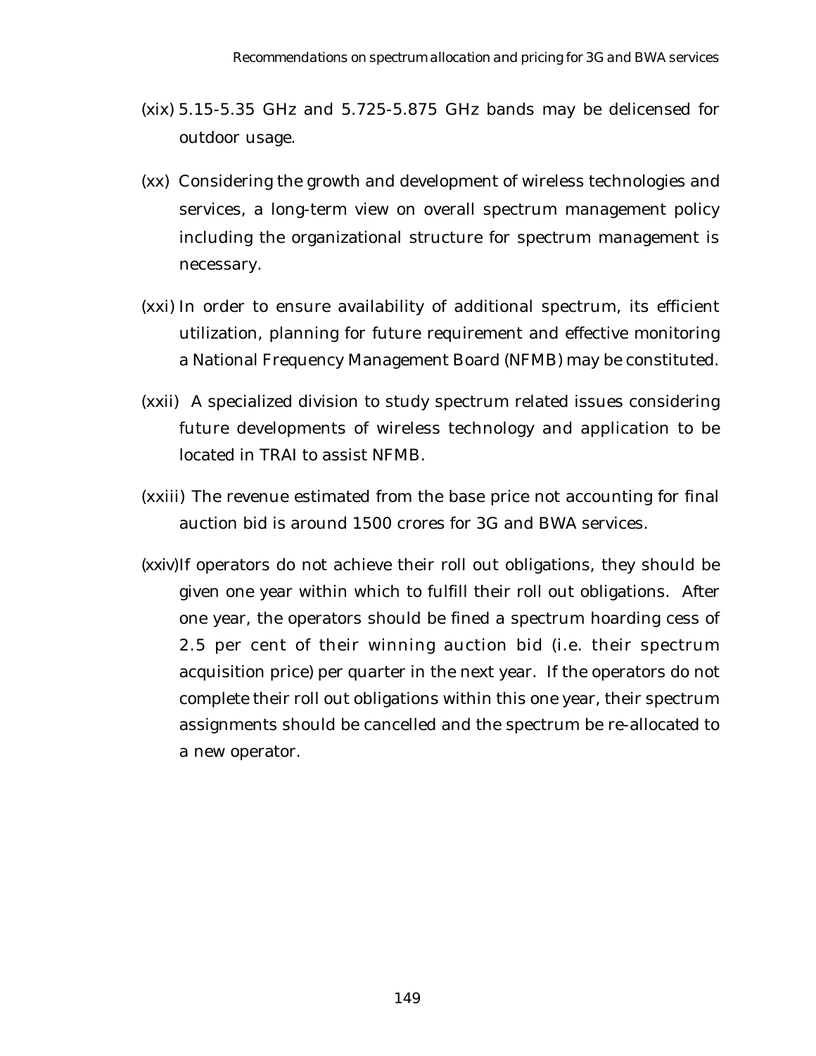(xix) 5.15-5.35 GHz and 5.725-5.875 GHz bands may be delicensed for outdoor usage.

(xx) Considering the growth and development of wireless technologies and services, a long-term view on overall spectrum management policy including the organizational structure for spectrum management is necessary.

(xxi) In order to ensure availability of additional spectrum, its efficient utilization, planning for future requirement and effective monitoring a National Frequency Management Board (NFMB) may be constituted.

(xxii) A specialized division to study spectrum related issues considering future developments of wireless technology and application to be located in TRAI to assist NFMB.

(xxiii) The revenue estimated from the base price not accounting for final auction bid is around 1500 crores for 3G and BWA services.

(xxiv)If operators do not achieve their roll out obligations, they should be given one year within which to fulfill their roll out obligations. After one year, the operators should be fined a spectrum hoarding cess of 2.5 per cent of their winning auction bid (i.e. their spectrum acquisition price) per quarter in the next year. If the operators do not complete their roll out obligations within this one year, their spectrum assignments should be cancelled and the spectrum be re-allocated to a new operator.